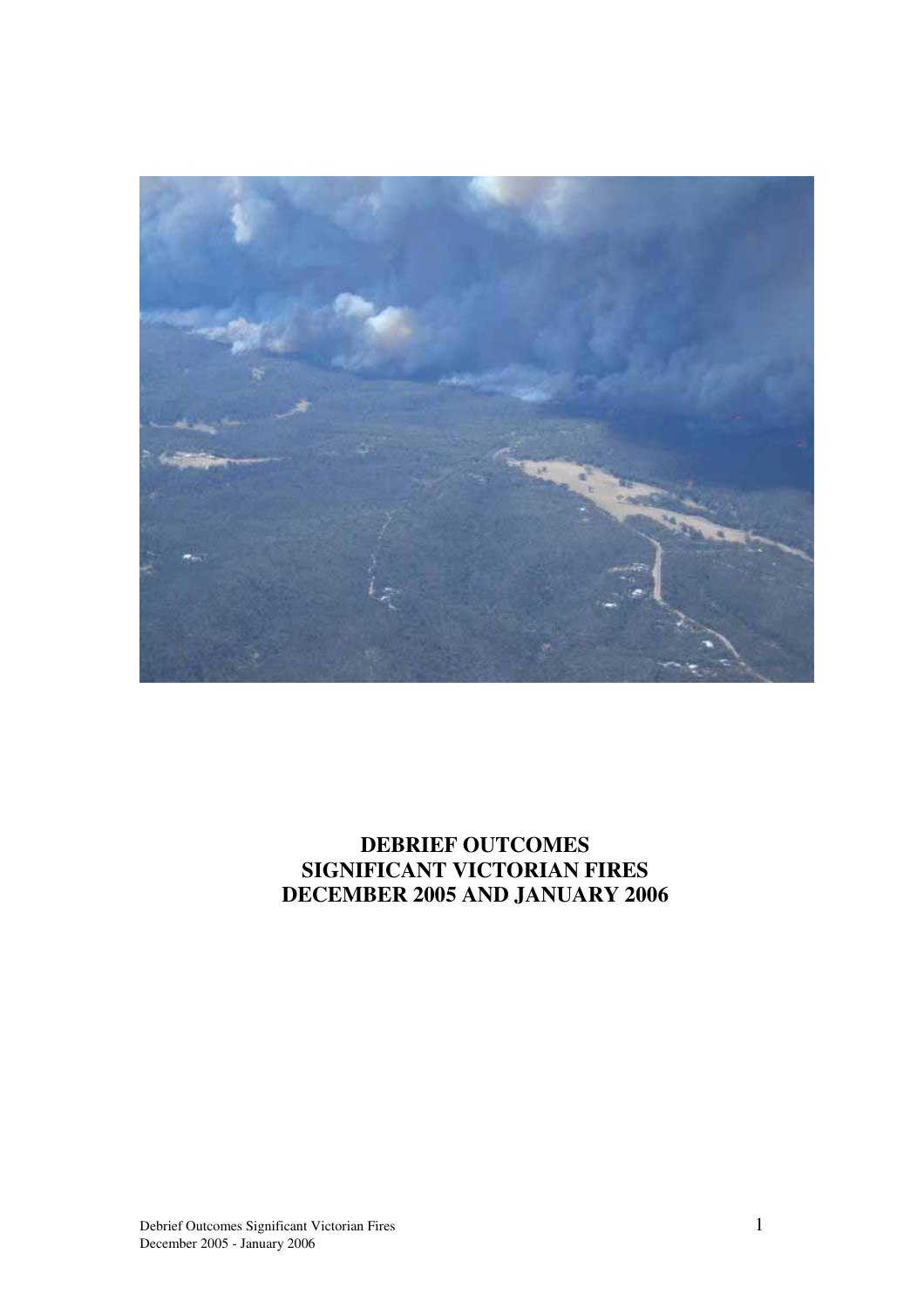# DEBRIEF OUTCOMES
# SIGNIFICANT VICTORIAN FIRES
# DECEMBER 2005 AND JANUARY 2006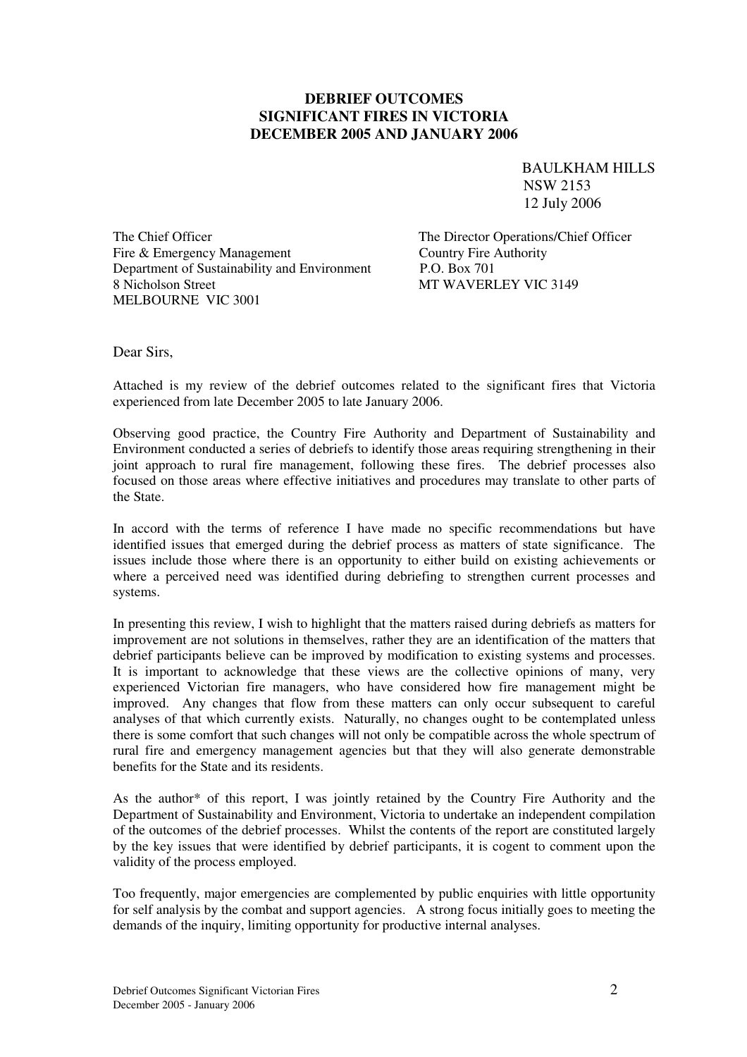**DEBRIEF OUTCOMES**
**SIGNIFICANT FIRES IN VICTORIA**
**DECEMBER 2005 AND JANUARY 2006**

BAULKHAM HILLS
NSW 2153
12 July 2006

The Chief Officer
Fire & Emergency Management
Department of Sustainability and Environment
8 Nicholson Street
MELBOURNE VIC 3001

The Director Operations/Chief Officer
Country Fire Authority
P.O. Box 701
MT WAVERLEY VIC 3149

Dear Sirs,

Attached is my review of the debrief outcomes related to the significant fires that Victoria experienced from late December 2005 to late January 2006.

Observing good practice, the Country Fire Authority and Department of Sustainability and Environment conducted a series of debriefs to identify those areas requiring strengthening in their joint approach to rural fire management, following these fires. The debrief processes also focused on those areas where effective initiatives and procedures may translate to other parts of the State.

In accord with the terms of reference I have made no specific recommendations but have identified issues that emerged during the debrief process as matters of state significance. The issues include those where there is an opportunity to either build on existing achievements or where a perceived need was identified during debriefing to strengthen current processes and systems.

In presenting this review, I wish to highlight that the matters raised during debriefs as matters for improvement are not solutions in themselves, rather they are an identification of the matters that debrief participants believe can be improved by modification to existing systems and processes. It is important to acknowledge that these views are the collective opinions of many, very experienced Victorian fire managers, who have considered how fire management might be improved. Any changes that flow from these matters can only occur subsequent to careful analyses of that which currently exists. Naturally, no changes ought to be contemplated unless there is some comfort that such changes will not only be compatible across the whole spectrum of rural fire and emergency management agencies but that they will also generate demonstrable benefits for the State and its residents.

As the author* of this report, I was jointly retained by the Country Fire Authority and the Department of Sustainability and Environment, Victoria to undertake an independent compilation of the outcomes of the debrief processes. Whilst the contents of the report are constituted largely by the key issues that were identified by debrief participants, it is cogent to comment upon the validity of the process employed.

Too frequently, major emergencies are complemented by public enquiries with little opportunity for self analysis by the combat and support agencies. A strong focus initially goes to meeting the demands of the inquiry, limiting opportunity for productive internal analyses.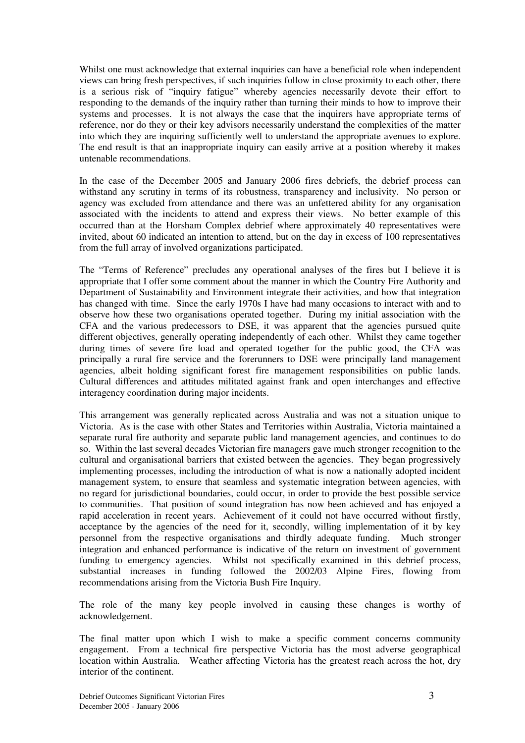Whilst one must acknowledge that external inquiries can have a beneficial role when independent views can bring fresh perspectives, if such inquiries follow in close proximity to each other, there is a serious risk of "inquiry fatigue" whereby agencies necessarily devote their effort to responding to the demands of the inquiry rather than turning their minds to how to improve their systems and processes. It is not always the case that the inquirers have appropriate terms of reference, nor do they or their key advisors necessarily understand the complexities of the matter into which they are inquiring sufficiently well to understand the appropriate avenues to explore. The end result is that an inappropriate inquiry can easily arrive at a position whereby it makes untenable recommendations.

In the case of the December 2005 and January 2006 fires debriefs, the debrief process can withstand any scrutiny in terms of its robustness, transparency and inclusivity. No person or agency was excluded from attendance and there was an unfettered ability for any organisation associated with the incidents to attend and express their views. No better example of this occurred than at the Horsham Complex debrief where approximately 40 representatives were invited, about 60 indicated an intention to attend, but on the day in excess of 100 representatives from the full array of involved organizations participated.

The "Terms of Reference" precludes any operational analyses of the fires but I believe it is appropriate that I offer some comment about the manner in which the Country Fire Authority and Department of Sustainability and Environment integrate their activities, and how that integration has changed with time. Since the early 1970s I have had many occasions to interact with and to observe how these two organisations operated together. During my initial association with the CFA and the various predecessors to DSE, it was apparent that the agencies pursued quite different objectives, generally operating independently of each other. Whilst they came together during times of severe fire load and operated together for the public good, the CFA was principally a rural fire service and the forerunners to DSE were principally land management agencies, albeit holding significant forest fire management responsibilities on public lands. Cultural differences and attitudes militated against frank and open interchanges and effective interagency coordination during major incidents.

This arrangement was generally replicated across Australia and was not a situation unique to Victoria. As is the case with other States and Territories within Australia, Victoria maintained a separate rural fire authority and separate public land management agencies, and continues to do so. Within the last several decades Victorian fire managers gave much stronger recognition to the cultural and organisational barriers that existed between the agencies. They began progressively implementing processes, including the introduction of what is now a nationally adopted incident management system, to ensure that seamless and systematic integration between agencies, with no regard for jurisdictional boundaries, could occur, in order to provide the best possible service to communities. That position of sound integration has now been achieved and has enjoyed a rapid acceleration in recent years. Achievement of it could not have occurred without firstly, acceptance by the agencies of the need for it, secondly, willing implementation of it by key personnel from the respective organisations and thirdly adequate funding. Much stronger integration and enhanced performance is indicative of the return on investment of government funding to emergency agencies. Whilst not specifically examined in this debrief process, substantial increases in funding followed the 2002/03 Alpine Fires, flowing from recommendations arising from the Victoria Bush Fire Inquiry.

The role of the many key people involved in causing these changes is worthy of acknowledgement.

The final matter upon which I wish to make a specific comment concerns community engagement. From a technical fire perspective Victoria has the most adverse geographical location within Australia. Weather affecting Victoria has the greatest reach across the hot, dry interior of the continent.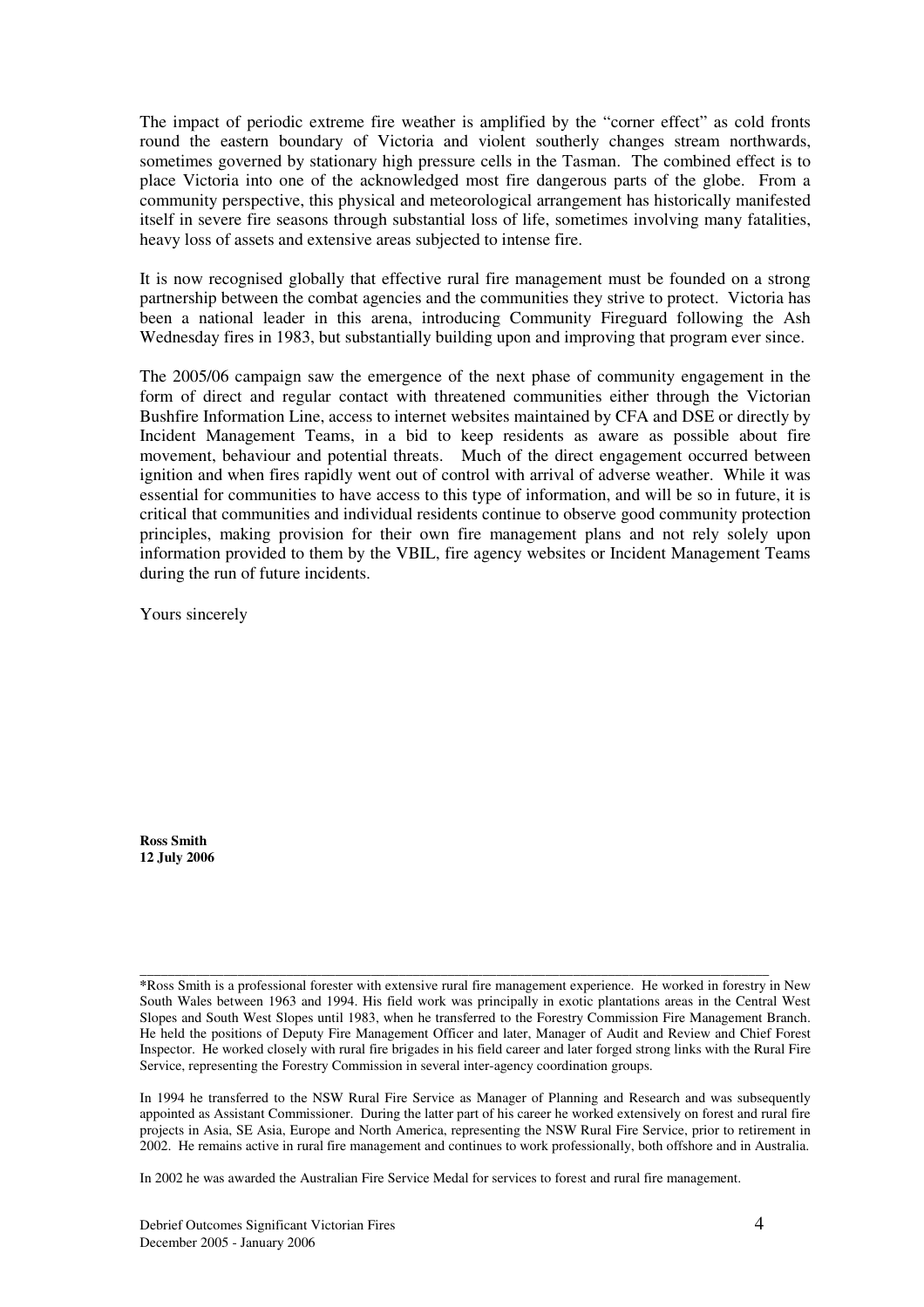The impact of periodic extreme fire weather is amplified by the "corner effect" as cold fronts round the eastern boundary of Victoria and violent southerly changes stream northwards, sometimes governed by stationary high pressure cells in the Tasman. The combined effect is to place Victoria into one of the acknowledged most fire dangerous parts of the globe. From a community perspective, this physical and meteorological arrangement has historically manifested itself in severe fire seasons through substantial loss of life, sometimes involving many fatalities, heavy loss of assets and extensive areas subjected to intense fire.

It is now recognised globally that effective rural fire management must be founded on a strong partnership between the combat agencies and the communities they strive to protect. Victoria has been a national leader in this arena, introducing Community Fireguard following the Ash Wednesday fires in 1983, but substantially building upon and improving that program ever since.

The 2005/06 campaign saw the emergence of the next phase of community engagement in the form of direct and regular contact with threatened communities either through the Victorian Bushfire Information Line, access to internet websites maintained by CFA and DSE or directly by Incident Management Teams, in a bid to keep residents as aware as possible about fire movement, behaviour and potential threats. Much of the direct engagement occurred between ignition and when fires rapidly went out of control with arrival of adverse weather. While it was essential for communities to have access to this type of information, and will be so in future, it is critical that communities and individual residents continue to observe good community protection principles, making provision for their own fire management plans and not rely solely upon information provided to them by the VBIL, fire agency websites or Incident Management Teams during the run of future incidents.

Yours sincerely

**Ross Smith**
**12 July 2006**

---

*Ross Smith is a professional forester with extensive rural fire management experience. He worked in forestry in New South Wales between 1963 and 1994. His field work was principally in exotic plantations areas in the Central West Slopes and South West Slopes until 1983, when he transferred to the Forestry Commission Fire Management Branch. He held the positions of Deputy Fire Management Officer and later, Manager of Audit and Review and Chief Forest Inspector. He worked closely with rural fire brigades in his field career and later forged strong links with the Rural Fire Service, representing the Forestry Commission in several inter-agency coordination groups.

In 1994 he transferred to the NSW Rural Fire Service as Manager of Planning and Research and was subsequently appointed as Assistant Commissioner. During the latter part of his career he worked extensively on forest and rural fire projects in Asia, SE Asia, Europe and North America, representing the NSW Rural Fire Service, prior to retirement in 2002. He remains active in rural fire management and continues to work professionally, both offshore and in Australia.

In 2002 he was awarded the Australian Fire Service Medal for services to forest and rural fire management.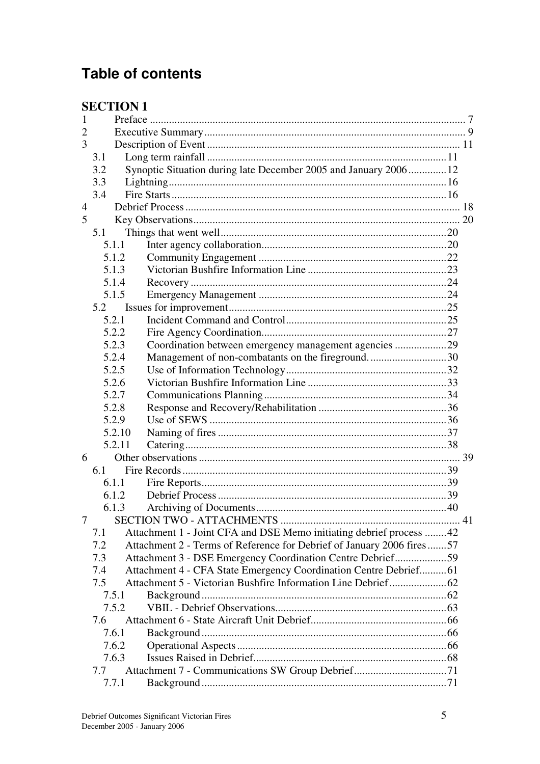# Table of contents

## SECTION 1

1 Preface ........ 7
2 Executive Summary ........ 9
3 Description of Event ........ 11
- 3.1 Long term rainfall ........ 11
- 3.2 Synoptic Situation during late December 2005 and January 2006 ........ 12
- 3.3 Lightning ........ 16
- 3.4 Fire Starts ........ 16

4 Debrief Process ........ 18
5 Key Observations ........ 20
- 5.1 Things that went well ........ 20
  - 5.1.1 Inter agency collaboration ........ 20
  - 5.1.2 Community Engagement ........ 22
  - 5.1.3 Victorian Bushfire Information Line ........ 23
  - 5.1.4 Recovery ........ 24
  - 5.1.5 Emergency Management ........ 24
- 5.2 Issues for improvement ........ 25
  - 5.2.1 Incident Command and Control ........ 25
  - 5.2.2 Fire Agency Coordination ........ 27
  - 5.2.3 Coordination between emergency management agencies ........ 29
  - 5.2.4 Management of non-combatants on the fireground. ........ 30
  - 5.2.5 Use of Information Technology ........ 32
  - 5.2.6 Victorian Bushfire Information Line ........ 33
  - 5.2.7 Communications Planning ........ 34
  - 5.2.8 Response and Recovery/Rehabilitation ........ 36
  - 5.2.9 Use of SEWS ........ 36
  - 5.2.10 Naming of fires ........ 37
  - 5.2.11 Catering ........ 38

6 Other observations ........ 39
- 6.1 Fire Records ........ 39
  - 6.1.1 Fire Reports ........ 39
  - 6.1.2 Debrief Process ........ 39
  - 6.1.3 Archiving of Documents ........ 40

7 SECTION TWO - ATTACHMENTS ........ 41
- 7.1 Attachment 1 - Joint CFA and DSE Memo initiating debrief process ........ 42
- 7.2 Attachment 2 - Terms of Reference for Debrief of January 2006 fires ........ 57
- 7.3 Attachment 3 - DSE Emergency Coordination Centre Debrief ........ 59
- 7.4 Attachment 4 - CFA State Emergency Coordination Centre Debrief ........ 61
- 7.5 Attachment 5 - Victorian Bushfire Information Line Debrief ........ 62
  - 7.5.1 Background ........ 62
  - 7.5.2 VBIL - Debrief Observations ........ 63
- 7.6 Attachment 6 - State Aircraft Unit Debrief ........ 66
  - 7.6.1 Background ........ 66
  - 7.6.2 Operational Aspects ........ 66
  - 7.6.3 Issues Raised in Debrief ........ 68
- 7.7 Attachment 7 - Communications SW Group Debrief ........ 71
  - 7.7.1 Background ........ 71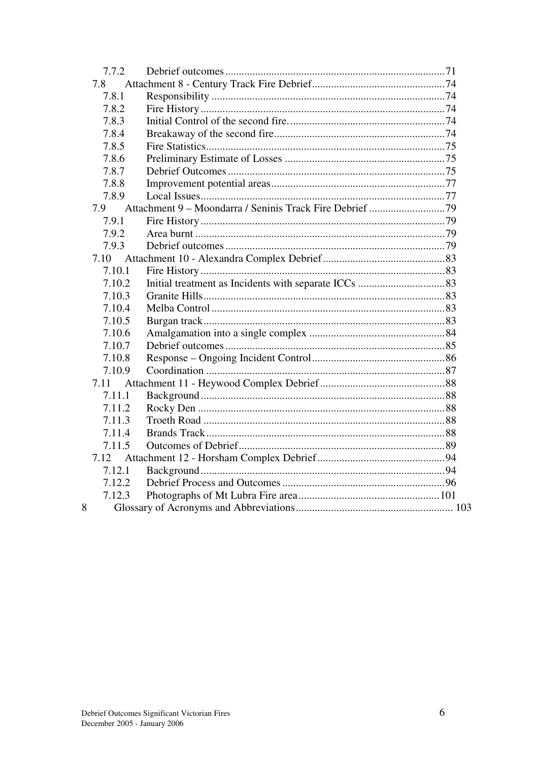| | | |
|---|---|---|
| 7.7.2 | Debrief outcomes | 71 |
| 7.8 | Attachment 8 - Century Track Fire Debrief | 74 |
| 7.8.1 | Responsibility | 74 |
| 7.8.2 | Fire History | 74 |
| 7.8.3 | Initial Control of the second fire. | 74 |
| 7.8.4 | Breakaway of the second fire | 74 |
| 7.8.5 | Fire Statistics | 75 |
| 7.8.6 | Preliminary Estimate of Losses | 75 |
| 7.8.7 | Debrief Outcomes | 75 |
| 7.8.8 | Improvement potential areas | 77 |
| 7.8.9 | Local Issues | 77 |
| 7.9 | Attachment 9 – Moondarra / Seninis Track Fire Debrief | 79 |
| 7.9.1 | Fire History | 79 |
| 7.9.2 | Area burnt | 79 |
| 7.9.3 | Debrief outcomes | 79 |
| 7.10 | Attachment 10 - Alexandra Complex Debrief | 83 |
| 7.10.1 | Fire History | 83 |
| 7.10.2 | Initial treatment as Incidents with separate ICCs | 83 |
| 7.10.3 | Granite Hills | 83 |
| 7.10.4 | Melba Control | 83 |
| 7.10.5 | Burgan track | 83 |
| 7.10.6 | Amalgamation into a single complex | 84 |
| 7.10.7 | Debrief outcomes | 85 |
| 7.10.8 | Response – Ongoing Incident Control | 86 |
| 7.10.9 | Coordination | 87 |
| 7.11 | Attachment 11 - Heywood Complex Debrief | 88 |
| 7.11.1 | Background | 88 |
| 7.11.2 | Rocky Den | 88 |
| 7.11.3 | Troeth Road | 88 |
| 7.11.4 | Brands Track | 88 |
| 7.11.5 | Outcomes of Debrief | 89 |
| 7.12 | Attachment 12 - Horsham Complex Debrief | 94 |
| 7.12.1 | Background | 94 |
| 7.12.2 | Debrief Process and Outcomes | 96 |
| 7.12.3 | Photographs of Mt Lubra Fire area | 101 |
| 8 | Glossary of Acronyms and Abbreviations | 103 |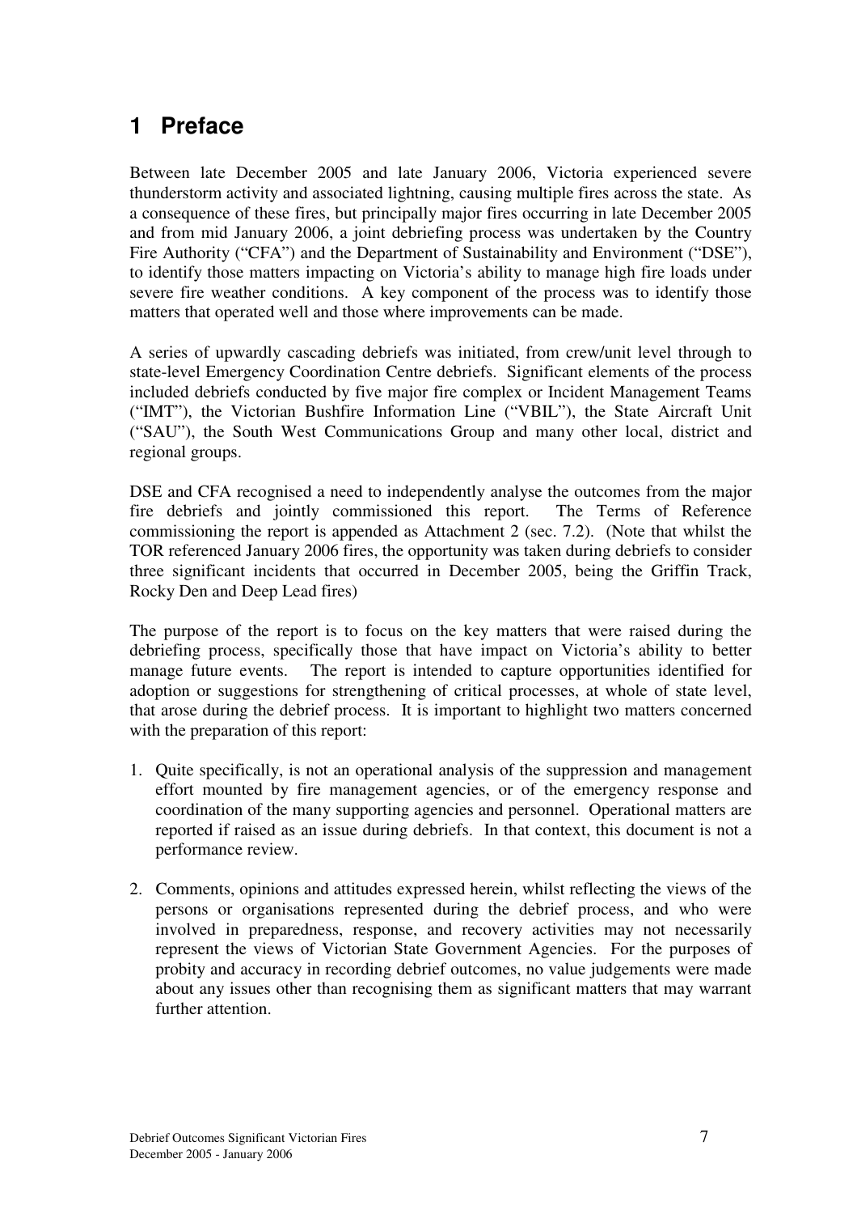# 1 Preface

Between late December 2005 and late January 2006, Victoria experienced severe thunderstorm activity and associated lightning, causing multiple fires across the state. As a consequence of these fires, but principally major fires occurring in late December 2005 and from mid January 2006, a joint debriefing process was undertaken by the Country Fire Authority ("CFA") and the Department of Sustainability and Environment ("DSE"), to identify those matters impacting on Victoria's ability to manage high fire loads under severe fire weather conditions. A key component of the process was to identify those matters that operated well and those where improvements can be made.

A series of upwardly cascading debriefs was initiated, from crew/unit level through to state-level Emergency Coordination Centre debriefs. Significant elements of the process included debriefs conducted by five major fire complex or Incident Management Teams ("IMT"), the Victorian Bushfire Information Line ("VBIL"), the State Aircraft Unit ("SAU"), the South West Communications Group and many other local, district and regional groups.

DSE and CFA recognised a need to independently analyse the outcomes from the major fire debriefs and jointly commissioned this report. The Terms of Reference commissioning the report is appended as Attachment 2 (sec. 7.2). (Note that whilst the TOR referenced January 2006 fires, the opportunity was taken during debriefs to consider three significant incidents that occurred in December 2005, being the Griffin Track, Rocky Den and Deep Lead fires)

The purpose of the report is to focus on the key matters that were raised during the debriefing process, specifically those that have impact on Victoria's ability to better manage future events. The report is intended to capture opportunities identified for adoption or suggestions for strengthening of critical processes, at whole of state level, that arose during the debrief process. It is important to highlight two matters concerned with the preparation of this report:

1. Quite specifically, is not an operational analysis of the suppression and management effort mounted by fire management agencies, or of the emergency response and coordination of the many supporting agencies and personnel. Operational matters are reported if raised as an issue during debriefs. In that context, this document is not a performance review.
2. Comments, opinions and attitudes expressed herein, whilst reflecting the views of the persons or organisations represented during the debrief process, and who were involved in preparedness, response, and recovery activities may not necessarily represent the views of Victorian State Government Agencies. For the purposes of probity and accuracy in recording debrief outcomes, no value judgements were made about any issues other than recognising them as significant matters that may warrant further attention.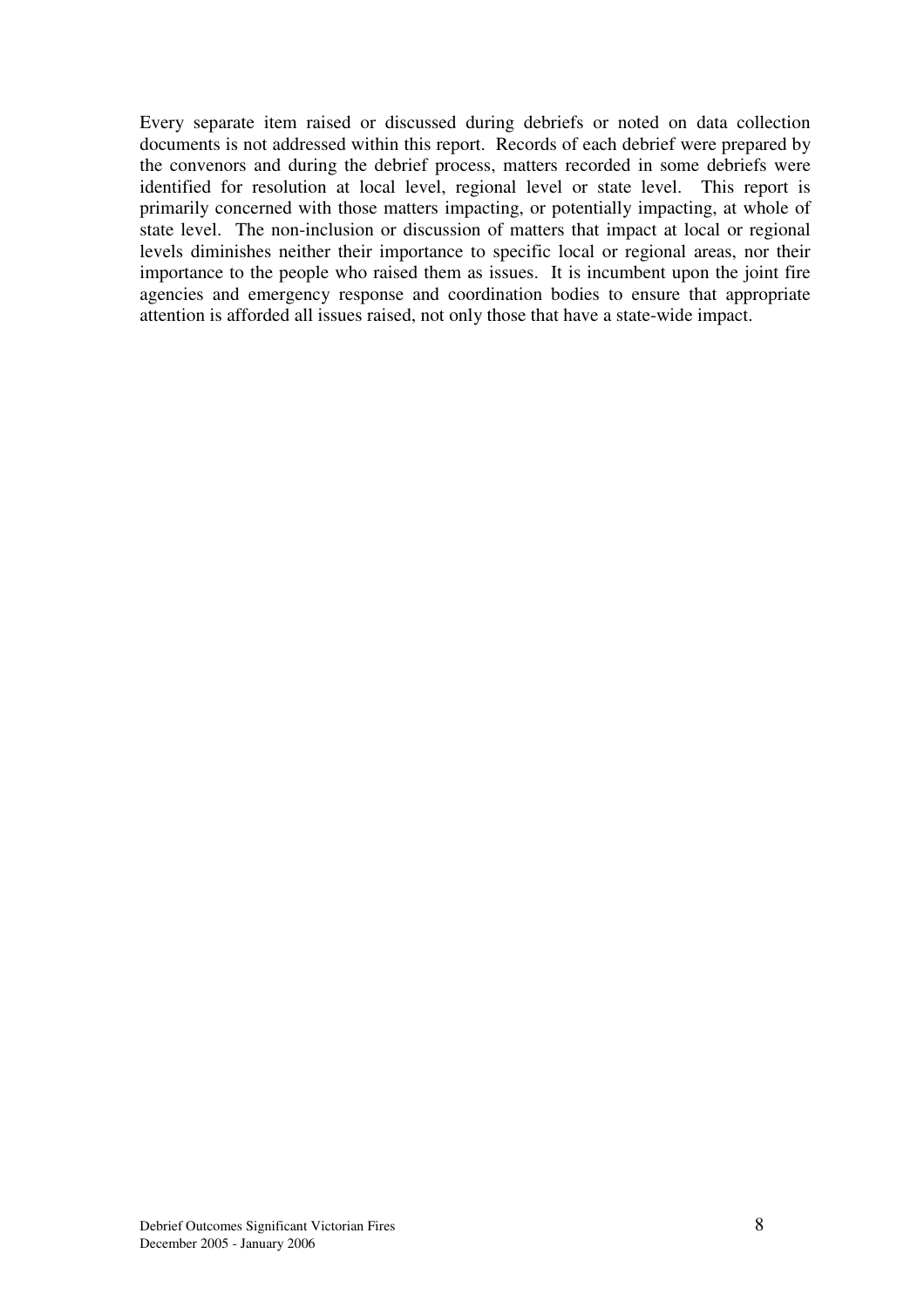Every separate item raised or discussed during debriefs or noted on data collection documents is not addressed within this report. Records of each debrief were prepared by the convenors and during the debrief process, matters recorded in some debriefs were identified for resolution at local level, regional level or state level. This report is primarily concerned with those matters impacting, or potentially impacting, at whole of state level. The non-inclusion or discussion of matters that impact at local or regional levels diminishes neither their importance to specific local or regional areas, nor their importance to the people who raised them as issues. It is incumbent upon the joint fire agencies and emergency response and coordination bodies to ensure that appropriate attention is afforded all issues raised, not only those that have a state-wide impact.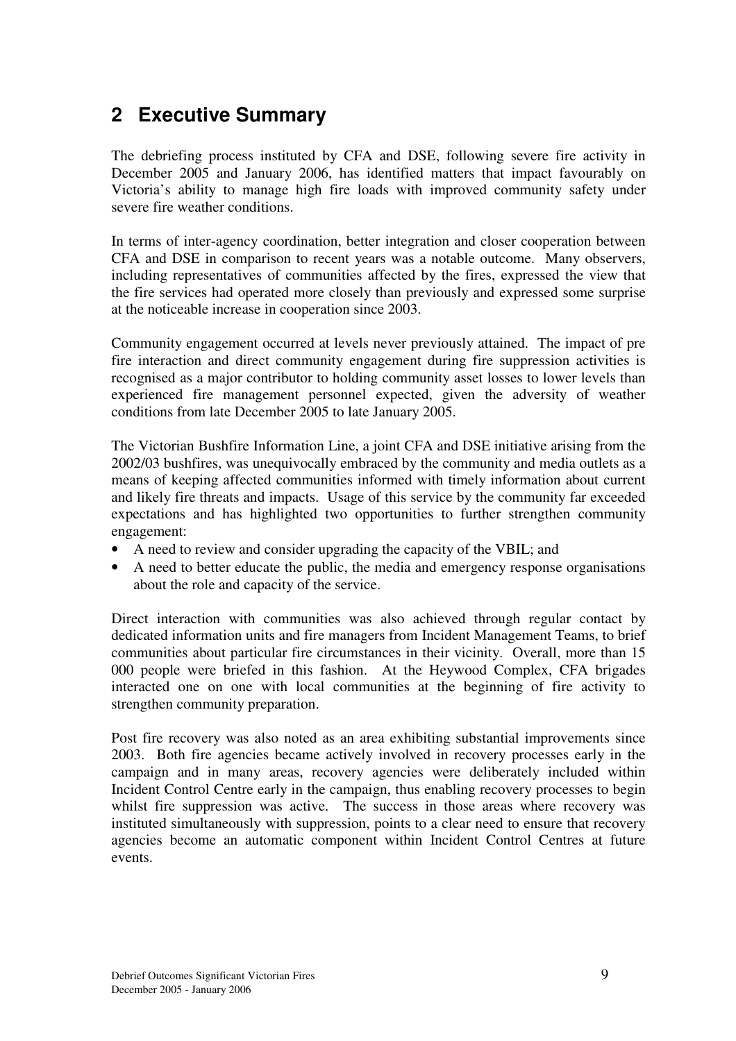## 2 Executive Summary

The debriefing process instituted by CFA and DSE, following severe fire activity in December 2005 and January 2006, has identified matters that impact favourably on Victoria's ability to manage high fire loads with improved community safety under severe fire weather conditions.

In terms of inter-agency coordination, better integration and closer cooperation between CFA and DSE in comparison to recent years was a notable outcome. Many observers, including representatives of communities affected by the fires, expressed the view that the fire services had operated more closely than previously and expressed some surprise at the noticeable increase in cooperation since 2003.

Community engagement occurred at levels never previously attained. The impact of pre fire interaction and direct community engagement during fire suppression activities is recognised as a major contributor to holding community asset losses to lower levels than experienced fire management personnel expected, given the adversity of weather conditions from late December 2005 to late January 2005.

The Victorian Bushfire Information Line, a joint CFA and DSE initiative arising from the 2002/03 bushfires, was unequivocally embraced by the community and media outlets as a means of keeping affected communities informed with timely information about current and likely fire threats and impacts. Usage of this service by the community far exceeded expectations and has highlighted two opportunities to further strengthen community engagement:

- A need to review and consider upgrading the capacity of the VBIL; and
- A need to better educate the public, the media and emergency response organisations about the role and capacity of the service.

Direct interaction with communities was also achieved through regular contact by dedicated information units and fire managers from Incident Management Teams, to brief communities about particular fire circumstances in their vicinity. Overall, more than 15 000 people were briefed in this fashion. At the Heywood Complex, CFA brigades interacted one on one with local communities at the beginning of fire activity to strengthen community preparation.

Post fire recovery was also noted as an area exhibiting substantial improvements since 2003. Both fire agencies became actively involved in recovery processes early in the campaign and in many areas, recovery agencies were deliberately included within Incident Control Centre early in the campaign, thus enabling recovery processes to begin whilst fire suppression was active. The success in those areas where recovery was instituted simultaneously with suppression, points to a clear need to ensure that recovery agencies become an automatic component within Incident Control Centres at future events.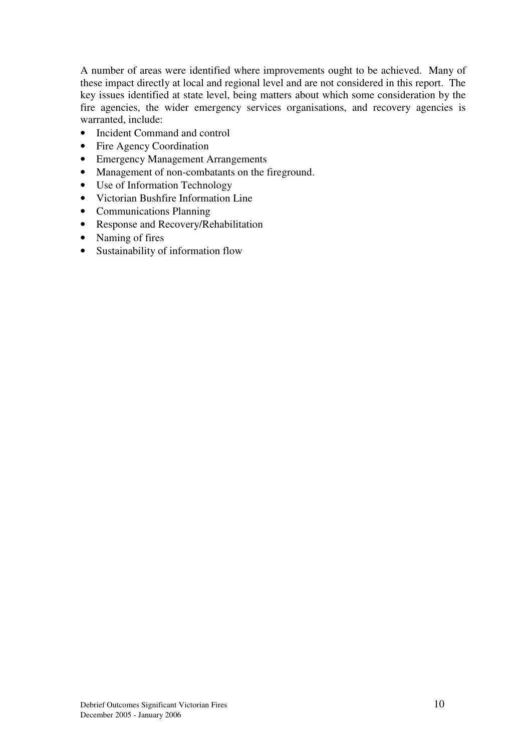A number of areas were identified where improvements ought to be achieved. Many of these impact directly at local and regional level and are not considered in this report. The key issues identified at state level, being matters about which some consideration by the fire agencies, the wider emergency services organisations, and recovery agencies is warranted, include:

- Incident Command and control
- Fire Agency Coordination
- Emergency Management Arrangements
- Management of non-combatants on the fireground.
- Use of Information Technology
- Victorian Bushfire Information Line
- Communications Planning
- Response and Recovery/Rehabilitation
- Naming of fires
- Sustainability of information flow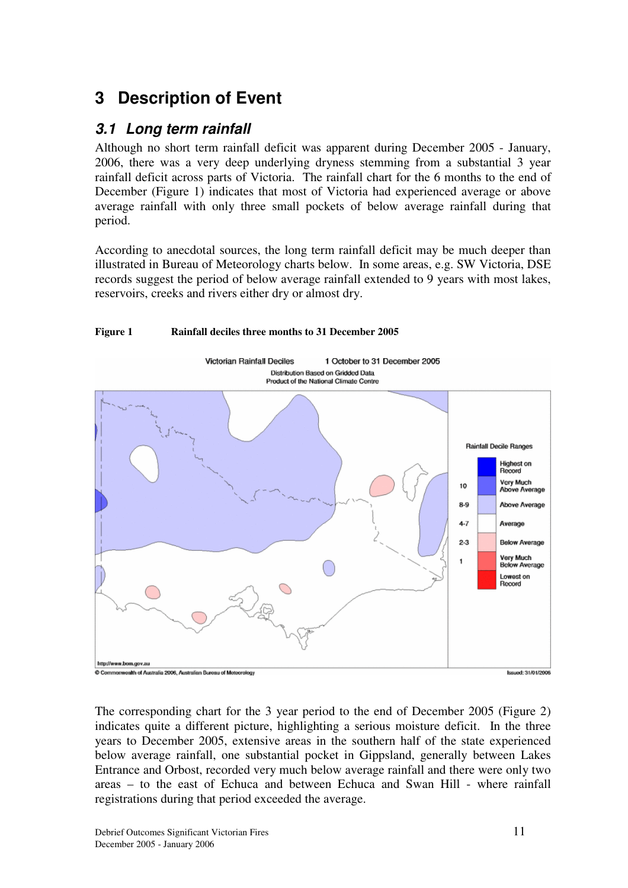# 3 Description of Event

## 3.1 Long term rainfall

Although no short term rainfall deficit was apparent during December 2005 - January, 2006, there was a very deep underlying dryness stemming from a substantial 3 year rainfall deficit across parts of Victoria. The rainfall chart for the 6 months to the end of December (Figure 1) indicates that most of Victoria had experienced average or above average rainfall with only three small pockets of below average rainfall during that period.

According to anecdotal sources, the long term rainfall deficit may be much deeper than illustrated in Bureau of Meteorology charts below. In some areas, e.g. SW Victoria, DSE records suggest the period of below average rainfall extended to 9 years with most lakes, reservoirs, creeks and rivers either dry or almost dry.

**Figure 1 Rainfall deciles three months to 31 December 2005**

The corresponding chart for the 3 year period to the end of December 2005 (Figure 2) indicates quite a different picture, highlighting a serious moisture deficit. In the three years to December 2005, extensive areas in the southern half of the state experienced below average rainfall, one substantial pocket in Gippsland, generally between Lakes Entrance and Orbost, recorded very much below average rainfall and there were only two areas – to the east of Echuca and between Echuca and Swan Hill - where rainfall registrations during that period exceeded the average.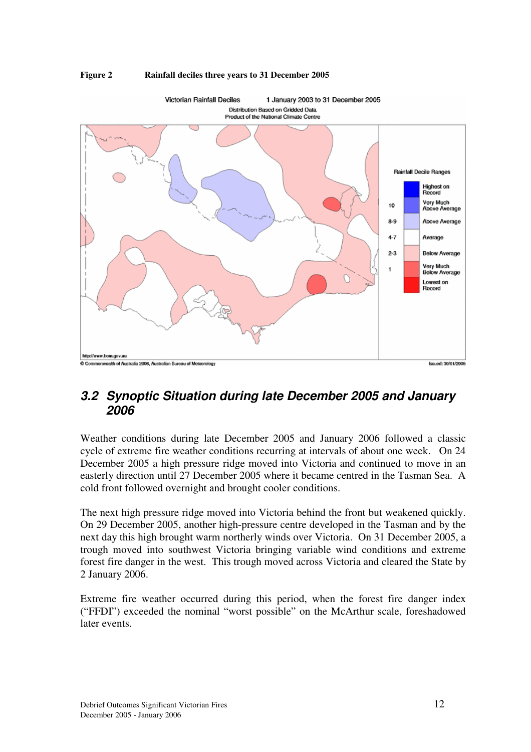**Figure 2 Rainfall deciles three years to 31 December 2005**

## 3.2 Synoptic Situation during late December 2005 and January 2006

Weather conditions during late December 2005 and January 2006 followed a classic cycle of extreme fire weather conditions recurring at intervals of about one week. On 24 December 2005 a high pressure ridge moved into Victoria and continued to move in an easterly direction until 27 December 2005 where it became centred in the Tasman Sea. A cold front followed overnight and brought cooler conditions.

The next high pressure ridge moved into Victoria behind the front but weakened quickly. On 29 December 2005, another high-pressure centre developed in the Tasman and by the next day this high brought warm northerly winds over Victoria. On 31 December 2005, a trough moved into southwest Victoria bringing variable wind conditions and extreme forest fire danger in the west. This trough moved across Victoria and cleared the State by 2 January 2006.

Extreme fire weather occurred during this period, when the forest fire danger index ("FFDI") exceeded the nominal "worst possible" on the McArthur scale, foreshadowed later events.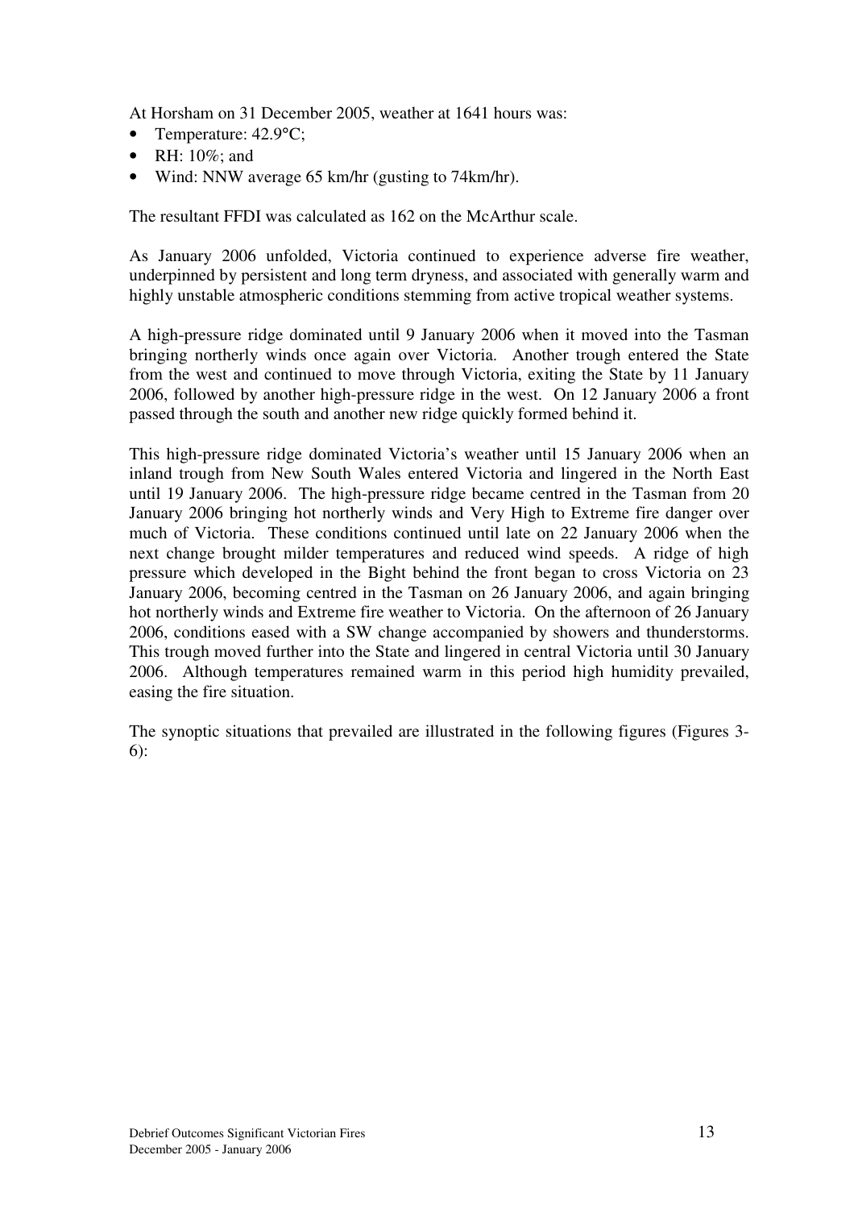At Horsham on 31 December 2005, weather at 1641 hours was:

- Temperature: 42.9°C;
- RH: 10%; and
- Wind: NNW average 65 km/hr (gusting to 74km/hr).

The resultant FFDI was calculated as 162 on the McArthur scale.

As January 2006 unfolded, Victoria continued to experience adverse fire weather, underpinned by persistent and long term dryness, and associated with generally warm and highly unstable atmospheric conditions stemming from active tropical weather systems.

A high-pressure ridge dominated until 9 January 2006 when it moved into the Tasman bringing northerly winds once again over Victoria. Another trough entered the State from the west and continued to move through Victoria, exiting the State by 11 January 2006, followed by another high-pressure ridge in the west. On 12 January 2006 a front passed through the south and another new ridge quickly formed behind it.

This high-pressure ridge dominated Victoria's weather until 15 January 2006 when an inland trough from New South Wales entered Victoria and lingered in the North East until 19 January 2006. The high-pressure ridge became centred in the Tasman from 20 January 2006 bringing hot northerly winds and Very High to Extreme fire danger over much of Victoria. These conditions continued until late on 22 January 2006 when the next change brought milder temperatures and reduced wind speeds. A ridge of high pressure which developed in the Bight behind the front began to cross Victoria on 23 January 2006, becoming centred in the Tasman on 26 January 2006, and again bringing hot northerly winds and Extreme fire weather to Victoria. On the afternoon of 26 January 2006, conditions eased with a SW change accompanied by showers and thunderstorms. This trough moved further into the State and lingered in central Victoria until 30 January 2006. Although temperatures remained warm in this period high humidity prevailed, easing the fire situation.

The synoptic situations that prevailed are illustrated in the following figures (Figures 3-6):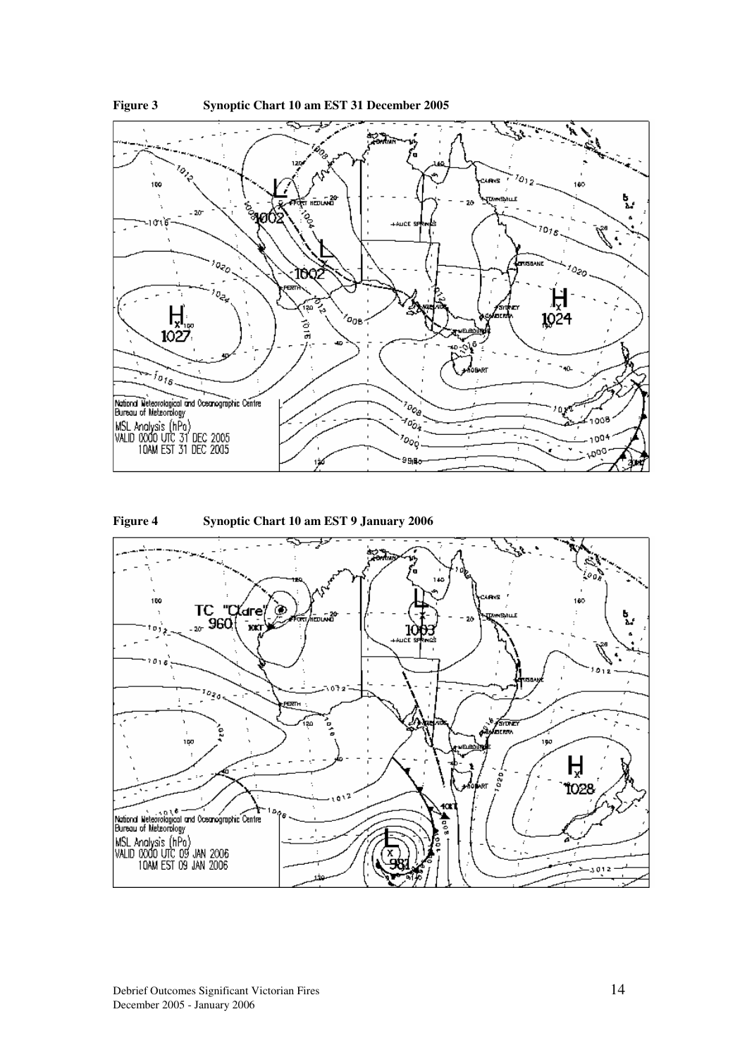**Figure 3 Synoptic Chart 10 am EST 31 December 2005**

**Figure 4 Synoptic Chart 10 am EST 9 January 2006**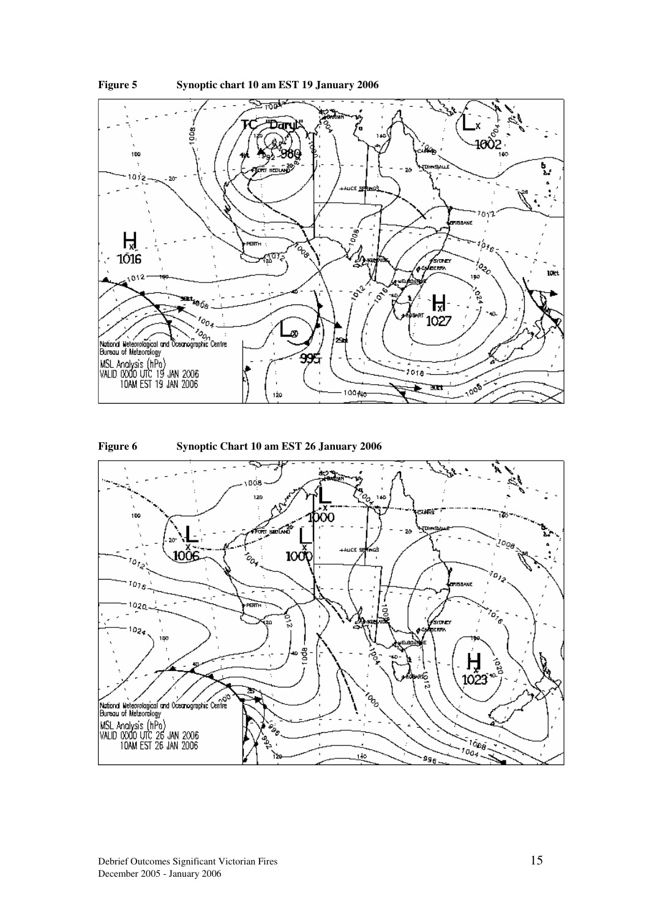**Figure 5 Synoptic chart 10 am EST 19 January 2006**

**Figure 6 Synoptic Chart 10 am EST 26 January 2006**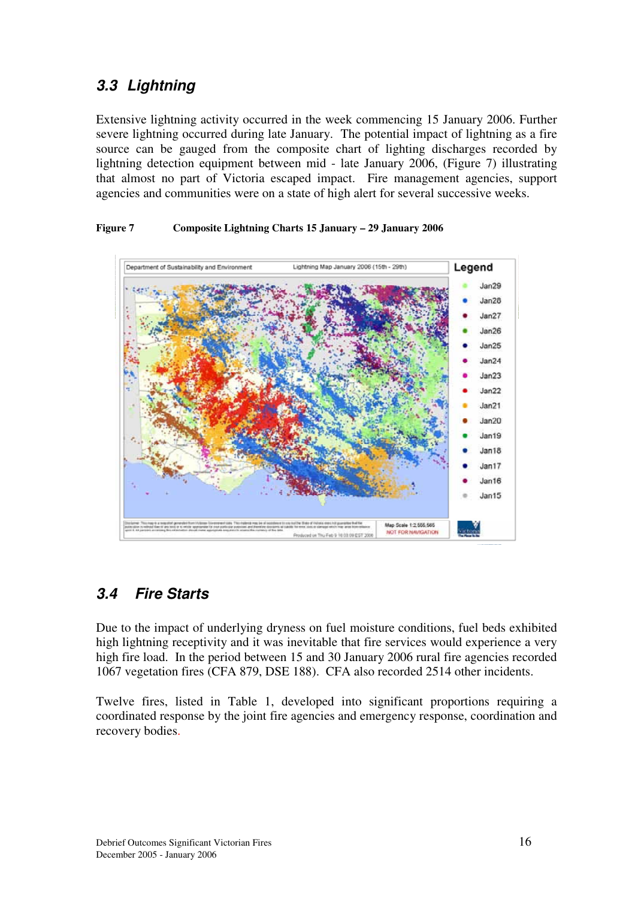### 3.3 Lightning

Extensive lightning activity occurred in the week commencing 15 January 2006. Further severe lightning occurred during late January. The potential impact of lightning as a fire source can be gauged from the composite chart of lighting discharges recorded by lightning detection equipment between mid - late January 2006, (Figure 7) illustrating that almost no part of Victoria escaped impact. Fire management agencies, support agencies and communities were on a state of high alert for several successive weeks.

**Figure 7 Composite Lightning Charts 15 January – 29 January 2006**

### 3.4 Fire Starts

Due to the impact of underlying dryness on fuel moisture conditions, fuel beds exhibited high lightning receptivity and it was inevitable that fire services would experience a very high fire load. In the period between 15 and 30 January 2006 rural fire agencies recorded 1067 vegetation fires (CFA 879, DSE 188). CFA also recorded 2514 other incidents.

Twelve fires, listed in Table 1, developed into significant proportions requiring a coordinated response by the joint fire agencies and emergency response, coordination and recovery bodies.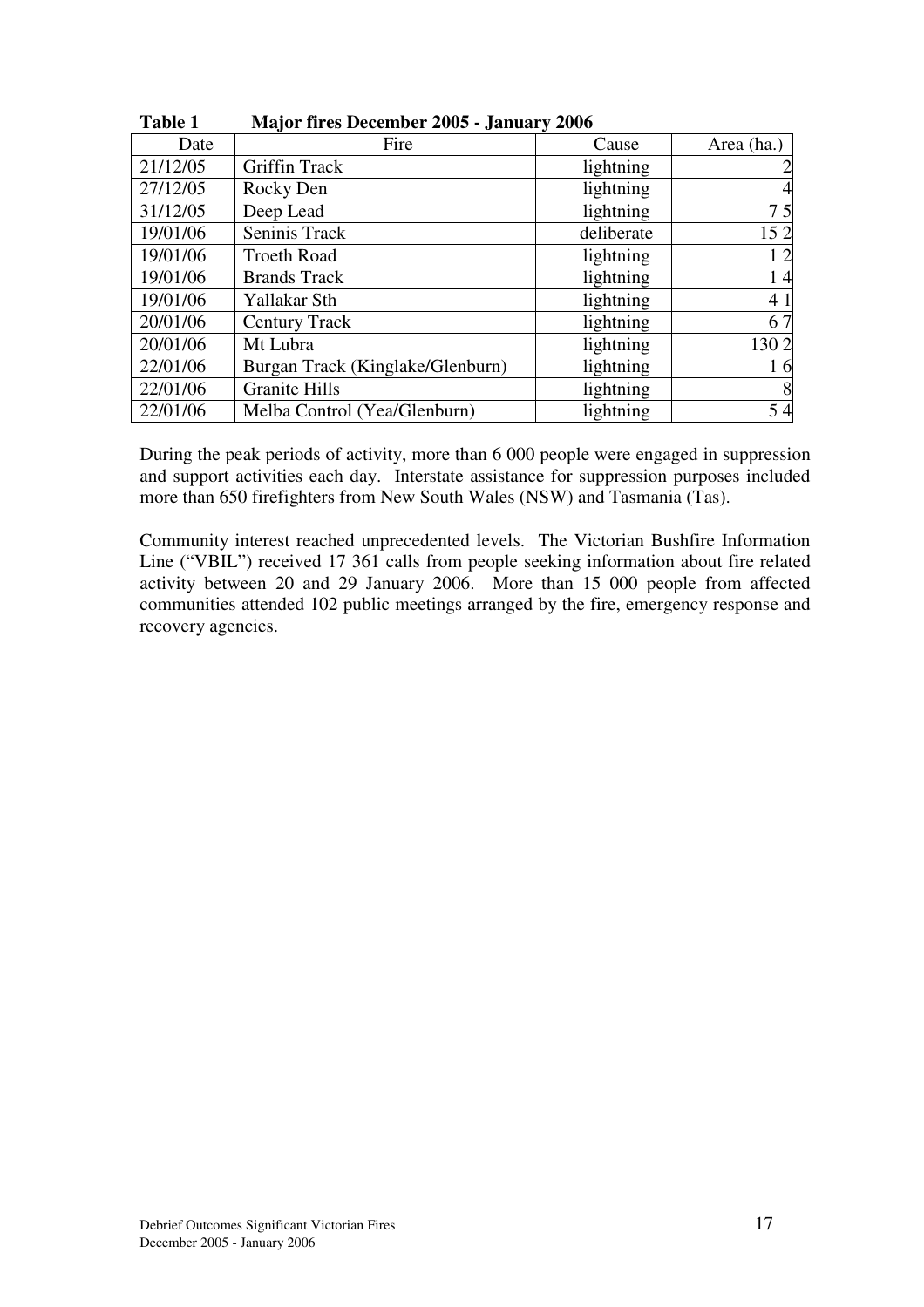**Table 1 Major fires December 2005 - January 2006**

| Date | Fire | Cause | Area (ha.) |
|---|---|---|---|
| 21/12/05 | Griffin Track | lightning | 2 |
| 27/12/05 | Rocky Den | lightning | 4 |
| 31/12/05 | Deep Lead | lightning | 7 5 |
| 19/01/06 | Seninis Track | deliberate | 15 2 |
| 19/01/06 | Troeth Road | lightning | 1 2 |
| 19/01/06 | Brands Track | lightning | 1 4 |
| 19/01/06 | Yallakar Sth | lightning | 4 1 |
| 20/01/06 | Century Track | lightning | 6 7 |
| 20/01/06 | Mt Lubra | lightning | 130 2 |
| 22/01/06 | Burgan Track (Kinglake/Glenburn) | lightning | 1 6 |
| 22/01/06 | Granite Hills | lightning | 8 |
| 22/01/06 | Melba Control (Yea/Glenburn) | lightning | 5 4 |

During the peak periods of activity, more than 6 000 people were engaged in suppression and support activities each day. Interstate assistance for suppression purposes included more than 650 firefighters from New South Wales (NSW) and Tasmania (Tas).

Community interest reached unprecedented levels. The Victorian Bushfire Information Line ("VBIL") received 17 361 calls from people seeking information about fire related activity between 20 and 29 January 2006. More than 15 000 people from affected communities attended 102 public meetings arranged by the fire, emergency response and recovery agencies.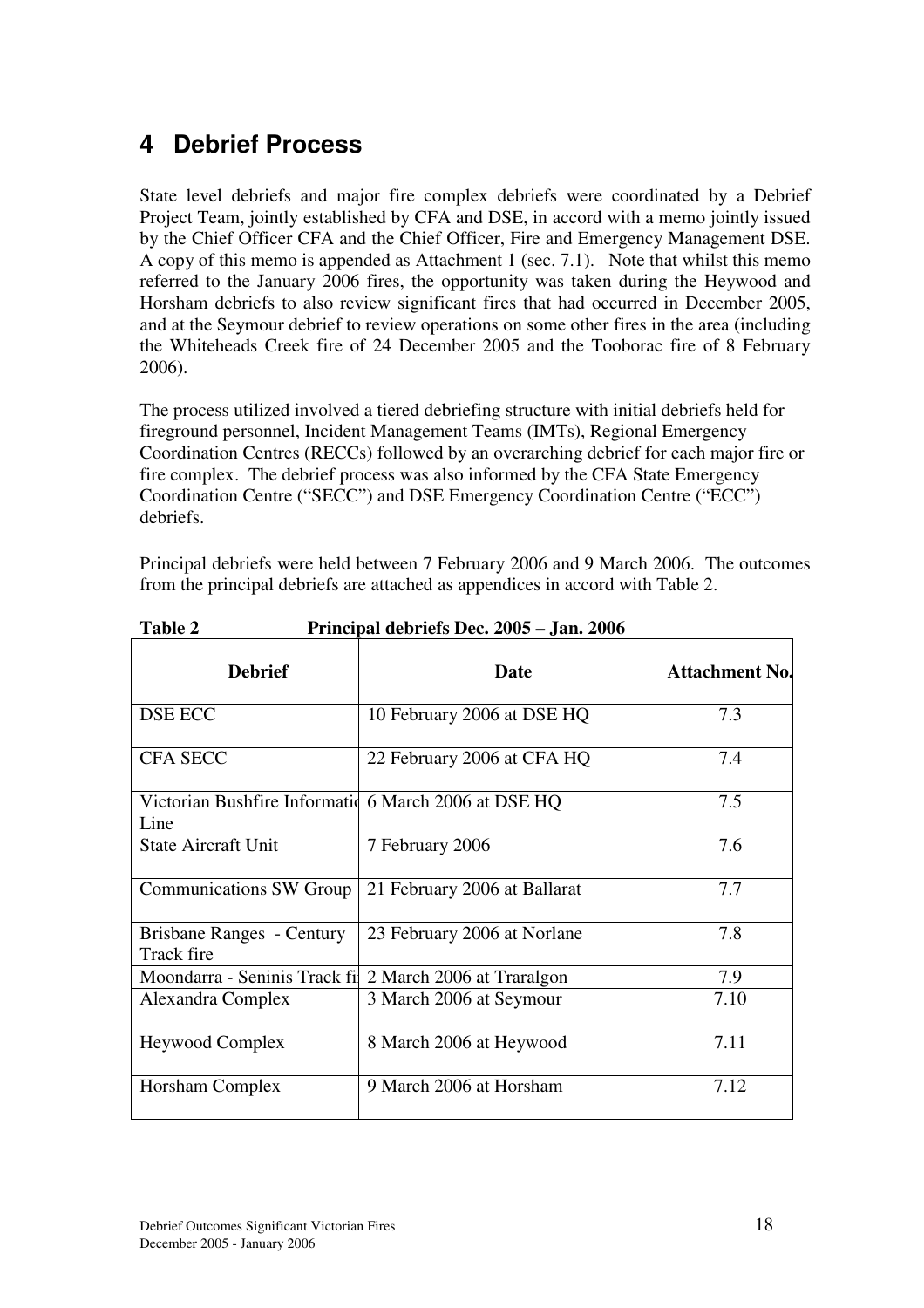# 4 Debrief Process

State level debriefs and major fire complex debriefs were coordinated by a Debrief Project Team, jointly established by CFA and DSE, in accord with a memo jointly issued by the Chief Officer CFA and the Chief Officer, Fire and Emergency Management DSE. A copy of this memo is appended as Attachment 1 (sec. 7.1). Note that whilst this memo referred to the January 2006 fires, the opportunity was taken during the Heywood and Horsham debriefs to also review significant fires that had occurred in December 2005, and at the Seymour debrief to review operations on some other fires in the area (including the Whiteheads Creek fire of 24 December 2005 and the Tooborac fire of 8 February 2006).

The process utilized involved a tiered debriefing structure with initial debriefs held for fireground personnel, Incident Management Teams (IMTs), Regional Emergency Coordination Centres (RECCs) followed by an overarching debrief for each major fire or fire complex. The debrief process was also informed by the CFA State Emergency Coordination Centre ("SECC") and DSE Emergency Coordination Centre ("ECC") debriefs.

Principal debriefs were held between 7 February 2006 and 9 March 2006. The outcomes from the principal debriefs are attached as appendices in accord with Table 2.

**Table 2 Principal debriefs Dec. 2005 – Jan. 2006**

| Debrief | Date | Attachment No. |
|---|---|---|
| DSE ECC | 10 February 2006 at DSE HQ | 7.3 |
| CFA SECC | 22 February 2006 at CFA HQ | 7.4 |
| Victorian Bushfire Informatio Line | 6 March 2006 at DSE HQ | 7.5 |
| State Aircraft Unit | 7 February 2006 | 7.6 |
| Communications SW Group | 21 February 2006 at Ballarat | 7.7 |
| Brisbane Ranges - Century Track fire | 23 February 2006 at Norlane | 7.8 |
| Moondarra - Seninis Track fi | 2 March 2006 at Traralgon | 7.9 |
| Alexandra Complex | 3 March 2006 at Seymour | 7.10 |
| Heywood Complex | 8 March 2006 at Heywood | 7.11 |
| Horsham Complex | 9 March 2006 at Horsham | 7.12 |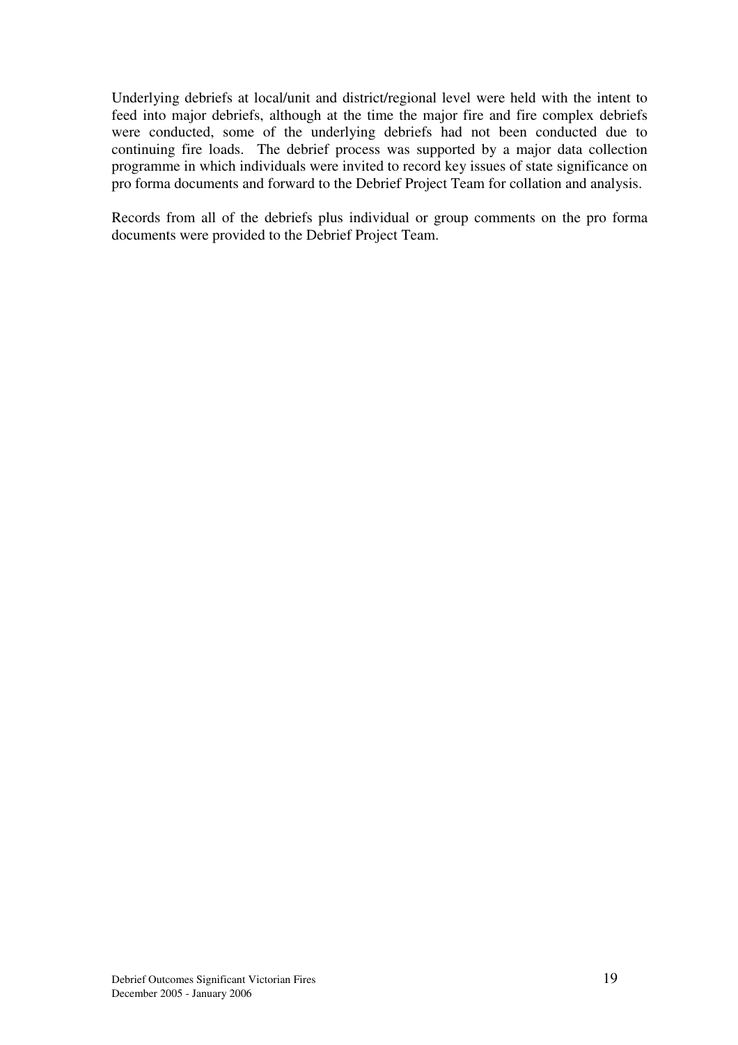Underlying debriefs at local/unit and district/regional level were held with the intent to feed into major debriefs, although at the time the major fire and fire complex debriefs were conducted, some of the underlying debriefs had not been conducted due to continuing fire loads. The debrief process was supported by a major data collection programme in which individuals were invited to record key issues of state significance on pro forma documents and forward to the Debrief Project Team for collation and analysis.

Records from all of the debriefs plus individual or group comments on the pro forma documents were provided to the Debrief Project Team.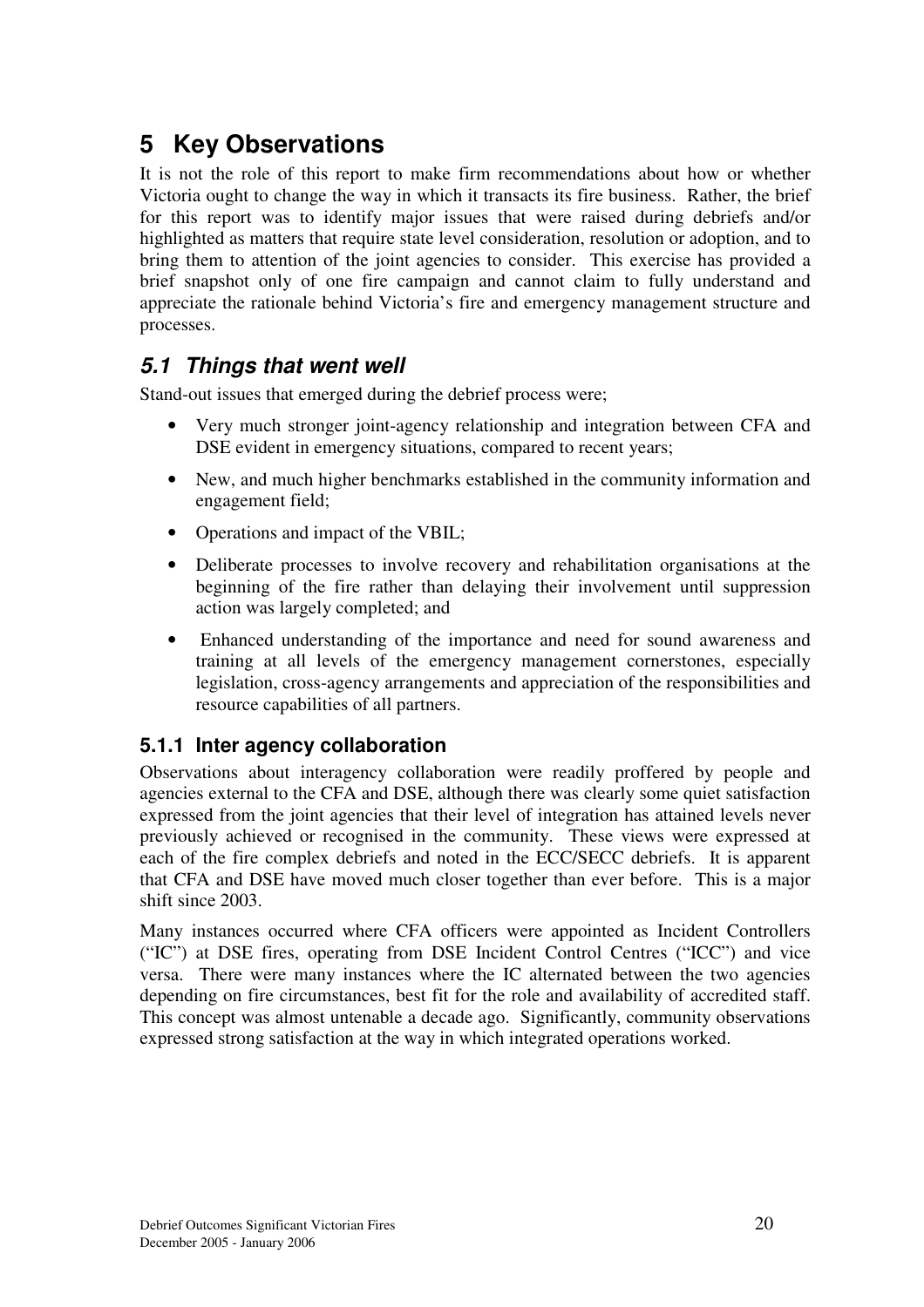# 5 Key Observations

It is not the role of this report to make firm recommendations about how or whether Victoria ought to change the way in which it transacts its fire business. Rather, the brief for this report was to identify major issues that were raised during debriefs and/or highlighted as matters that require state level consideration, resolution or adoption, and to bring them to attention of the joint agencies to consider. This exercise has provided a brief snapshot only of one fire campaign and cannot claim to fully understand and appreciate the rationale behind Victoria's fire and emergency management structure and processes.

## *5.1 Things that went well*

Stand-out issues that emerged during the debrief process were;

- Very much stronger joint-agency relationship and integration between CFA and DSE evident in emergency situations, compared to recent years;
- New, and much higher benchmarks established in the community information and engagement field;
- Operations and impact of the VBIL;
- Deliberate processes to involve recovery and rehabilitation organisations at the beginning of the fire rather than delaying their involvement until suppression action was largely completed; and
- Enhanced understanding of the importance and need for sound awareness and training at all levels of the emergency management cornerstones, especially legislation, cross-agency arrangements and appreciation of the responsibilities and resource capabilities of all partners.

### 5.1.1 Inter agency collaboration

Observations about interagency collaboration were readily proffered by people and agencies external to the CFA and DSE, although there was clearly some quiet satisfaction expressed from the joint agencies that their level of integration has attained levels never previously achieved or recognised in the community. These views were expressed at each of the fire complex debriefs and noted in the ECC/SECC debriefs. It is apparent that CFA and DSE have moved much closer together than ever before. This is a major shift since 2003.

Many instances occurred where CFA officers were appointed as Incident Controllers ("IC") at DSE fires, operating from DSE Incident Control Centres ("ICC") and vice versa. There were many instances where the IC alternated between the two agencies depending on fire circumstances, best fit for the role and availability of accredited staff. This concept was almost untenable a decade ago. Significantly, community observations expressed strong satisfaction at the way in which integrated operations worked.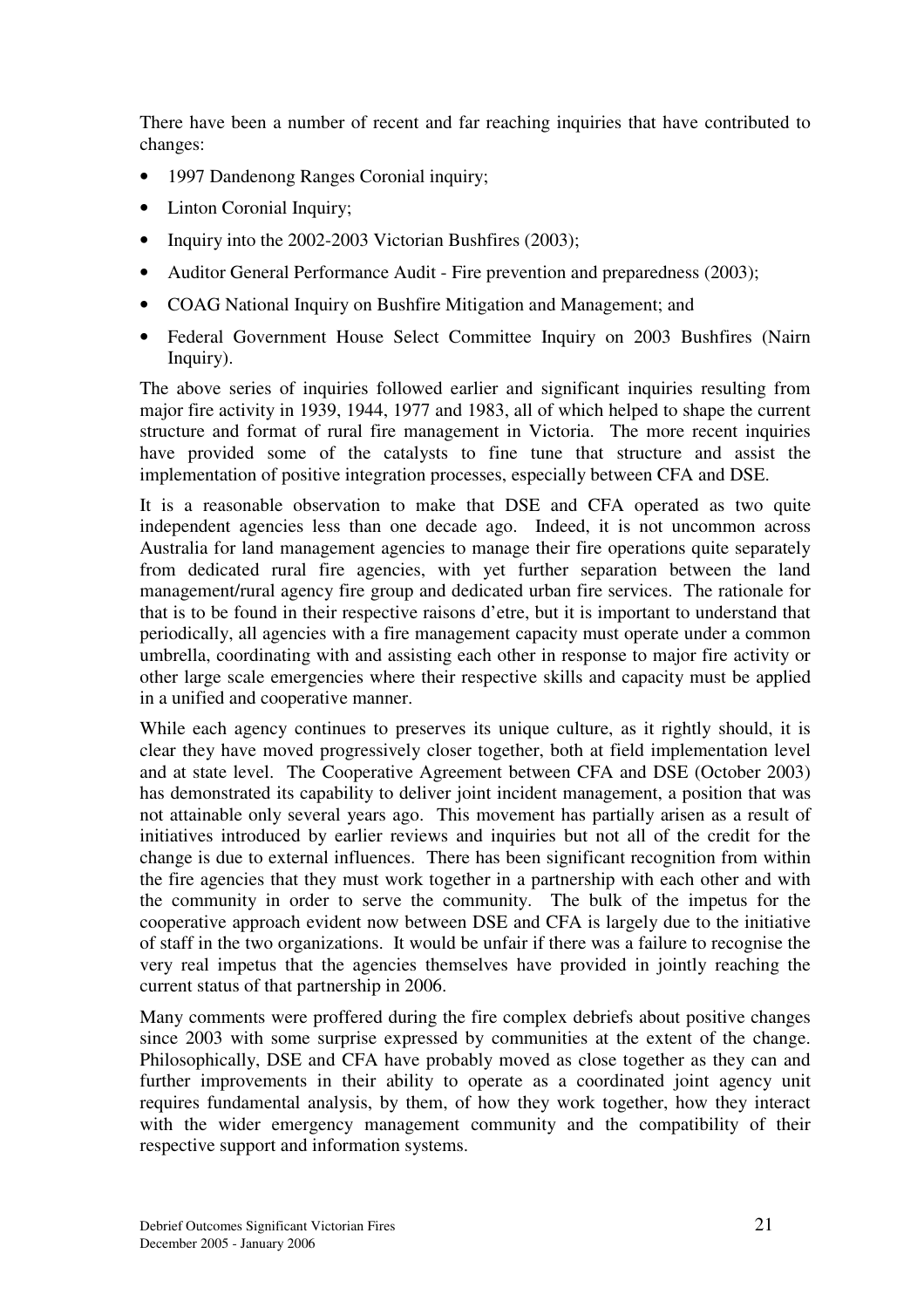There have been a number of recent and far reaching inquiries that have contributed to changes:

- 1997 Dandenong Ranges Coronial inquiry;
- Linton Coronial Inquiry;
- Inquiry into the 2002-2003 Victorian Bushfires (2003);
- Auditor General Performance Audit - Fire prevention and preparedness (2003);
- COAG National Inquiry on Bushfire Mitigation and Management; and
- Federal Government House Select Committee Inquiry on 2003 Bushfires (Nairn Inquiry).

The above series of inquiries followed earlier and significant inquiries resulting from major fire activity in 1939, 1944, 1977 and 1983, all of which helped to shape the current structure and format of rural fire management in Victoria. The more recent inquiries have provided some of the catalysts to fine tune that structure and assist the implementation of positive integration processes, especially between CFA and DSE.

It is a reasonable observation to make that DSE and CFA operated as two quite independent agencies less than one decade ago. Indeed, it is not uncommon across Australia for land management agencies to manage their fire operations quite separately from dedicated rural fire agencies, with yet further separation between the land management/rural agency fire group and dedicated urban fire services. The rationale for that is to be found in their respective raisons d'etre, but it is important to understand that periodically, all agencies with a fire management capacity must operate under a common umbrella, coordinating with and assisting each other in response to major fire activity or other large scale emergencies where their respective skills and capacity must be applied in a unified and cooperative manner.

While each agency continues to preserves its unique culture, as it rightly should, it is clear they have moved progressively closer together, both at field implementation level and at state level. The Cooperative Agreement between CFA and DSE (October 2003) has demonstrated its capability to deliver joint incident management, a position that was not attainable only several years ago. This movement has partially arisen as a result of initiatives introduced by earlier reviews and inquiries but not all of the credit for the change is due to external influences. There has been significant recognition from within the fire agencies that they must work together in a partnership with each other and with the community in order to serve the community. The bulk of the impetus for the cooperative approach evident now between DSE and CFA is largely due to the initiative of staff in the two organizations. It would be unfair if there was a failure to recognise the very real impetus that the agencies themselves have provided in jointly reaching the current status of that partnership in 2006.

Many comments were proffered during the fire complex debriefs about positive changes since 2003 with some surprise expressed by communities at the extent of the change. Philosophically, DSE and CFA have probably moved as close together as they can and further improvements in their ability to operate as a coordinated joint agency unit requires fundamental analysis, by them, of how they work together, how they interact with the wider emergency management community and the compatibility of their respective support and information systems.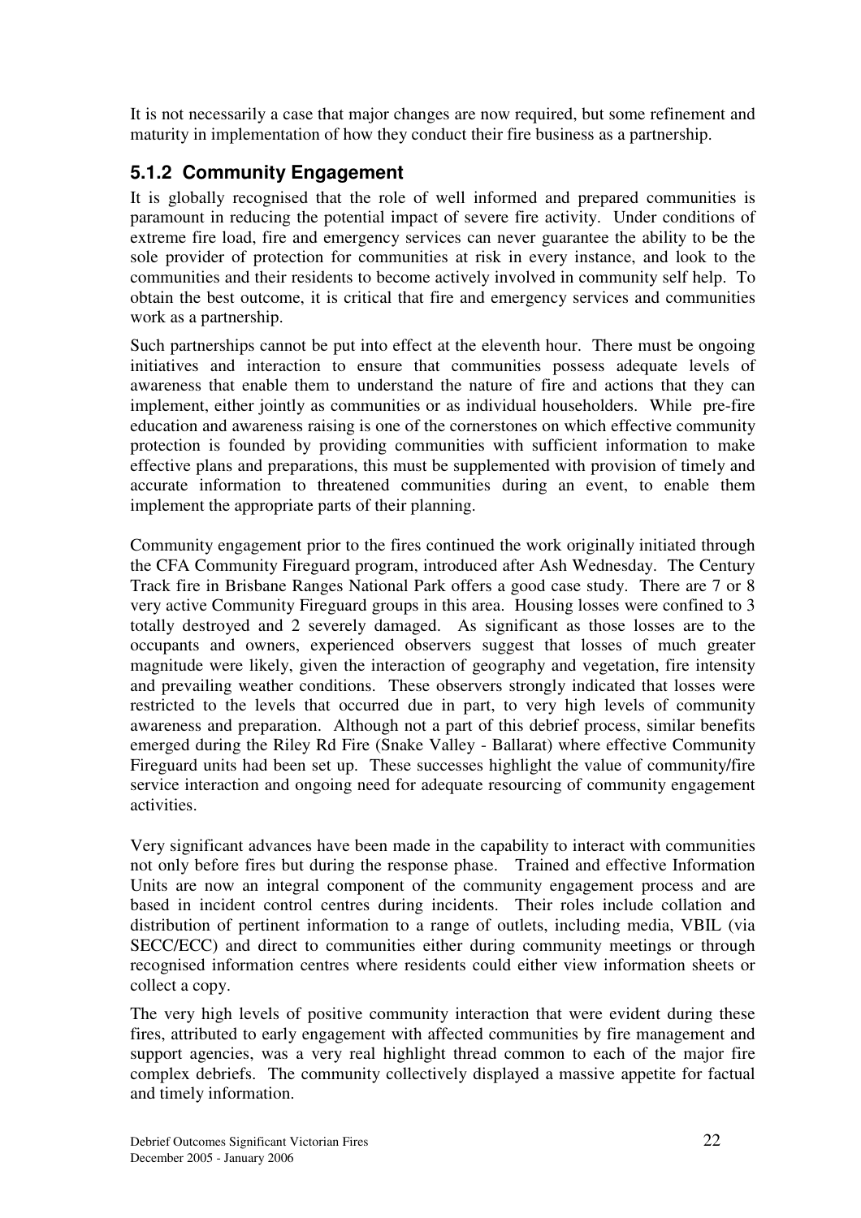It is not necessarily a case that major changes are now required, but some refinement and maturity in implementation of how they conduct their fire business as a partnership.

### 5.1.2 Community Engagement

It is globally recognised that the role of well informed and prepared communities is paramount in reducing the potential impact of severe fire activity. Under conditions of extreme fire load, fire and emergency services can never guarantee the ability to be the sole provider of protection for communities at risk in every instance, and look to the communities and their residents to become actively involved in community self help. To obtain the best outcome, it is critical that fire and emergency services and communities work as a partnership.

Such partnerships cannot be put into effect at the eleventh hour. There must be ongoing initiatives and interaction to ensure that communities possess adequate levels of awareness that enable them to understand the nature of fire and actions that they can implement, either jointly as communities or as individual householders. While pre-fire education and awareness raising is one of the cornerstones on which effective community protection is founded by providing communities with sufficient information to make effective plans and preparations, this must be supplemented with provision of timely and accurate information to threatened communities during an event, to enable them implement the appropriate parts of their planning.

Community engagement prior to the fires continued the work originally initiated through the CFA Community Fireguard program, introduced after Ash Wednesday. The Century Track fire in Brisbane Ranges National Park offers a good case study. There are 7 or 8 very active Community Fireguard groups in this area. Housing losses were confined to 3 totally destroyed and 2 severely damaged. As significant as those losses are to the occupants and owners, experienced observers suggest that losses of much greater magnitude were likely, given the interaction of geography and vegetation, fire intensity and prevailing weather conditions. These observers strongly indicated that losses were restricted to the levels that occurred due in part, to very high levels of community awareness and preparation. Although not a part of this debrief process, similar benefits emerged during the Riley Rd Fire (Snake Valley - Ballarat) where effective Community Fireguard units had been set up. These successes highlight the value of community/fire service interaction and ongoing need for adequate resourcing of community engagement activities.

Very significant advances have been made in the capability to interact with communities not only before fires but during the response phase. Trained and effective Information Units are now an integral component of the community engagement process and are based in incident control centres during incidents. Their roles include collation and distribution of pertinent information to a range of outlets, including media, VBIL (via SECC/ECC) and direct to communities either during community meetings or through recognised information centres where residents could either view information sheets or collect a copy.

The very high levels of positive community interaction that were evident during these fires, attributed to early engagement with affected communities by fire management and support agencies, was a very real highlight thread common to each of the major fire complex debriefs. The community collectively displayed a massive appetite for factual and timely information.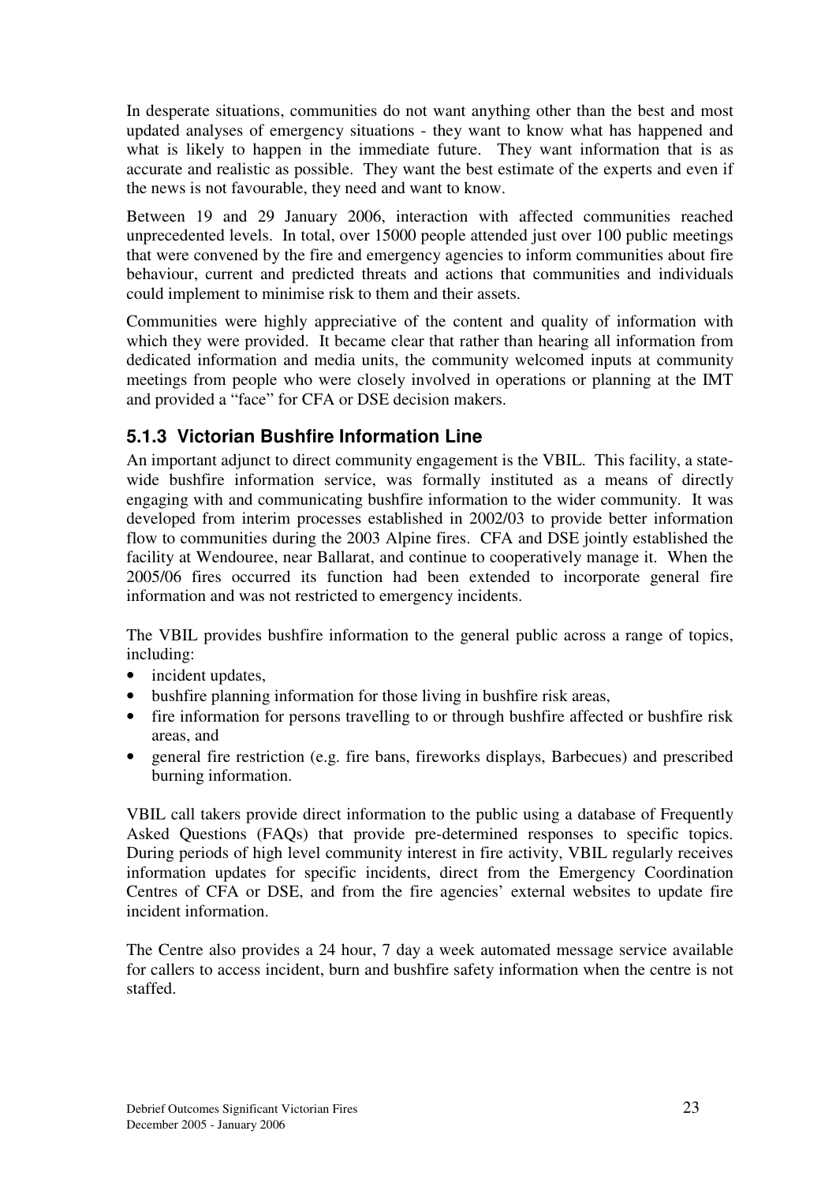In desperate situations, communities do not want anything other than the best and most updated analyses of emergency situations - they want to know what has happened and what is likely to happen in the immediate future. They want information that is as accurate and realistic as possible. They want the best estimate of the experts and even if the news is not favourable, they need and want to know.

Between 19 and 29 January 2006, interaction with affected communities reached unprecedented levels. In total, over 15000 people attended just over 100 public meetings that were convened by the fire and emergency agencies to inform communities about fire behaviour, current and predicted threats and actions that communities and individuals could implement to minimise risk to them and their assets.

Communities were highly appreciative of the content and quality of information with which they were provided. It became clear that rather than hearing all information from dedicated information and media units, the community welcomed inputs at community meetings from people who were closely involved in operations or planning at the IMT and provided a "face" for CFA or DSE decision makers.

### 5.1.3 Victorian Bushfire Information Line

An important adjunct to direct community engagement is the VBIL. This facility, a state-wide bushfire information service, was formally instituted as a means of directly engaging with and communicating bushfire information to the wider community. It was developed from interim processes established in 2002/03 to provide better information flow to communities during the 2003 Alpine fires. CFA and DSE jointly established the facility at Wendouree, near Ballarat, and continue to cooperatively manage it. When the 2005/06 fires occurred its function had been extended to incorporate general fire information and was not restricted to emergency incidents.

The VBIL provides bushfire information to the general public across a range of topics, including:

- incident updates,
- bushfire planning information for those living in bushfire risk areas,
- fire information for persons travelling to or through bushfire affected or bushfire risk areas, and
- general fire restriction (e.g. fire bans, fireworks displays, Barbecues) and prescribed burning information.

VBIL call takers provide direct information to the public using a database of Frequently Asked Questions (FAQs) that provide pre-determined responses to specific topics. During periods of high level community interest in fire activity, VBIL regularly receives information updates for specific incidents, direct from the Emergency Coordination Centres of CFA or DSE, and from the fire agencies' external websites to update fire incident information.

The Centre also provides a 24 hour, 7 day a week automated message service available for callers to access incident, burn and bushfire safety information when the centre is not staffed.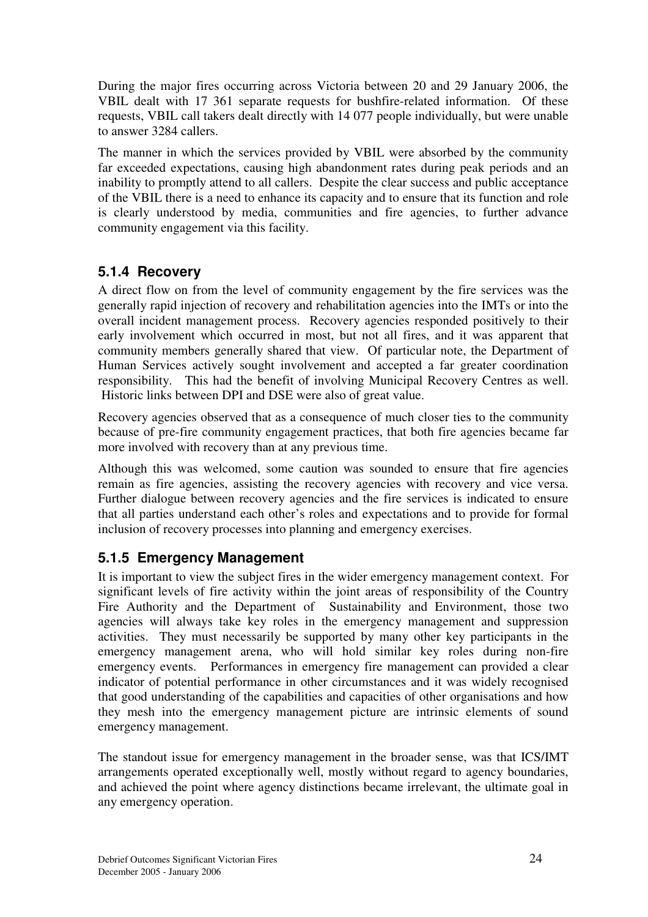During the major fires occurring across Victoria between 20 and 29 January 2006, the VBIL dealt with 17 361 separate requests for bushfire-related information. Of these requests, VBIL call takers dealt directly with 14 077 people individually, but were unable to answer 3284 callers.

The manner in which the services provided by VBIL were absorbed by the community far exceeded expectations, causing high abandonment rates during peak periods and an inability to promptly attend to all callers. Despite the clear success and public acceptance of the VBIL there is a need to enhance its capacity and to ensure that its function and role is clearly understood by media, communities and fire agencies, to further advance community engagement via this facility.

### 5.1.4 Recovery

A direct flow on from the level of community engagement by the fire services was the generally rapid injection of recovery and rehabilitation agencies into the IMTs or into the overall incident management process. Recovery agencies responded positively to their early involvement which occurred in most, but not all fires, and it was apparent that community members generally shared that view. Of particular note, the Department of Human Services actively sought involvement and accepted a far greater coordination responsibility. This had the benefit of involving Municipal Recovery Centres as well. Historic links between DPI and DSE were also of great value.

Recovery agencies observed that as a consequence of much closer ties to the community because of pre-fire community engagement practices, that both fire agencies became far more involved with recovery than at any previous time.

Although this was welcomed, some caution was sounded to ensure that fire agencies remain as fire agencies, assisting the recovery agencies with recovery and vice versa. Further dialogue between recovery agencies and the fire services is indicated to ensure that all parties understand each other's roles and expectations and to provide for formal inclusion of recovery processes into planning and emergency exercises.

### 5.1.5 Emergency Management

It is important to view the subject fires in the wider emergency management context. For significant levels of fire activity within the joint areas of responsibility of the Country Fire Authority and the Department of Sustainability and Environment, those two agencies will always take key roles in the emergency management and suppression activities. They must necessarily be supported by many other key participants in the emergency management arena, who will hold similar key roles during non-fire emergency events. Performances in emergency fire management can provided a clear indicator of potential performance in other circumstances and it was widely recognised that good understanding of the capabilities and capacities of other organisations and how they mesh into the emergency management picture are intrinsic elements of sound emergency management.

The standout issue for emergency management in the broader sense, was that ICS/IMT arrangements operated exceptionally well, mostly without regard to agency boundaries, and achieved the point where agency distinctions became irrelevant, the ultimate goal in any emergency operation.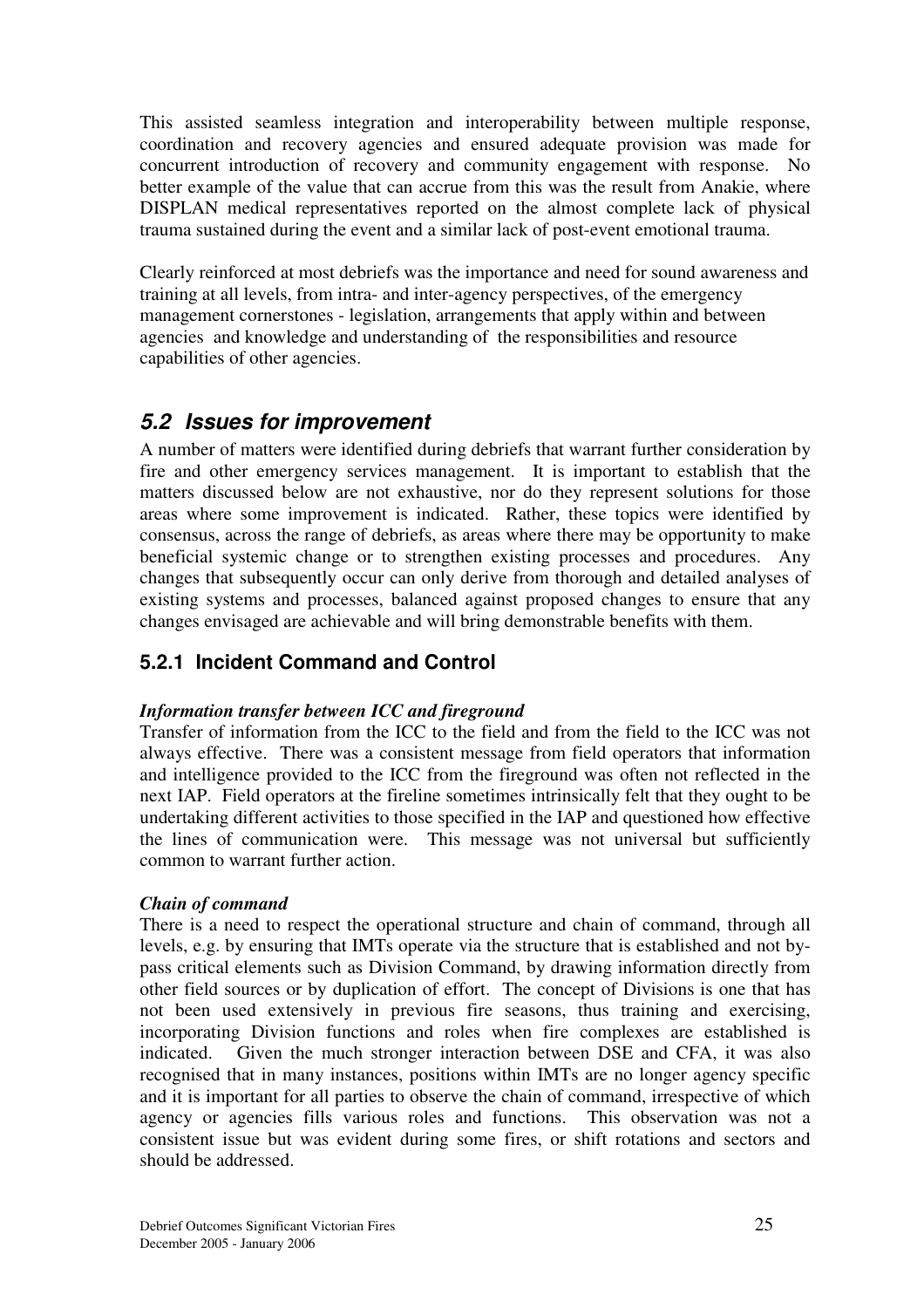This assisted seamless integration and interoperability between multiple response, coordination and recovery agencies and ensured adequate provision was made for concurrent introduction of recovery and community engagement with response. No better example of the value that can accrue from this was the result from Anakie, where DISPLAN medical representatives reported on the almost complete lack of physical trauma sustained during the event and a similar lack of post-event emotional trauma.

Clearly reinforced at most debriefs was the importance and need for sound awareness and training at all levels, from intra- and inter-agency perspectives, of the emergency management cornerstones - legislation, arrangements that apply within and between agencies and knowledge and understanding of the responsibilities and resource capabilities of other agencies.

## *5.2 Issues for improvement*

A number of matters were identified during debriefs that warrant further consideration by fire and other emergency services management. It is important to establish that the matters discussed below are not exhaustive, nor do they represent solutions for those areas where some improvement is indicated. Rather, these topics were identified by consensus, across the range of debriefs, as areas where there may be opportunity to make beneficial systemic change or to strengthen existing processes and procedures. Any changes that subsequently occur can only derive from thorough and detailed analyses of existing systems and processes, balanced against proposed changes to ensure that any changes envisaged are achievable and will bring demonstrable benefits with them.

### 5.2.1 Incident Command and Control

***Information transfer between ICC and fireground***

Transfer of information from the ICC to the field and from the field to the ICC was not always effective. There was a consistent message from field operators that information and intelligence provided to the ICC from the fireground was often not reflected in the next IAP. Field operators at the fireline sometimes intrinsically felt that they ought to be undertaking different activities to those specified in the IAP and questioned how effective the lines of communication were. This message was not universal but sufficiently common to warrant further action.

***Chain of command***

There is a need to respect the operational structure and chain of command, through all levels, e.g. by ensuring that IMTs operate via the structure that is established and not by-pass critical elements such as Division Command, by drawing information directly from other field sources or by duplication of effort. The concept of Divisions is one that has not been used extensively in previous fire seasons, thus training and exercising, incorporating Division functions and roles when fire complexes are established is indicated. Given the much stronger interaction between DSE and CFA, it was also recognised that in many instances, positions within IMTs are no longer agency specific and it is important for all parties to observe the chain of command, irrespective of which agency or agencies fills various roles and functions. This observation was not a consistent issue but was evident during some fires, or shift rotations and sectors and should be addressed.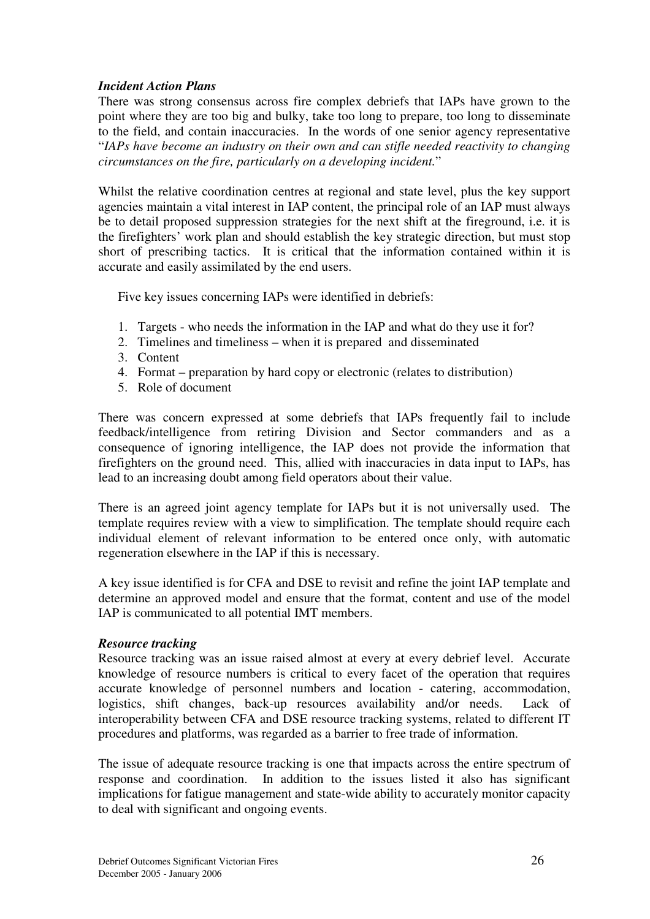### *Incident Action Plans*

There was strong consensus across fire complex debriefs that IAPs have grown to the point where they are too big and bulky, take too long to prepare, too long to disseminate to the field, and contain inaccuracies. In the words of one senior agency representative "*IAPs have become an industry on their own and can stifle needed reactivity to changing circumstances on the fire, particularly on a developing incident.*"

Whilst the relative coordination centres at regional and state level, plus the key support agencies maintain a vital interest in IAP content, the principal role of an IAP must always be to detail proposed suppression strategies for the next shift at the fireground, i.e. it is the firefighters' work plan and should establish the key strategic direction, but must stop short of prescribing tactics. It is critical that the information contained within it is accurate and easily assimilated by the end users.

Five key issues concerning IAPs were identified in debriefs:

1. Targets - who needs the information in the IAP and what do they use it for?
2. Timelines and timeliness – when it is prepared and disseminated
3. Content
4. Format – preparation by hard copy or electronic (relates to distribution)
5. Role of document

There was concern expressed at some debriefs that IAPs frequently fail to include feedback/intelligence from retiring Division and Sector commanders and as a consequence of ignoring intelligence, the IAP does not provide the information that firefighters on the ground need. This, allied with inaccuracies in data input to IAPs, has lead to an increasing doubt among field operators about their value.

There is an agreed joint agency template for IAPs but it is not universally used. The template requires review with a view to simplification. The template should require each individual element of relevant information to be entered once only, with automatic regeneration elsewhere in the IAP if this is necessary.

A key issue identified is for CFA and DSE to revisit and refine the joint IAP template and determine an approved model and ensure that the format, content and use of the model IAP is communicated to all potential IMT members.

### *Resource tracking*

Resource tracking was an issue raised almost at every at every debrief level. Accurate knowledge of resource numbers is critical to every facet of the operation that requires accurate knowledge of personnel numbers and location - catering, accommodation, logistics, shift changes, back-up resources availability and/or needs. Lack of interoperability between CFA and DSE resource tracking systems, related to different IT procedures and platforms, was regarded as a barrier to free trade of information.

The issue of adequate resource tracking is one that impacts across the entire spectrum of response and coordination. In addition to the issues listed it also has significant implications for fatigue management and state-wide ability to accurately monitor capacity to deal with significant and ongoing events.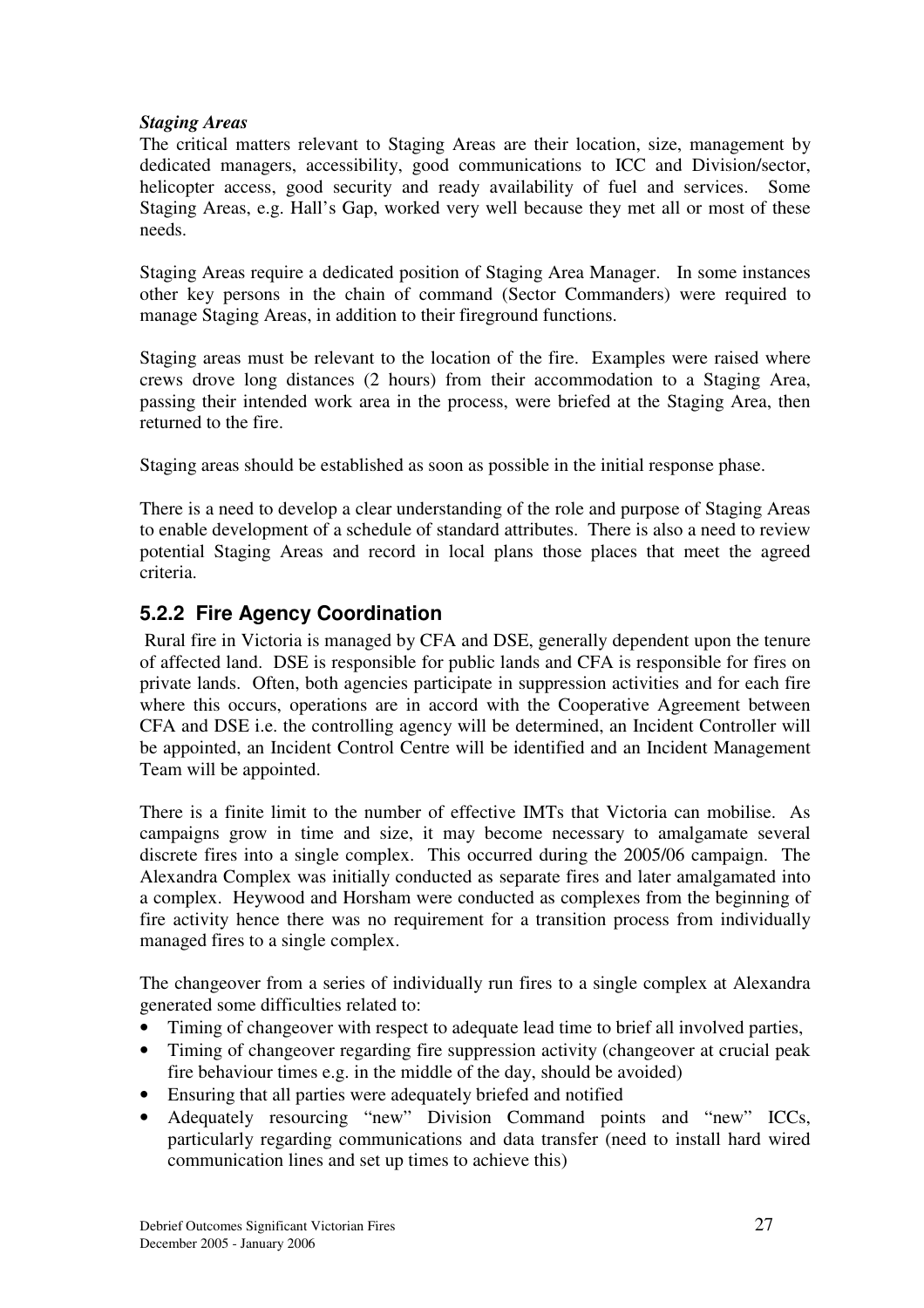*Staging Areas*

The critical matters relevant to Staging Areas are their location, size, management by dedicated managers, accessibility, good communications to ICC and Division/sector, helicopter access, good security and ready availability of fuel and services. Some Staging Areas, e.g. Hall's Gap, worked very well because they met all or most of these needs.

Staging Areas require a dedicated position of Staging Area Manager. In some instances other key persons in the chain of command (Sector Commanders) were required to manage Staging Areas, in addition to their fireground functions.

Staging areas must be relevant to the location of the fire. Examples were raised where crews drove long distances (2 hours) from their accommodation to a Staging Area, passing their intended work area in the process, were briefed at the Staging Area, then returned to the fire.

Staging areas should be established as soon as possible in the initial response phase.

There is a need to develop a clear understanding of the role and purpose of Staging Areas to enable development of a schedule of standard attributes. There is also a need to review potential Staging Areas and record in local plans those places that meet the agreed criteria.

### 5.2.2 Fire Agency Coordination

Rural fire in Victoria is managed by CFA and DSE, generally dependent upon the tenure of affected land. DSE is responsible for public lands and CFA is responsible for fires on private lands. Often, both agencies participate in suppression activities and for each fire where this occurs, operations are in accord with the Cooperative Agreement between CFA and DSE i.e. the controlling agency will be determined, an Incident Controller will be appointed, an Incident Control Centre will be identified and an Incident Management Team will be appointed.

There is a finite limit to the number of effective IMTs that Victoria can mobilise. As campaigns grow in time and size, it may become necessary to amalgamate several discrete fires into a single complex. This occurred during the 2005/06 campaign. The Alexandra Complex was initially conducted as separate fires and later amalgamated into a complex. Heywood and Horsham were conducted as complexes from the beginning of fire activity hence there was no requirement for a transition process from individually managed fires to a single complex.

The changeover from a series of individually run fires to a single complex at Alexandra generated some difficulties related to:

- Timing of changeover with respect to adequate lead time to brief all involved parties,
- Timing of changeover regarding fire suppression activity (changeover at crucial peak fire behaviour times e.g. in the middle of the day, should be avoided)
- Ensuring that all parties were adequately briefed and notified
- Adequately resourcing "new" Division Command points and "new" ICCs, particularly regarding communications and data transfer (need to install hard wired communication lines and set up times to achieve this)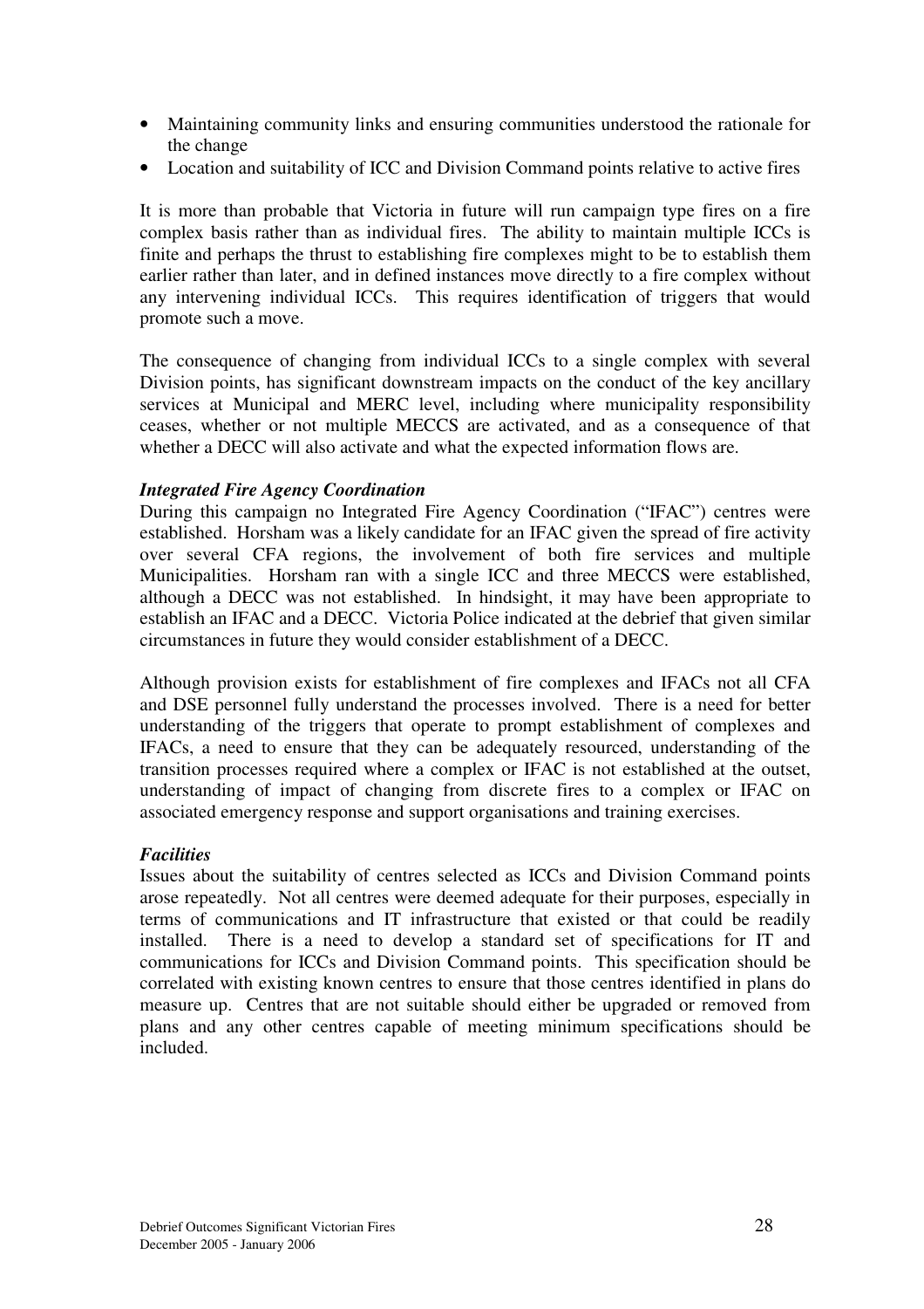- Maintaining community links and ensuring communities understood the rationale for the change
- Location and suitability of ICC and Division Command points relative to active fires

It is more than probable that Victoria in future will run campaign type fires on a fire complex basis rather than as individual fires. The ability to maintain multiple ICCs is finite and perhaps the thrust to establishing fire complexes might to be to establish them earlier rather than later, and in defined instances move directly to a fire complex without any intervening individual ICCs. This requires identification of triggers that would promote such a move.

The consequence of changing from individual ICCs to a single complex with several Division points, has significant downstream impacts on the conduct of the key ancillary services at Municipal and MERC level, including where municipality responsibility ceases, whether or not multiple MECCS are activated, and as a consequence of that whether a DECC will also activate and what the expected information flows are.

***Integrated Fire Agency Coordination***

During this campaign no Integrated Fire Agency Coordination ("IFAC") centres were established. Horsham was a likely candidate for an IFAC given the spread of fire activity over several CFA regions, the involvement of both fire services and multiple Municipalities. Horsham ran with a single ICC and three MECCS were established, although a DECC was not established. In hindsight, it may have been appropriate to establish an IFAC and a DECC. Victoria Police indicated at the debrief that given similar circumstances in future they would consider establishment of a DECC.

Although provision exists for establishment of fire complexes and IFACs not all CFA and DSE personnel fully understand the processes involved. There is a need for better understanding of the triggers that operate to prompt establishment of complexes and IFACs, a need to ensure that they can be adequately resourced, understanding of the transition processes required where a complex or IFAC is not established at the outset, understanding of impact of changing from discrete fires to a complex or IFAC on associated emergency response and support organisations and training exercises.

***Facilities***

Issues about the suitability of centres selected as ICCs and Division Command points arose repeatedly. Not all centres were deemed adequate for their purposes, especially in terms of communications and IT infrastructure that existed or that could be readily installed. There is a need to develop a standard set of specifications for IT and communications for ICCs and Division Command points. This specification should be correlated with existing known centres to ensure that those centres identified in plans do measure up. Centres that are not suitable should either be upgraded or removed from plans and any other centres capable of meeting minimum specifications should be included.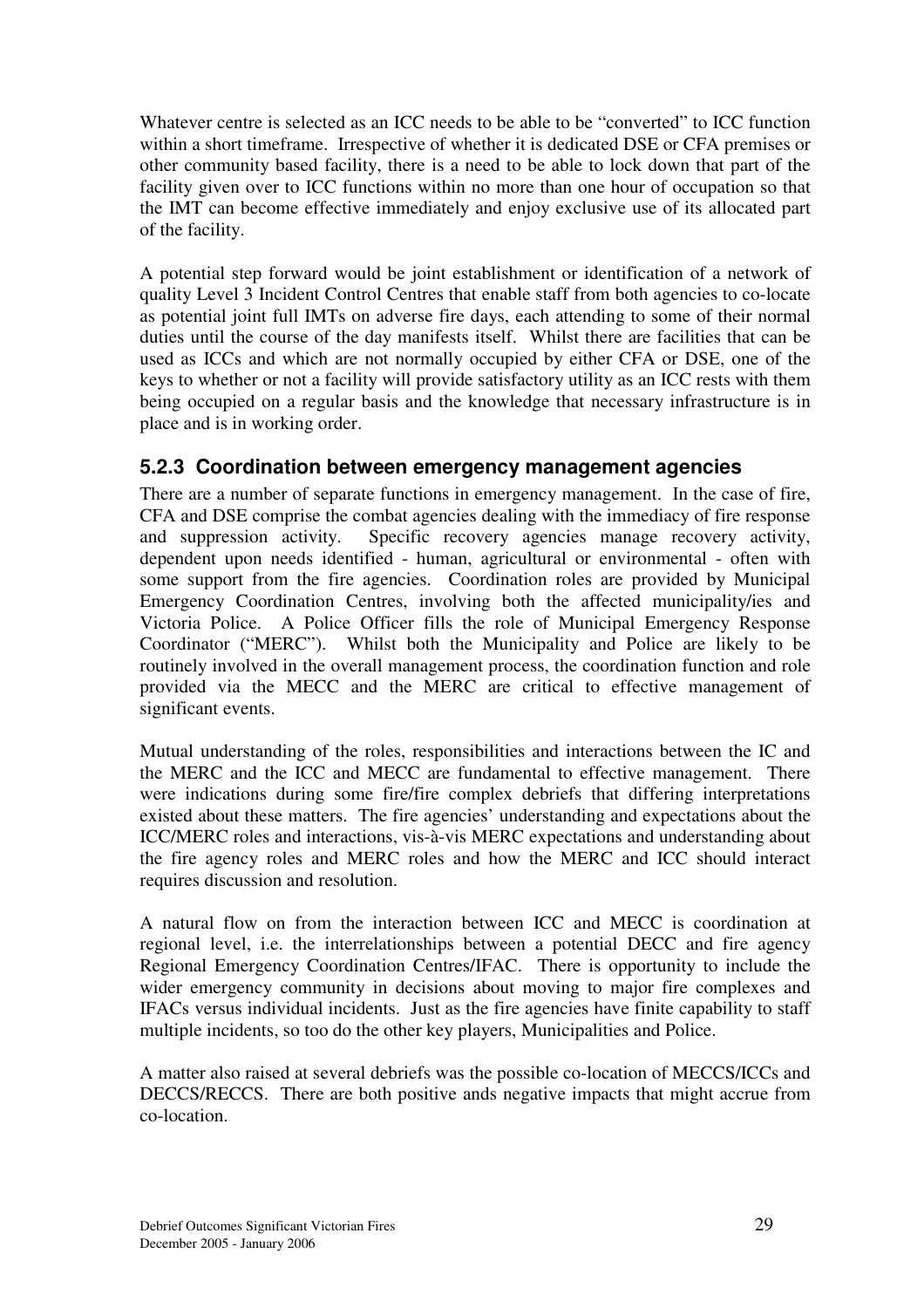Whatever centre is selected as an ICC needs to be able to be "converted" to ICC function within a short timeframe. Irrespective of whether it is dedicated DSE or CFA premises or other community based facility, there is a need to be able to lock down that part of the facility given over to ICC functions within no more than one hour of occupation so that the IMT can become effective immediately and enjoy exclusive use of its allocated part of the facility.

A potential step forward would be joint establishment or identification of a network of quality Level 3 Incident Control Centres that enable staff from both agencies to co-locate as potential joint full IMTs on adverse fire days, each attending to some of their normal duties until the course of the day manifests itself. Whilst there are facilities that can be used as ICCs and which are not normally occupied by either CFA or DSE, one of the keys to whether or not a facility will provide satisfactory utility as an ICC rests with them being occupied on a regular basis and the knowledge that necessary infrastructure is in place and is in working order.

### 5.2.3 Coordination between emergency management agencies

There are a number of separate functions in emergency management. In the case of fire, CFA and DSE comprise the combat agencies dealing with the immediacy of fire response and suppression activity. Specific recovery agencies manage recovery activity, dependent upon needs identified - human, agricultural or environmental - often with some support from the fire agencies. Coordination roles are provided by Municipal Emergency Coordination Centres, involving both the affected municipality/ies and Victoria Police. A Police Officer fills the role of Municipal Emergency Response Coordinator ("MERC"). Whilst both the Municipality and Police are likely to be routinely involved in the overall management process, the coordination function and role provided via the MECC and the MERC are critical to effective management of significant events.

Mutual understanding of the roles, responsibilities and interactions between the IC and the MERC and the ICC and MECC are fundamental to effective management. There were indications during some fire/fire complex debriefs that differing interpretations existed about these matters. The fire agencies' understanding and expectations about the ICC/MERC roles and interactions, vis-à-vis MERC expectations and understanding about the fire agency roles and MERC roles and how the MERC and ICC should interact requires discussion and resolution.

A natural flow on from the interaction between ICC and MECC is coordination at regional level, i.e. the interrelationships between a potential DECC and fire agency Regional Emergency Coordination Centres/IFAC. There is opportunity to include the wider emergency community in decisions about moving to major fire complexes and IFACs versus individual incidents. Just as the fire agencies have finite capability to staff multiple incidents, so too do the other key players, Municipalities and Police.

A matter also raised at several debriefs was the possible co-location of MECCS/ICCs and DECCS/RECCS. There are both positive ands negative impacts that might accrue from co-location.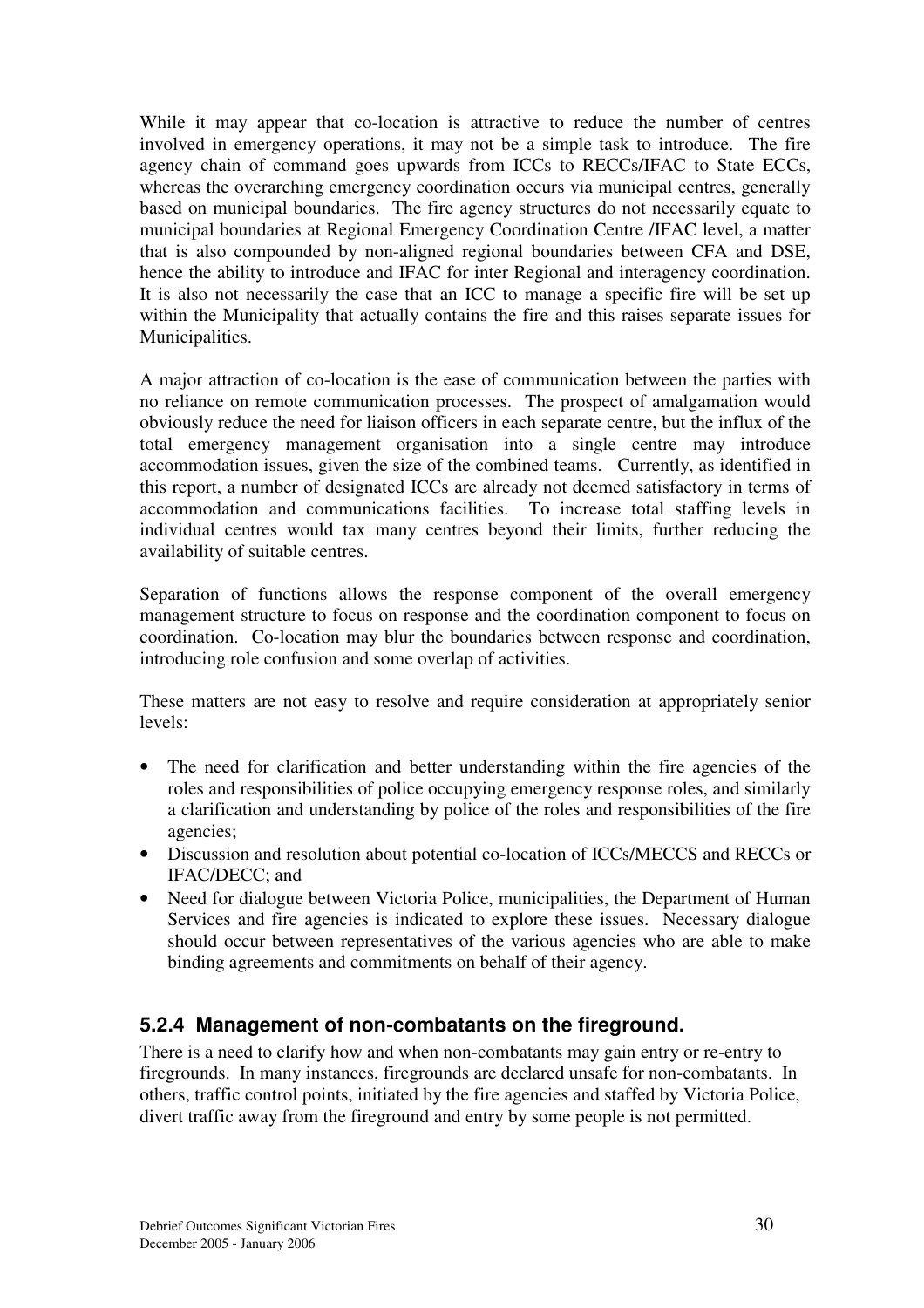While it may appear that co-location is attractive to reduce the number of centres involved in emergency operations, it may not be a simple task to introduce. The fire agency chain of command goes upwards from ICCs to RECCs/IFAC to State ECCs, whereas the overarching emergency coordination occurs via municipal centres, generally based on municipal boundaries. The fire agency structures do not necessarily equate to municipal boundaries at Regional Emergency Coordination Centre /IFAC level, a matter that is also compounded by non-aligned regional boundaries between CFA and DSE, hence the ability to introduce and IFAC for inter Regional and interagency coordination. It is also not necessarily the case that an ICC to manage a specific fire will be set up within the Municipality that actually contains the fire and this raises separate issues for Municipalities.

A major attraction of co-location is the ease of communication between the parties with no reliance on remote communication processes. The prospect of amalgamation would obviously reduce the need for liaison officers in each separate centre, but the influx of the total emergency management organisation into a single centre may introduce accommodation issues, given the size of the combined teams. Currently, as identified in this report, a number of designated ICCs are already not deemed satisfactory in terms of accommodation and communications facilities. To increase total staffing levels in individual centres would tax many centres beyond their limits, further reducing the availability of suitable centres.

Separation of functions allows the response component of the overall emergency management structure to focus on response and the coordination component to focus on coordination. Co-location may blur the boundaries between response and coordination, introducing role confusion and some overlap of activities.

These matters are not easy to resolve and require consideration at appropriately senior levels:

- The need for clarification and better understanding within the fire agencies of the roles and responsibilities of police occupying emergency response roles, and similarly a clarification and understanding by police of the roles and responsibilities of the fire agencies;
- Discussion and resolution about potential co-location of ICCs/MECCS and RECCs or IFAC/DECC; and
- Need for dialogue between Victoria Police, municipalities, the Department of Human Services and fire agencies is indicated to explore these issues. Necessary dialogue should occur between representatives of the various agencies who are able to make binding agreements and commitments on behalf of their agency.

### 5.2.4 Management of non-combatants on the fireground.

There is a need to clarify how and when non-combatants may gain entry or re-entry to firegrounds. In many instances, firegrounds are declared unsafe for non-combatants. In others, traffic control points, initiated by the fire agencies and staffed by Victoria Police, divert traffic away from the fireground and entry by some people is not permitted.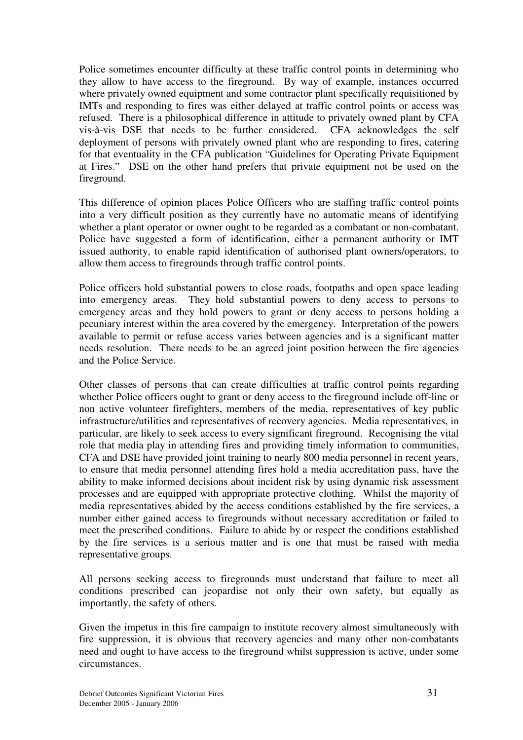Police sometimes encounter difficulty at these traffic control points in determining who they allow to have access to the fireground. By way of example, instances occurred where privately owned equipment and some contractor plant specifically requisitioned by IMTs and responding to fires was either delayed at traffic control points or access was refused. There is a philosophical difference in attitude to privately owned plant by CFA vis-à-vis DSE that needs to be further considered. CFA acknowledges the self deployment of persons with privately owned plant who are responding to fires, catering for that eventuality in the CFA publication "Guidelines for Operating Private Equipment at Fires." DSE on the other hand prefers that private equipment not be used on the fireground.

This difference of opinion places Police Officers who are staffing traffic control points into a very difficult position as they currently have no automatic means of identifying whether a plant operator or owner ought to be regarded as a combatant or non-combatant. Police have suggested a form of identification, either a permanent authority or IMT issued authority, to enable rapid identification of authorised plant owners/operators, to allow them access to firegrounds through traffic control points.

Police officers hold substantial powers to close roads, footpaths and open space leading into emergency areas. They hold substantial powers to deny access to persons to emergency areas and they hold powers to grant or deny access to persons holding a pecuniary interest within the area covered by the emergency. Interpretation of the powers available to permit or refuse access varies between agencies and is a significant matter needs resolution. There needs to be an agreed joint position between the fire agencies and the Police Service.

Other classes of persons that can create difficulties at traffic control points regarding whether Police officers ought to grant or deny access to the fireground include off-line or non active volunteer firefighters, members of the media, representatives of key public infrastructure/utilities and representatives of recovery agencies. Media representatives, in particular, are likely to seek access to every significant fireground. Recognising the vital role that media play in attending fires and providing timely information to communities, CFA and DSE have provided joint training to nearly 800 media personnel in recent years, to ensure that media personnel attending fires hold a media accreditation pass, have the ability to make informed decisions about incident risk by using dynamic risk assessment processes and are equipped with appropriate protective clothing. Whilst the majority of media representatives abided by the access conditions established by the fire services, a number either gained access to firegrounds without necessary accreditation or failed to meet the prescribed conditions. Failure to abide by or respect the conditions established by the fire services is a serious matter and is one that must be raised with media representative groups.

All persons seeking access to firegrounds must understand that failure to meet all conditions prescribed can jeopardise not only their own safety, but equally as importantly, the safety of others.

Given the impetus in this fire campaign to institute recovery almost simultaneously with fire suppression, it is obvious that recovery agencies and many other non-combatants need and ought to have access to the fireground whilst suppression is active, under some circumstances.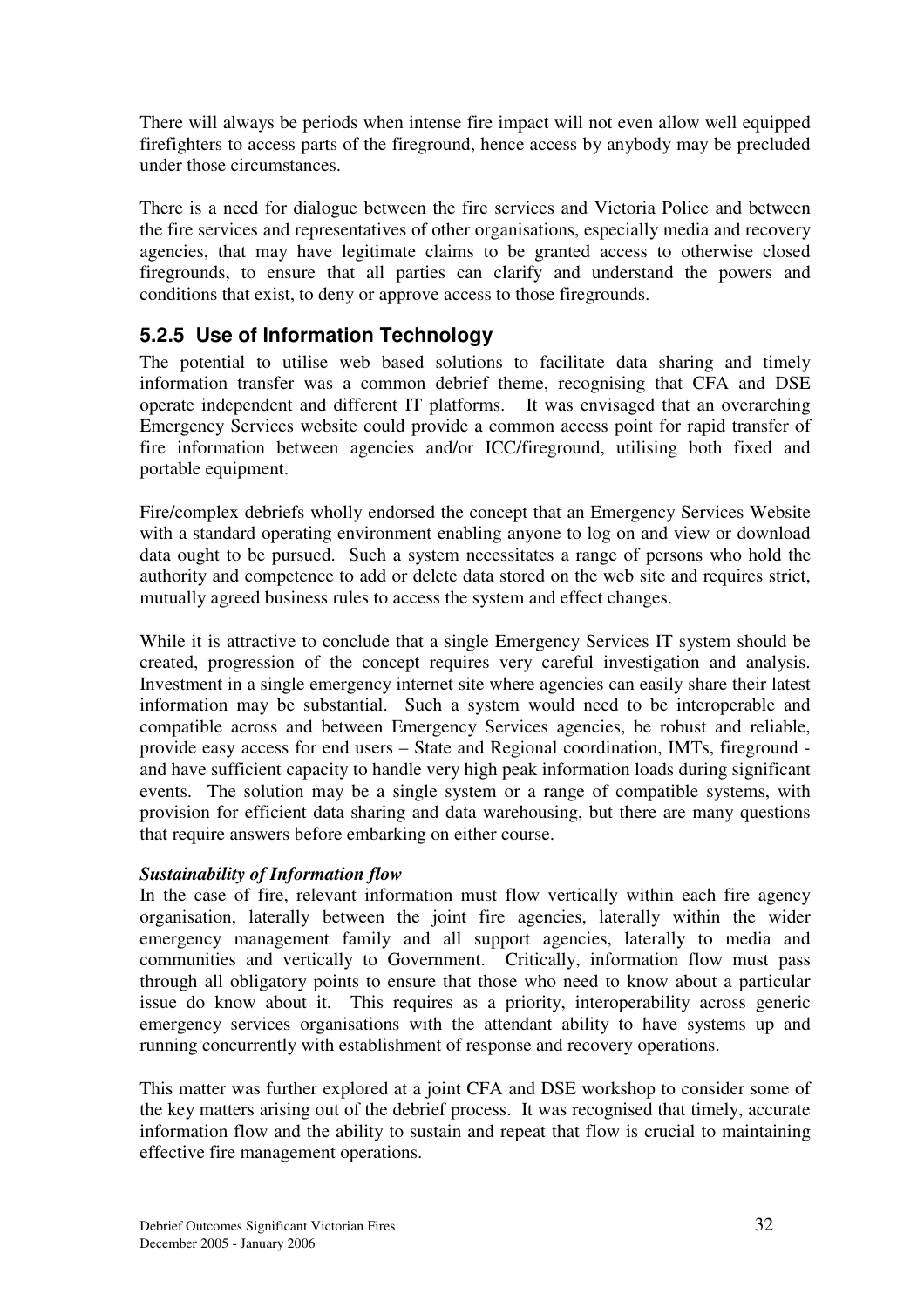There will always be periods when intense fire impact will not even allow well equipped firefighters to access parts of the fireground, hence access by anybody may be precluded under those circumstances.

There is a need for dialogue between the fire services and Victoria Police and between the fire services and representatives of other organisations, especially media and recovery agencies, that may have legitimate claims to be granted access to otherwise closed firegrounds, to ensure that all parties can clarify and understand the powers and conditions that exist, to deny or approve access to those firegrounds.

### 5.2.5 Use of Information Technology

The potential to utilise web based solutions to facilitate data sharing and timely information transfer was a common debrief theme, recognising that CFA and DSE operate independent and different IT platforms. It was envisaged that an overarching Emergency Services website could provide a common access point for rapid transfer of fire information between agencies and/or ICC/fireground, utilising both fixed and portable equipment.

Fire/complex debriefs wholly endorsed the concept that an Emergency Services Website with a standard operating environment enabling anyone to log on and view or download data ought to be pursued. Such a system necessitates a range of persons who hold the authority and competence to add or delete data stored on the web site and requires strict, mutually agreed business rules to access the system and effect changes.

While it is attractive to conclude that a single Emergency Services IT system should be created, progression of the concept requires very careful investigation and analysis. Investment in a single emergency internet site where agencies can easily share their latest information may be substantial. Such a system would need to be interoperable and compatible across and between Emergency Services agencies, be robust and reliable, provide easy access for end users – State and Regional coordination, IMTs, fireground - and have sufficient capacity to handle very high peak information loads during significant events. The solution may be a single system or a range of compatible systems, with provision for efficient data sharing and data warehousing, but there are many questions that require answers before embarking on either course.

***Sustainability of Information flow***

In the case of fire, relevant information must flow vertically within each fire agency organisation, laterally between the joint fire agencies, laterally within the wider emergency management family and all support agencies, laterally to media and communities and vertically to Government. Critically, information flow must pass through all obligatory points to ensure that those who need to know about a particular issue do know about it. This requires as a priority, interoperability across generic emergency services organisations with the attendant ability to have systems up and running concurrently with establishment of response and recovery operations.

This matter was further explored at a joint CFA and DSE workshop to consider some of the key matters arising out of the debrief process. It was recognised that timely, accurate information flow and the ability to sustain and repeat that flow is crucial to maintaining effective fire management operations.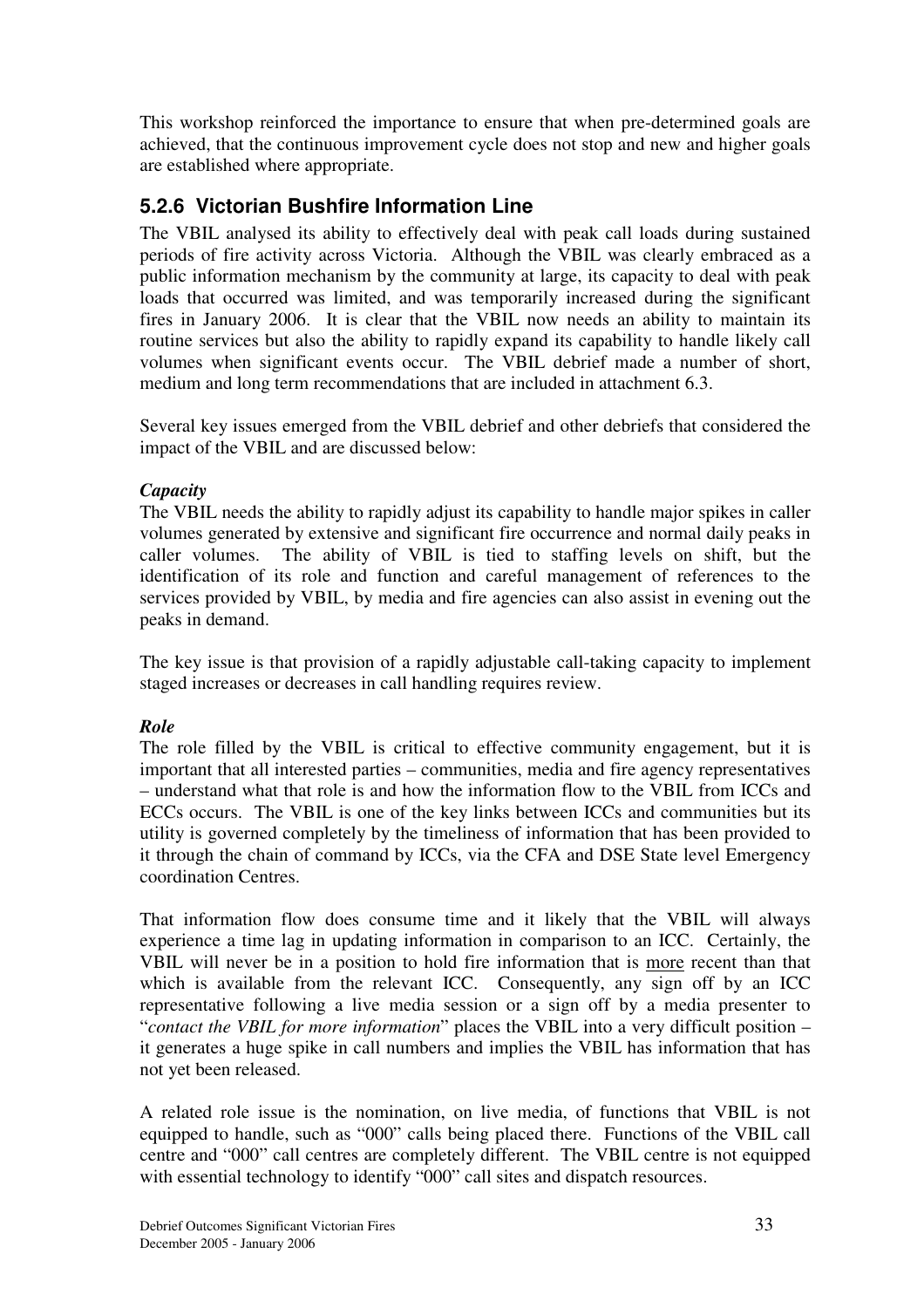This workshop reinforced the importance to ensure that when pre-determined goals are achieved, that the continuous improvement cycle does not stop and new and higher goals are established where appropriate.

### 5.2.6 Victorian Bushfire Information Line

The VBIL analysed its ability to effectively deal with peak call loads during sustained periods of fire activity across Victoria. Although the VBIL was clearly embraced as a public information mechanism by the community at large, its capacity to deal with peak loads that occurred was limited, and was temporarily increased during the significant fires in January 2006. It is clear that the VBIL now needs an ability to maintain its routine services but also the ability to rapidly expand its capability to handle likely call volumes when significant events occur. The VBIL debrief made a number of short, medium and long term recommendations that are included in attachment 6.3.

Several key issues emerged from the VBIL debrief and other debriefs that considered the impact of the VBIL and are discussed below:

***Capacity***

The VBIL needs the ability to rapidly adjust its capability to handle major spikes in caller volumes generated by extensive and significant fire occurrence and normal daily peaks in caller volumes. The ability of VBIL is tied to staffing levels on shift, but the identification of its role and function and careful management of references to the services provided by VBIL, by media and fire agencies can also assist in evening out the peaks in demand.

The key issue is that provision of a rapidly adjustable call-taking capacity to implement staged increases or decreases in call handling requires review.

***Role***

The role filled by the VBIL is critical to effective community engagement, but it is important that all interested parties – communities, media and fire agency representatives – understand what that role is and how the information flow to the VBIL from ICCs and ECCs occurs. The VBIL is one of the key links between ICCs and communities but its utility is governed completely by the timeliness of information that has been provided to it through the chain of command by ICCs, via the CFA and DSE State level Emergency coordination Centres.

That information flow does consume time and it likely that the VBIL will always experience a time lag in updating information in comparison to an ICC. Certainly, the VBIL will never be in a position to hold fire information that is <u>more</u> recent than that which is available from the relevant ICC. Consequently, any sign off by an ICC representative following a live media session or a sign off by a media presenter to "*contact the VBIL for more information*" places the VBIL into a very difficult position – it generates a huge spike in call numbers and implies the VBIL has information that has not yet been released.

A related role issue is the nomination, on live media, of functions that VBIL is not equipped to handle, such as "000" calls being placed there. Functions of the VBIL call centre and "000" call centres are completely different. The VBIL centre is not equipped with essential technology to identify "000" call sites and dispatch resources.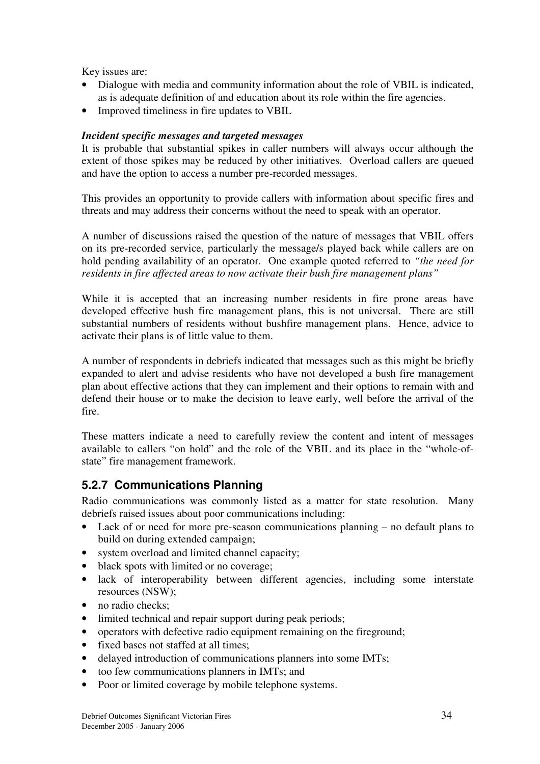Key issues are:

- Dialogue with media and community information about the role of VBIL is indicated, as is adequate definition of and education about its role within the fire agencies.
- Improved timeliness in fire updates to VBIL

***Incident specific messages and targeted messages***

It is probable that substantial spikes in caller numbers will always occur although the extent of those spikes may be reduced by other initiatives. Overload callers are queued and have the option to access a number pre-recorded messages.

This provides an opportunity to provide callers with information about specific fires and threats and may address their concerns without the need to speak with an operator.

A number of discussions raised the question of the nature of messages that VBIL offers on its pre-recorded service, particularly the message/s played back while callers are on hold pending availability of an operator. One example quoted referred to *"the need for residents in fire affected areas to now activate their bush fire management plans"*

While it is accepted that an increasing number residents in fire prone areas have developed effective bush fire management plans, this is not universal. There are still substantial numbers of residents without bushfire management plans. Hence, advice to activate their plans is of little value to them.

A number of respondents in debriefs indicated that messages such as this might be briefly expanded to alert and advise residents who have not developed a bush fire management plan about effective actions that they can implement and their options to remain with and defend their house or to make the decision to leave early, well before the arrival of the fire.

These matters indicate a need to carefully review the content and intent of messages available to callers "on hold" and the role of the VBIL and its place in the "whole-of-state" fire management framework.

### 5.2.7 Communications Planning

Radio communications was commonly listed as a matter for state resolution. Many debriefs raised issues about poor communications including:

- Lack of or need for more pre-season communications planning – no default plans to build on during extended campaign;
- system overload and limited channel capacity;
- black spots with limited or no coverage;
- lack of interoperability between different agencies, including some interstate resources (NSW);
- no radio checks;
- limited technical and repair support during peak periods;
- operators with defective radio equipment remaining on the fireground;
- fixed bases not staffed at all times;
- delayed introduction of communications planners into some IMTs;
- too few communications planners in IMTs; and
- Poor or limited coverage by mobile telephone systems.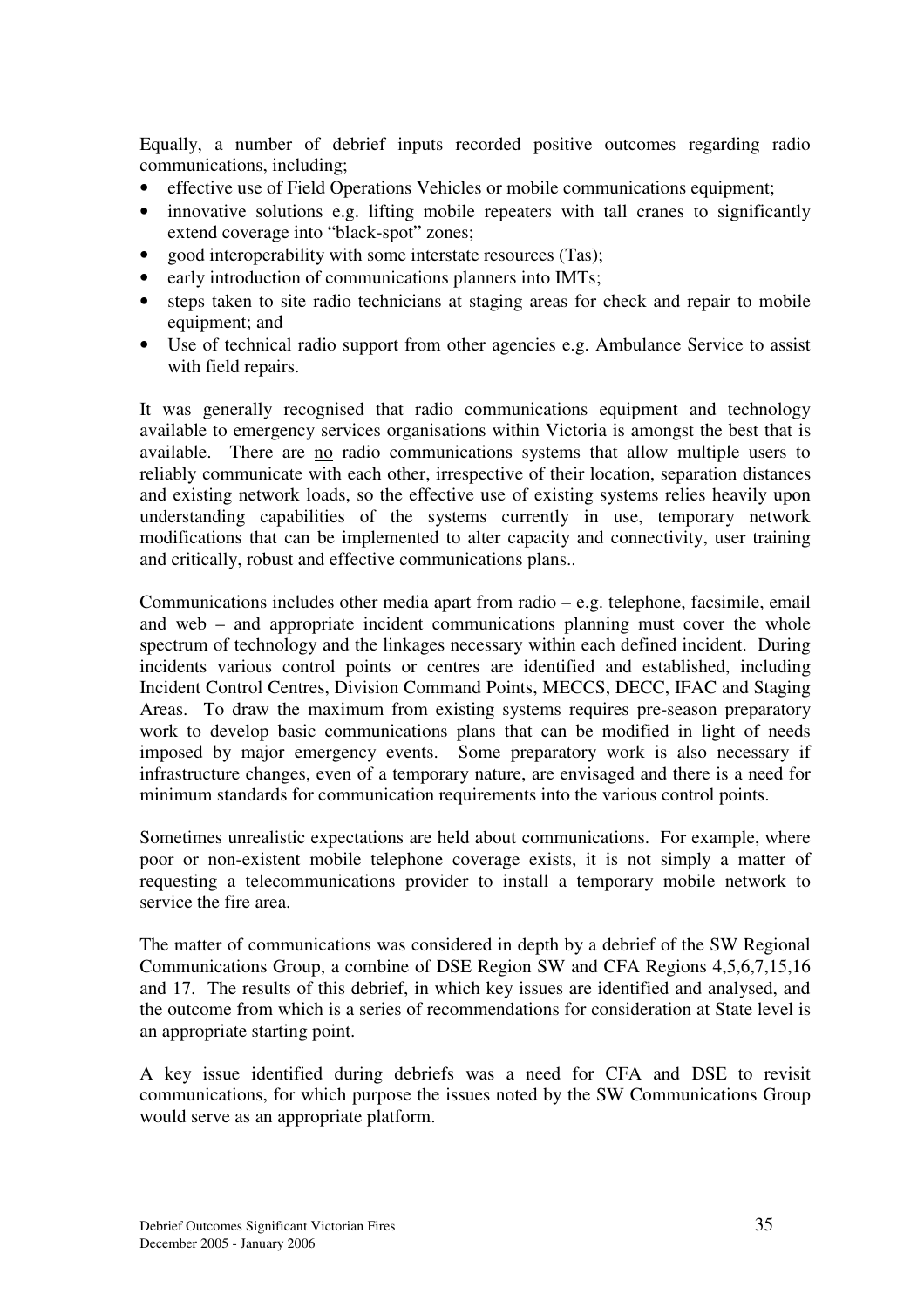Equally, a number of debrief inputs recorded positive outcomes regarding radio communications, including;

- effective use of Field Operations Vehicles or mobile communications equipment;
- innovative solutions e.g. lifting mobile repeaters with tall cranes to significantly extend coverage into "black-spot" zones;
- good interoperability with some interstate resources (Tas);
- early introduction of communications planners into IMTs;
- steps taken to site radio technicians at staging areas for check and repair to mobile equipment; and
- Use of technical radio support from other agencies e.g. Ambulance Service to assist with field repairs.

It was generally recognised that radio communications equipment and technology available to emergency services organisations within Victoria is amongst the best that is available. There are <u>no</u> radio communications systems that allow multiple users to reliably communicate with each other, irrespective of their location, separation distances and existing network loads, so the effective use of existing systems relies heavily upon understanding capabilities of the systems currently in use, temporary network modifications that can be implemented to alter capacity and connectivity, user training and critically, robust and effective communications plans..

Communications includes other media apart from radio – e.g. telephone, facsimile, email and web – and appropriate incident communications planning must cover the whole spectrum of technology and the linkages necessary within each defined incident. During incidents various control points or centres are identified and established, including Incident Control Centres, Division Command Points, MECCS, DECC, IFAC and Staging Areas. To draw the maximum from existing systems requires pre-season preparatory work to develop basic communications plans that can be modified in light of needs imposed by major emergency events. Some preparatory work is also necessary if infrastructure changes, even of a temporary nature, are envisaged and there is a need for minimum standards for communication requirements into the various control points.

Sometimes unrealistic expectations are held about communications. For example, where poor or non-existent mobile telephone coverage exists, it is not simply a matter of requesting a telecommunications provider to install a temporary mobile network to service the fire area.

The matter of communications was considered in depth by a debrief of the SW Regional Communications Group, a combine of DSE Region SW and CFA Regions 4,5,6,7,15,16 and 17. The results of this debrief, in which key issues are identified and analysed, and the outcome from which is a series of recommendations for consideration at State level is an appropriate starting point.

A key issue identified during debriefs was a need for CFA and DSE to revisit communications, for which purpose the issues noted by the SW Communications Group would serve as an appropriate platform.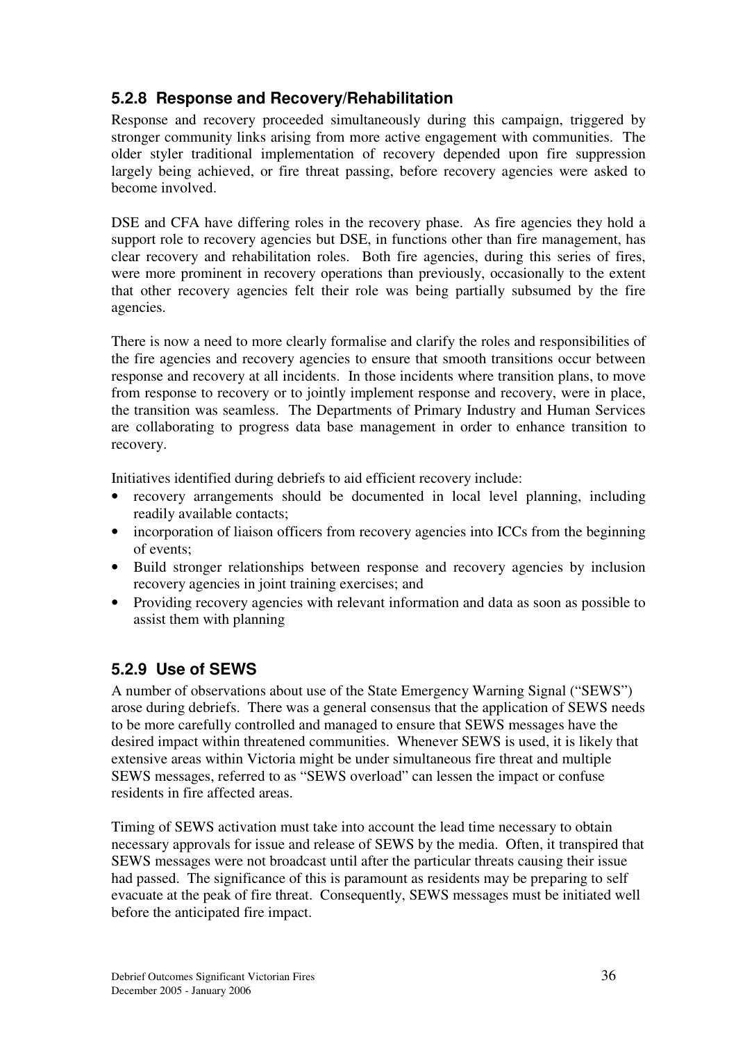### 5.2.8 Response and Recovery/Rehabilitation

Response and recovery proceeded simultaneously during this campaign, triggered by stronger community links arising from more active engagement with communities. The older styler traditional implementation of recovery depended upon fire suppression largely being achieved, or fire threat passing, before recovery agencies were asked to become involved.

DSE and CFA have differing roles in the recovery phase. As fire agencies they hold a support role to recovery agencies but DSE, in functions other than fire management, has clear recovery and rehabilitation roles. Both fire agencies, during this series of fires, were more prominent in recovery operations than previously, occasionally to the extent that other recovery agencies felt their role was being partially subsumed by the fire agencies.

There is now a need to more clearly formalise and clarify the roles and responsibilities of the fire agencies and recovery agencies to ensure that smooth transitions occur between response and recovery at all incidents. In those incidents where transition plans, to move from response to recovery or to jointly implement response and recovery, were in place, the transition was seamless. The Departments of Primary Industry and Human Services are collaborating to progress data base management in order to enhance transition to recovery.

Initiatives identified during debriefs to aid efficient recovery include:

- recovery arrangements should be documented in local level planning, including readily available contacts;
- incorporation of liaison officers from recovery agencies into ICCs from the beginning of events;
- Build stronger relationships between response and recovery agencies by inclusion recovery agencies in joint training exercises; and
- Providing recovery agencies with relevant information and data as soon as possible to assist them with planning

### 5.2.9 Use of SEWS

A number of observations about use of the State Emergency Warning Signal ("SEWS") arose during debriefs. There was a general consensus that the application of SEWS needs to be more carefully controlled and managed to ensure that SEWS messages have the desired impact within threatened communities. Whenever SEWS is used, it is likely that extensive areas within Victoria might be under simultaneous fire threat and multiple SEWS messages, referred to as "SEWS overload" can lessen the impact or confuse residents in fire affected areas.

Timing of SEWS activation must take into account the lead time necessary to obtain necessary approvals for issue and release of SEWS by the media. Often, it transpired that SEWS messages were not broadcast until after the particular threats causing their issue had passed. The significance of this is paramount as residents may be preparing to self evacuate at the peak of fire threat. Consequently, SEWS messages must be initiated well before the anticipated fire impact.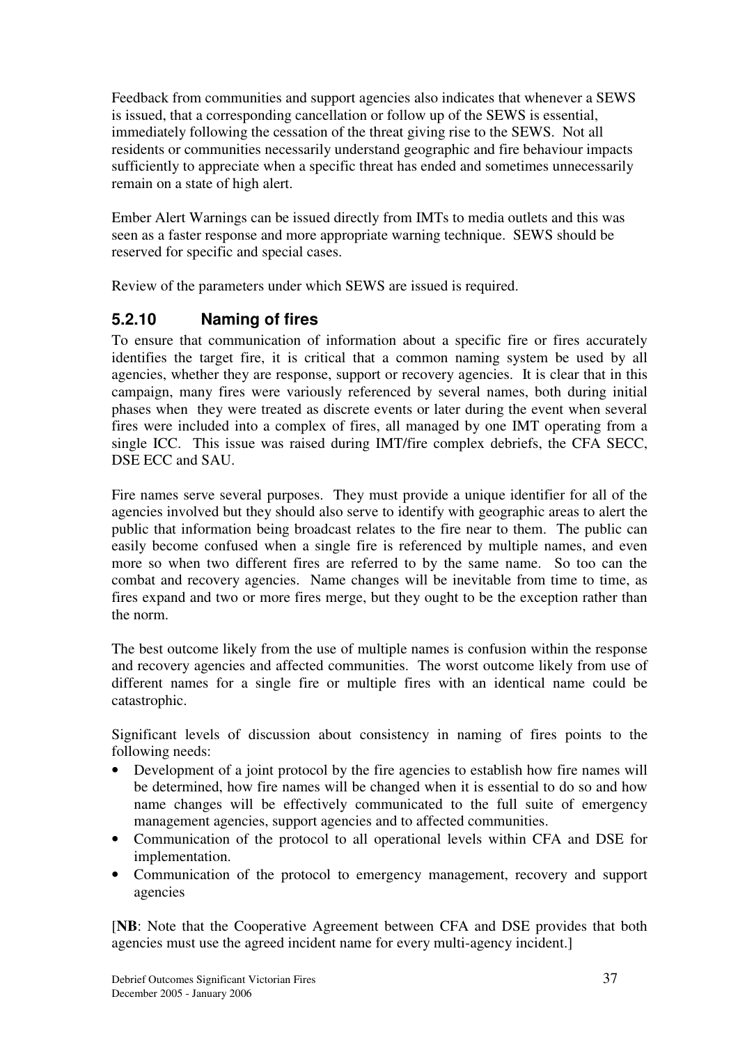Feedback from communities and support agencies also indicates that whenever a SEWS is issued, that a corresponding cancellation or follow up of the SEWS is essential, immediately following the cessation of the threat giving rise to the SEWS. Not all residents or communities necessarily understand geographic and fire behaviour impacts sufficiently to appreciate when a specific threat has ended and sometimes unnecessarily remain on a state of high alert.

Ember Alert Warnings can be issued directly from IMTs to media outlets and this was seen as a faster response and more appropriate warning technique. SEWS should be reserved for specific and special cases.

Review of the parameters under which SEWS are issued is required.

### 5.2.10 Naming of fires

To ensure that communication of information about a specific fire or fires accurately identifies the target fire, it is critical that a common naming system be used by all agencies, whether they are response, support or recovery agencies. It is clear that in this campaign, many fires were variously referenced by several names, both during initial phases when they were treated as discrete events or later during the event when several fires were included into a complex of fires, all managed by one IMT operating from a single ICC. This issue was raised during IMT/fire complex debriefs, the CFA SECC, DSE ECC and SAU.

Fire names serve several purposes. They must provide a unique identifier for all of the agencies involved but they should also serve to identify with geographic areas to alert the public that information being broadcast relates to the fire near to them. The public can easily become confused when a single fire is referenced by multiple names, and even more so when two different fires are referred to by the same name. So too can the combat and recovery agencies. Name changes will be inevitable from time to time, as fires expand and two or more fires merge, but they ought to be the exception rather than the norm.

The best outcome likely from the use of multiple names is confusion within the response and recovery agencies and affected communities. The worst outcome likely from use of different names for a single fire or multiple fires with an identical name could be catastrophic.

Significant levels of discussion about consistency in naming of fires points to the following needs:

- Development of a joint protocol by the fire agencies to establish how fire names will be determined, how fire names will be changed when it is essential to do so and how name changes will be effectively communicated to the full suite of emergency management agencies, support agencies and to affected communities.
- Communication of the protocol to all operational levels within CFA and DSE for implementation.
- Communication of the protocol to emergency management, recovery and support agencies

[**NB**: Note that the Cooperative Agreement between CFA and DSE provides that both agencies must use the agreed incident name for every multi-agency incident.]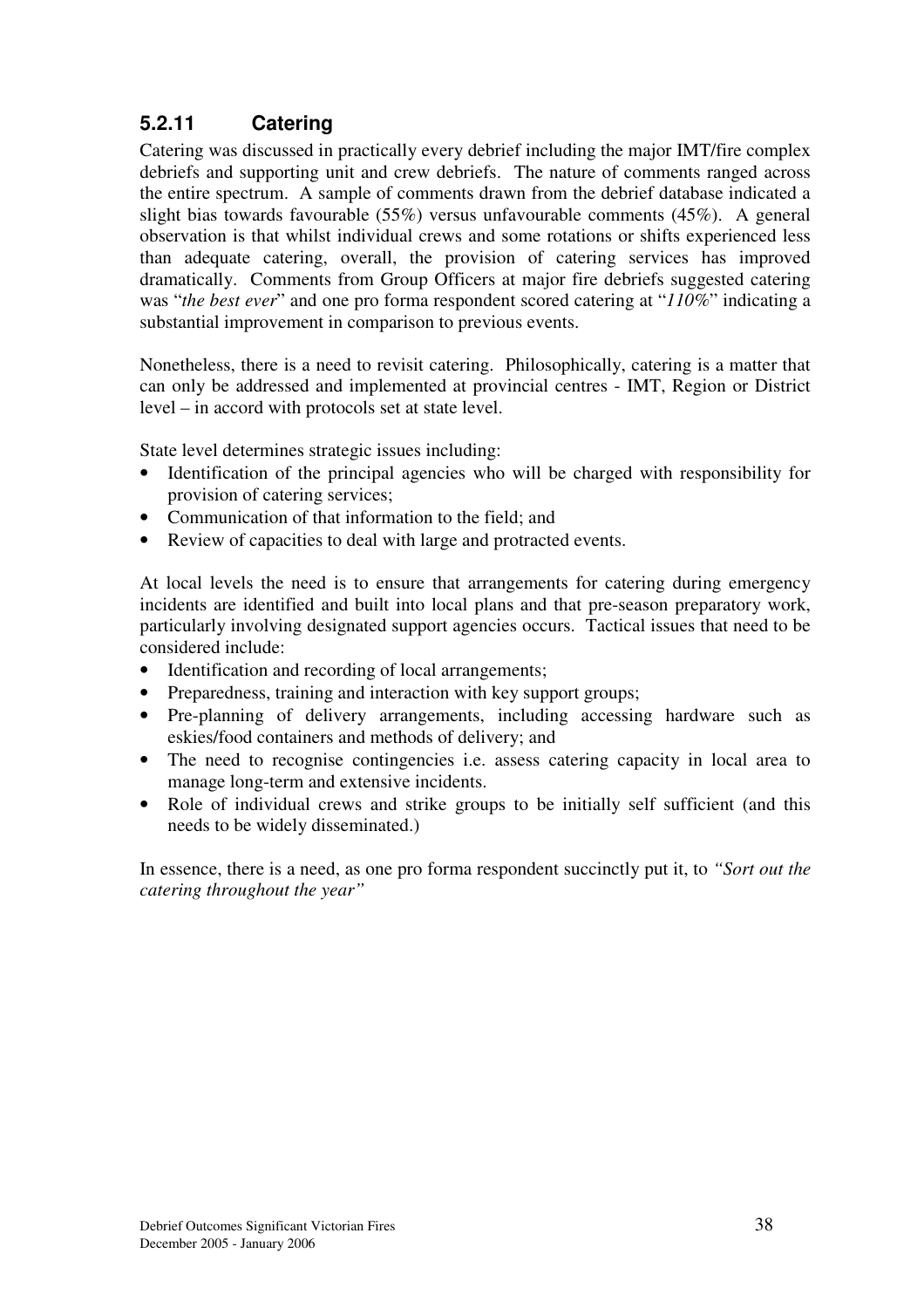### 5.2.11 Catering

Catering was discussed in practically every debrief including the major IMT/fire complex debriefs and supporting unit and crew debriefs. The nature of comments ranged across the entire spectrum. A sample of comments drawn from the debrief database indicated a slight bias towards favourable (55%) versus unfavourable comments (45%). A general observation is that whilst individual crews and some rotations or shifts experienced less than adequate catering, overall, the provision of catering services has improved dramatically. Comments from Group Officers at major fire debriefs suggested catering was "*the best ever*" and one pro forma respondent scored catering at "*110%*" indicating a substantial improvement in comparison to previous events.

Nonetheless, there is a need to revisit catering. Philosophically, catering is a matter that can only be addressed and implemented at provincial centres - IMT, Region or District level – in accord with protocols set at state level.

State level determines strategic issues including:

- Identification of the principal agencies who will be charged with responsibility for provision of catering services;
- Communication of that information to the field; and
- Review of capacities to deal with large and protracted events.

At local levels the need is to ensure that arrangements for catering during emergency incidents are identified and built into local plans and that pre-season preparatory work, particularly involving designated support agencies occurs. Tactical issues that need to be considered include:

- Identification and recording of local arrangements;
- Preparedness, training and interaction with key support groups;
- Pre-planning of delivery arrangements, including accessing hardware such as eskies/food containers and methods of delivery; and
- The need to recognise contingencies i.e. assess catering capacity in local area to manage long-term and extensive incidents.
- Role of individual crews and strike groups to be initially self sufficient (and this needs to be widely disseminated.)

In essence, there is a need, as one pro forma respondent succinctly put it, to *"Sort out the catering throughout the year"*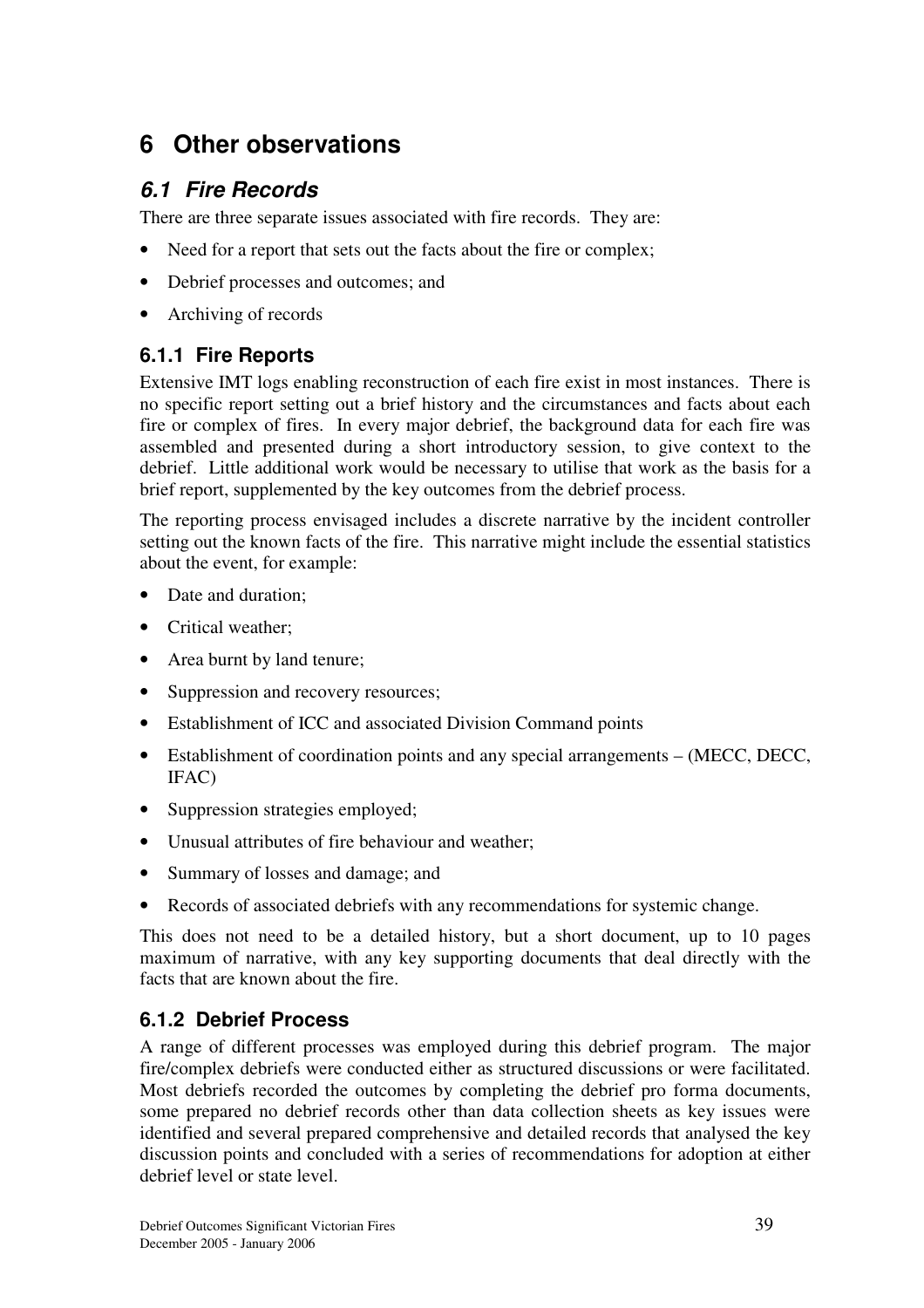# 6 Other observations

## *6.1 Fire Records*

There are three separate issues associated with fire records. They are:

- Need for a report that sets out the facts about the fire or complex;
- Debrief processes and outcomes; and
- Archiving of records

### 6.1.1 Fire Reports

Extensive IMT logs enabling reconstruction of each fire exist in most instances. There is no specific report setting out a brief history and the circumstances and facts about each fire or complex of fires. In every major debrief, the background data for each fire was assembled and presented during a short introductory session, to give context to the debrief. Little additional work would be necessary to utilise that work as the basis for a brief report, supplemented by the key outcomes from the debrief process.

The reporting process envisaged includes a discrete narrative by the incident controller setting out the known facts of the fire. This narrative might include the essential statistics about the event, for example:

- Date and duration;
- Critical weather;
- Area burnt by land tenure;
- Suppression and recovery resources;
- Establishment of ICC and associated Division Command points
- Establishment of coordination points and any special arrangements – (MECC, DECC, IFAC)
- Suppression strategies employed;
- Unusual attributes of fire behaviour and weather;
- Summary of losses and damage; and
- Records of associated debriefs with any recommendations for systemic change.

This does not need to be a detailed history, but a short document, up to 10 pages maximum of narrative, with any key supporting documents that deal directly with the facts that are known about the fire.

### 6.1.2 Debrief Process

A range of different processes was employed during this debrief program. The major fire/complex debriefs were conducted either as structured discussions or were facilitated. Most debriefs recorded the outcomes by completing the debrief pro forma documents, some prepared no debrief records other than data collection sheets as key issues were identified and several prepared comprehensive and detailed records that analysed the key discussion points and concluded with a series of recommendations for adoption at either debrief level or state level.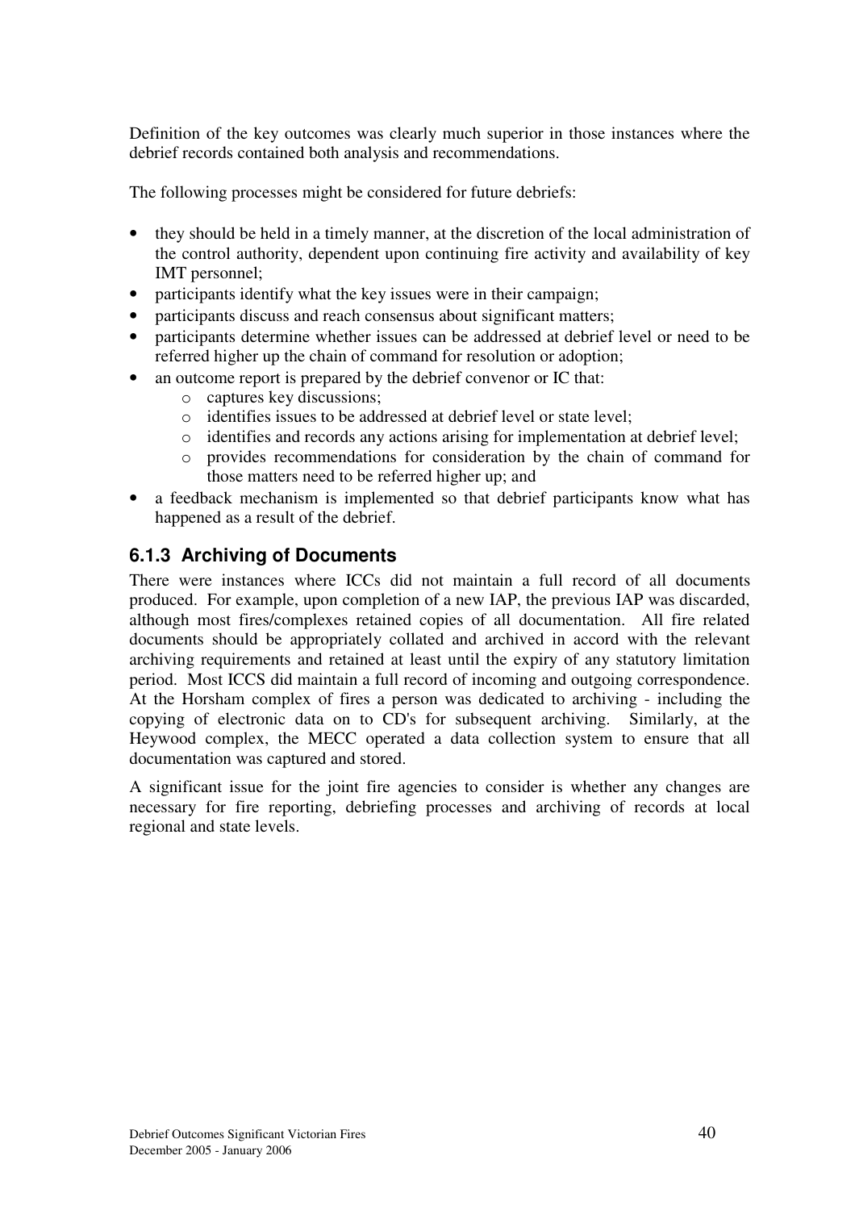Definition of the key outcomes was clearly much superior in those instances where the debrief records contained both analysis and recommendations.

The following processes might be considered for future debriefs:

- they should be held in a timely manner, at the discretion of the local administration of the control authority, dependent upon continuing fire activity and availability of key IMT personnel;
- participants identify what the key issues were in their campaign;
- participants discuss and reach consensus about significant matters;
- participants determine whether issues can be addressed at debrief level or need to be referred higher up the chain of command for resolution or adoption;
- an outcome report is prepared by the debrief convenor or IC that:
  - captures key discussions;
  - identifies issues to be addressed at debrief level or state level;
  - identifies and records any actions arising for implementation at debrief level;
  - provides recommendations for consideration by the chain of command for those matters need to be referred higher up; and
- a feedback mechanism is implemented so that debrief participants know what has happened as a result of the debrief.

### 6.1.3 Archiving of Documents

There were instances where ICCs did not maintain a full record of all documents produced. For example, upon completion of a new IAP, the previous IAP was discarded, although most fires/complexes retained copies of all documentation. All fire related documents should be appropriately collated and archived in accord with the relevant archiving requirements and retained at least until the expiry of any statutory limitation period. Most ICCS did maintain a full record of incoming and outgoing correspondence. At the Horsham complex of fires a person was dedicated to archiving - including the copying of electronic data on to CD's for subsequent archiving. Similarly, at the Heywood complex, the MECC operated a data collection system to ensure that all documentation was captured and stored.

A significant issue for the joint fire agencies to consider is whether any changes are necessary for fire reporting, debriefing processes and archiving of records at local regional and state levels.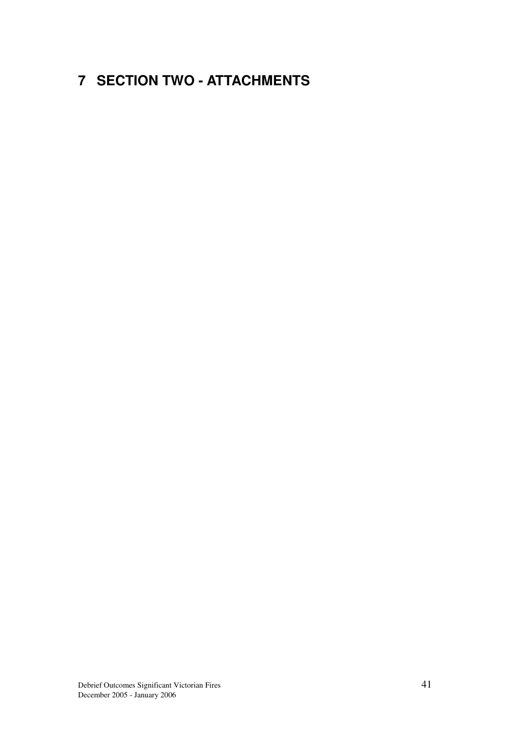# 7 SECTION TWO - ATTACHMENTS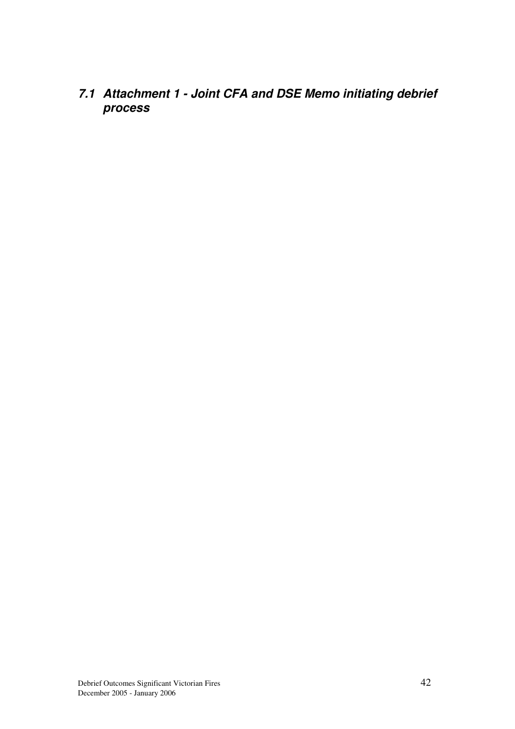### *7.1 Attachment 1 - Joint CFA and DSE Memo initiating debrief process*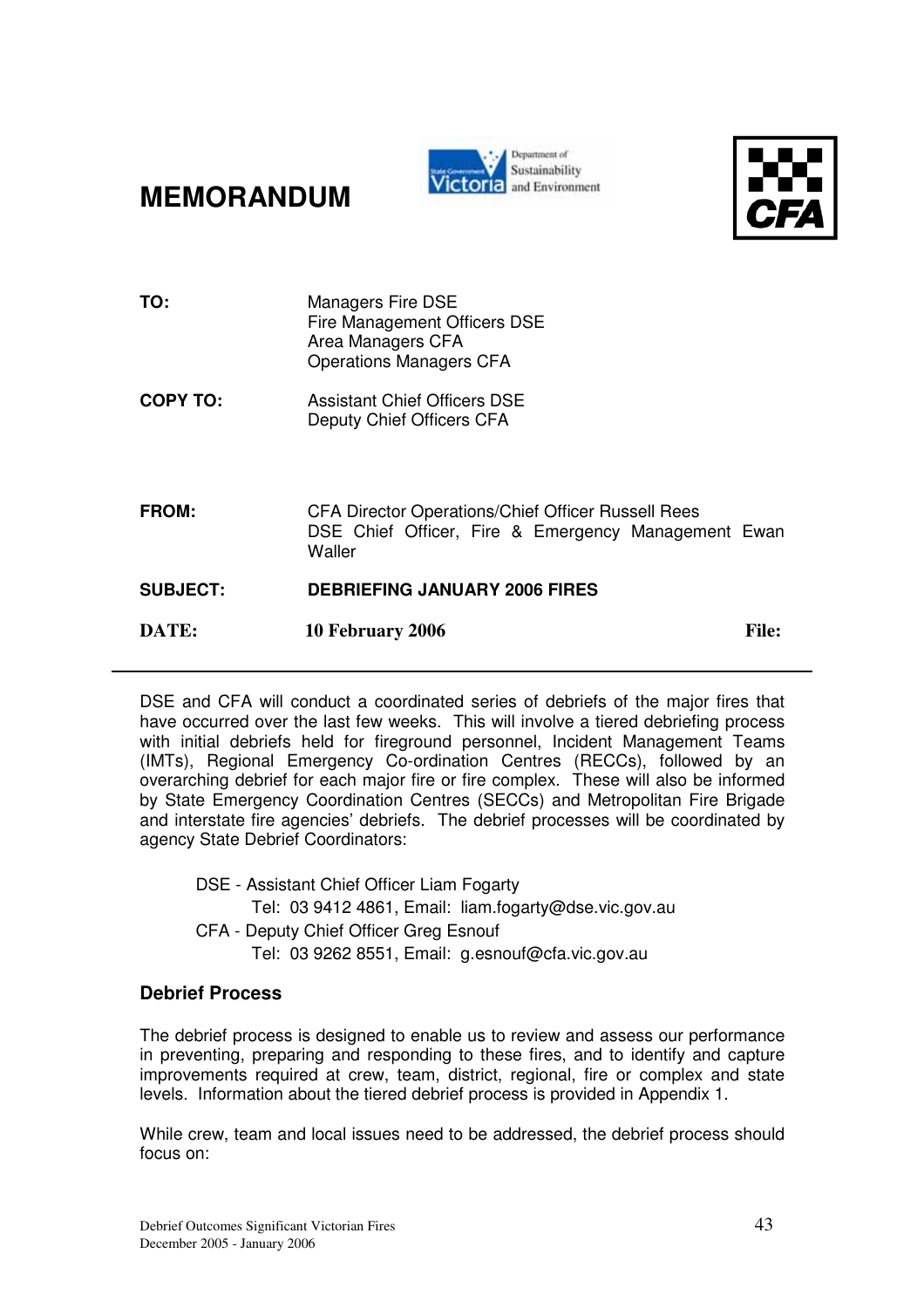# MEMORANDUM

| | |
|---|---|
| **TO:** | Managers Fire DSE<br>Fire Management Officers DSE<br>Area Managers CFA<br>Operations Managers CFA |
| **COPY TO:** | Assistant Chief Officers DSE<br>Deputy Chief Officers CFA |
| **FROM:** | CFA Director Operations/Chief Officer Russell Rees<br>DSE Chief Officer, Fire & Emergency Management Ewan Waller |
| **SUBJECT:** | **DEBRIEFING JANUARY 2006 FIRES** |
| **DATE:** | **10 February 2006** **File:** |

---

DSE and CFA will conduct a coordinated series of debriefs of the major fires that have occurred over the last few weeks. This will involve a tiered debriefing process with initial debriefs held for fireground personnel, Incident Management Teams (IMTs), Regional Emergency Co-ordination Centres (RECCs), followed by an overarching debrief for each major fire or fire complex. These will also be informed by State Emergency Coordination Centres (SECCs) and Metropolitan Fire Brigade and interstate fire agencies' debriefs. The debrief processes will be coordinated by agency State Debrief Coordinators:

DSE - Assistant Chief Officer Liam Fogarty
    Tel: 03 9412 4861, Email: liam.fogarty@dse.vic.gov.au
CFA - Deputy Chief Officer Greg Esnouf
    Tel: 03 9262 8551, Email: g.esnouf@cfa.vic.gov.au

### Debrief Process

The debrief process is designed to enable us to review and assess our performance in preventing, preparing and responding to these fires, and to identify and capture improvements required at crew, team, district, regional, fire or complex and state levels. Information about the tiered debrief process is provided in Appendix 1.

While crew, team and local issues need to be addressed, the debrief process should focus on: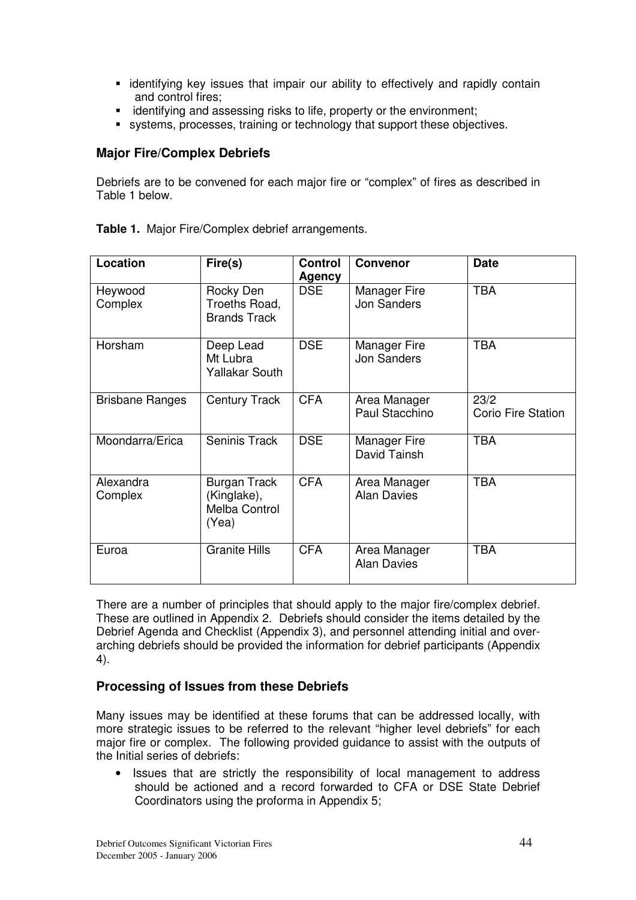- identifying key issues that impair our ability to effectively and rapidly contain and control fires;
- identifying and assessing risks to life, property or the environment;
- systems, processes, training or technology that support these objectives.

### Major Fire/Complex Debriefs

Debriefs are to be convened for each major fire or "complex" of fires as described in Table 1 below.

**Table 1.** Major Fire/Complex debrief arrangements.

| Location | Fire(s) | Control Agency | Convenor | Date |
|---|---|---|---|---|
| Heywood Complex | Rocky Den<br>Troeths Road,<br>Brands Track | DSE | Manager Fire<br>Jon Sanders | TBA |
| Horsham | Deep Lead<br>Mt Lubra<br>Yallakar South | DSE | Manager Fire<br>Jon Sanders | TBA |
| Brisbane Ranges | Century Track | CFA | Area Manager<br>Paul Stacchino | 23/2<br>Corio Fire Station |
| Moondarra/Erica | Seninis Track | DSE | Manager Fire<br>David Tainsh | TBA |
| Alexandra Complex | Burgan Track (Kinglake),<br>Melba Control (Yea) | CFA | Area Manager<br>Alan Davies | TBA |
| Euroa | Granite Hills | CFA | Area Manager<br>Alan Davies | TBA |

There are a number of principles that should apply to the major fire/complex debrief. These are outlined in Appendix 2. Debriefs should consider the items detailed by the Debrief Agenda and Checklist (Appendix 3), and personnel attending initial and over-arching debriefs should be provided the information for debrief participants (Appendix 4).

### Processing of Issues from these Debriefs

Many issues may be identified at these forums that can be addressed locally, with more strategic issues to be referred to the relevant "higher level debriefs" for each major fire or complex. The following provided guidance to assist with the outputs of the Initial series of debriefs:

- Issues that are strictly the responsibility of local management to address should be actioned and a record forwarded to CFA or DSE State Debrief Coordinators using the proforma in Appendix 5;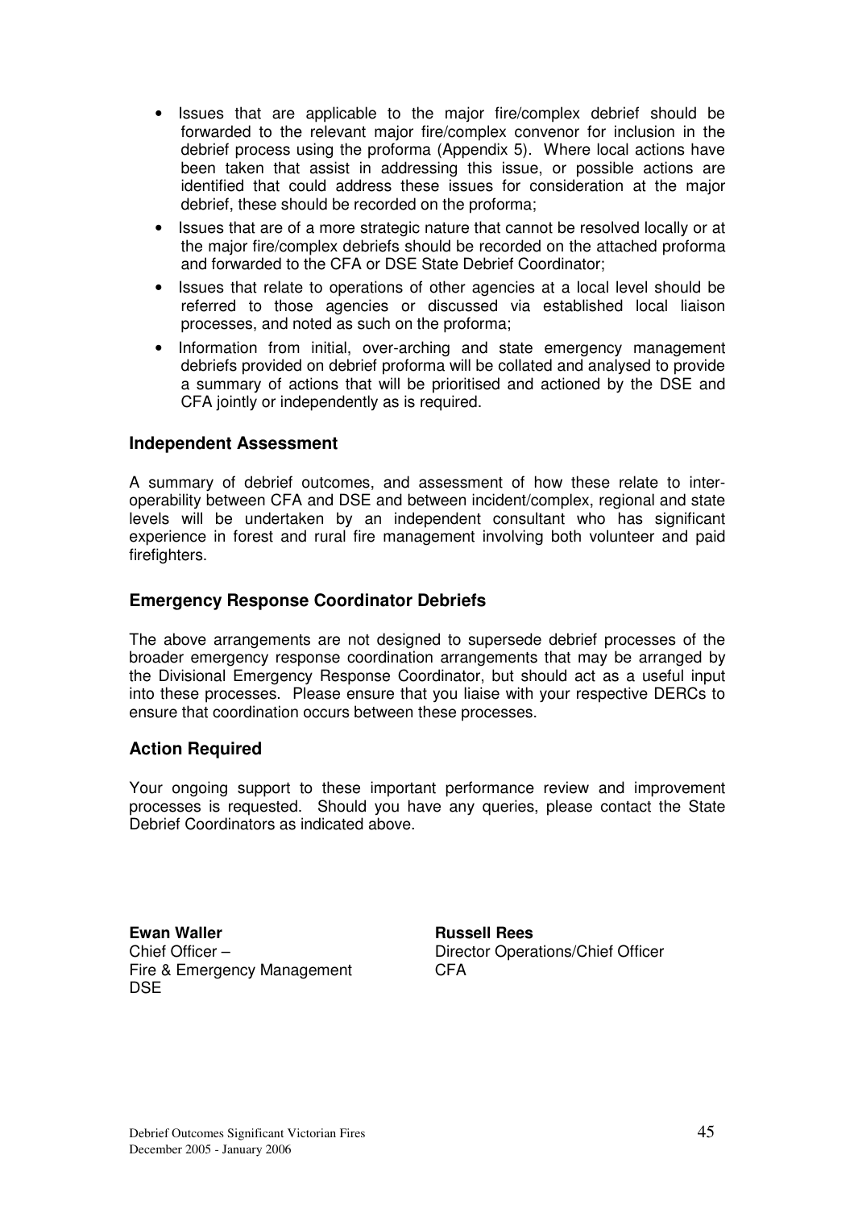- Issues that are applicable to the major fire/complex debrief should be forwarded to the relevant major fire/complex convenor for inclusion in the debrief process using the proforma (Appendix 5). Where local actions have been taken that assist in addressing this issue, or possible actions are identified that could address these issues for consideration at the major debrief, these should be recorded on the proforma;
- Issues that are of a more strategic nature that cannot be resolved locally or at the major fire/complex debriefs should be recorded on the attached proforma and forwarded to the CFA or DSE State Debrief Coordinator;
- Issues that relate to operations of other agencies at a local level should be referred to those agencies or discussed via established local liaison processes, and noted as such on the proforma;
- Information from initial, over-arching and state emergency management debriefs provided on debrief proforma will be collated and analysed to provide a summary of actions that will be prioritised and actioned by the DSE and CFA jointly or independently as is required.

### Independent Assessment

A summary of debrief outcomes, and assessment of how these relate to inter-operability between CFA and DSE and between incident/complex, regional and state levels will be undertaken by an independent consultant who has significant experience in forest and rural fire management involving both volunteer and paid firefighters.

### Emergency Response Coordinator Debriefs

The above arrangements are not designed to supersede debrief processes of the broader emergency response coordination arrangements that may be arranged by the Divisional Emergency Response Coordinator, but should act as a useful input into these processes. Please ensure that you liaise with your respective DERCs to ensure that coordination occurs between these processes.

### Action Required

Your ongoing support to these important performance review and improvement processes is requested. Should you have any queries, please contact the State Debrief Coordinators as indicated above.

**Ewan Waller**
Chief Officer –
Fire & Emergency Management
DSE

**Russell Rees**
Director Operations/Chief Officer
CFA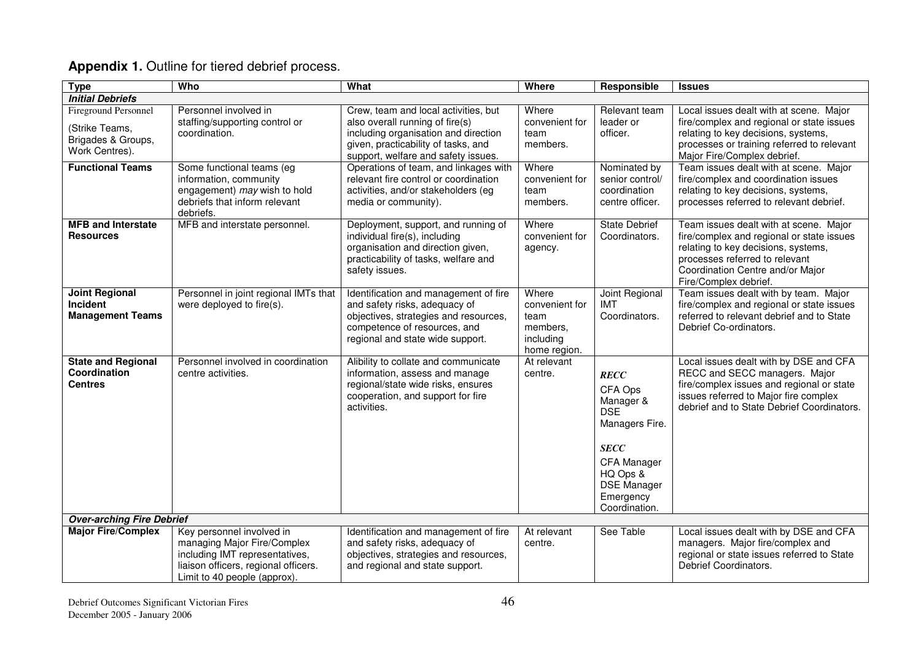**Appendix 1.** Outline for tiered debrief process.

| Type | Who | What | Where | Responsible | Issues |
|---|---|---|---|---|---|
| ***Initial Debriefs*** | | | | | |
| Fireground Personnel (Strike Teams, Brigades & Groups, Work Centres). | Personnel involved in staffing/supporting control or coordination. | Crew, team and local activities, but also overall running of fire(s) including organisation and direction given, practicability of tasks, and support, welfare and safety issues. | Where convenient for team members. | Relevant team leader or officer. | Local issues dealt with at scene. Major fire/complex and regional or state issues relating to key decisions, systems, processes or training referred to relevant Major Fire/Complex debrief. |
| **Functional Teams** | Some functional teams (eg information, community engagement) *may* wish to hold debriefs that inform relevant debriefs. | Operations of team, and linkages with relevant fire control or coordination activities, and/or stakeholders (eg media or community). | Where convenient for team members. | Nominated by senior control/ coordination centre officer. | Team issues dealt with at scene. Major fire/complex and coordination issues relating to key decisions, systems, processes referred to relevant debrief. |
| **MFB and Interstate Resources** | MFB and interstate personnel. | Deployment, support, and running of individual fire(s), including organisation and direction given, practicability of tasks, welfare and safety issues. | Where convenient for agency. | State Debrief Coordinators. | Team issues dealt with at scene. Major fire/complex and regional or state issues relating to key decisions, systems, processes referred to relevant Coordination Centre and/or Major Fire/Complex debrief. |
| **Joint Regional Incident Management Teams** | Personnel in joint regional IMTs that were deployed to fire(s). | Identification and management of fire and safety risks, adequacy of objectives, strategies and resources, competence of resources, and regional and state wide support. | Where convenient for team members, including home region. | Joint Regional IMT Coordinators. | Team issues dealt with by team. Major fire/complex and regional or state issues referred to relevant debrief and to State Debrief Co-ordinators. |
| **State and Regional Coordination Centres** | Personnel involved in coordination centre activities. | Alibility to collate and communicate information, assess and manage regional/state wide risks, ensures cooperation, and support for fire activities. | At relevant centre. | ***RECC*** CFA Ops Manager & DSE Managers Fire. ***SECC*** CFA Manager HQ Ops & DSE Manager Emergency Coordination. | Local issues dealt with by DSE and CFA RECC and SECC managers. Major fire/complex issues and regional or state issues referred to Major fire complex debrief and to State Debrief Coordinators. |
| ***Over-arching Fire Debrief*** | | | | | |
| **Major Fire/Complex** | Key personnel involved in managing Major Fire/Complex including IMT representatives, liaison officers, regional officers. Limit to 40 people (approx). | Identification and management of fire and safety risks, adequacy of objectives, strategies and resources, and regional and state support. | At relevant centre. | See Table | Local issues dealt with by DSE and CFA managers. Major fire/complex and regional or state issues referred to State Debrief Coordinators. |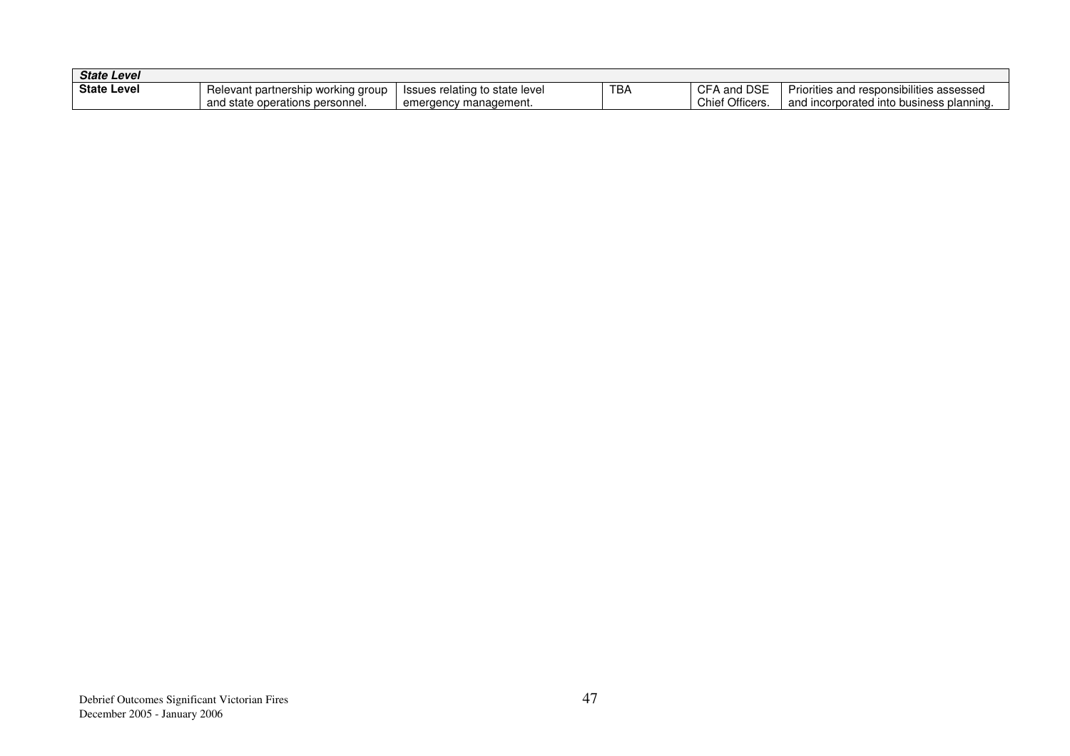| ***State Level*** | | | | | |
|---|---|---|---|---|---|
| **State Level** | Relevant partnership working group and state operations personnel. | Issues relating to state level emergency management. | TBA | CFA and DSE Chief Officers. | Priorities and responsibilities assessed and incorporated into business planning. |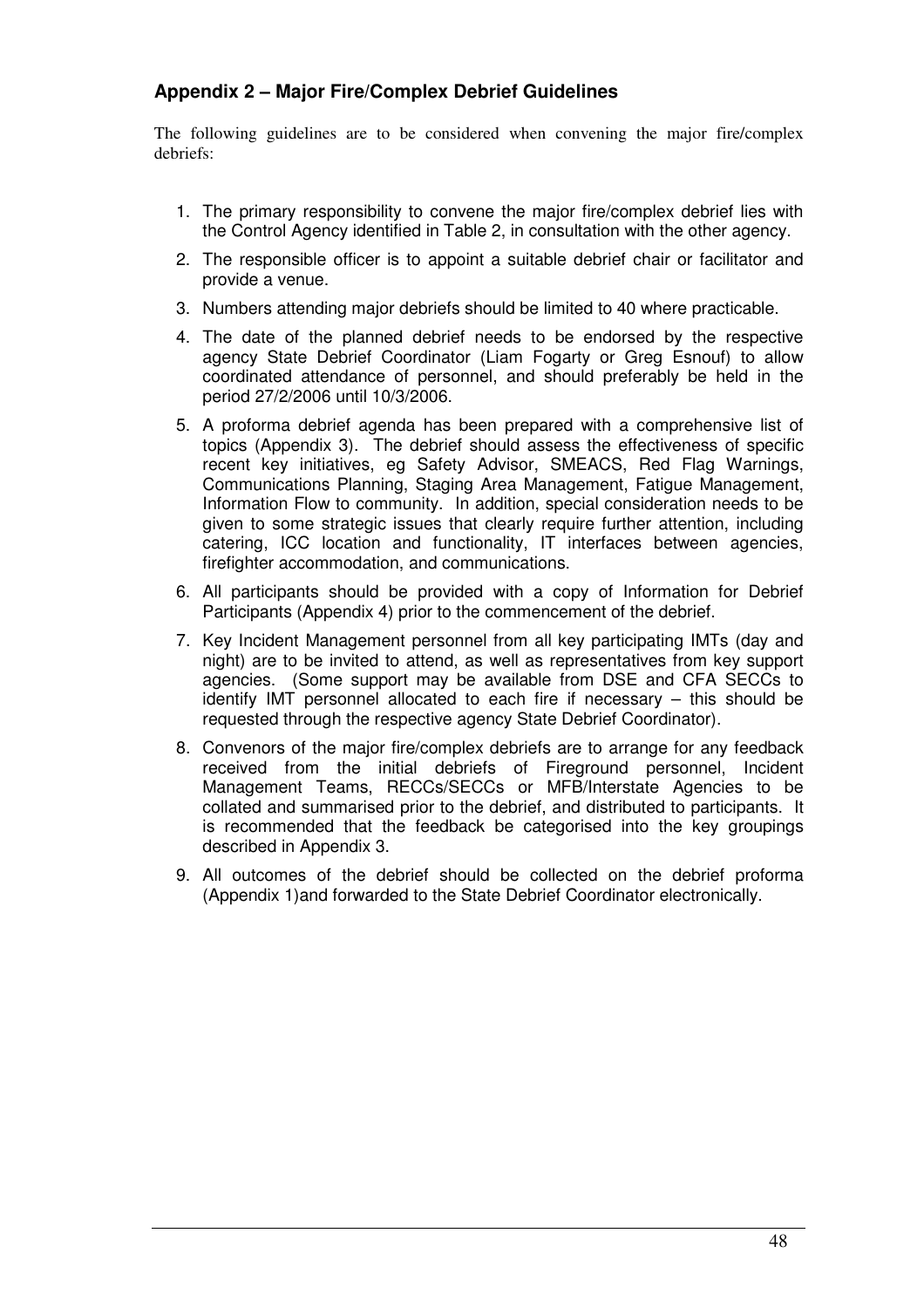## Appendix 2 – Major Fire/Complex Debrief Guidelines

The following guidelines are to be considered when convening the major fire/complex debriefs:

1. The primary responsibility to convene the major fire/complex debrief lies with the Control Agency identified in Table 2, in consultation with the other agency.
2. The responsible officer is to appoint a suitable debrief chair or facilitator and provide a venue.
3. Numbers attending major debriefs should be limited to 40 where practicable.
4. The date of the planned debrief needs to be endorsed by the respective agency State Debrief Coordinator (Liam Fogarty or Greg Esnouf) to allow coordinated attendance of personnel, and should preferably be held in the period 27/2/2006 until 10/3/2006.
5. A proforma debrief agenda has been prepared with a comprehensive list of topics (Appendix 3). The debrief should assess the effectiveness of specific recent key initiatives, eg Safety Advisor, SMEACS, Red Flag Warnings, Communications Planning, Staging Area Management, Fatigue Management, Information Flow to community. In addition, special consideration needs to be given to some strategic issues that clearly require further attention, including catering, ICC location and functionality, IT interfaces between agencies, firefighter accommodation, and communications.
6. All participants should be provided with a copy of Information for Debrief Participants (Appendix 4) prior to the commencement of the debrief.
7. Key Incident Management personnel from all key participating IMTs (day and night) are to be invited to attend, as well as representatives from key support agencies. (Some support may be available from DSE and CFA SECCs to identify IMT personnel allocated to each fire if necessary – this should be requested through the respective agency State Debrief Coordinator).
8. Convenors of the major fire/complex debriefs are to arrange for any feedback received from the initial debriefs of Fireground personnel, Incident Management Teams, RECCs/SECCs or MFB/Interstate Agencies to be collated and summarised prior to the debrief, and distributed to participants. It is recommended that the feedback be categorised into the key groupings described in Appendix 3.
9. All outcomes of the debrief should be collected on the debrief proforma (Appendix 1)and forwarded to the State Debrief Coordinator electronically.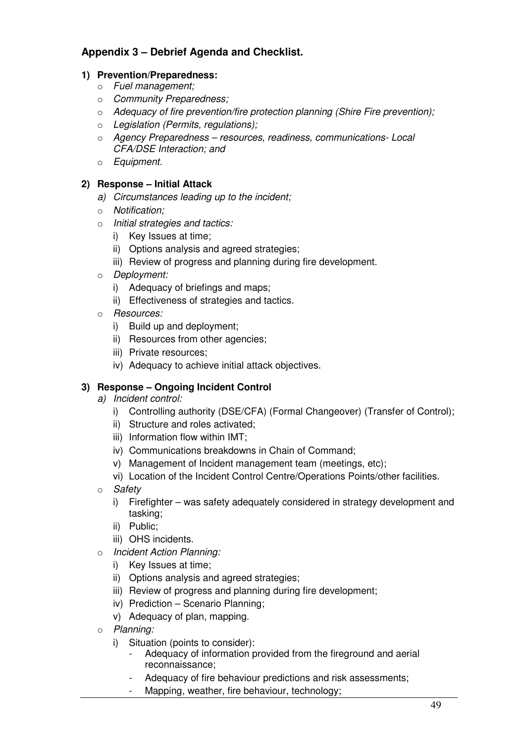## Appendix 3 – Debrief Agenda and Checklist.

### 1) Prevention/Preparedness:

- *Fuel management;*
- *Community Preparedness;*
- *Adequacy of fire prevention/fire protection planning (Shire Fire prevention);*
- *Legislation (Permits, regulations);*
- *Agency Preparedness – resources, readiness, communications- Local CFA/DSE Interaction; and*
- *Equipment.*

### 2) Response – Initial Attack

a) *Circumstances leading up to the incident;*

- *Notification;*
- *Initial strategies and tactics:*
  - i) Key Issues at time;
  - ii) Options analysis and agreed strategies;
  - iii) Review of progress and planning during fire development.
- *Deployment:*
  - i) Adequacy of briefings and maps;
  - ii) Effectiveness of strategies and tactics.
- *Resources:*
  - i) Build up and deployment;
  - ii) Resources from other agencies;
  - iii) Private resources;
  - iv) Adequacy to achieve initial attack objectives.

### 3) Response – Ongoing Incident Control

a) *Incident control:*

- i) Controlling authority (DSE/CFA) (Formal Changeover) (Transfer of Control);
- ii) Structure and roles activated;
- iii) Information flow within IMT;
- iv) Communications breakdowns in Chain of Command;
- v) Management of Incident management team (meetings, etc);
- vi) Location of the Incident Control Centre/Operations Points/other facilities.

- *Safety*
  - i) Firefighter – was safety adequately considered in strategy development and tasking;
  - ii) Public;
  - iii) OHS incidents.
- *Incident Action Planning:*
  - i) Key Issues at time;
  - ii) Options analysis and agreed strategies;
  - iii) Review of progress and planning during fire development;
  - iv) Prediction – Scenario Planning;
  - v) Adequacy of plan, mapping.
- *Planning:*
  - i) Situation (points to consider):
    - Adequacy of information provided from the fireground and aerial reconnaissance;
    - Adequacy of fire behaviour predictions and risk assessments;
    - Mapping, weather, fire behaviour, technology;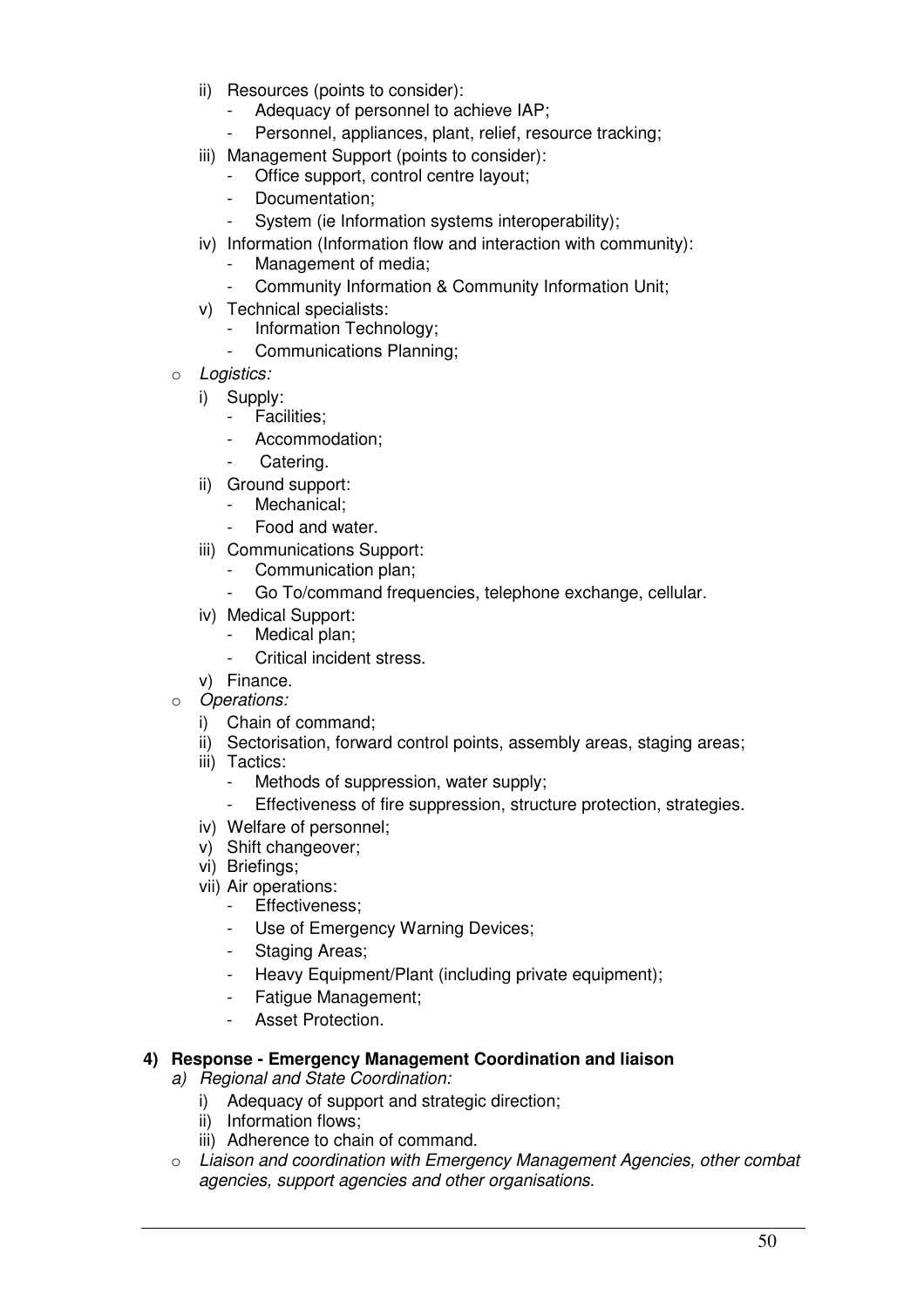- ii) Resources (points to consider):
  - Adequacy of personnel to achieve IAP;
  - Personnel, appliances, plant, relief, resource tracking;
- iii) Management Support (points to consider):
  - Office support, control centre layout;
  - Documentation;
  - System (ie Information systems interoperability);
- iv) Information (Information flow and interaction with community):
  - Management of media;
  - Community Information & Community Information Unit;
- v) Technical specialists:
  - Information Technology;
  - Communications Planning;

- *Logistics:*
  - i) Supply:
    - Facilities;
    - Accommodation;
    - Catering.
  - ii) Ground support:
    - Mechanical;
    - Food and water.
  - iii) Communications Support:
    - Communication plan;
    - Go To/command frequencies, telephone exchange, cellular.
  - iv) Medical Support:
    - Medical plan;
    - Critical incident stress.
  - v) Finance.
- *Operations:*
  - i) Chain of command;
  - ii) Sectorisation, forward control points, assembly areas, staging areas;
  - iii) Tactics:
    - Methods of suppression, water supply;
    - Effectiveness of fire suppression, structure protection, strategies.
  - iv) Welfare of personnel;
  - v) Shift changeover;
  - vi) Briefings;
  - vii) Air operations:
    - Effectiveness;
    - Use of Emergency Warning Devices;
    - Staging Areas;
    - Heavy Equipment/Plant (including private equipment);
    - Fatigue Management;
    - Asset Protection.

**4) Response - Emergency Management Coordination and liaison**

*a) Regional and State Coordination:*

- i) Adequacy of support and strategic direction;
- ii) Information flows;
- iii) Adherence to chain of command.

- *Liaison and coordination with Emergency Management Agencies, other combat agencies, support agencies and other organisations.*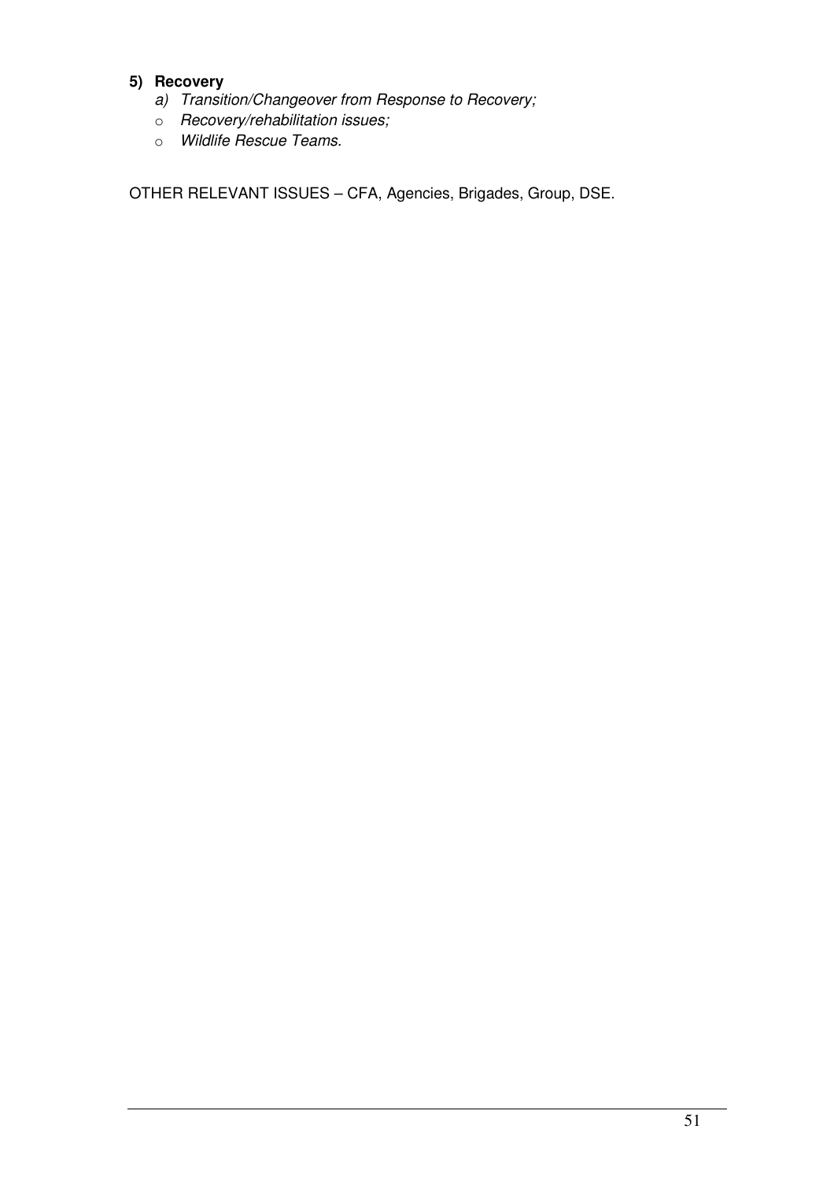**5) Recovery**

*a) Transition/Changeover from Response to Recovery;*

- *Recovery/rehabilitation issues;*
- *Wildlife Rescue Teams.*

OTHER RELEVANT ISSUES – CFA, Agencies, Brigades, Group, DSE.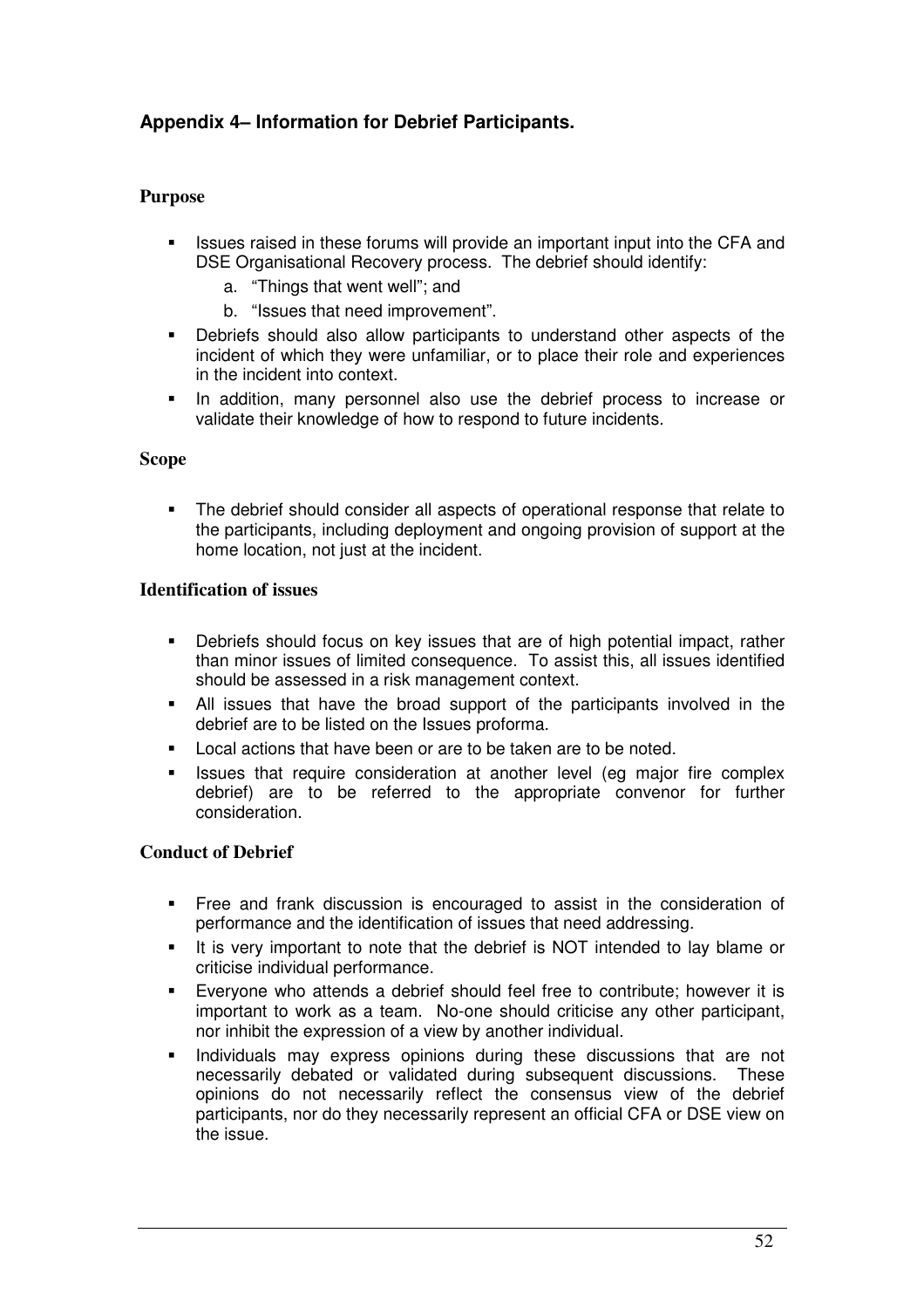## Appendix 4– Information for Debrief Participants.

### Purpose

- Issues raised in these forums will provide an important input into the CFA and DSE Organisational Recovery process. The debrief should identify:
  a. "Things that went well"; and
  b. "Issues that need improvement".
- Debriefs should also allow participants to understand other aspects of the incident of which they were unfamiliar, or to place their role and experiences in the incident into context.
- In addition, many personnel also use the debrief process to increase or validate their knowledge of how to respond to future incidents.

### Scope

- The debrief should consider all aspects of operational response that relate to the participants, including deployment and ongoing provision of support at the home location, not just at the incident.

### Identification of issues

- Debriefs should focus on key issues that are of high potential impact, rather than minor issues of limited consequence. To assist this, all issues identified should be assessed in a risk management context.
- All issues that have the broad support of the participants involved in the debrief are to be listed on the Issues proforma.
- Local actions that have been or are to be taken are to be noted.
- Issues that require consideration at another level (eg major fire complex debrief) are to be referred to the appropriate convenor for further consideration.

### Conduct of Debrief

- Free and frank discussion is encouraged to assist in the consideration of performance and the identification of issues that need addressing.
- It is very important to note that the debrief is NOT intended to lay blame or criticise individual performance.
- Everyone who attends a debrief should feel free to contribute; however it is important to work as a team. No-one should criticise any other participant, nor inhibit the expression of a view by another individual.
- Individuals may express opinions during these discussions that are not necessarily debated or validated during subsequent discussions. These opinions do not necessarily reflect the consensus view of the debrief participants, nor do they necessarily represent an official CFA or DSE view on the issue.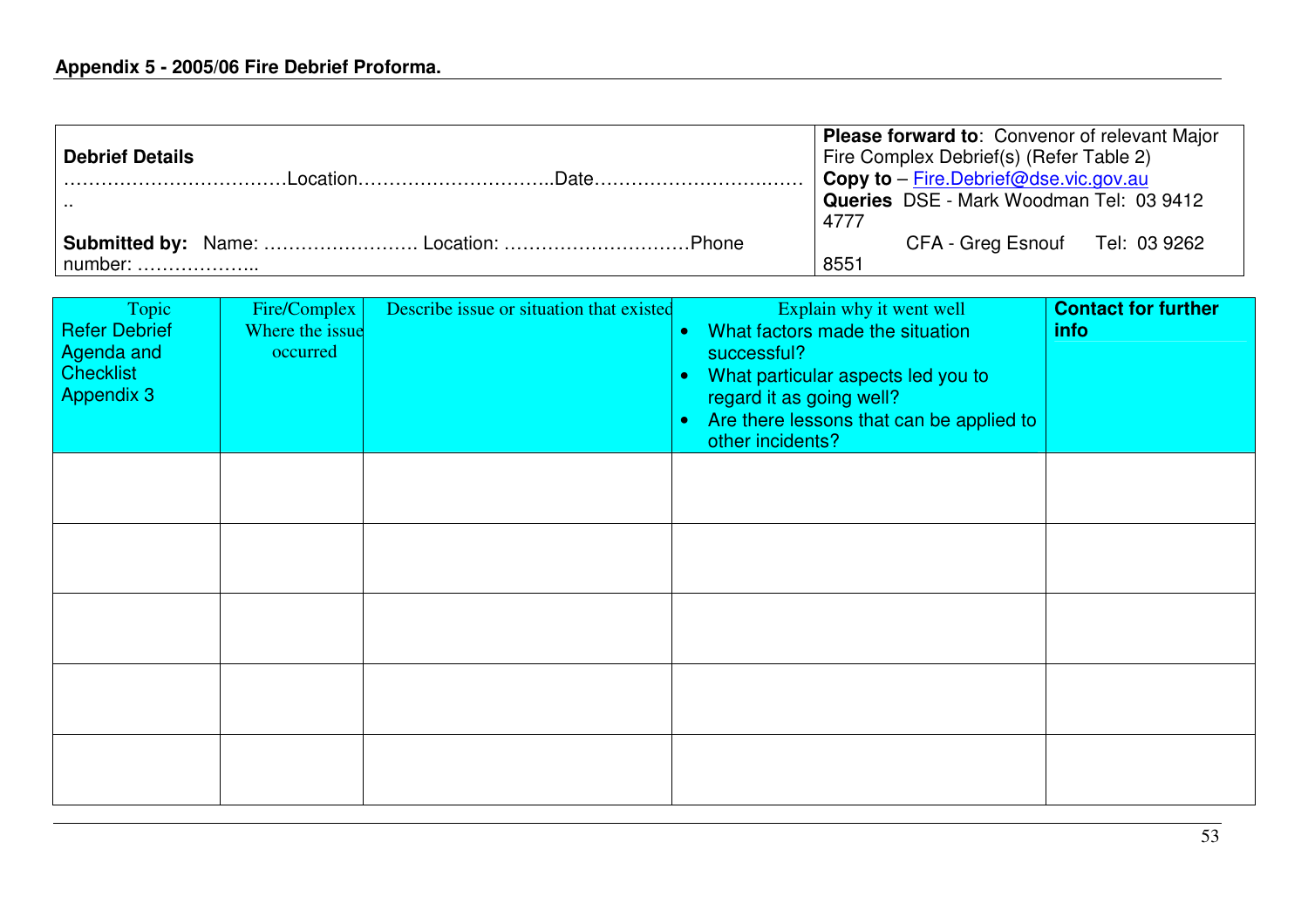**Appendix 5 - 2005/06 Fire Debrief Proforma.**

| **Debrief Details**<br>………………………………Location…………………………..Date…………………………….…<br>..<br><br>**Submitted by:** Name: ……………………. Location: …………………………Phone number: ……………….. | **Please forward to**: Convenor of relevant Major Fire Complex Debrief(s) (Refer Table 2)<br>**Copy to** – Fire.Debrief@dse.vic.gov.au<br>**Queries** DSE - Mark Woodman Tel: 03 9412 4777<br>CFA - Greg Esnouf Tel: 03 9262 8551 |
|---|---|

| Topic<br>Refer Debrief Agenda and Checklist Appendix 3 | Fire/Complex Where the issue occurred | Describe issue or situation that existed | Explain why it went well<br>• What factors made the situation successful?<br>• What particular aspects led you to regard it as going well?<br>• Are there lessons that can be applied to other incidents? | **Contact for further info** |
|---|---|---|---|---|
| | | | | |
| | | | | |
| | | | | |
| | | | | |
| | | | | |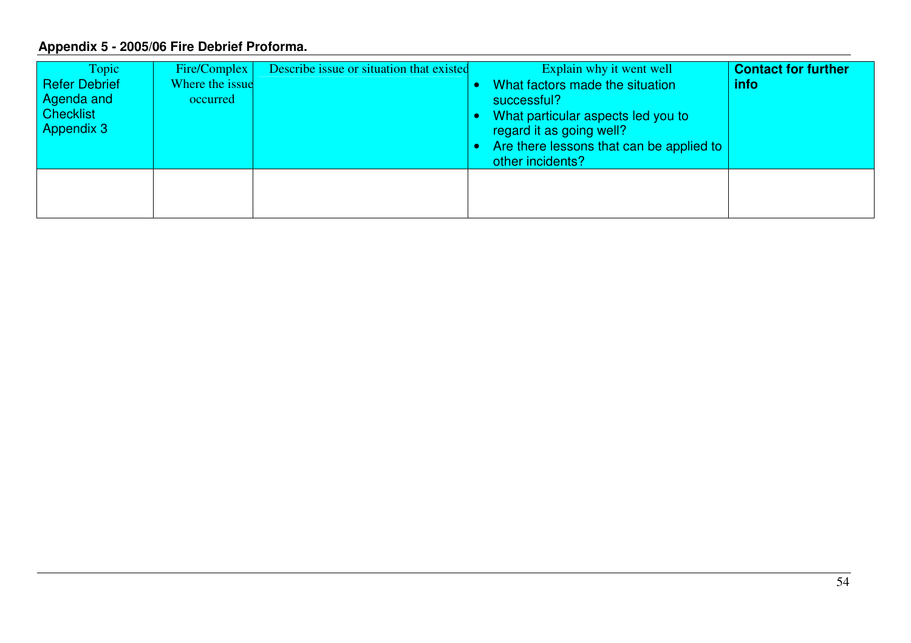**Appendix 5 - 2005/06 Fire Debrief Proforma.**

| Topic<br>Refer Debrief Agenda and Checklist Appendix 3 | Fire/Complex Where the issue occurred | Describe issue or situation that existed | Explain why it went well<br>• What factors made the situation successful?<br>• What particular aspects led you to regard it as going well?<br>• Are there lessons that can be applied to other incidents? | **Contact for further info** |
|---|---|---|---|---|
| | | | | |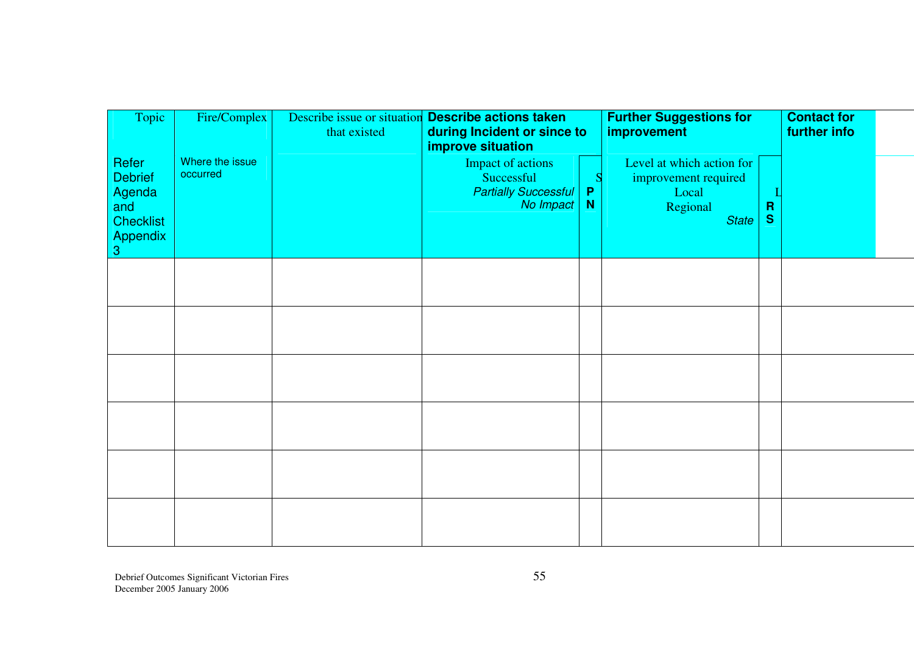| Topic | Fire/Complex | Describe issue or situation that existed | Describe actions taken during Incident or since to improve situation | | Further Suggestions for improvement | | Contact for further info |
|---|---|---|---|---|---|---|---|
| Refer Debrief Agenda and Checklist Appendix 3 | Where the issue occurred | | Impact of actions Successful *Partially Successful* *No Impact* | S **P** **N** | Level at which action for improvement required Local Regional *State* | L **R** **S** | |
| | | | | | | | |
| | | | | | | | |
| | | | | | | | |
| | | | | | | | |
| | | | | | | | |
| | | | | | | | |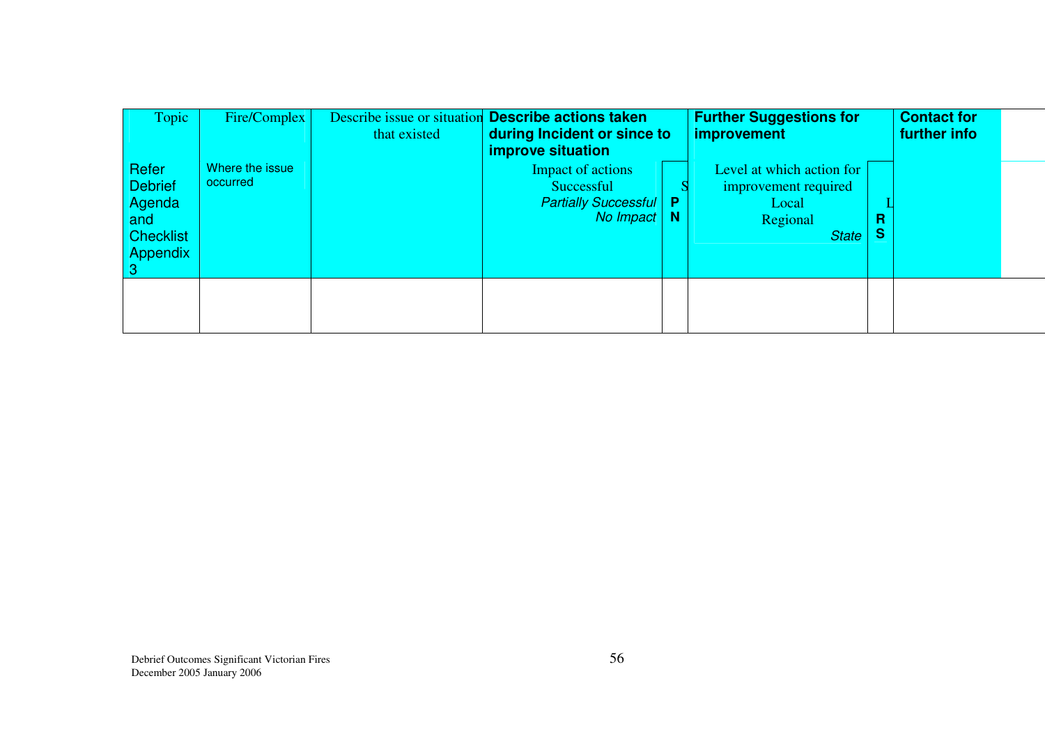| Topic | Fire/Complex | Describe issue or situation that existed | Describe actions taken during Incident or since to improve situation | | Further Suggestions for improvement | | Contact for further info |
|---|---|---|---|---|---|---|---|
| Refer Debrief Agenda and Checklist Appendix 3 | Where the issue occurred | | Impact of actions<br>Successful<br>*Partially Successful*<br>*No Impact* | S<br>P<br>N | Level at which action for improvement required<br>Local<br>Regional<br>*State* | L<br>R<br>S | |
| | | | | | | | |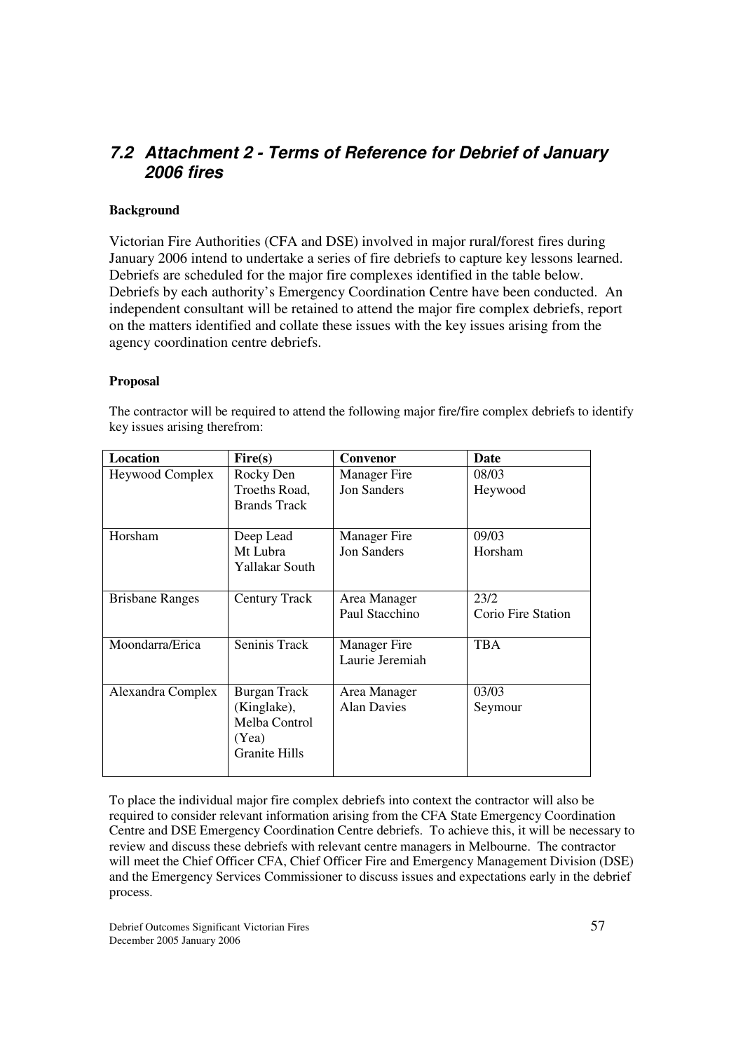## *7.2 Attachment 2 - Terms of Reference for Debrief of January 2006 fires*

**Background**

Victorian Fire Authorities (CFA and DSE) involved in major rural/forest fires during January 2006 intend to undertake a series of fire debriefs to capture key lessons learned. Debriefs are scheduled for the major fire complexes identified in the table below. Debriefs by each authority's Emergency Coordination Centre have been conducted. An independent consultant will be retained to attend the major fire complex debriefs, report on the matters identified and collate these issues with the key issues arising from the agency coordination centre debriefs.

**Proposal**

The contractor will be required to attend the following major fire/fire complex debriefs to identify key issues arising therefrom:

| Location | Fire(s) | Convenor | Date |
|---|---|---|---|
| Heywood Complex | Rocky Den<br>Troeths Road,<br>Brands Track | Manager Fire<br>Jon Sanders | 08/03<br>Heywood |
| Horsham | Deep Lead<br>Mt Lubra<br>Yallakar South | Manager Fire<br>Jon Sanders | 09/03<br>Horsham |
| Brisbane Ranges | Century Track | Area Manager<br>Paul Stacchino | 23/2<br>Corio Fire Station |
| Moondarra/Erica | Seninis Track | Manager Fire<br>Laurie Jeremiah | TBA |
| Alexandra Complex | Burgan Track<br>(Kinglake),<br>Melba Control<br>(Yea)<br>Granite Hills | Area Manager<br>Alan Davies | 03/03<br>Seymour |

To place the individual major fire complex debriefs into context the contractor will also be required to consider relevant information arising from the CFA State Emergency Coordination Centre and DSE Emergency Coordination Centre debriefs. To achieve this, it will be necessary to review and discuss these debriefs with relevant centre managers in Melbourne. The contractor will meet the Chief Officer CFA, Chief Officer Fire and Emergency Management Division (DSE) and the Emergency Services Commissioner to discuss issues and expectations early in the debrief process.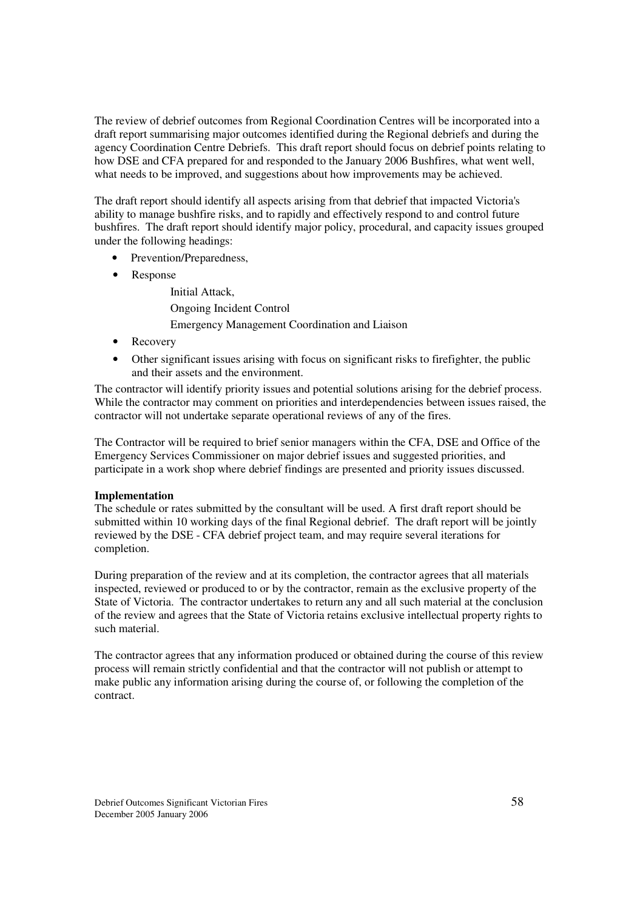The review of debrief outcomes from Regional Coordination Centres will be incorporated into a draft report summarising major outcomes identified during the Regional debriefs and during the agency Coordination Centre Debriefs. This draft report should focus on debrief points relating to how DSE and CFA prepared for and responded to the January 2006 Bushfires, what went well, what needs to be improved, and suggestions about how improvements may be achieved.

The draft report should identify all aspects arising from that debrief that impacted Victoria's ability to manage bushfire risks, and to rapidly and effectively respond to and control future bushfires. The draft report should identify major policy, procedural, and capacity issues grouped under the following headings:

- Prevention/Preparedness,
- Response
  - Initial Attack,
  - Ongoing Incident Control
  - Emergency Management Coordination and Liaison
- Recovery
- Other significant issues arising with focus on significant risks to firefighter, the public and their assets and the environment.

The contractor will identify priority issues and potential solutions arising for the debrief process. While the contractor may comment on priorities and interdependencies between issues raised, the contractor will not undertake separate operational reviews of any of the fires.

The Contractor will be required to brief senior managers within the CFA, DSE and Office of the Emergency Services Commissioner on major debrief issues and suggested priorities, and participate in a work shop where debrief findings are presented and priority issues discussed.

**Implementation**
The schedule or rates submitted by the consultant will be used. A first draft report should be submitted within 10 working days of the final Regional debrief. The draft report will be jointly reviewed by the DSE - CFA debrief project team, and may require several iterations for completion.

During preparation of the review and at its completion, the contractor agrees that all materials inspected, reviewed or produced to or by the contractor, remain as the exclusive property of the State of Victoria. The contractor undertakes to return any and all such material at the conclusion of the review and agrees that the State of Victoria retains exclusive intellectual property rights to such material.

The contractor agrees that any information produced or obtained during the course of this review process will remain strictly confidential and that the contractor will not publish or attempt to make public any information arising during the course of, or following the completion of the contract.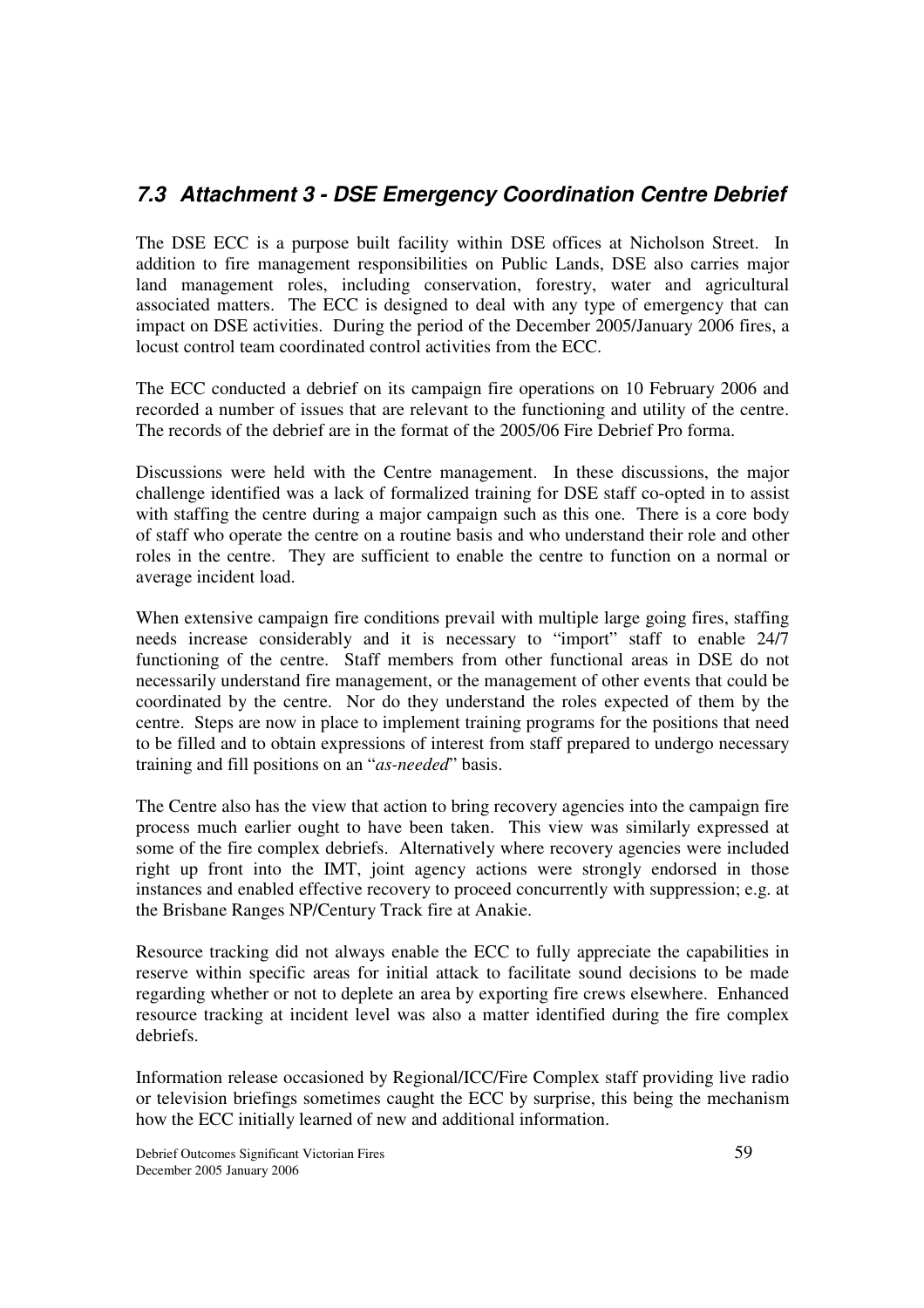## *7.3 Attachment 3 - DSE Emergency Coordination Centre Debrief*

The DSE ECC is a purpose built facility within DSE offices at Nicholson Street. In addition to fire management responsibilities on Public Lands, DSE also carries major land management roles, including conservation, forestry, water and agricultural associated matters. The ECC is designed to deal with any type of emergency that can impact on DSE activities. During the period of the December 2005/January 2006 fires, a locust control team coordinated control activities from the ECC.

The ECC conducted a debrief on its campaign fire operations on 10 February 2006 and recorded a number of issues that are relevant to the functioning and utility of the centre. The records of the debrief are in the format of the 2005/06 Fire Debrief Pro forma.

Discussions were held with the Centre management. In these discussions, the major challenge identified was a lack of formalized training for DSE staff co-opted in to assist with staffing the centre during a major campaign such as this one. There is a core body of staff who operate the centre on a routine basis and who understand their role and other roles in the centre. They are sufficient to enable the centre to function on a normal or average incident load.

When extensive campaign fire conditions prevail with multiple large going fires, staffing needs increase considerably and it is necessary to "import" staff to enable 24/7 functioning of the centre. Staff members from other functional areas in DSE do not necessarily understand fire management, or the management of other events that could be coordinated by the centre. Nor do they understand the roles expected of them by the centre. Steps are now in place to implement training programs for the positions that need to be filled and to obtain expressions of interest from staff prepared to undergo necessary training and fill positions on an "*as-needed*" basis.

The Centre also has the view that action to bring recovery agencies into the campaign fire process much earlier ought to have been taken. This view was similarly expressed at some of the fire complex debriefs. Alternatively where recovery agencies were included right up front into the IMT, joint agency actions were strongly endorsed in those instances and enabled effective recovery to proceed concurrently with suppression; e.g. at the Brisbane Ranges NP/Century Track fire at Anakie.

Resource tracking did not always enable the ECC to fully appreciate the capabilities in reserve within specific areas for initial attack to facilitate sound decisions to be made regarding whether or not to deplete an area by exporting fire crews elsewhere. Enhanced resource tracking at incident level was also a matter identified during the fire complex debriefs.

Information release occasioned by Regional/ICC/Fire Complex staff providing live radio or television briefings sometimes caught the ECC by surprise, this being the mechanism how the ECC initially learned of new and additional information.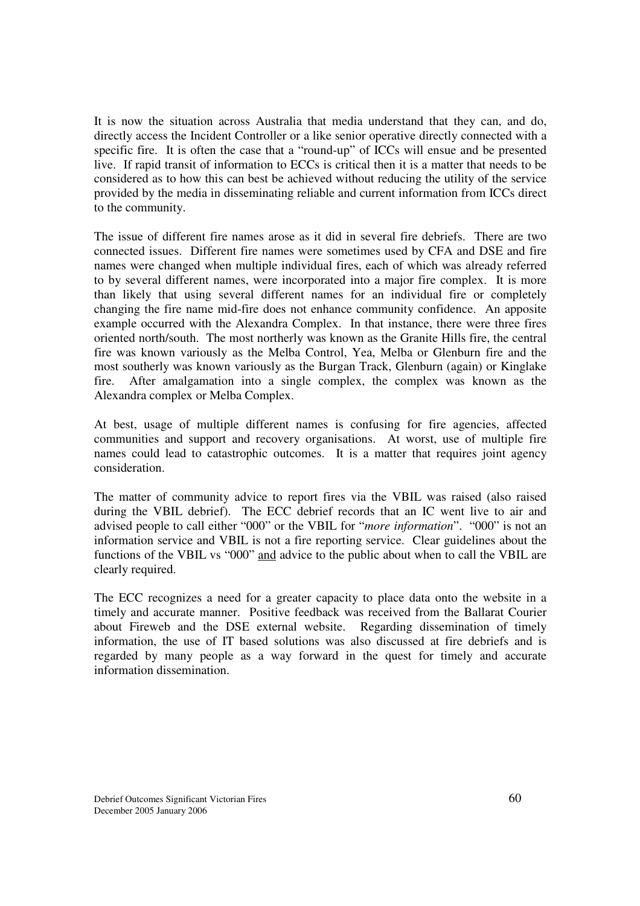It is now the situation across Australia that media understand that they can, and do, directly access the Incident Controller or a like senior operative directly connected with a specific fire. It is often the case that a "round-up" of ICCs will ensue and be presented live. If rapid transit of information to ECCs is critical then it is a matter that needs to be considered as to how this can best be achieved without reducing the utility of the service provided by the media in disseminating reliable and current information from ICCs direct to the community.

The issue of different fire names arose as it did in several fire debriefs. There are two connected issues. Different fire names were sometimes used by CFA and DSE and fire names were changed when multiple individual fires, each of which was already referred to by several different names, were incorporated into a major fire complex. It is more than likely that using several different names for an individual fire or completely changing the fire name mid-fire does not enhance community confidence. An apposite example occurred with the Alexandra Complex. In that instance, there were three fires oriented north/south. The most northerly was known as the Granite Hills fire, the central fire was known variously as the Melba Control, Yea, Melba or Glenburn fire and the most southerly was known variously as the Burgan Track, Glenburn (again) or Kinglake fire. After amalgamation into a single complex, the complex was known as the Alexandra complex or Melba Complex.

At best, usage of multiple different names is confusing for fire agencies, affected communities and support and recovery organisations. At worst, use of multiple fire names could lead to catastrophic outcomes. It is a matter that requires joint agency consideration.

The matter of community advice to report fires via the VBIL was raised (also raised during the VBIL debrief). The ECC debrief records that an IC went live to air and advised people to call either "000" or the VBIL for "*more information*". "000" is not an information service and VBIL is not a fire reporting service. Clear guidelines about the functions of the VBIL vs "000" and advice to the public about when to call the VBIL are clearly required.

The ECC recognizes a need for a greater capacity to place data onto the website in a timely and accurate manner. Positive feedback was received from the Ballarat Courier about Fireweb and the DSE external website. Regarding dissemination of timely information, the use of IT based solutions was also discussed at fire debriefs and is regarded by many people as a way forward in the quest for timely and accurate information dissemination.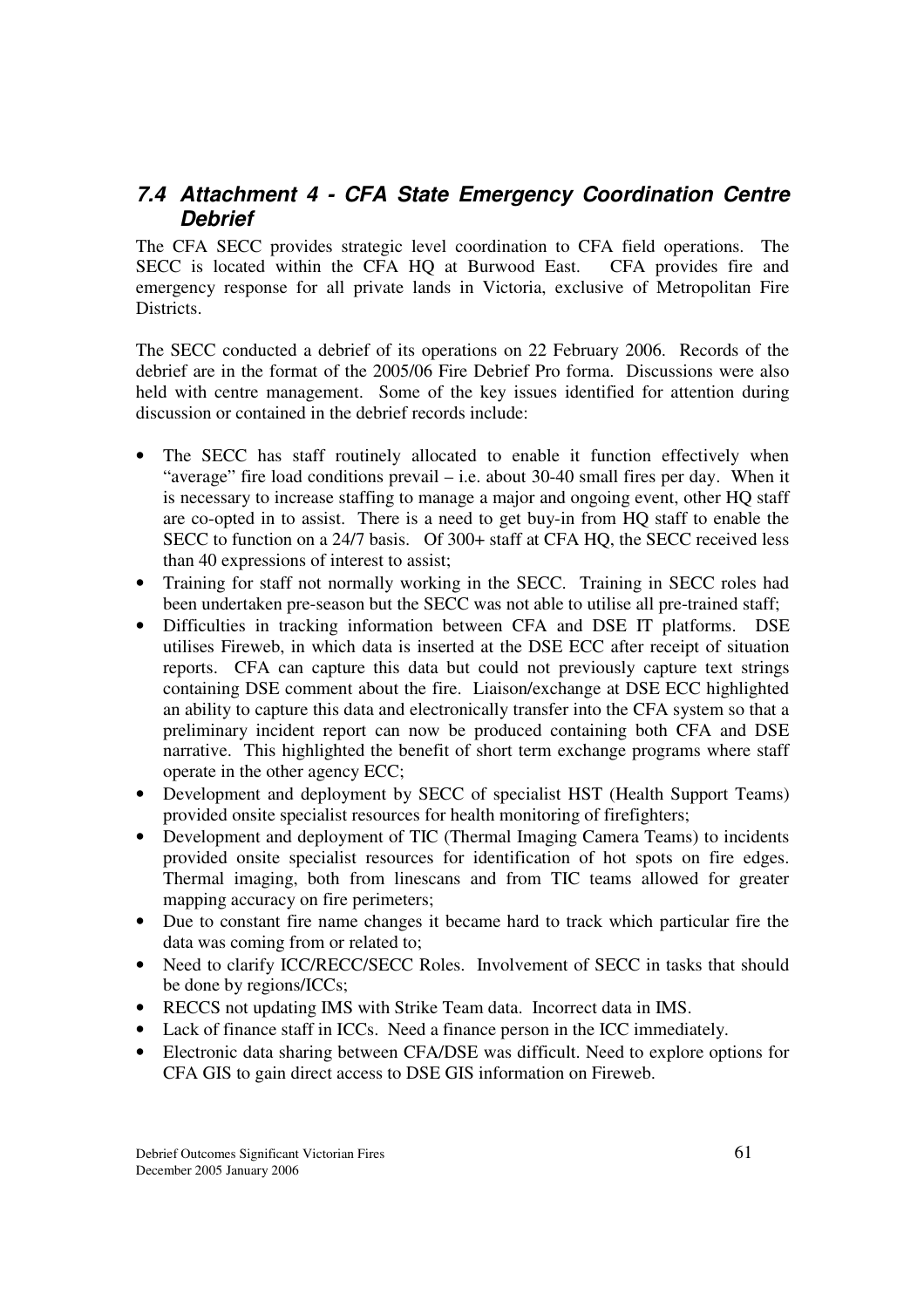## 7.4 Attachment 4 - CFA State Emergency Coordination Centre Debrief

The CFA SECC provides strategic level coordination to CFA field operations. The SECC is located within the CFA HQ at Burwood East. CFA provides fire and emergency response for all private lands in Victoria, exclusive of Metropolitan Fire Districts.

The SECC conducted a debrief of its operations on 22 February 2006. Records of the debrief are in the format of the 2005/06 Fire Debrief Pro forma. Discussions were also held with centre management. Some of the key issues identified for attention during discussion or contained in the debrief records include:

- The SECC has staff routinely allocated to enable it function effectively when "average" fire load conditions prevail – i.e. about 30-40 small fires per day. When it is necessary to increase staffing to manage a major and ongoing event, other HQ staff are co-opted in to assist. There is a need to get buy-in from HQ staff to enable the SECC to function on a 24/7 basis. Of 300+ staff at CFA HQ, the SECC received less than 40 expressions of interest to assist;
- Training for staff not normally working in the SECC. Training in SECC roles had been undertaken pre-season but the SECC was not able to utilise all pre-trained staff;
- Difficulties in tracking information between CFA and DSE IT platforms. DSE utilises Fireweb, in which data is inserted at the DSE ECC after receipt of situation reports. CFA can capture this data but could not previously capture text strings containing DSE comment about the fire. Liaison/exchange at DSE ECC highlighted an ability to capture this data and electronically transfer into the CFA system so that a preliminary incident report can now be produced containing both CFA and DSE narrative. This highlighted the benefit of short term exchange programs where staff operate in the other agency ECC;
- Development and deployment by SECC of specialist HST (Health Support Teams) provided onsite specialist resources for health monitoring of firefighters;
- Development and deployment of TIC (Thermal Imaging Camera Teams) to incidents provided onsite specialist resources for identification of hot spots on fire edges. Thermal imaging, both from linescans and from TIC teams allowed for greater mapping accuracy on fire perimeters;
- Due to constant fire name changes it became hard to track which particular fire the data was coming from or related to;
- Need to clarify ICC/RECC/SECC Roles. Involvement of SECC in tasks that should be done by regions/ICCs;
- RECCS not updating IMS with Strike Team data. Incorrect data in IMS.
- Lack of finance staff in ICCs. Need a finance person in the ICC immediately.
- Electronic data sharing between CFA/DSE was difficult. Need to explore options for CFA GIS to gain direct access to DSE GIS information on Fireweb.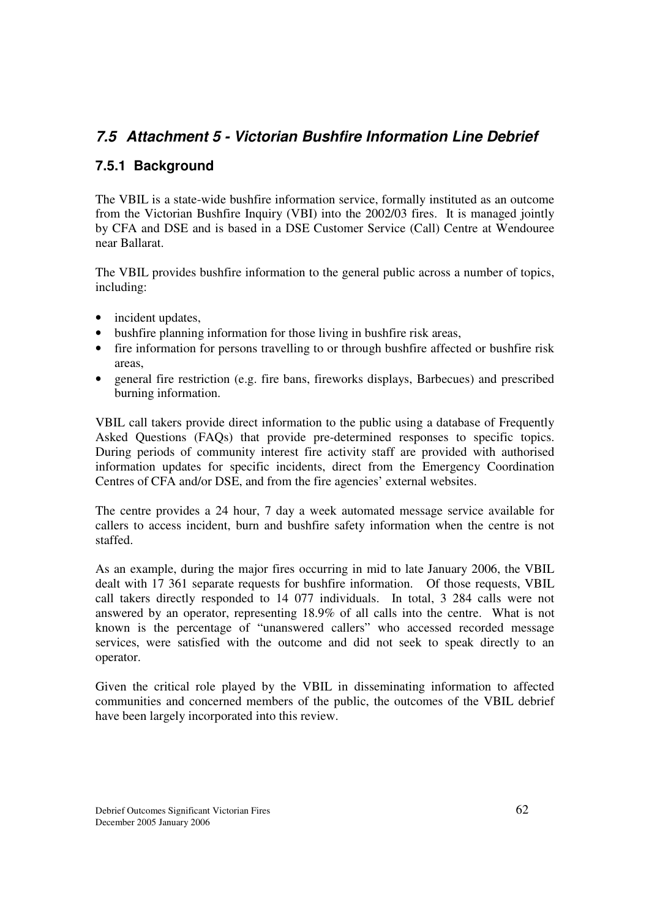## 7.5 Attachment 5 - Victorian Bushfire Information Line Debrief

### 7.5.1 Background

The VBIL is a state-wide bushfire information service, formally instituted as an outcome from the Victorian Bushfire Inquiry (VBI) into the 2002/03 fires. It is managed jointly by CFA and DSE and is based in a DSE Customer Service (Call) Centre at Wendouree near Ballarat.

The VBIL provides bushfire information to the general public across a number of topics, including:

- incident updates,
- bushfire planning information for those living in bushfire risk areas,
- fire information for persons travelling to or through bushfire affected or bushfire risk areas,
- general fire restriction (e.g. fire bans, fireworks displays, Barbecues) and prescribed burning information.

VBIL call takers provide direct information to the public using a database of Frequently Asked Questions (FAQs) that provide pre-determined responses to specific topics. During periods of community interest fire activity staff are provided with authorised information updates for specific incidents, direct from the Emergency Coordination Centres of CFA and/or DSE, and from the fire agencies' external websites.

The centre provides a 24 hour, 7 day a week automated message service available for callers to access incident, burn and bushfire safety information when the centre is not staffed.

As an example, during the major fires occurring in mid to late January 2006, the VBIL dealt with 17 361 separate requests for bushfire information. Of those requests, VBIL call takers directly responded to 14 077 individuals. In total, 3 284 calls were not answered by an operator, representing 18.9% of all calls into the centre. What is not known is the percentage of "unanswered callers" who accessed recorded message services, were satisfied with the outcome and did not seek to speak directly to an operator.

Given the critical role played by the VBIL in disseminating information to affected communities and concerned members of the public, the outcomes of the VBIL debrief have been largely incorporated into this review.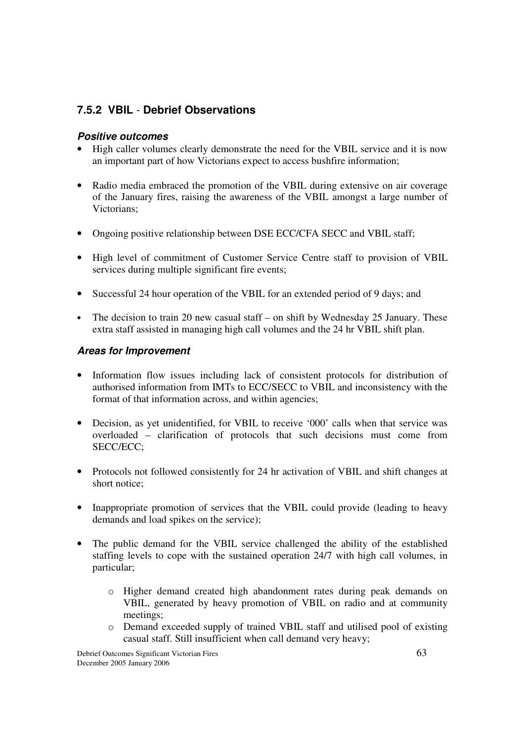### 7.5.2 VBIL - Debrief Observations

***Positive outcomes***

- High caller volumes clearly demonstrate the need for the VBIL service and it is now an important part of how Victorians expect to access bushfire information;
- Radio media embraced the promotion of the VBIL during extensive on air coverage of the January fires, raising the awareness of the VBIL amongst a large number of Victorians;
- Ongoing positive relationship between DSE ECC/CFA SECC and VBIL staff;
- High level of commitment of Customer Service Centre staff to provision of VBIL services during multiple significant fire events;
- Successful 24 hour operation of the VBIL for an extended period of 9 days; and
- The decision to train 20 new casual staff – on shift by Wednesday 25 January. These extra staff assisted in managing high call volumes and the 24 hr VBIL shift plan.

***Areas for Improvement***

- Information flow issues including lack of consistent protocols for distribution of authorised information from IMTs to ECC/SECC to VBIL and inconsistency with the format of that information across, and within agencies;
- Decision, as yet unidentified, for VBIL to receive '000' calls when that service was overloaded – clarification of protocols that such decisions must come from SECC/ECC;
- Protocols not followed consistently for 24 hr activation of VBIL and shift changes at short notice;
- Inappropriate promotion of services that the VBIL could provide (leading to heavy demands and load spikes on the service);
- The public demand for the VBIL service challenged the ability of the established staffing levels to cope with the sustained operation 24/7 with high call volumes, in particular;
  - Higher demand created high abandonment rates during peak demands on VBIL, generated by heavy promotion of VBIL on radio and at community meetings;
  - Demand exceeded supply of trained VBIL staff and utilised pool of existing casual staff. Still insufficient when call demand very heavy;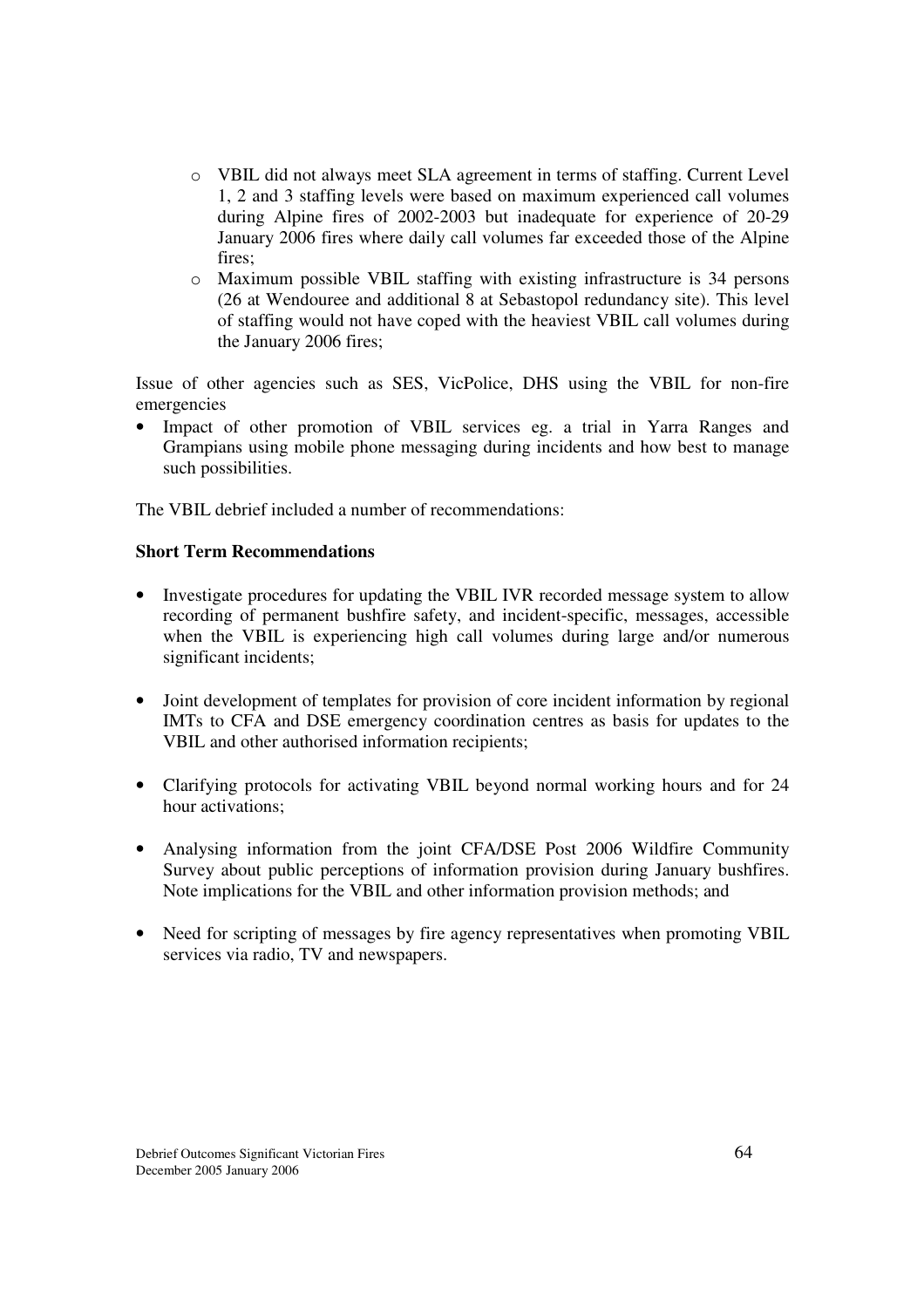- VBIL did not always meet SLA agreement in terms of staffing. Current Level 1, 2 and 3 staffing levels were based on maximum experienced call volumes during Alpine fires of 2002-2003 but inadequate for experience of 20-29 January 2006 fires where daily call volumes far exceeded those of the Alpine fires;
  - Maximum possible VBIL staffing with existing infrastructure is 34 persons (26 at Wendouree and additional 8 at Sebastopol redundancy site). This level of staffing would not have coped with the heaviest VBIL call volumes during the January 2006 fires;

Issue of other agencies such as SES, VicPolice, DHS using the VBIL for non-fire emergencies

- Impact of other promotion of VBIL services eg. a trial in Yarra Ranges and Grampians using mobile phone messaging during incidents and how best to manage such possibilities.

The VBIL debrief included a number of recommendations:

**Short Term Recommendations**

- Investigate procedures for updating the VBIL IVR recorded message system to allow recording of permanent bushfire safety, and incident-specific, messages, accessible when the VBIL is experiencing high call volumes during large and/or numerous significant incidents;

- Joint development of templates for provision of core incident information by regional IMTs to CFA and DSE emergency coordination centres as basis for updates to the VBIL and other authorised information recipients;

- Clarifying protocols for activating VBIL beyond normal working hours and for 24 hour activations;

- Analysing information from the joint CFA/DSE Post 2006 Wildfire Community Survey about public perceptions of information provision during January bushfires. Note implications for the VBIL and other information provision methods; and

- Need for scripting of messages by fire agency representatives when promoting VBIL services via radio, TV and newspapers.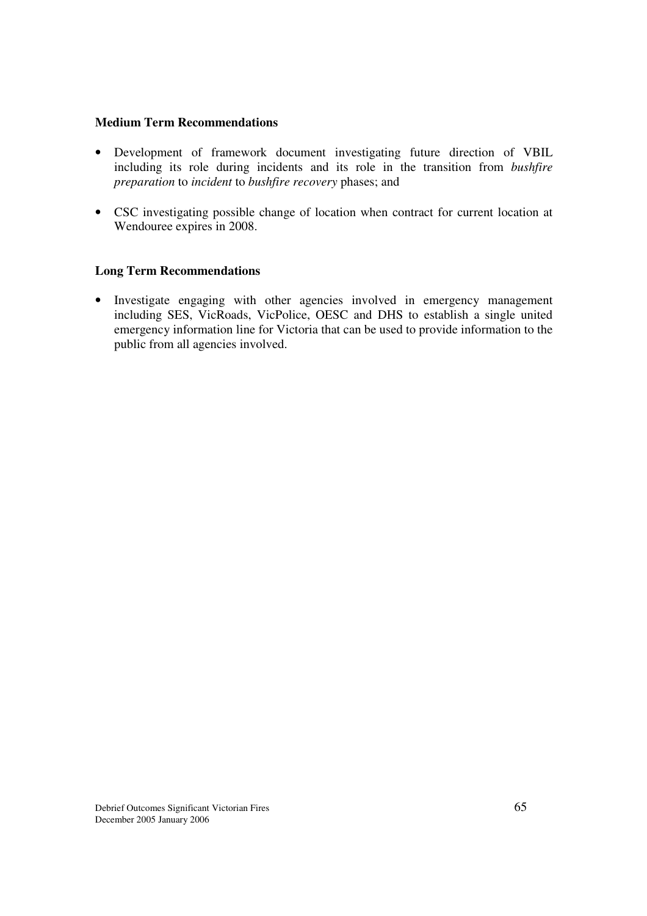**Medium Term Recommendations**

- Development of framework document investigating future direction of VBIL including its role during incidents and its role in the transition from *bushfire preparation* to *incident* to *bushfire recovery* phases; and

- CSC investigating possible change of location when contract for current location at Wendouree expires in 2008.

**Long Term Recommendations**

- Investigate engaging with other agencies involved in emergency management including SES, VicRoads, VicPolice, OESC and DHS to establish a single united emergency information line for Victoria that can be used to provide information to the public from all agencies involved.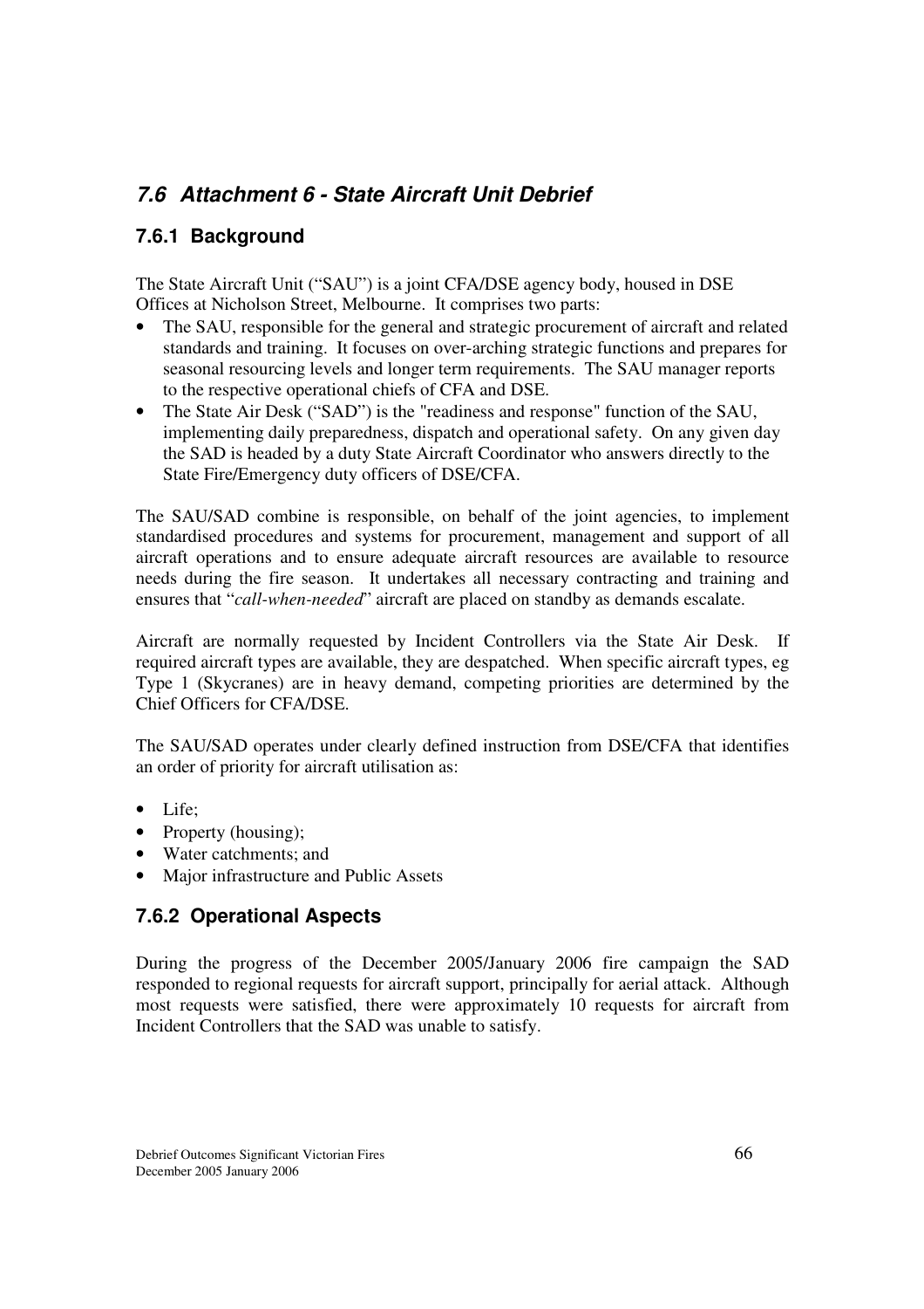## 7.6 Attachment 6 - State Aircraft Unit Debrief

### 7.6.1 Background

The State Aircraft Unit ("SAU") is a joint CFA/DSE agency body, housed in DSE Offices at Nicholson Street, Melbourne. It comprises two parts:

- The SAU, responsible for the general and strategic procurement of aircraft and related standards and training. It focuses on over-arching strategic functions and prepares for seasonal resourcing levels and longer term requirements. The SAU manager reports to the respective operational chiefs of CFA and DSE.
- The State Air Desk ("SAD") is the "readiness and response" function of the SAU, implementing daily preparedness, dispatch and operational safety. On any given day the SAD is headed by a duty State Aircraft Coordinator who answers directly to the State Fire/Emergency duty officers of DSE/CFA.

The SAU/SAD combine is responsible, on behalf of the joint agencies, to implement standardised procedures and systems for procurement, management and support of all aircraft operations and to ensure adequate aircraft resources are available to resource needs during the fire season. It undertakes all necessary contracting and training and ensures that "*call-when-needed*" aircraft are placed on standby as demands escalate.

Aircraft are normally requested by Incident Controllers via the State Air Desk. If required aircraft types are available, they are despatched. When specific aircraft types, eg Type 1 (Skycranes) are in heavy demand, competing priorities are determined by the Chief Officers for CFA/DSE.

The SAU/SAD operates under clearly defined instruction from DSE/CFA that identifies an order of priority for aircraft utilisation as:

- Life;
- Property (housing);
- Water catchments; and
- Major infrastructure and Public Assets

### 7.6.2 Operational Aspects

During the progress of the December 2005/January 2006 fire campaign the SAD responded to regional requests for aircraft support, principally for aerial attack. Although most requests were satisfied, there were approximately 10 requests for aircraft from Incident Controllers that the SAD was unable to satisfy.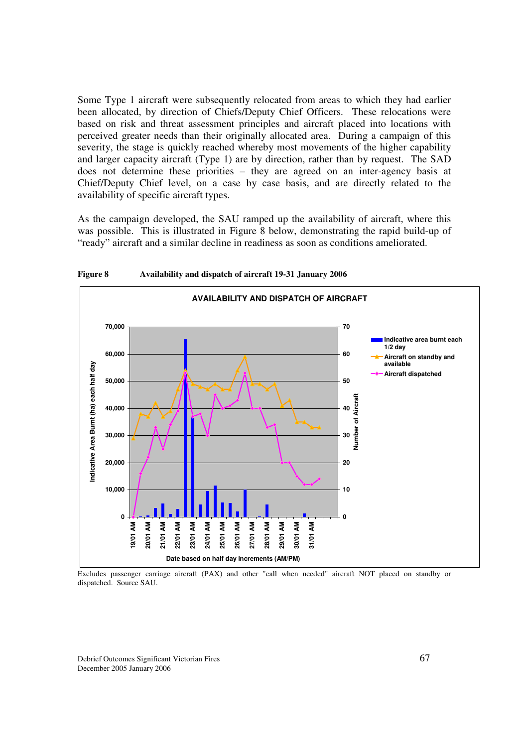Some Type 1 aircraft were subsequently relocated from areas to which they had earlier been allocated, by direction of Chiefs/Deputy Chief Officers. These relocations were based on risk and threat assessment principles and aircraft placed into locations with perceived greater needs than their originally allocated area. During a campaign of this severity, the stage is quickly reached whereby most movements of the higher capability and larger capacity aircraft (Type 1) are by direction, rather than by request. The SAD does not determine these priorities – they are agreed on an inter-agency basis at Chief/Deputy Chief level, on a case by case basis, and are directly related to the availability of specific aircraft types.

As the campaign developed, the SAU ramped up the availability of aircraft, where this was possible. This is illustrated in Figure 8 below, demonstrating the rapid build-up of "ready" aircraft and a similar decline in readiness as soon as conditions ameliorated.

**Figure 8** **Availability and dispatch of aircraft 19-31 January 2006**

**AVAILABILITY AND DISPATCH OF AIRCRAFT**

Excludes passenger carriage aircraft (PAX) and other "call when needed" aircraft NOT placed on standby or dispatched. Source SAU.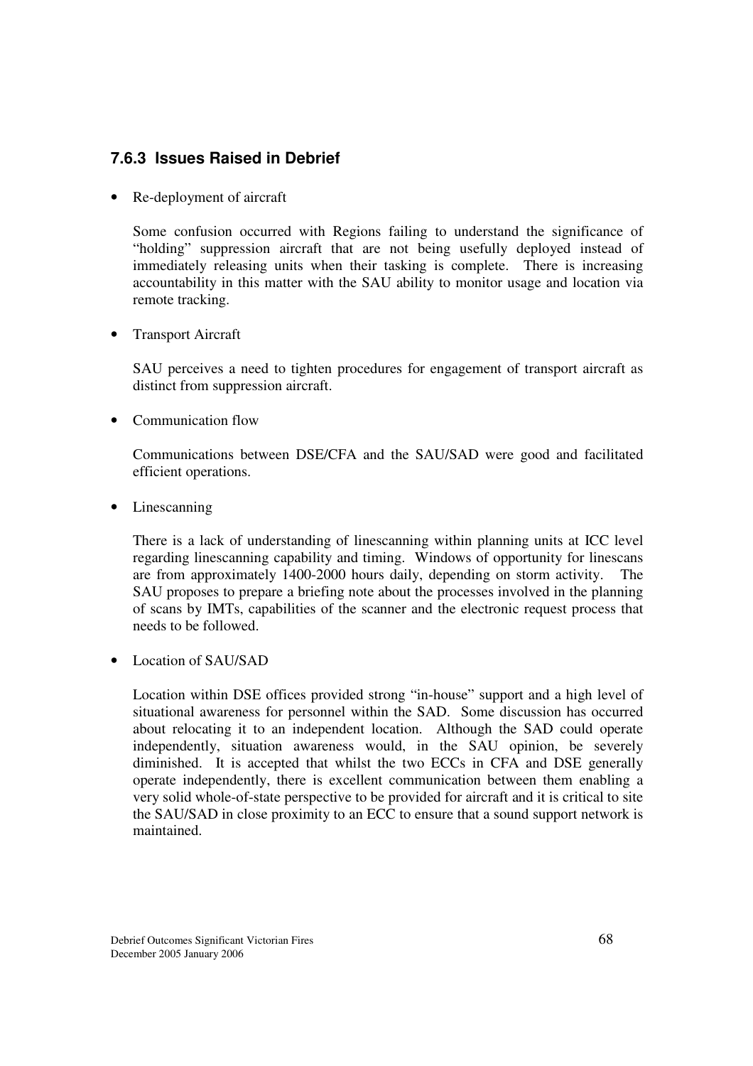### 7.6.3 Issues Raised in Debrief

- Re-deployment of aircraft

  Some confusion occurred with Regions failing to understand the significance of "holding" suppression aircraft that are not being usefully deployed instead of immediately releasing units when their tasking is complete. There is increasing accountability in this matter with the SAU ability to monitor usage and location via remote tracking.

- Transport Aircraft

  SAU perceives a need to tighten procedures for engagement of transport aircraft as distinct from suppression aircraft.

- Communication flow

  Communications between DSE/CFA and the SAU/SAD were good and facilitated efficient operations.

- Linescanning

  There is a lack of understanding of linescanning within planning units at ICC level regarding linescanning capability and timing. Windows of opportunity for linescans are from approximately 1400-2000 hours daily, depending on storm activity. The SAU proposes to prepare a briefing note about the processes involved in the planning of scans by IMTs, capabilities of the scanner and the electronic request process that needs to be followed.

- Location of SAU/SAD

  Location within DSE offices provided strong "in-house" support and a high level of situational awareness for personnel within the SAD. Some discussion has occurred about relocating it to an independent location. Although the SAD could operate independently, situation awareness would, in the SAU opinion, be severely diminished. It is accepted that whilst the two ECCs in CFA and DSE generally operate independently, there is excellent communication between them enabling a very solid whole-of-state perspective to be provided for aircraft and it is critical to site the SAU/SAD in close proximity to an ECC to ensure that a sound support network is maintained.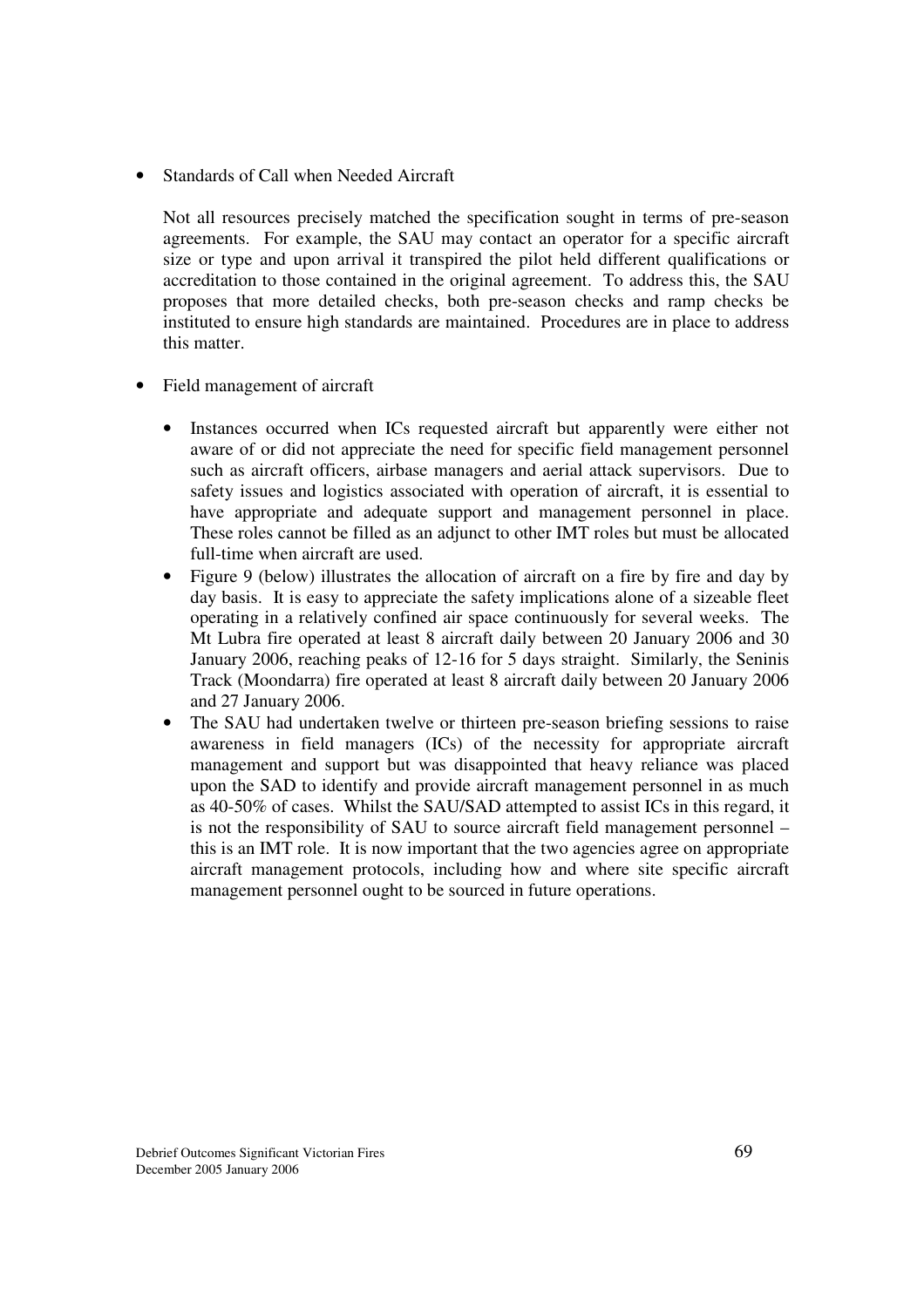- Standards of Call when Needed Aircraft

  Not all resources precisely matched the specification sought in terms of pre-season agreements. For example, the SAU may contact an operator for a specific aircraft size or type and upon arrival it transpired the pilot held different qualifications or accreditation to those contained in the original agreement. To address this, the SAU proposes that more detailed checks, both pre-season checks and ramp checks be instituted to ensure high standards are maintained. Procedures are in place to address this matter.

- Field management of aircraft

  - Instances occurred when ICs requested aircraft but apparently were either not aware of or did not appreciate the need for specific field management personnel such as aircraft officers, airbase managers and aerial attack supervisors. Due to safety issues and logistics associated with operation of aircraft, it is essential to have appropriate and adequate support and management personnel in place. These roles cannot be filled as an adjunct to other IMT roles but must be allocated full-time when aircraft are used.
  - Figure 9 (below) illustrates the allocation of aircraft on a fire by fire and day by day basis. It is easy to appreciate the safety implications alone of a sizeable fleet operating in a relatively confined air space continuously for several weeks. The Mt Lubra fire operated at least 8 aircraft daily between 20 January 2006 and 30 January 2006, reaching peaks of 12-16 for 5 days straight. Similarly, the Seninis Track (Moondarra) fire operated at least 8 aircraft daily between 20 January 2006 and 27 January 2006.
  - The SAU had undertaken twelve or thirteen pre-season briefing sessions to raise awareness in field managers (ICs) of the necessity for appropriate aircraft management and support but was disappointed that heavy reliance was placed upon the SAD to identify and provide aircraft management personnel in as much as 40-50% of cases. Whilst the SAU/SAD attempted to assist ICs in this regard, it is not the responsibility of SAU to source aircraft field management personnel – this is an IMT role. It is now important that the two agencies agree on appropriate aircraft management protocols, including how and where site specific aircraft management personnel ought to be sourced in future operations.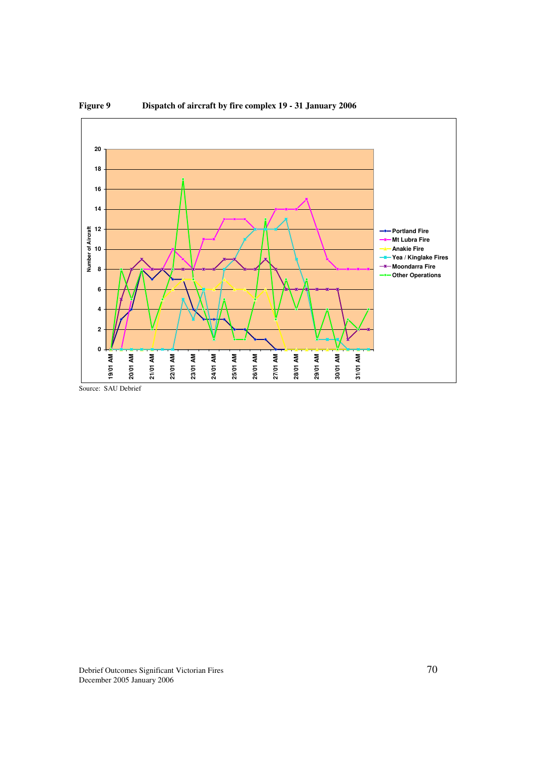**Figure 9 Dispatch of aircraft by fire complex 19 - 31 January 2006**

Source: SAU Debrief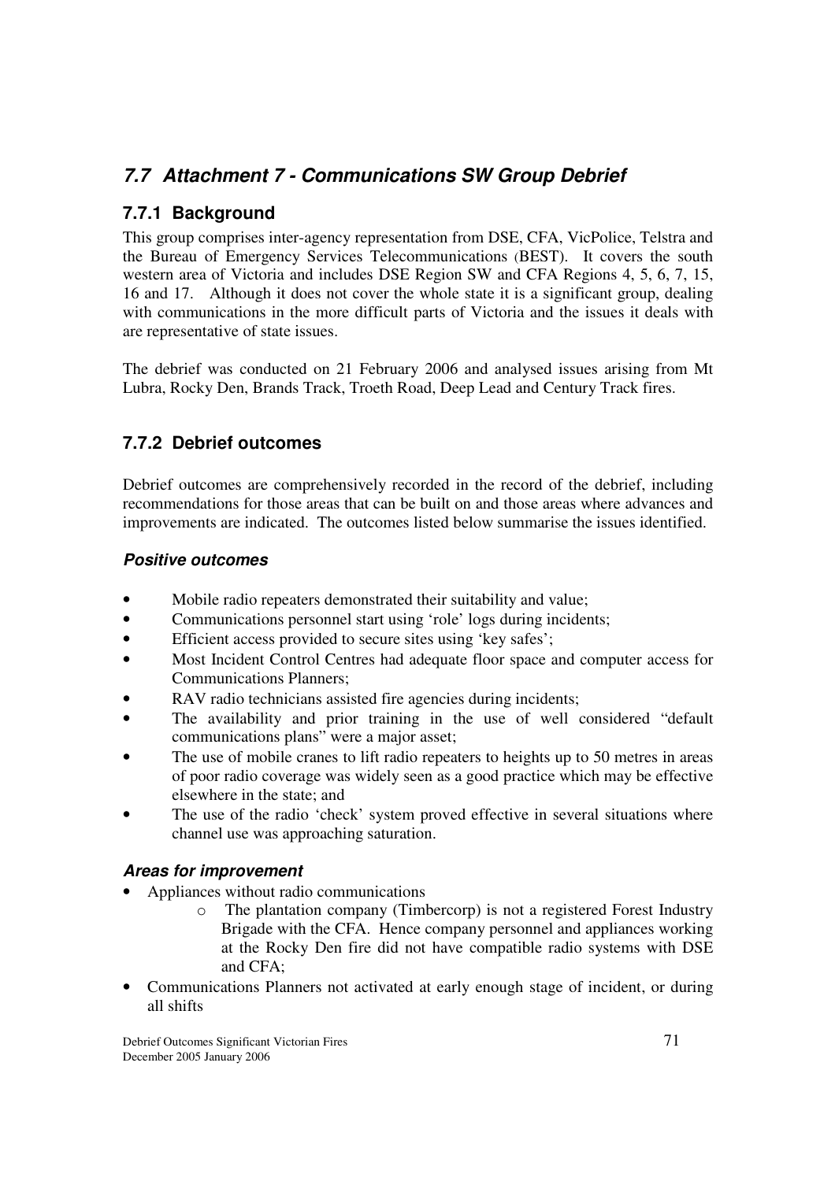## 7.7 Attachment 7 - Communications SW Group Debrief

### 7.7.1 Background

This group comprises inter-agency representation from DSE, CFA, VicPolice, Telstra and the Bureau of Emergency Services Telecommunications (BEST). It covers the south western area of Victoria and includes DSE Region SW and CFA Regions 4, 5, 6, 7, 15, 16 and 17. Although it does not cover the whole state it is a significant group, dealing with communications in the more difficult parts of Victoria and the issues it deals with are representative of state issues.

The debrief was conducted on 21 February 2006 and analysed issues arising from Mt Lubra, Rocky Den, Brands Track, Troeth Road, Deep Lead and Century Track fires.

### 7.7.2 Debrief outcomes

Debrief outcomes are comprehensively recorded in the record of the debrief, including recommendations for those areas that can be built on and those areas where advances and improvements are indicated. The outcomes listed below summarise the issues identified.

#### *Positive outcomes*

- Mobile radio repeaters demonstrated their suitability and value;
- Communications personnel start using 'role' logs during incidents;
- Efficient access provided to secure sites using 'key safes';
- Most Incident Control Centres had adequate floor space and computer access for Communications Planners;
- RAV radio technicians assisted fire agencies during incidents;
- The availability and prior training in the use of well considered "default communications plans" were a major asset;
- The use of mobile cranes to lift radio repeaters to heights up to 50 metres in areas of poor radio coverage was widely seen as a good practice which may be effective elsewhere in the state; and
- The use of the radio 'check' system proved effective in several situations where channel use was approaching saturation.

#### *Areas for improvement*

- Appliances without radio communications
  - The plantation company (Timbercorp) is not a registered Forest Industry Brigade with the CFA. Hence company personnel and appliances working at the Rocky Den fire did not have compatible radio systems with DSE and CFA;
- Communications Planners not activated at early enough stage of incident, or during all shifts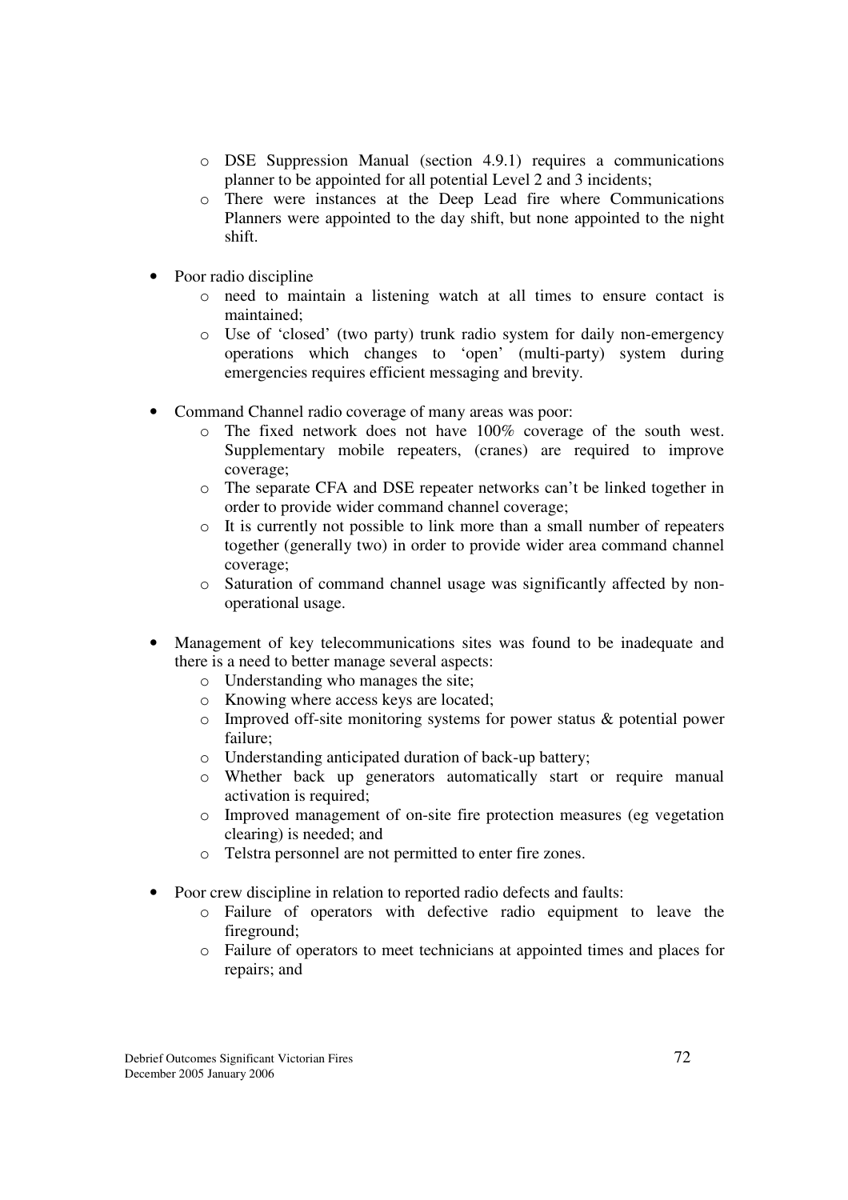- DSE Suppression Manual (section 4.9.1) requires a communications planner to be appointed for all potential Level 2 and 3 incidents;
  - There were instances at the Deep Lead fire where Communications Planners were appointed to the day shift, but none appointed to the night shift.

- Poor radio discipline
  - need to maintain a listening watch at all times to ensure contact is maintained;
  - Use of 'closed' (two party) trunk radio system for daily non-emergency operations which changes to 'open' (multi-party) system during emergencies requires efficient messaging and brevity.

- Command Channel radio coverage of many areas was poor:
  - The fixed network does not have 100% coverage of the south west. Supplementary mobile repeaters, (cranes) are required to improve coverage;
  - The separate CFA and DSE repeater networks can't be linked together in order to provide wider command channel coverage;
  - It is currently not possible to link more than a small number of repeaters together (generally two) in order to provide wider area command channel coverage;
  - Saturation of command channel usage was significantly affected by non-operational usage.

- Management of key telecommunications sites was found to be inadequate and there is a need to better manage several aspects:
  - Understanding who manages the site;
  - Knowing where access keys are located;
  - Improved off-site monitoring systems for power status & potential power failure;
  - Understanding anticipated duration of back-up battery;
  - Whether back up generators automatically start or require manual activation is required;
  - Improved management of on-site fire protection measures (eg vegetation clearing) is needed; and
  - Telstra personnel are not permitted to enter fire zones.

- Poor crew discipline in relation to reported radio defects and faults:
  - Failure of operators with defective radio equipment to leave the fireground;
  - Failure of operators to meet technicians at appointed times and places for repairs; and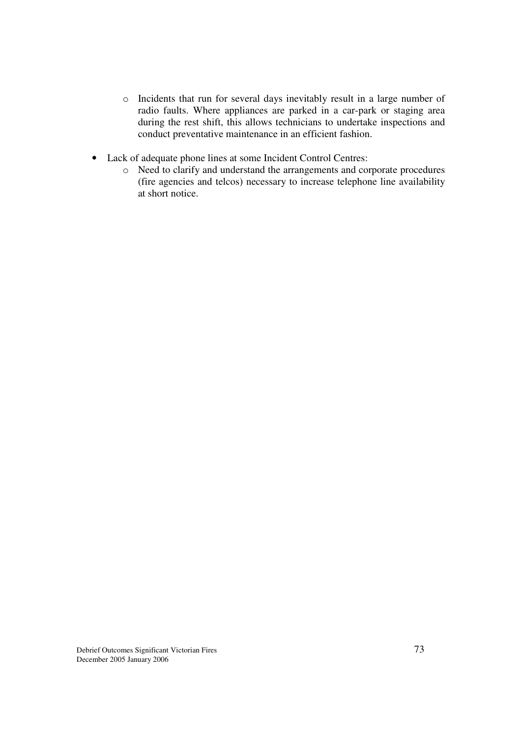- Incidents that run for several days inevitably result in a large number of radio faults. Where appliances are parked in a car-park or staging area during the rest shift, this allows technicians to undertake inspections and conduct preventative maintenance in an efficient fashion.

- Lack of adequate phone lines at some Incident Control Centres:
    - Need to clarify and understand the arrangements and corporate procedures (fire agencies and telcos) necessary to increase telephone line availability at short notice.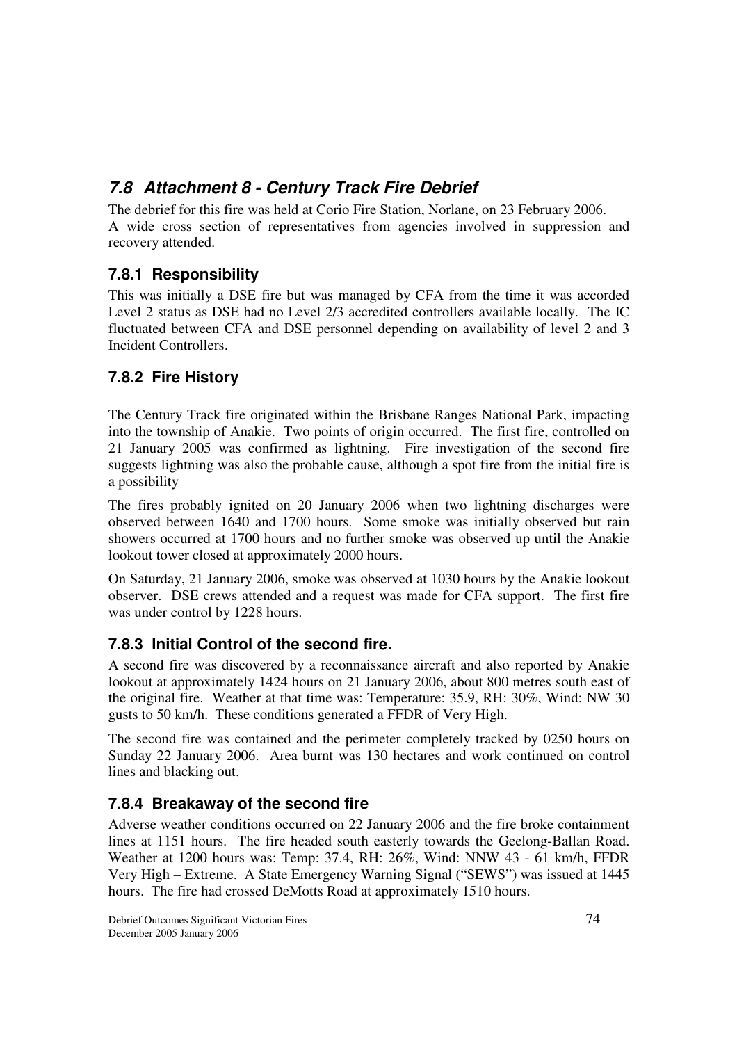## *7.8 Attachment 8 - Century Track Fire Debrief*

The debrief for this fire was held at Corio Fire Station, Norlane, on 23 February 2006. A wide cross section of representatives from agencies involved in suppression and recovery attended.

### 7.8.1 Responsibility

This was initially a DSE fire but was managed by CFA from the time it was accorded Level 2 status as DSE had no Level 2/3 accredited controllers available locally. The IC fluctuated between CFA and DSE personnel depending on availability of level 2 and 3 Incident Controllers.

### 7.8.2 Fire History

The Century Track fire originated within the Brisbane Ranges National Park, impacting into the township of Anakie. Two points of origin occurred. The first fire, controlled on 21 January 2005 was confirmed as lightning. Fire investigation of the second fire suggests lightning was also the probable cause, although a spot fire from the initial fire is a possibility

The fires probably ignited on 20 January 2006 when two lightning discharges were observed between 1640 and 1700 hours. Some smoke was initially observed but rain showers occurred at 1700 hours and no further smoke was observed up until the Anakie lookout tower closed at approximately 2000 hours.

On Saturday, 21 January 2006, smoke was observed at 1030 hours by the Anakie lookout observer. DSE crews attended and a request was made for CFA support. The first fire was under control by 1228 hours.

### 7.8.3 Initial Control of the second fire.

A second fire was discovered by a reconnaissance aircraft and also reported by Anakie lookout at approximately 1424 hours on 21 January 2006, about 800 metres south east of the original fire. Weather at that time was: Temperature: 35.9, RH: 30%, Wind: NW 30 gusts to 50 km/h. These conditions generated a FFDR of Very High.

The second fire was contained and the perimeter completely tracked by 0250 hours on Sunday 22 January 2006. Area burnt was 130 hectares and work continued on control lines and blacking out.

### 7.8.4 Breakaway of the second fire

Adverse weather conditions occurred on 22 January 2006 and the fire broke containment lines at 1151 hours. The fire headed south easterly towards the Geelong-Ballan Road. Weather at 1200 hours was: Temp: 37.4, RH: 26%, Wind: NNW 43 - 61 km/h, FFDR Very High – Extreme. A State Emergency Warning Signal ("SEWS") was issued at 1445 hours. The fire had crossed DeMotts Road at approximately 1510 hours.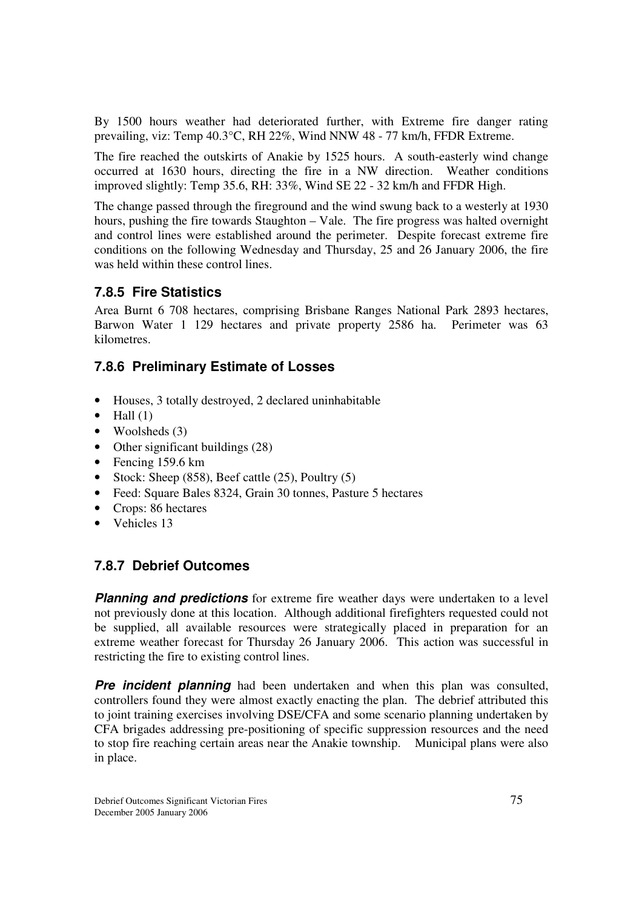By 1500 hours weather had deteriorated further, with Extreme fire danger rating prevailing, viz: Temp 40.3°C, RH 22%, Wind NNW 48 - 77 km/h, FFDR Extreme.

The fire reached the outskirts of Anakie by 1525 hours. A south-easterly wind change occurred at 1630 hours, directing the fire in a NW direction. Weather conditions improved slightly: Temp 35.6, RH: 33%, Wind SE 22 - 32 km/h and FFDR High.

The change passed through the fireground and the wind swung back to a westerly at 1930 hours, pushing the fire towards Staughton – Vale. The fire progress was halted overnight and control lines were established around the perimeter. Despite forecast extreme fire conditions on the following Wednesday and Thursday, 25 and 26 January 2006, the fire was held within these control lines.

### 7.8.5 Fire Statistics

Area Burnt 6 708 hectares, comprising Brisbane Ranges National Park 2893 hectares, Barwon Water 1 129 hectares and private property 2586 ha. Perimeter was 63 kilometres.

### 7.8.6 Preliminary Estimate of Losses

- Houses, 3 totally destroyed, 2 declared uninhabitable
- Hall (1)
- Woolsheds (3)
- Other significant buildings (28)
- Fencing 159.6 km
- Stock: Sheep (858), Beef cattle (25), Poultry (5)
- Feed: Square Bales 8324, Grain 30 tonnes, Pasture 5 hectares
- Crops: 86 hectares
- Vehicles 13

### 7.8.7 Debrief Outcomes

***Planning and predictions*** for extreme fire weather days were undertaken to a level not previously done at this location. Although additional firefighters requested could not be supplied, all available resources were strategically placed in preparation for an extreme weather forecast for Thursday 26 January 2006. This action was successful in restricting the fire to existing control lines.

***Pre incident planning*** had been undertaken and when this plan was consulted, controllers found they were almost exactly enacting the plan. The debrief attributed this to joint training exercises involving DSE/CFA and some scenario planning undertaken by CFA brigades addressing pre-positioning of specific suppression resources and the need to stop fire reaching certain areas near the Anakie township. Municipal plans were also in place.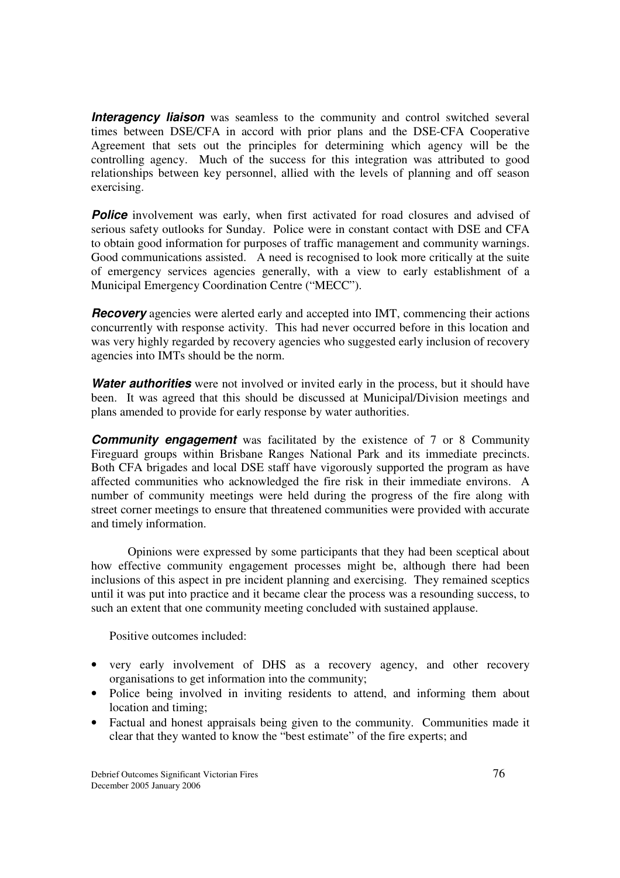***Interagency liaison*** was seamless to the community and control switched several times between DSE/CFA in accord with prior plans and the DSE-CFA Cooperative Agreement that sets out the principles for determining which agency will be the controlling agency. Much of the success for this integration was attributed to good relationships between key personnel, allied with the levels of planning and off season exercising.

***Police*** involvement was early, when first activated for road closures and advised of serious safety outlooks for Sunday. Police were in constant contact with DSE and CFA to obtain good information for purposes of traffic management and community warnings. Good communications assisted. A need is recognised to look more critically at the suite of emergency services agencies generally, with a view to early establishment of a Municipal Emergency Coordination Centre ("MECC").

***Recovery*** agencies were alerted early and accepted into IMT, commencing their actions concurrently with response activity. This had never occurred before in this location and was very highly regarded by recovery agencies who suggested early inclusion of recovery agencies into IMTs should be the norm.

***Water authorities*** were not involved or invited early in the process, but it should have been. It was agreed that this should be discussed at Municipal/Division meetings and plans amended to provide for early response by water authorities.

***Community engagement*** was facilitated by the existence of 7 or 8 Community Fireguard groups within Brisbane Ranges National Park and its immediate precincts. Both CFA brigades and local DSE staff have vigorously supported the program as have affected communities who acknowledged the fire risk in their immediate environs. A number of community meetings were held during the progress of the fire along with street corner meetings to ensure that threatened communities were provided with accurate and timely information.

Opinions were expressed by some participants that they had been sceptical about how effective community engagement processes might be, although there had been inclusions of this aspect in pre incident planning and exercising. They remained sceptics until it was put into practice and it became clear the process was a resounding success, to such an extent that one community meeting concluded with sustained applause.

Positive outcomes included:

- very early involvement of DHS as a recovery agency, and other recovery organisations to get information into the community;
- Police being involved in inviting residents to attend, and informing them about location and timing;
- Factual and honest appraisals being given to the community. Communities made it clear that they wanted to know the "best estimate" of the fire experts; and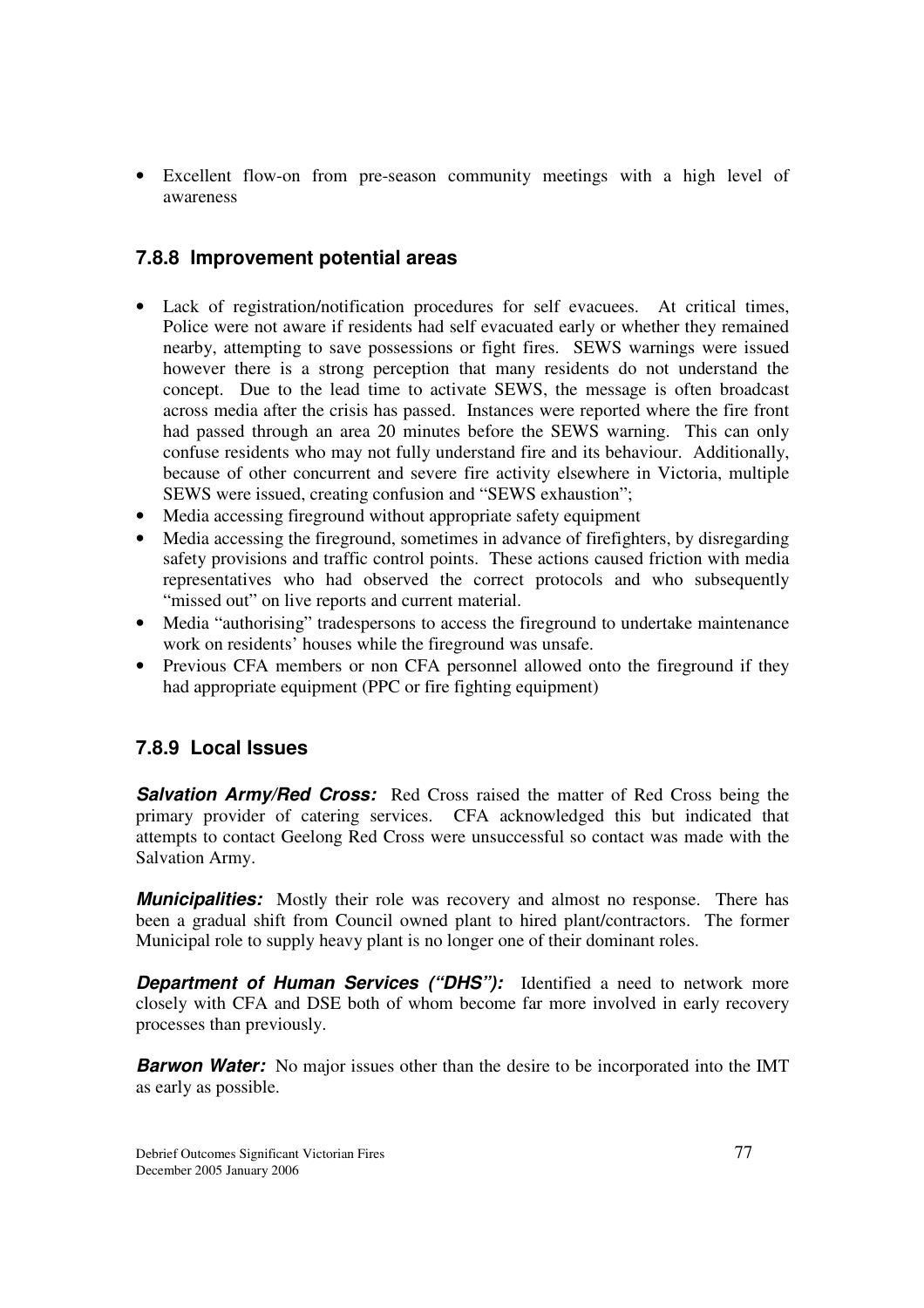- Excellent flow-on from pre-season community meetings with a high level of awareness

### 7.8.8 Improvement potential areas

- Lack of registration/notification procedures for self evacuees. At critical times, Police were not aware if residents had self evacuated early or whether they remained nearby, attempting to save possessions or fight fires. SEWS warnings were issued however there is a strong perception that many residents do not understand the concept. Due to the lead time to activate SEWS, the message is often broadcast across media after the crisis has passed. Instances were reported where the fire front had passed through an area 20 minutes before the SEWS warning. This can only confuse residents who may not fully understand fire and its behaviour. Additionally, because of other concurrent and severe fire activity elsewhere in Victoria, multiple SEWS were issued, creating confusion and "SEWS exhaustion";
- Media accessing fireground without appropriate safety equipment
- Media accessing the fireground, sometimes in advance of firefighters, by disregarding safety provisions and traffic control points. These actions caused friction with media representatives who had observed the correct protocols and who subsequently "missed out" on live reports and current material.
- Media "authorising" tradespersons to access the fireground to undertake maintenance work on residents' houses while the fireground was unsafe.
- Previous CFA members or non CFA personnel allowed onto the fireground if they had appropriate equipment (PPC or fire fighting equipment)

### 7.8.9 Local Issues

***Salvation Army/Red Cross:*** Red Cross raised the matter of Red Cross being the primary provider of catering services. CFA acknowledged this but indicated that attempts to contact Geelong Red Cross were unsuccessful so contact was made with the Salvation Army.

***Municipalities:*** Mostly their role was recovery and almost no response. There has been a gradual shift from Council owned plant to hired plant/contractors. The former Municipal role to supply heavy plant is no longer one of their dominant roles.

***Department of Human Services ("DHS"):*** Identified a need to network more closely with CFA and DSE both of whom become far more involved in early recovery processes than previously.

***Barwon Water:*** No major issues other than the desire to be incorporated into the IMT as early as possible.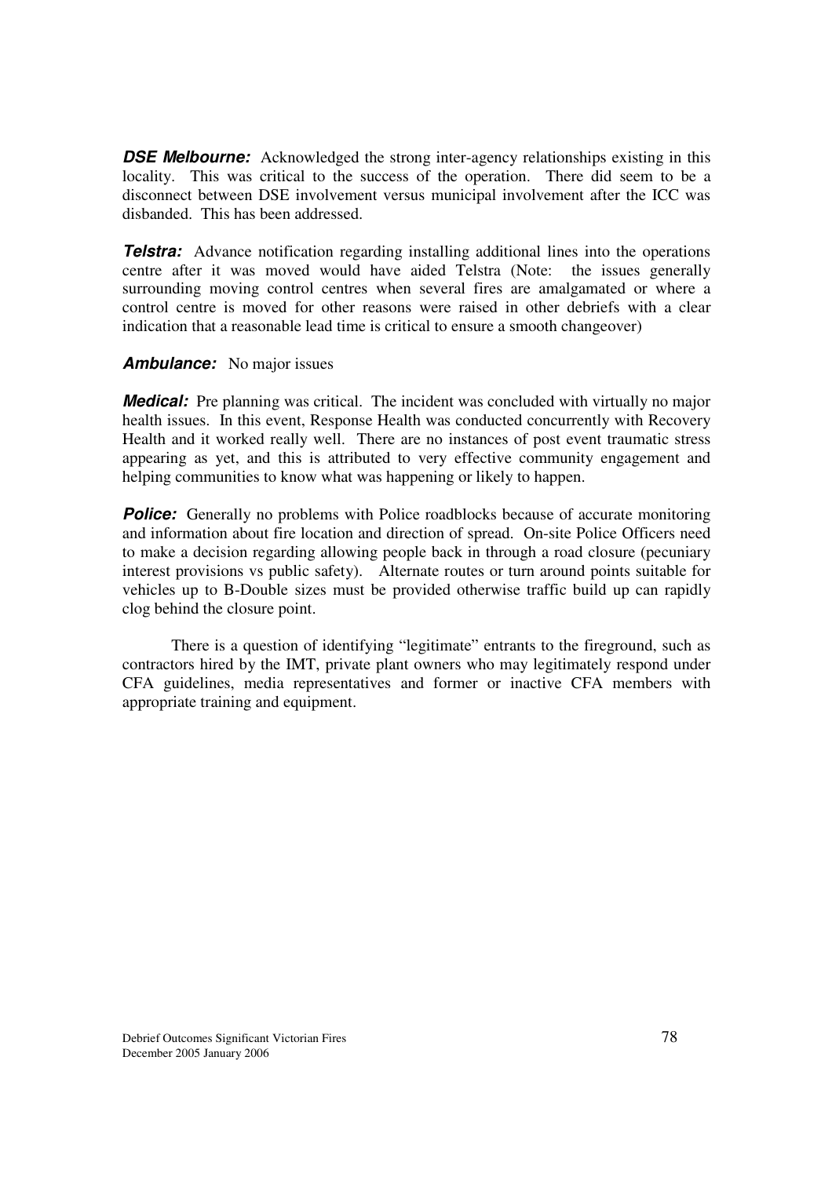***DSE Melbourne:*** Acknowledged the strong inter-agency relationships existing in this locality. This was critical to the success of the operation. There did seem to be a disconnect between DSE involvement versus municipal involvement after the ICC was disbanded. This has been addressed.

***Telstra:*** Advance notification regarding installing additional lines into the operations centre after it was moved would have aided Telstra (Note: the issues generally surrounding moving control centres when several fires are amalgamated or where a control centre is moved for other reasons were raised in other debriefs with a clear indication that a reasonable lead time is critical to ensure a smooth changeover)

***Ambulance:*** No major issues

***Medical:*** Pre planning was critical. The incident was concluded with virtually no major health issues. In this event, Response Health was conducted concurrently with Recovery Health and it worked really well. There are no instances of post event traumatic stress appearing as yet, and this is attributed to very effective community engagement and helping communities to know what was happening or likely to happen.

***Police:*** Generally no problems with Police roadblocks because of accurate monitoring and information about fire location and direction of spread. On-site Police Officers need to make a decision regarding allowing people back in through a road closure (pecuniary interest provisions vs public safety). Alternate routes or turn around points suitable for vehicles up to B-Double sizes must be provided otherwise traffic build up can rapidly clog behind the closure point.

There is a question of identifying "legitimate" entrants to the fireground, such as contractors hired by the IMT, private plant owners who may legitimately respond under CFA guidelines, media representatives and former or inactive CFA members with appropriate training and equipment.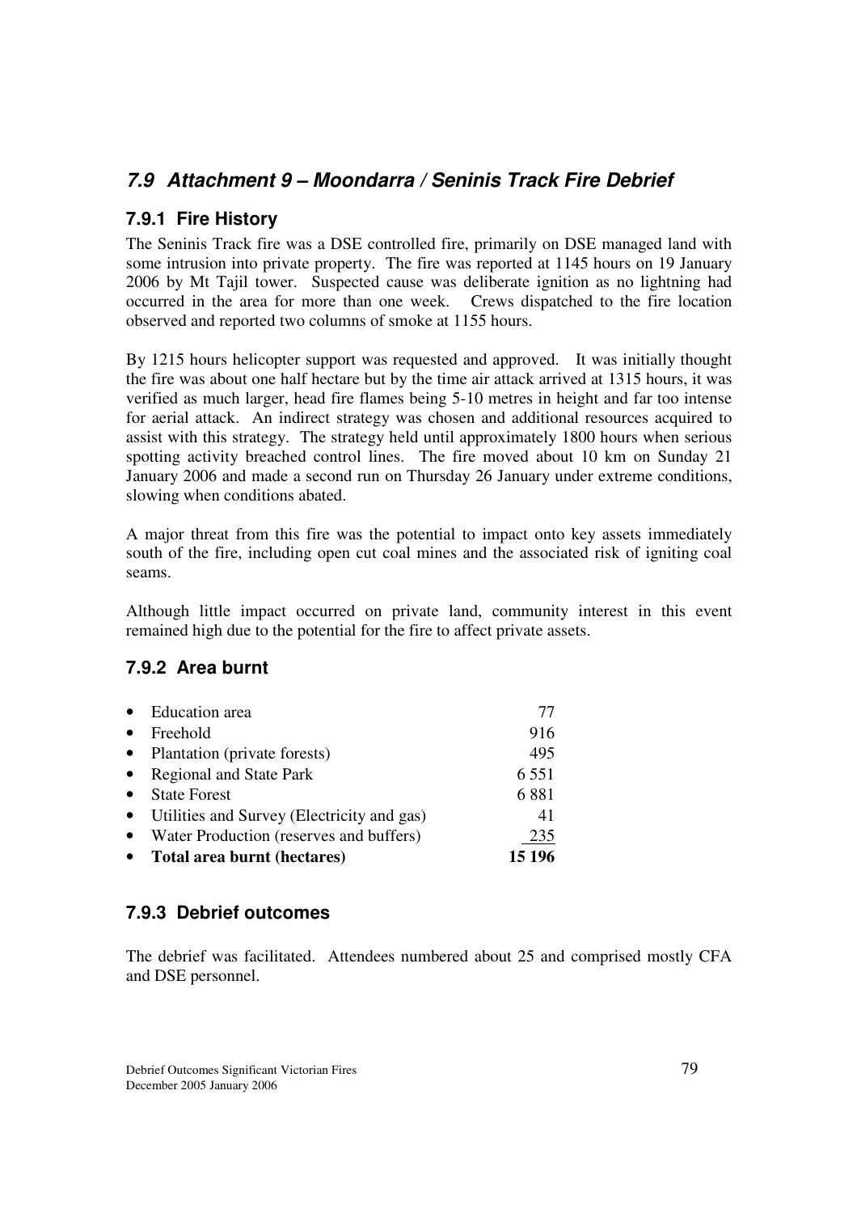## 7.9 Attachment 9 – Moondarra / Seninis Track Fire Debrief

### 7.9.1 Fire History

The Seninis Track fire was a DSE controlled fire, primarily on DSE managed land with some intrusion into private property. The fire was reported at 1145 hours on 19 January 2006 by Mt Tajil tower. Suspected cause was deliberate ignition as no lightning had occurred in the area for more than one week. Crews dispatched to the fire location observed and reported two columns of smoke at 1155 hours.

By 1215 hours helicopter support was requested and approved. It was initially thought the fire was about one half hectare but by the time air attack arrived at 1315 hours, it was verified as much larger, head fire flames being 5-10 metres in height and far too intense for aerial attack. An indirect strategy was chosen and additional resources acquired to assist with this strategy. The strategy held until approximately 1800 hours when serious spotting activity breached control lines. The fire moved about 10 km on Sunday 21 January 2006 and made a second run on Thursday 26 January under extreme conditions, slowing when conditions abated.

A major threat from this fire was the potential to impact onto key assets immediately south of the fire, including open cut coal mines and the associated risk of igniting coal seams.

Although little impact occurred on private land, community interest in this event remained high due to the potential for the fire to affect private assets.

### 7.9.2 Area burnt

| | |
|---|---|
| • Education area | 77 |
| • Freehold | 916 |
| • Plantation (private forests) | 495 |
| • Regional and State Park | 6 551 |
| • State Forest | 6 881 |
| • Utilities and Survey (Electricity and gas) | 41 |
| • Water Production (reserves and buffers) | 235 |
| • **Total area burnt (hectares)** | **15 196** |

### 7.9.3 Debrief outcomes

The debrief was facilitated. Attendees numbered about 25 and comprised mostly CFA and DSE personnel.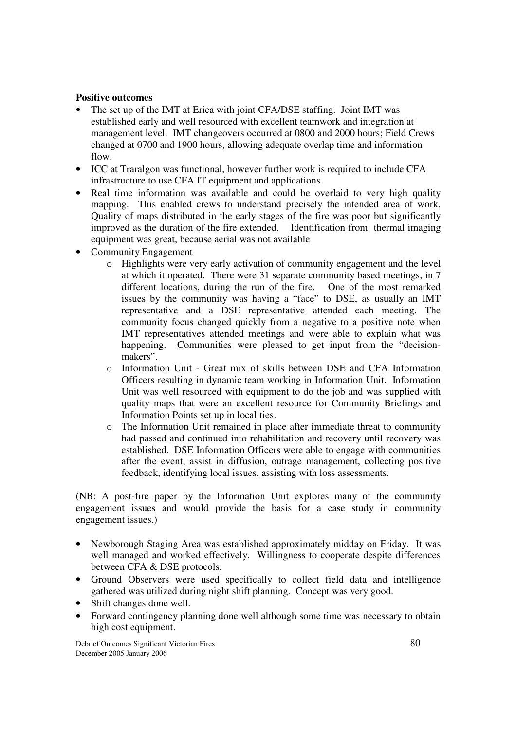**Positive outcomes**

- The set up of the IMT at Erica with joint CFA/DSE staffing. Joint IMT was established early and well resourced with excellent teamwork and integration at management level. IMT changeovers occurred at 0800 and 2000 hours; Field Crews changed at 0700 and 1900 hours, allowing adequate overlap time and information flow.
- ICC at Traralgon was functional, however further work is required to include CFA infrastructure to use CFA IT equipment and applications.
- Real time information was available and could be overlaid to very high quality mapping. This enabled crews to understand precisely the intended area of work. Quality of maps distributed in the early stages of the fire was poor but significantly improved as the duration of the fire extended. Identification from thermal imaging equipment was great, because aerial was not available
- Community Engagement
    - Highlights were very early activation of community engagement and the level at which it operated. There were 31 separate community based meetings, in 7 different locations, during the run of the fire. One of the most remarked issues by the community was having a "face" to DSE, as usually an IMT representative and a DSE representative attended each meeting. The community focus changed quickly from a negative to a positive note when IMT representatives attended meetings and were able to explain what was happening. Communities were pleased to get input from the "decision-makers".
    - Information Unit - Great mix of skills between DSE and CFA Information Officers resulting in dynamic team working in Information Unit. Information Unit was well resourced with equipment to do the job and was supplied with quality maps that were an excellent resource for Community Briefings and Information Points set up in localities.
    - The Information Unit remained in place after immediate threat to community had passed and continued into rehabilitation and recovery until recovery was established. DSE Information Officers were able to engage with communities after the event, assist in diffusion, outrage management, collecting positive feedback, identifying local issues, assisting with loss assessments.

(NB: A post-fire paper by the Information Unit explores many of the community engagement issues and would provide the basis for a case study in community engagement issues.)

- Newborough Staging Area was established approximately midday on Friday. It was well managed and worked effectively. Willingness to cooperate despite differences between CFA & DSE protocols.
- Ground Observers were used specifically to collect field data and intelligence gathered was utilized during night shift planning. Concept was very good.
- Shift changes done well.
- Forward contingency planning done well although some time was necessary to obtain high cost equipment.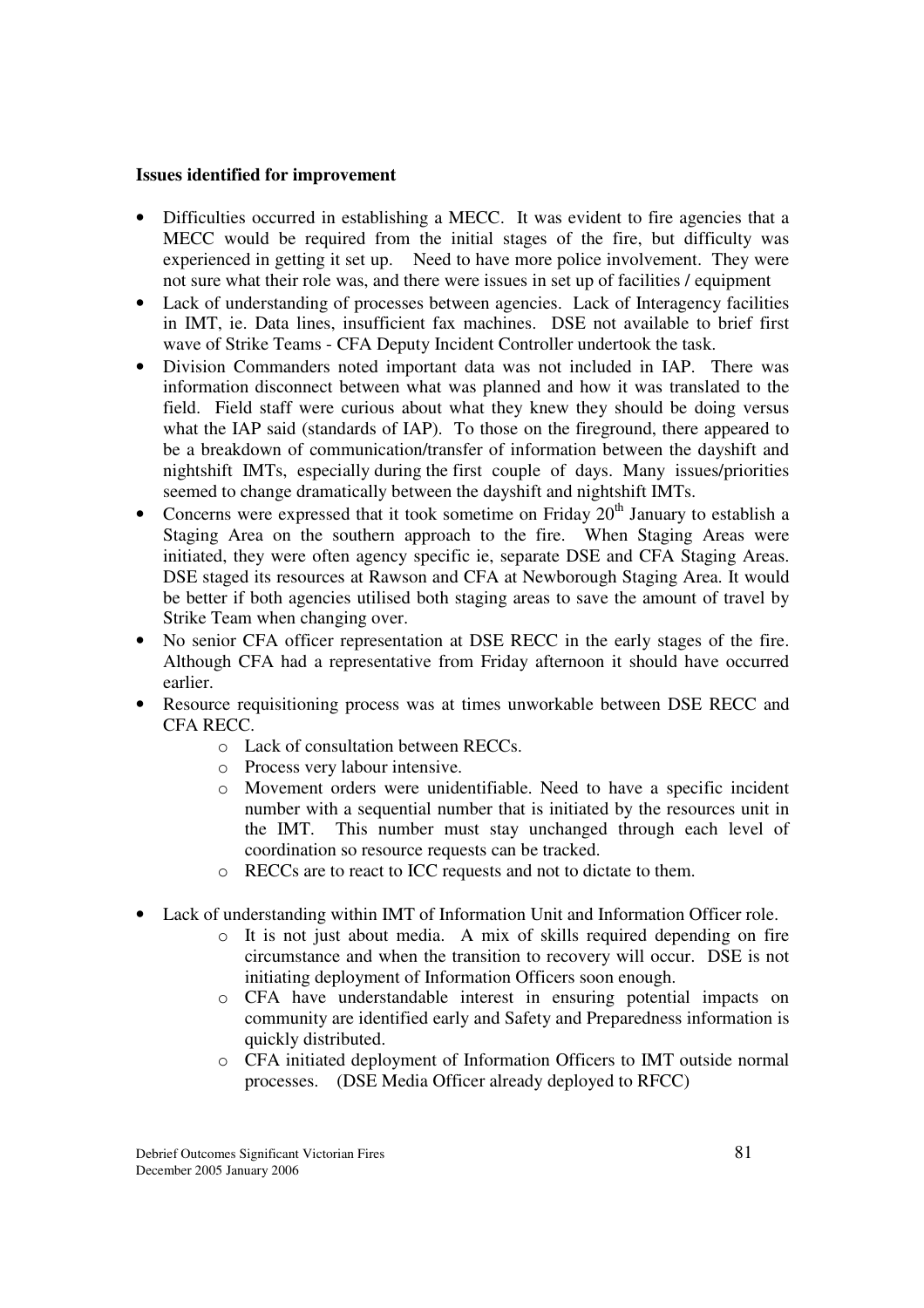**Issues identified for improvement**

- Difficulties occurred in establishing a MECC. It was evident to fire agencies that a MECC would be required from the initial stages of the fire, but difficulty was experienced in getting it set up. Need to have more police involvement. They were not sure what their role was, and there were issues in set up of facilities / equipment
- Lack of understanding of processes between agencies. Lack of Interagency facilities in IMT, ie. Data lines, insufficient fax machines. DSE not available to brief first wave of Strike Teams - CFA Deputy Incident Controller undertook the task.
- Division Commanders noted important data was not included in IAP. There was information disconnect between what was planned and how it was translated to the field. Field staff were curious about what they knew they should be doing versus what the IAP said (standards of IAP). To those on the fireground, there appeared to be a breakdown of communication/transfer of information between the dayshift and nightshift IMTs, especially during the first couple of days. Many issues/priorities seemed to change dramatically between the dayshift and nightshift IMTs.
- Concerns were expressed that it took sometime on Friday 20th January to establish a Staging Area on the southern approach to the fire. When Staging Areas were initiated, they were often agency specific ie, separate DSE and CFA Staging Areas. DSE staged its resources at Rawson and CFA at Newborough Staging Area. It would be better if both agencies utilised both staging areas to save the amount of travel by Strike Team when changing over.
- No senior CFA officer representation at DSE RECC in the early stages of the fire. Although CFA had a representative from Friday afternoon it should have occurred earlier.
- Resource requisitioning process was at times unworkable between DSE RECC and CFA RECC.
    - Lack of consultation between RECCs.
    - Process very labour intensive.
    - Movement orders were unidentifiable. Need to have a specific incident number with a sequential number that is initiated by the resources unit in the IMT. This number must stay unchanged through each level of coordination so resource requests can be tracked.
    - RECCs are to react to ICC requests and not to dictate to them.
- Lack of understanding within IMT of Information Unit and Information Officer role.
    - It is not just about media. A mix of skills required depending on fire circumstance and when the transition to recovery will occur. DSE is not initiating deployment of Information Officers soon enough.
    - CFA have understandable interest in ensuring potential impacts on community are identified early and Safety and Preparedness information is quickly distributed.
    - CFA initiated deployment of Information Officers to IMT outside normal processes. (DSE Media Officer already deployed to RFCC)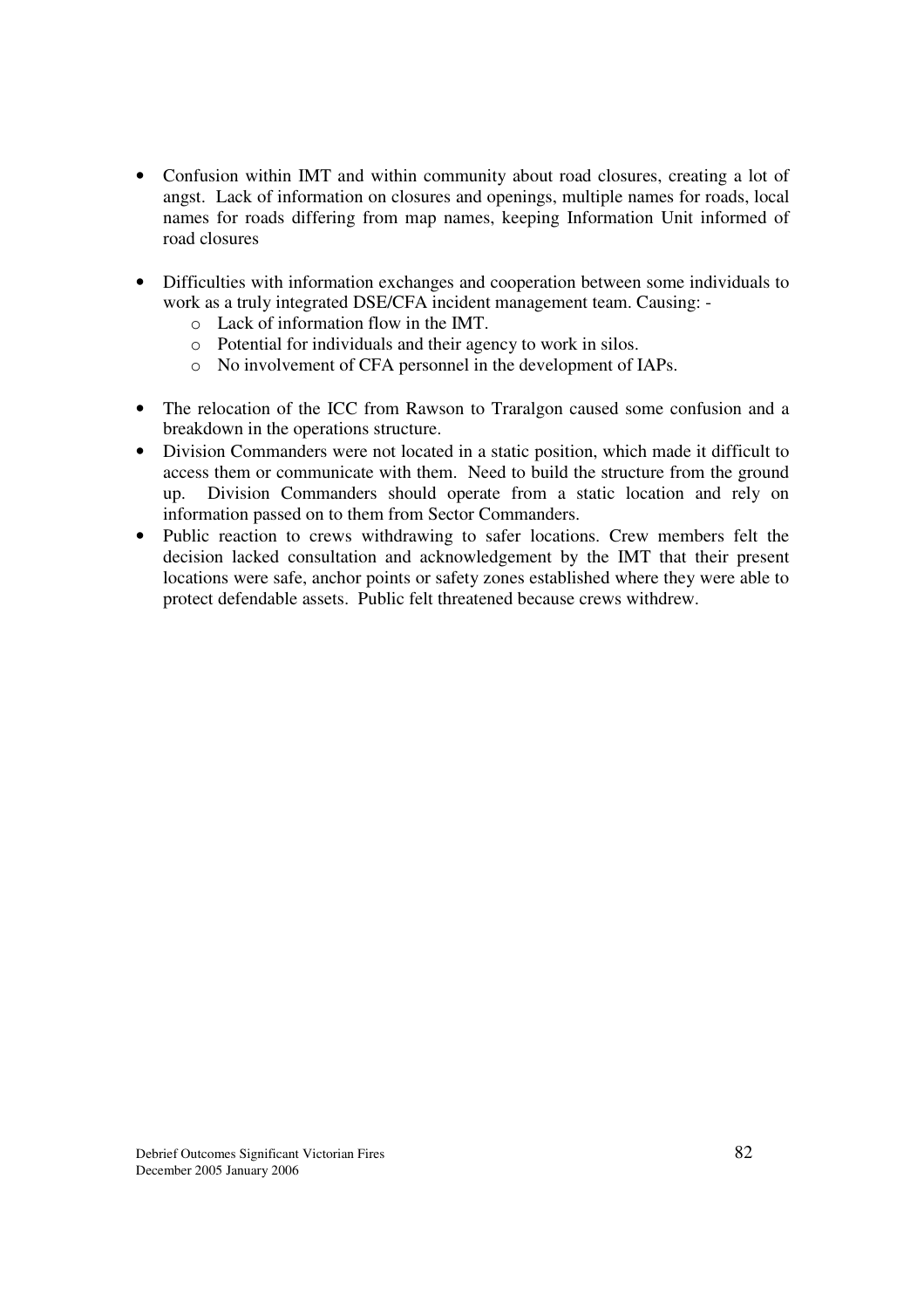- Confusion within IMT and within community about road closures, creating a lot of angst. Lack of information on closures and openings, multiple names for roads, local names for roads differing from map names, keeping Information Unit informed of road closures

- Difficulties with information exchanges and cooperation between some individuals to work as a truly integrated DSE/CFA incident management team. Causing: -
  - Lack of information flow in the IMT.
  - Potential for individuals and their agency to work in silos.
  - No involvement of CFA personnel in the development of IAPs.

- The relocation of the ICC from Rawson to Traralgon caused some confusion and a breakdown in the operations structure.
- Division Commanders were not located in a static position, which made it difficult to access them or communicate with them. Need to build the structure from the ground up. Division Commanders should operate from a static location and rely on information passed on to them from Sector Commanders.
- Public reaction to crews withdrawing to safer locations. Crew members felt the decision lacked consultation and acknowledgement by the IMT that their present locations were safe, anchor points or safety zones established where they were able to protect defendable assets. Public felt threatened because crews withdrew.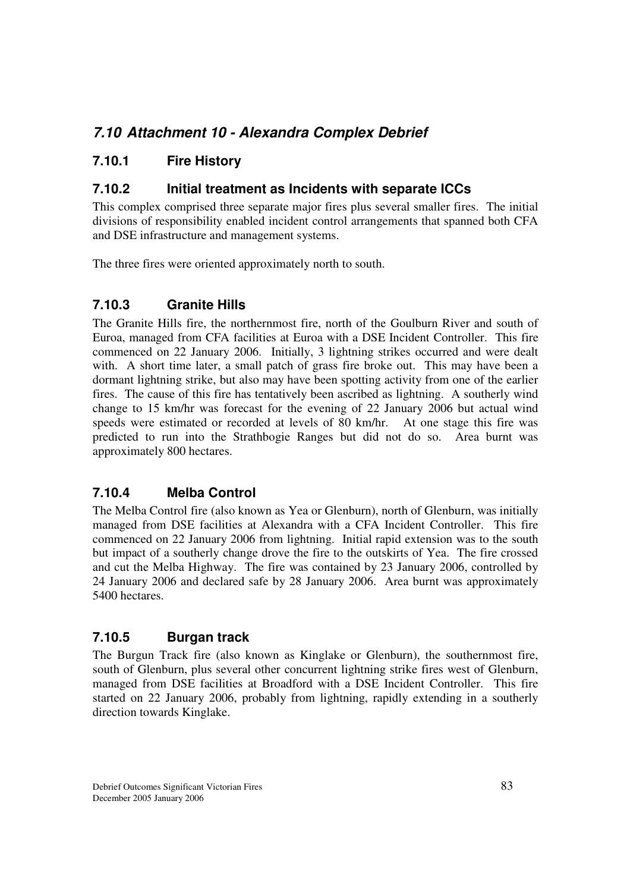## *7.10 Attachment 10 - Alexandra Complex Debrief*

### 7.10.1 Fire History

### 7.10.2 Initial treatment as Incidents with separate ICCs

This complex comprised three separate major fires plus several smaller fires. The initial divisions of responsibility enabled incident control arrangements that spanned both CFA and DSE infrastructure and management systems.

The three fires were oriented approximately north to south.

### 7.10.3 Granite Hills

The Granite Hills fire, the northernmost fire, north of the Goulburn River and south of Euroa, managed from CFA facilities at Euroa with a DSE Incident Controller. This fire commenced on 22 January 2006. Initially, 3 lightning strikes occurred and were dealt with. A short time later, a small patch of grass fire broke out. This may have been a dormant lightning strike, but also may have been spotting activity from one of the earlier fires. The cause of this fire has tentatively been ascribed as lightning. A southerly wind change to 15 km/hr was forecast for the evening of 22 January 2006 but actual wind speeds were estimated or recorded at levels of 80 km/hr. At one stage this fire was predicted to run into the Strathbogie Ranges but did not do so. Area burnt was approximately 800 hectares.

### 7.10.4 Melba Control

The Melba Control fire (also known as Yea or Glenburn), north of Glenburn, was initially managed from DSE facilities at Alexandra with a CFA Incident Controller. This fire commenced on 22 January 2006 from lightning. Initial rapid extension was to the south but impact of a southerly change drove the fire to the outskirts of Yea. The fire crossed and cut the Melba Highway. The fire was contained by 23 January 2006, controlled by 24 January 2006 and declared safe by 28 January 2006. Area burnt was approximately 5400 hectares.

### 7.10.5 Burgan track

The Burgun Track fire (also known as Kinglake or Glenburn), the southernmost fire, south of Glenburn, plus several other concurrent lightning strike fires west of Glenburn, managed from DSE facilities at Broadford with a DSE Incident Controller. This fire started on 22 January 2006, probably from lightning, rapidly extending in a southerly direction towards Kinglake.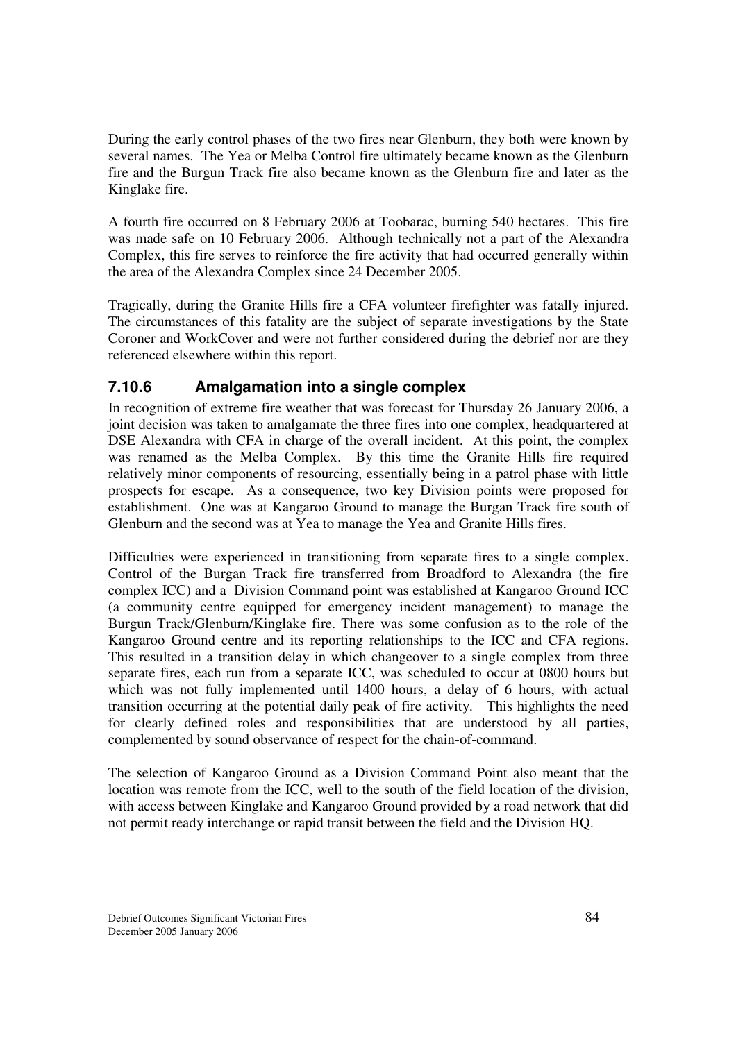During the early control phases of the two fires near Glenburn, they both were known by several names. The Yea or Melba Control fire ultimately became known as the Glenburn fire and the Burgun Track fire also became known as the Glenburn fire and later as the Kinglake fire.

A fourth fire occurred on 8 February 2006 at Toobarac, burning 540 hectares. This fire was made safe on 10 February 2006. Although technically not a part of the Alexandra Complex, this fire serves to reinforce the fire activity that had occurred generally within the area of the Alexandra Complex since 24 December 2005.

Tragically, during the Granite Hills fire a CFA volunteer firefighter was fatally injured. The circumstances of this fatality are the subject of separate investigations by the State Coroner and WorkCover and were not further considered during the debrief nor are they referenced elsewhere within this report.

### 7.10.6 Amalgamation into a single complex

In recognition of extreme fire weather that was forecast for Thursday 26 January 2006, a joint decision was taken to amalgamate the three fires into one complex, headquartered at DSE Alexandra with CFA in charge of the overall incident. At this point, the complex was renamed as the Melba Complex. By this time the Granite Hills fire required relatively minor components of resourcing, essentially being in a patrol phase with little prospects for escape. As a consequence, two key Division points were proposed for establishment. One was at Kangaroo Ground to manage the Burgan Track fire south of Glenburn and the second was at Yea to manage the Yea and Granite Hills fires.

Difficulties were experienced in transitioning from separate fires to a single complex. Control of the Burgan Track fire transferred from Broadford to Alexandra (the fire complex ICC) and a Division Command point was established at Kangaroo Ground ICC (a community centre equipped for emergency incident management) to manage the Burgun Track/Glenburn/Kinglake fire. There was some confusion as to the role of the Kangaroo Ground centre and its reporting relationships to the ICC and CFA regions. This resulted in a transition delay in which changeover to a single complex from three separate fires, each run from a separate ICC, was scheduled to occur at 0800 hours but which was not fully implemented until 1400 hours, a delay of 6 hours, with actual transition occurring at the potential daily peak of fire activity. This highlights the need for clearly defined roles and responsibilities that are understood by all parties, complemented by sound observance of respect for the chain-of-command.

The selection of Kangaroo Ground as a Division Command Point also meant that the location was remote from the ICC, well to the south of the field location of the division, with access between Kinglake and Kangaroo Ground provided by a road network that did not permit ready interchange or rapid transit between the field and the Division HQ.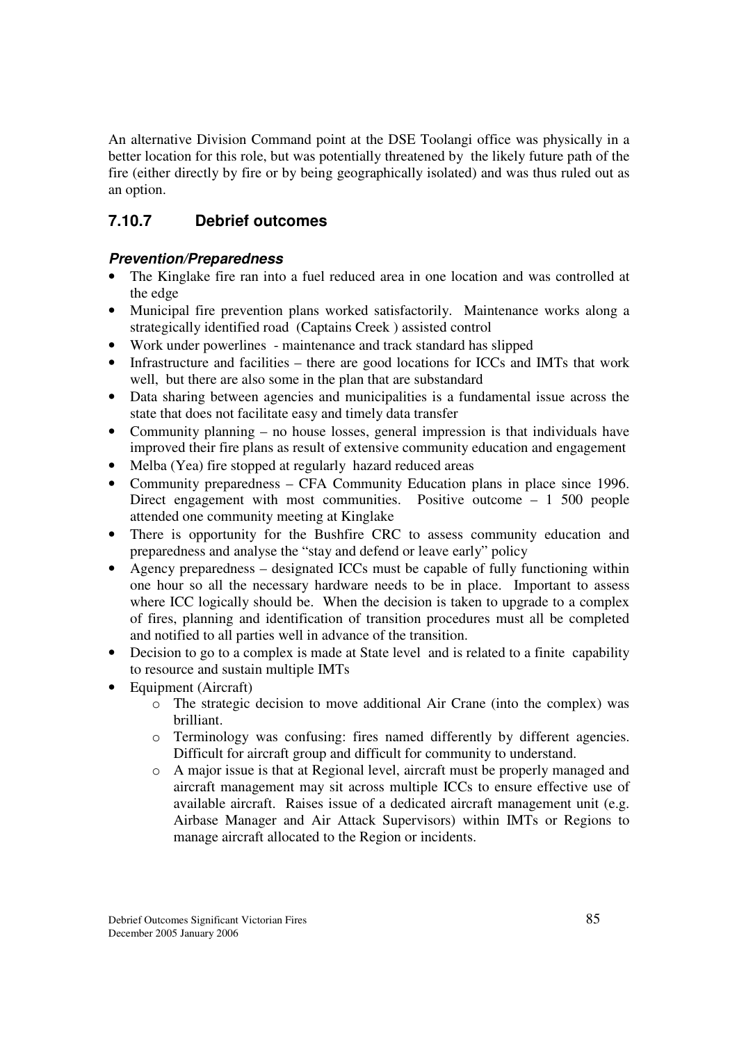An alternative Division Command point at the DSE Toolangi office was physically in a better location for this role, but was potentially threatened by the likely future path of the fire (either directly by fire or by being geographically isolated) and was thus ruled out as an option.

### 7.10.7 Debrief outcomes

#### *Prevention/Preparedness*

- The Kinglake fire ran into a fuel reduced area in one location and was controlled at the edge
- Municipal fire prevention plans worked satisfactorily. Maintenance works along a strategically identified road (Captains Creek ) assisted control
- Work under powerlines - maintenance and track standard has slipped
- Infrastructure and facilities – there are good locations for ICCs and IMTs that work well, but there are also some in the plan that are substandard
- Data sharing between agencies and municipalities is a fundamental issue across the state that does not facilitate easy and timely data transfer
- Community planning – no house losses, general impression is that individuals have improved their fire plans as result of extensive community education and engagement
- Melba (Yea) fire stopped at regularly hazard reduced areas
- Community preparedness – CFA Community Education plans in place since 1996. Direct engagement with most communities. Positive outcome – 1 500 people attended one community meeting at Kinglake
- There is opportunity for the Bushfire CRC to assess community education and preparedness and analyse the "stay and defend or leave early" policy
- Agency preparedness – designated ICCs must be capable of fully functioning within one hour so all the necessary hardware needs to be in place. Important to assess where ICC logically should be. When the decision is taken to upgrade to a complex of fires, planning and identification of transition procedures must all be completed and notified to all parties well in advance of the transition.
- Decision to go to a complex is made at State level and is related to a finite capability to resource and sustain multiple IMTs
- Equipment (Aircraft)
    - The strategic decision to move additional Air Crane (into the complex) was brilliant.
    - Terminology was confusing: fires named differently by different agencies. Difficult for aircraft group and difficult for community to understand.
    - A major issue is that at Regional level, aircraft must be properly managed and aircraft management may sit across multiple ICCs to ensure effective use of available aircraft. Raises issue of a dedicated aircraft management unit (e.g. Airbase Manager and Air Attack Supervisors) within IMTs or Regions to manage aircraft allocated to the Region or incidents.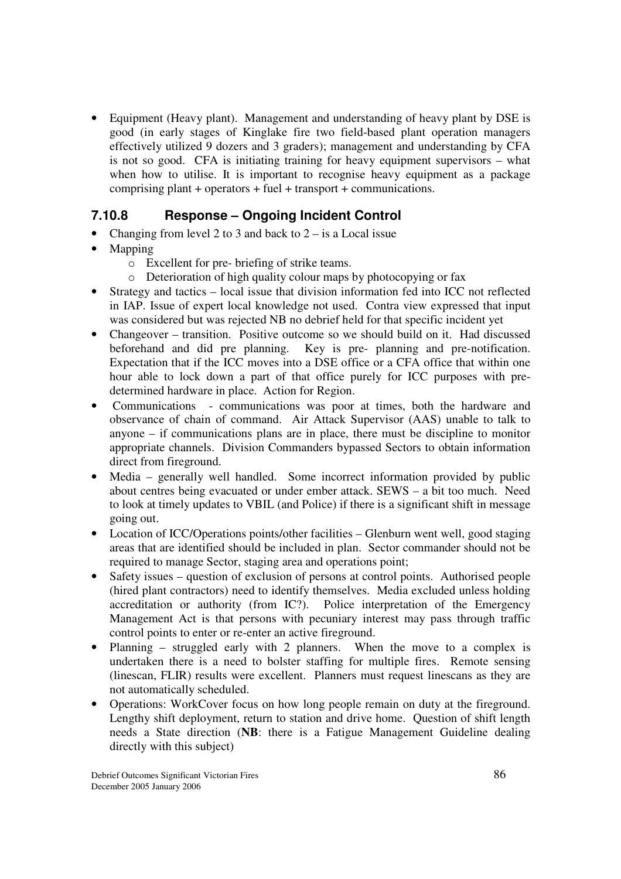- Equipment (Heavy plant). Management and understanding of heavy plant by DSE is good (in early stages of Kinglake fire two field-based plant operation managers effectively utilized 9 dozers and 3 graders); management and understanding by CFA is not so good. CFA is initiating training for heavy equipment supervisors – what when how to utilise. It is important to recognise heavy equipment as a package comprising plant + operators + fuel + transport + communications.

### 7.10.8 Response – Ongoing Incident Control

- Changing from level 2 to 3 and back to 2 – is a Local issue
- Mapping
  - Excellent for pre- briefing of strike teams.
  - Deterioration of high quality colour maps by photocopying or fax
- Strategy and tactics – local issue that division information fed into ICC not reflected in IAP. Issue of expert local knowledge not used. Contra view expressed that input was considered but was rejected NB no debrief held for that specific incident yet
- Changeover – transition. Positive outcome so we should build on it. Had discussed beforehand and did pre planning. Key is pre- planning and pre-notification. Expectation that if the ICC moves into a DSE office or a CFA office that within one hour able to lock down a part of that office purely for ICC purposes with pre-determined hardware in place. Action for Region.
- Communications - communications was poor at times, both the hardware and observance of chain of command. Air Attack Supervisor (AAS) unable to talk to anyone – if communications plans are in place, there must be discipline to monitor appropriate channels. Division Commanders bypassed Sectors to obtain information direct from fireground.
- Media – generally well handled. Some incorrect information provided by public about centres being evacuated or under ember attack. SEWS – a bit too much. Need to look at timely updates to VBIL (and Police) if there is a significant shift in message going out.
- Location of ICC/Operations points/other facilities – Glenburn went well, good staging areas that are identified should be included in plan. Sector commander should not be required to manage Sector, staging area and operations point;
- Safety issues – question of exclusion of persons at control points. Authorised people (hired plant contractors) need to identify themselves. Media excluded unless holding accreditation or authority (from IC?). Police interpretation of the Emergency Management Act is that persons with pecuniary interest may pass through traffic control points to enter or re-enter an active fireground.
- Planning – struggled early with 2 planners. When the move to a complex is undertaken there is a need to bolster staffing for multiple fires. Remote sensing (linescan, FLIR) results were excellent. Planners must request linescans as they are not automatically scheduled.
- Operations: WorkCover focus on how long people remain on duty at the fireground. Lengthy shift deployment, return to station and drive home. Question of shift length needs a State direction (**NB**: there is a Fatigue Management Guideline dealing directly with this subject)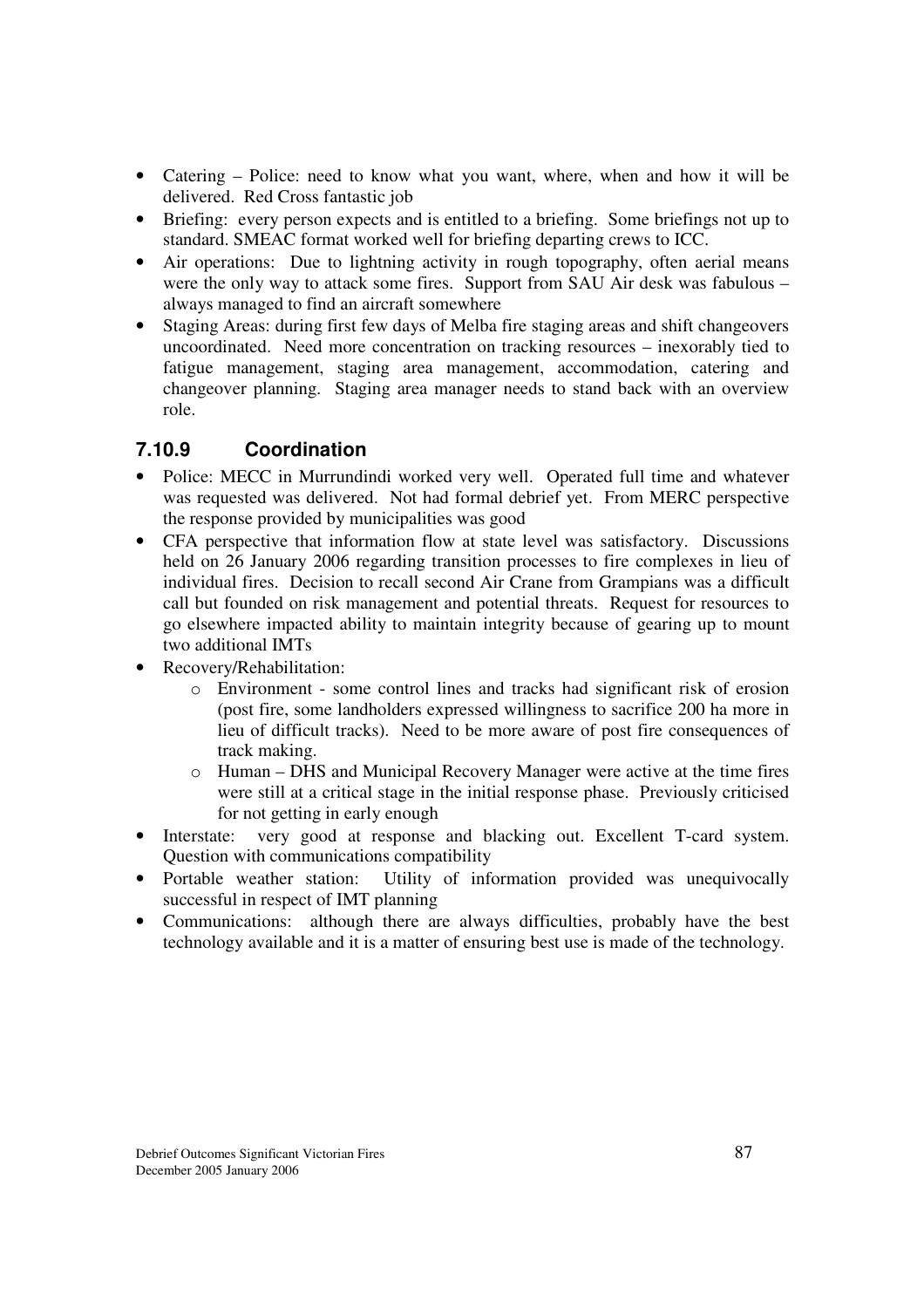- Catering – Police: need to know what you want, where, when and how it will be delivered. Red Cross fantastic job
- Briefing: every person expects and is entitled to a briefing. Some briefings not up to standard. SMEAC format worked well for briefing departing crews to ICC.
- Air operations: Due to lightning activity in rough topography, often aerial means were the only way to attack some fires. Support from SAU Air desk was fabulous – always managed to find an aircraft somewhere
- Staging Areas: during first few days of Melba fire staging areas and shift changeovers uncoordinated. Need more concentration on tracking resources – inexorably tied to fatigue management, staging area management, accommodation, catering and changeover planning. Staging area manager needs to stand back with an overview role.

### 7.10.9 Coordination

- Police: MECC in Murrundindi worked very well. Operated full time and whatever was requested was delivered. Not had formal debrief yet. From MERC perspective the response provided by municipalities was good
- CFA perspective that information flow at state level was satisfactory. Discussions held on 26 January 2006 regarding transition processes to fire complexes in lieu of individual fires. Decision to recall second Air Crane from Grampians was a difficult call but founded on risk management and potential threats. Request for resources to go elsewhere impacted ability to maintain integrity because of gearing up to mount two additional IMTs
- Recovery/Rehabilitation:
  - Environment - some control lines and tracks had significant risk of erosion (post fire, some landholders expressed willingness to sacrifice 200 ha more in lieu of difficult tracks). Need to be more aware of post fire consequences of track making.
  - Human – DHS and Municipal Recovery Manager were active at the time fires were still at a critical stage in the initial response phase. Previously criticised for not getting in early enough
- Interstate: very good at response and blacking out. Excellent T-card system. Question with communications compatibility
- Portable weather station: Utility of information provided was unequivocally successful in respect of IMT planning
- Communications: although there are always difficulties, probably have the best technology available and it is a matter of ensuring best use is made of the technology.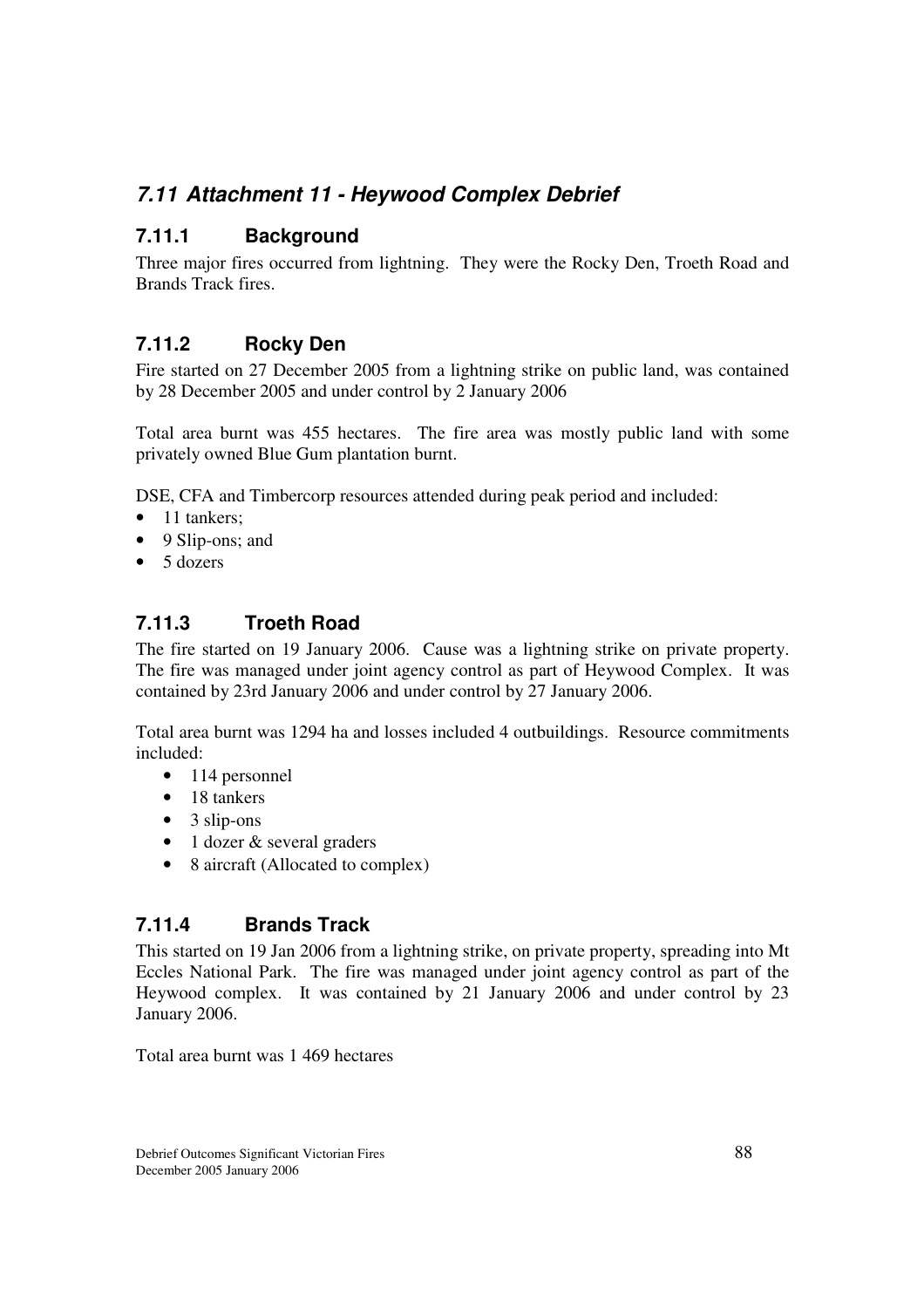## *7.11 Attachment 11 - Heywood Complex Debrief*

### 7.11.1 Background

Three major fires occurred from lightning. They were the Rocky Den, Troeth Road and Brands Track fires.

### 7.11.2 Rocky Den

Fire started on 27 December 2005 from a lightning strike on public land, was contained by 28 December 2005 and under control by 2 January 2006

Total area burnt was 455 hectares. The fire area was mostly public land with some privately owned Blue Gum plantation burnt.

DSE, CFA and Timbercorp resources attended during peak period and included:

- 11 tankers;
- 9 Slip-ons; and
- 5 dozers

### 7.11.3 Troeth Road

The fire started on 19 January 2006. Cause was a lightning strike on private property. The fire was managed under joint agency control as part of Heywood Complex. It was contained by 23rd January 2006 and under control by 27 January 2006.

Total area burnt was 1294 ha and losses included 4 outbuildings. Resource commitments included:

- 114 personnel
- 18 tankers
- 3 slip-ons
- 1 dozer & several graders
- 8 aircraft (Allocated to complex)

### 7.11.4 Brands Track

This started on 19 Jan 2006 from a lightning strike, on private property, spreading into Mt Eccles National Park. The fire was managed under joint agency control as part of the Heywood complex. It was contained by 21 January 2006 and under control by 23 January 2006.

Total area burnt was 1 469 hectares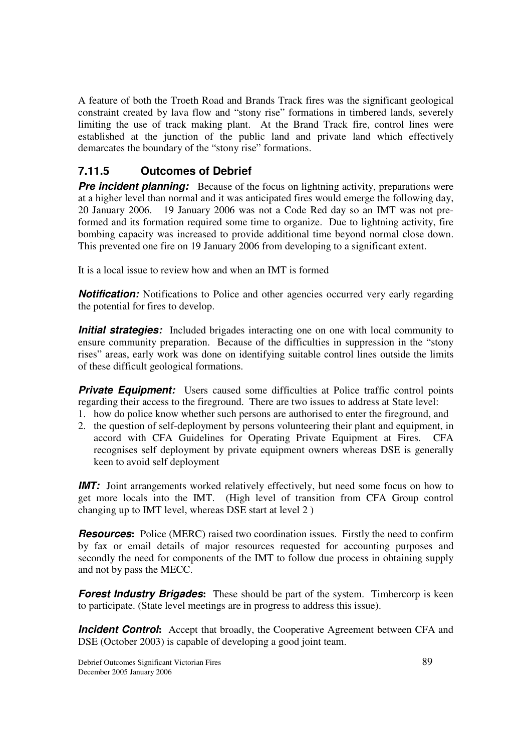A feature of both the Troeth Road and Brands Track fires was the significant geological constraint created by lava flow and "stony rise" formations in timbered lands, severely limiting the use of track making plant. At the Brand Track fire, control lines were established at the junction of the public land and private land which effectively demarcates the boundary of the "stony rise" formations.

### 7.11.5 Outcomes of Debrief

***Pre incident planning:*** Because of the focus on lightning activity, preparations were at a higher level than normal and it was anticipated fires would emerge the following day, 20 January 2006. 19 January 2006 was not a Code Red day so an IMT was not pre-formed and its formation required some time to organize. Due to lightning activity, fire bombing capacity was increased to provide additional time beyond normal close down. This prevented one fire on 19 January 2006 from developing to a significant extent.

It is a local issue to review how and when an IMT is formed

***Notification:*** Notifications to Police and other agencies occurred very early regarding the potential for fires to develop.

***Initial strategies:*** Included brigades interacting one on one with local community to ensure community preparation. Because of the difficulties in suppression in the "stony rises" areas, early work was done on identifying suitable control lines outside the limits of these difficult geological formations.

***Private Equipment:*** Users caused some difficulties at Police traffic control points regarding their access to the fireground. There are two issues to address at State level:

1. how do police know whether such persons are authorised to enter the fireground, and
2. the question of self-deployment by persons volunteering their plant and equipment, in accord with CFA Guidelines for Operating Private Equipment at Fires. CFA recognises self deployment by private equipment owners whereas DSE is generally keen to avoid self deployment

***IMT:*** Joint arrangements worked relatively effectively, but need some focus on how to get more locals into the IMT. (High level of transition from CFA Group control changing up to IMT level, whereas DSE start at level 2 )

***Resources*:** Police (MERC) raised two coordination issues. Firstly the need to confirm by fax or email details of major resources requested for accounting purposes and secondly the need for components of the IMT to follow due process in obtaining supply and not by pass the MECC.

***Forest Industry Brigades*:** These should be part of the system. Timbercorp is keen to participate. (State level meetings are in progress to address this issue).

***Incident Control*:** Accept that broadly, the Cooperative Agreement between CFA and DSE (October 2003) is capable of developing a good joint team.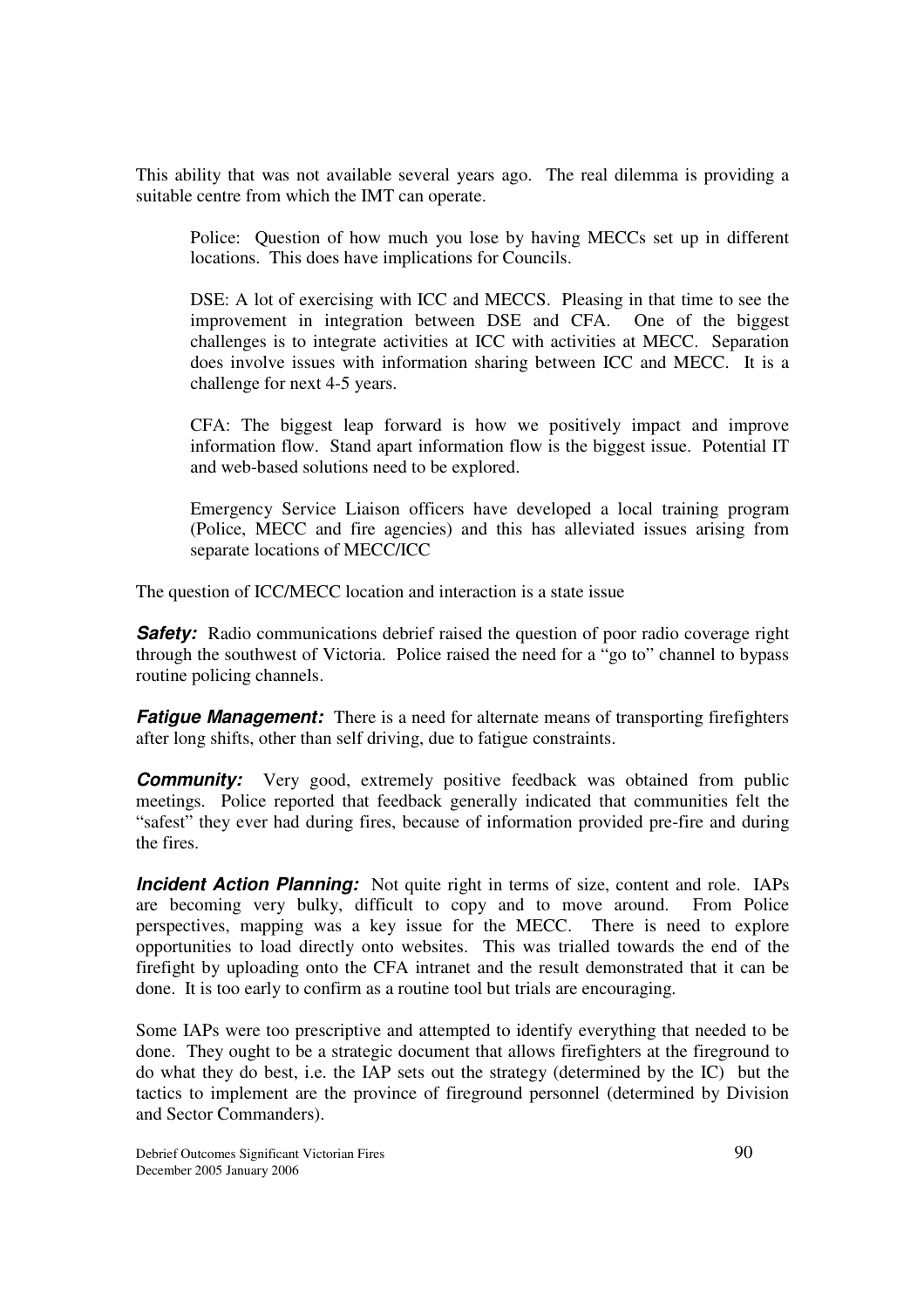This ability that was not available several years ago. The real dilemma is providing a suitable centre from which the IMT can operate.

> Police: Question of how much you lose by having MECCs set up in different locations. This does have implications for Councils.
>
> DSE: A lot of exercising with ICC and MECCS. Pleasing in that time to see the improvement in integration between DSE and CFA. One of the biggest challenges is to integrate activities at ICC with activities at MECC. Separation does involve issues with information sharing between ICC and MECC. It is a challenge for next 4-5 years.
>
> CFA: The biggest leap forward is how we positively impact and improve information flow. Stand apart information flow is the biggest issue. Potential IT and web-based solutions need to be explored.
>
> Emergency Service Liaison officers have developed a local training program (Police, MECC and fire agencies) and this has alleviated issues arising from separate locations of MECC/ICC

The question of ICC/MECC location and interaction is a state issue

***Safety:*** Radio communications debrief raised the question of poor radio coverage right through the southwest of Victoria. Police raised the need for a "go to" channel to bypass routine policing channels.

***Fatigue Management:*** There is a need for alternate means of transporting firefighters after long shifts, other than self driving, due to fatigue constraints.

***Community:*** Very good, extremely positive feedback was obtained from public meetings. Police reported that feedback generally indicated that communities felt the "safest" they ever had during fires, because of information provided pre-fire and during the fires.

***Incident Action Planning:*** Not quite right in terms of size, content and role. IAPs are becoming very bulky, difficult to copy and to move around. From Police perspectives, mapping was a key issue for the MECC. There is need to explore opportunities to load directly onto websites. This was trialled towards the end of the firefight by uploading onto the CFA intranet and the result demonstrated that it can be done. It is too early to confirm as a routine tool but trials are encouraging.

Some IAPs were too prescriptive and attempted to identify everything that needed to be done. They ought to be a strategic document that allows firefighters at the fireground to do what they do best, i.e. the IAP sets out the strategy (determined by the IC) but the tactics to implement are the province of fireground personnel (determined by Division and Sector Commanders).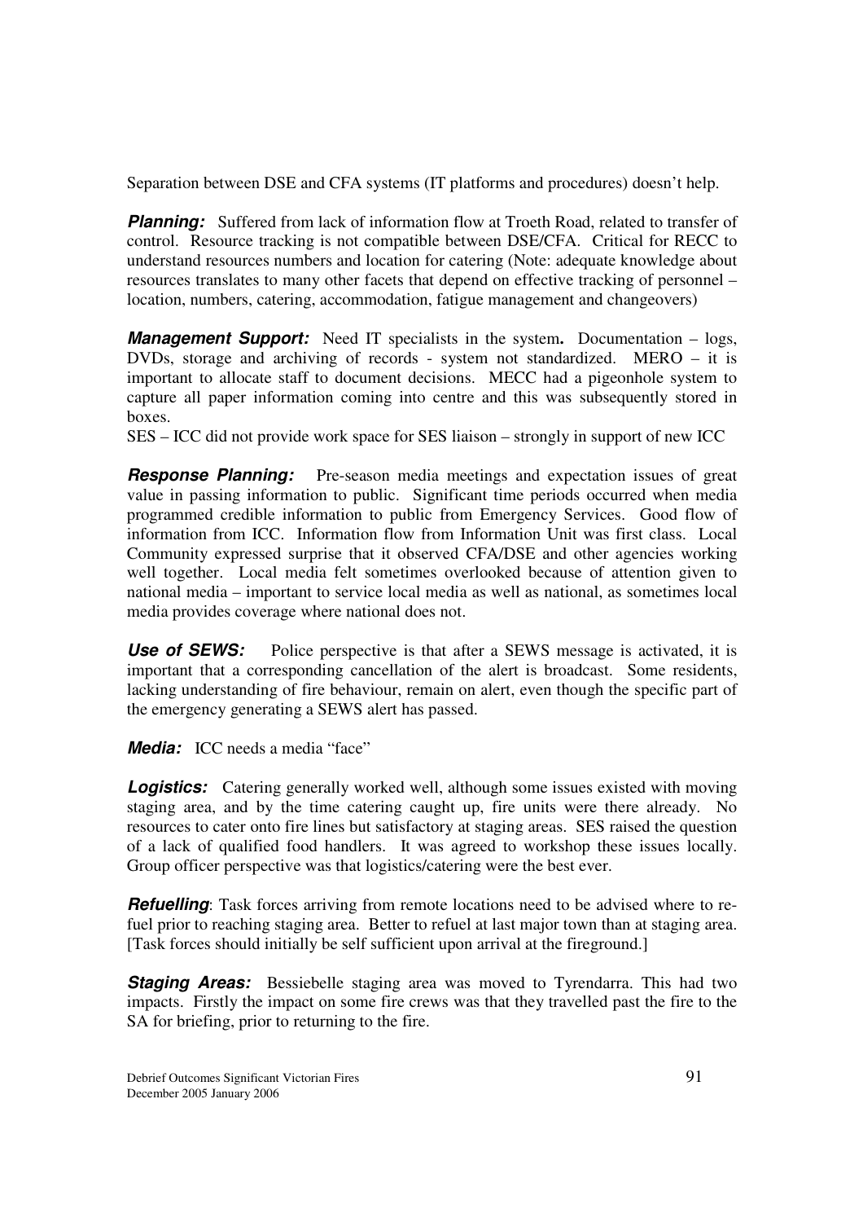Separation between DSE and CFA systems (IT platforms and procedures) doesn't help.

***Planning:*** Suffered from lack of information flow at Troeth Road, related to transfer of control. Resource tracking is not compatible between DSE/CFA. Critical for RECC to understand resources numbers and location for catering (Note: adequate knowledge about resources translates to many other facets that depend on effective tracking of personnel – location, numbers, catering, accommodation, fatigue management and changeovers)

***Management Support:*** Need IT specialists in the system**.** Documentation – logs, DVDs, storage and archiving of records - system not standardized. MERO – it is important to allocate staff to document decisions. MECC had a pigeonhole system to capture all paper information coming into centre and this was subsequently stored in boxes.

SES – ICC did not provide work space for SES liaison – strongly in support of new ICC

***Response Planning:*** Pre-season media meetings and expectation issues of great value in passing information to public. Significant time periods occurred when media programmed credible information to public from Emergency Services. Good flow of information from ICC. Information flow from Information Unit was first class. Local Community expressed surprise that it observed CFA/DSE and other agencies working well together. Local media felt sometimes overlooked because of attention given to national media – important to service local media as well as national, as sometimes local media provides coverage where national does not.

***Use of SEWS:*** Police perspective is that after a SEWS message is activated, it is important that a corresponding cancellation of the alert is broadcast. Some residents, lacking understanding of fire behaviour, remain on alert, even though the specific part of the emergency generating a SEWS alert has passed.

***Media:*** ICC needs a media "face"

***Logistics:*** Catering generally worked well, although some issues existed with moving staging area, and by the time catering caught up, fire units were there already. No resources to cater onto fire lines but satisfactory at staging areas. SES raised the question of a lack of qualified food handlers. It was agreed to workshop these issues locally. Group officer perspective was that logistics/catering were the best ever.

***Refuelling***: Task forces arriving from remote locations need to be advised where to re-fuel prior to reaching staging area. Better to refuel at last major town than at staging area. [Task forces should initially be self sufficient upon arrival at the fireground.]

***Staging Areas:*** Bessiebelle staging area was moved to Tyrendarra. This had two impacts. Firstly the impact on some fire crews was that they travelled past the fire to the SA for briefing, prior to returning to the fire.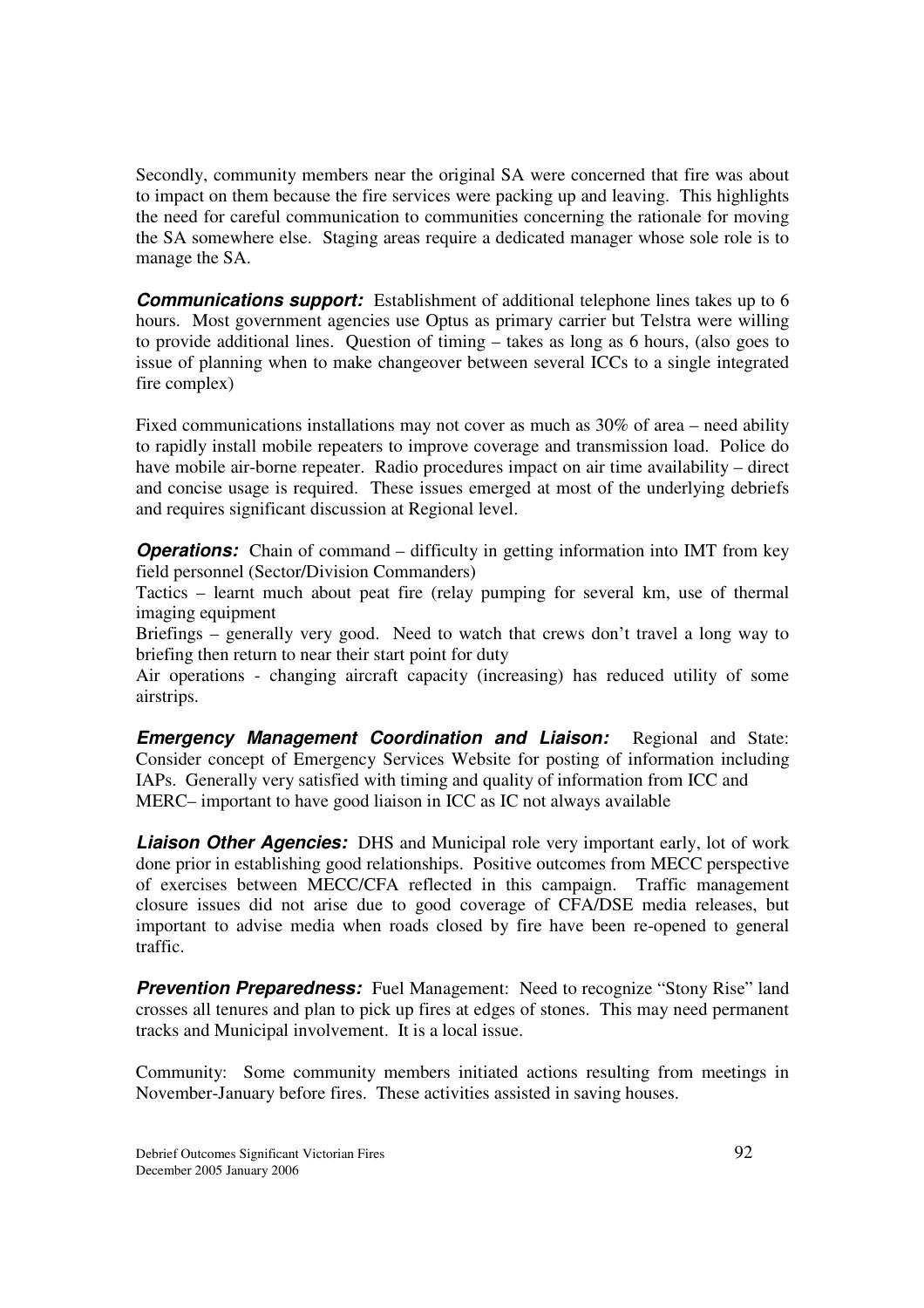Secondly, community members near the original SA were concerned that fire was about to impact on them because the fire services were packing up and leaving. This highlights the need for careful communication to communities concerning the rationale for moving the SA somewhere else. Staging areas require a dedicated manager whose sole role is to manage the SA.

***Communications support:*** Establishment of additional telephone lines takes up to 6 hours. Most government agencies use Optus as primary carrier but Telstra were willing to provide additional lines. Question of timing – takes as long as 6 hours, (also goes to issue of planning when to make changeover between several ICCs to a single integrated fire complex)

Fixed communications installations may not cover as much as 30% of area – need ability to rapidly install mobile repeaters to improve coverage and transmission load. Police do have mobile air-borne repeater. Radio procedures impact on air time availability – direct and concise usage is required. These issues emerged at most of the underlying debriefs and requires significant discussion at Regional level.

***Operations:*** Chain of command – difficulty in getting information into IMT from key field personnel (Sector/Division Commanders)

Tactics – learnt much about peat fire (relay pumping for several km, use of thermal imaging equipment

Briefings – generally very good. Need to watch that crews don't travel a long way to briefing then return to near their start point for duty

Air operations - changing aircraft capacity (increasing) has reduced utility of some airstrips.

***Emergency Management Coordination and Liaison:*** Regional and State: Consider concept of Emergency Services Website for posting of information including IAPs. Generally very satisfied with timing and quality of information from ICC and MERC– important to have good liaison in ICC as IC not always available

***Liaison Other Agencies:*** DHS and Municipal role very important early, lot of work done prior in establishing good relationships. Positive outcomes from MECC perspective of exercises between MECC/CFA reflected in this campaign. Traffic management closure issues did not arise due to good coverage of CFA/DSE media releases, but important to advise media when roads closed by fire have been re-opened to general traffic.

***Prevention Preparedness:*** Fuel Management: Need to recognize "Stony Rise" land crosses all tenures and plan to pick up fires at edges of stones. This may need permanent tracks and Municipal involvement. It is a local issue.

Community: Some community members initiated actions resulting from meetings in November-January before fires. These activities assisted in saving houses.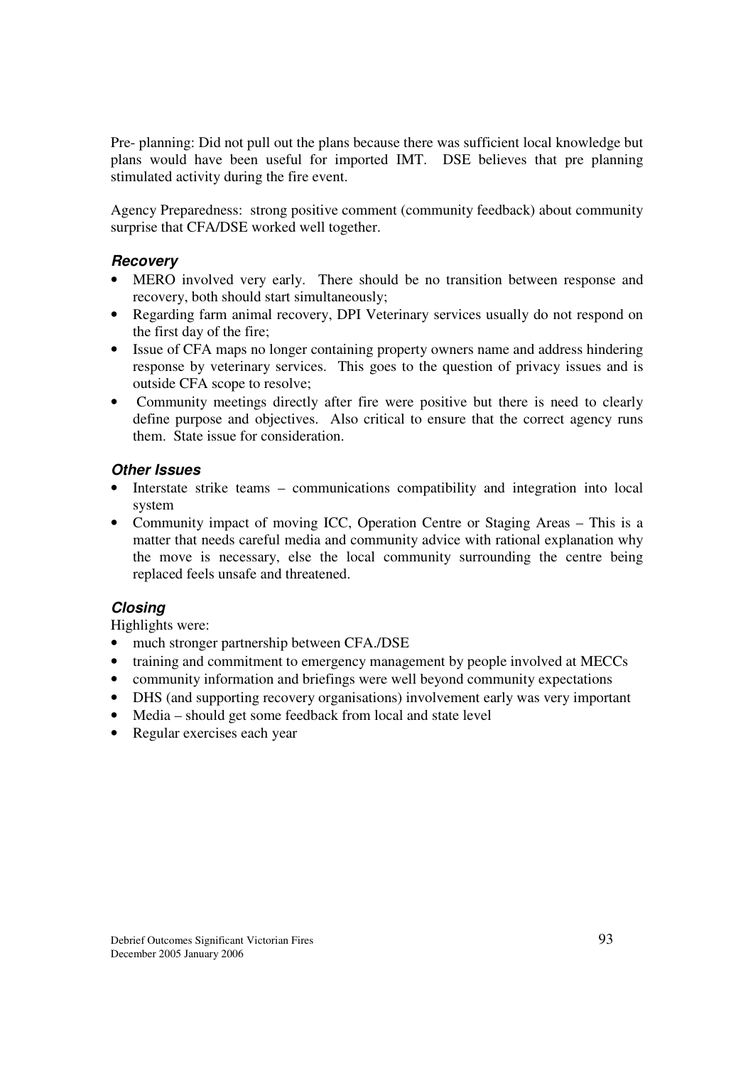Pre- planning: Did not pull out the plans because there was sufficient local knowledge but plans would have been useful for imported IMT. DSE believes that pre planning stimulated activity during the fire event.

Agency Preparedness: strong positive comment (community feedback) about community surprise that CFA/DSE worked well together.

### *Recovery*

- MERO involved very early. There should be no transition between response and recovery, both should start simultaneously;
- Regarding farm animal recovery, DPI Veterinary services usually do not respond on the first day of the fire;
- Issue of CFA maps no longer containing property owners name and address hindering response by veterinary services. This goes to the question of privacy issues and is outside CFA scope to resolve;
- Community meetings directly after fire were positive but there is need to clearly define purpose and objectives. Also critical to ensure that the correct agency runs them. State issue for consideration.

### *Other Issues*

- Interstate strike teams – communications compatibility and integration into local system
- Community impact of moving ICC, Operation Centre or Staging Areas – This is a matter that needs careful media and community advice with rational explanation why the move is necessary, else the local community surrounding the centre being replaced feels unsafe and threatened.

### *Closing*

Highlights were:

- much stronger partnership between CFA./DSE
- training and commitment to emergency management by people involved at MECCs
- community information and briefings were well beyond community expectations
- DHS (and supporting recovery organisations) involvement early was very important
- Media – should get some feedback from local and state level
- Regular exercises each year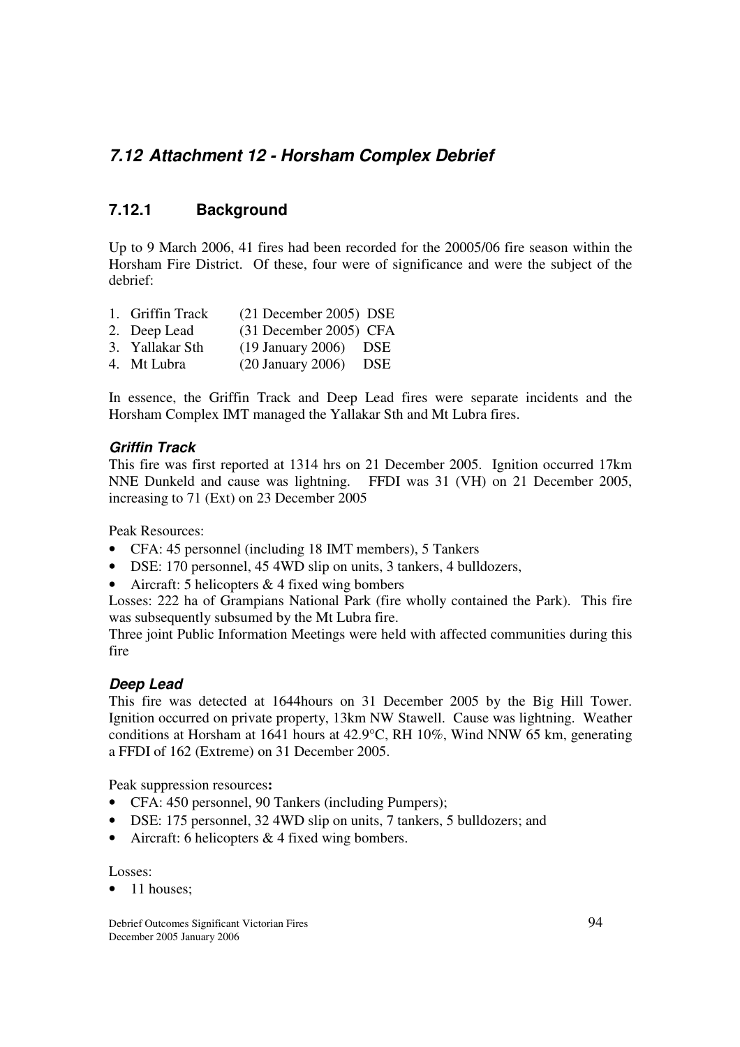## *7.12 Attachment 12 - Horsham Complex Debrief*

### 7.12.1 Background

Up to 9 March 2006, 41 fires had been recorded for the 20005/06 fire season within the Horsham Fire District. Of these, four were of significance and were the subject of the debrief:

1. Griffin Track (21 December 2005) DSE
2. Deep Lead (31 December 2005) CFA
3. Yallakar Sth (19 January 2006) DSE
4. Mt Lubra (20 January 2006) DSE

In essence, the Griffin Track and Deep Lead fires were separate incidents and the Horsham Complex IMT managed the Yallakar Sth and Mt Lubra fires.

#### *Griffin Track*

This fire was first reported at 1314 hrs on 21 December 2005. Ignition occurred 17km NNE Dunkeld and cause was lightning. FFDI was 31 (VH) on 21 December 2005, increasing to 71 (Ext) on 23 December 2005

Peak Resources:

- CFA: 45 personnel (including 18 IMT members), 5 Tankers
- DSE: 170 personnel, 45 4WD slip on units, 3 tankers, 4 bulldozers,
- Aircraft: 5 helicopters & 4 fixed wing bombers

Losses: 222 ha of Grampians National Park (fire wholly contained the Park). This fire was subsequently subsumed by the Mt Lubra fire.

Three joint Public Information Meetings were held with affected communities during this fire

#### *Deep Lead*

This fire was detected at 1644hours on 31 December 2005 by the Big Hill Tower. Ignition occurred on private property, 13km NW Stawell. Cause was lightning. Weather conditions at Horsham at 1641 hours at 42.9°C, RH 10%, Wind NNW 65 km, generating a FFDI of 162 (Extreme) on 31 December 2005.

Peak suppression resources**:**

- CFA: 450 personnel, 90 Tankers (including Pumpers);
- DSE: 175 personnel, 32 4WD slip on units, 7 tankers, 5 bulldozers; and
- Aircraft: 6 helicopters & 4 fixed wing bombers.

Losses:

- 11 houses;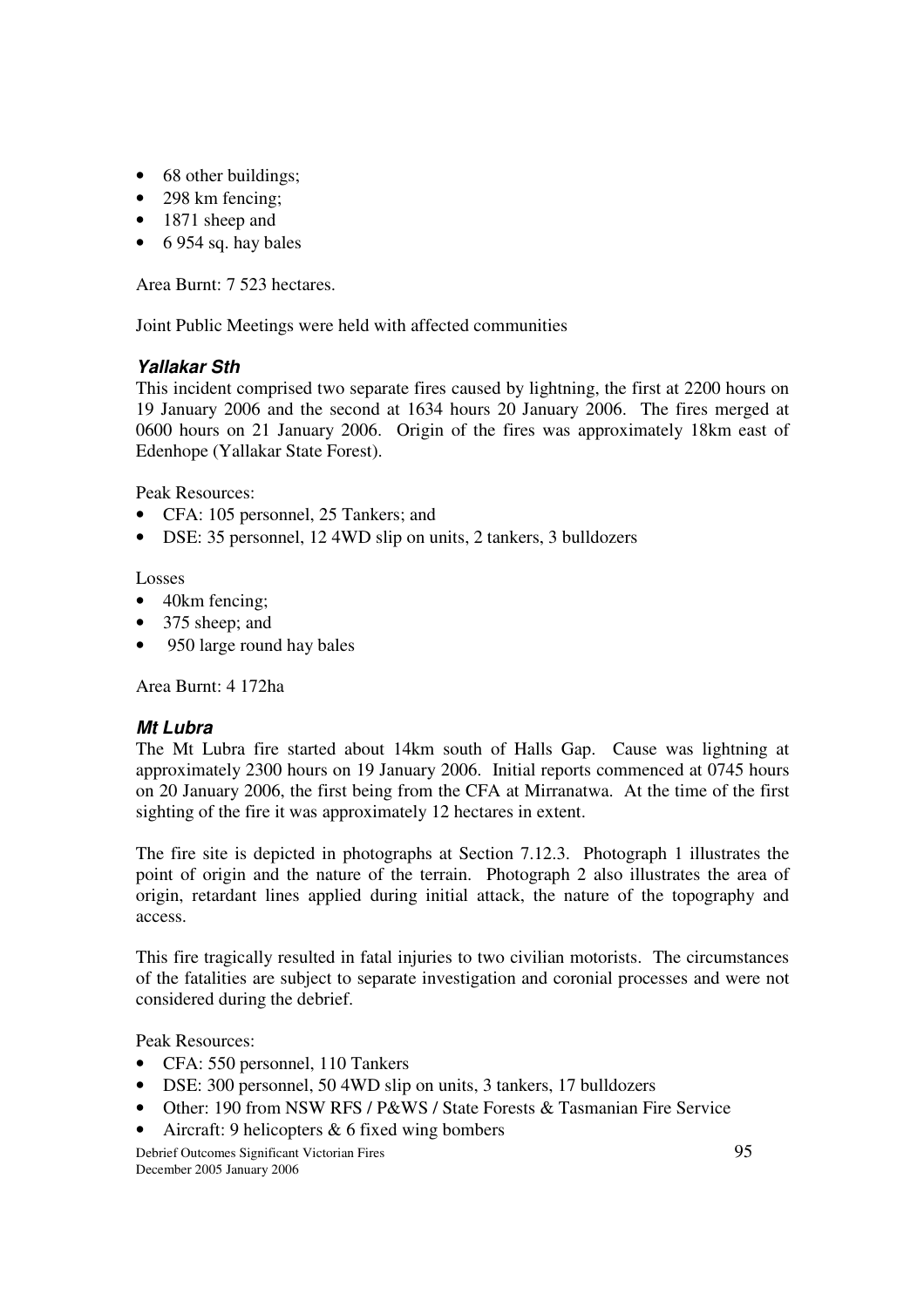- 68 other buildings;
- 298 km fencing;
- 1871 sheep and
- 6 954 sq. hay bales

Area Burnt: 7 523 hectares.

Joint Public Meetings were held with affected communities

### *Yallakar Sth*

This incident comprised two separate fires caused by lightning, the first at 2200 hours on 19 January 2006 and the second at 1634 hours 20 January 2006. The fires merged at 0600 hours on 21 January 2006. Origin of the fires was approximately 18km east of Edenhope (Yallakar State Forest).

Peak Resources:

- CFA: 105 personnel, 25 Tankers; and
- DSE: 35 personnel, 12 4WD slip on units, 2 tankers, 3 bulldozers

Losses

- 40km fencing;
- 375 sheep; and
- 950 large round hay bales

Area Burnt: 4 172ha

### *Mt Lubra*

The Mt Lubra fire started about 14km south of Halls Gap. Cause was lightning at approximately 2300 hours on 19 January 2006. Initial reports commenced at 0745 hours on 20 January 2006, the first being from the CFA at Mirranatwa. At the time of the first sighting of the fire it was approximately 12 hectares in extent.

The fire site is depicted in photographs at Section 7.12.3. Photograph 1 illustrates the point of origin and the nature of the terrain. Photograph 2 also illustrates the area of origin, retardant lines applied during initial attack, the nature of the topography and access.

This fire tragically resulted in fatal injuries to two civilian motorists. The circumstances of the fatalities are subject to separate investigation and coronial processes and were not considered during the debrief.

Peak Resources:

- CFA: 550 personnel, 110 Tankers
- DSE: 300 personnel, 50 4WD slip on units, 3 tankers, 17 bulldozers
- Other: 190 from NSW RFS / P&WS / State Forests & Tasmanian Fire Service
- Aircraft: 9 helicopters & 6 fixed wing bombers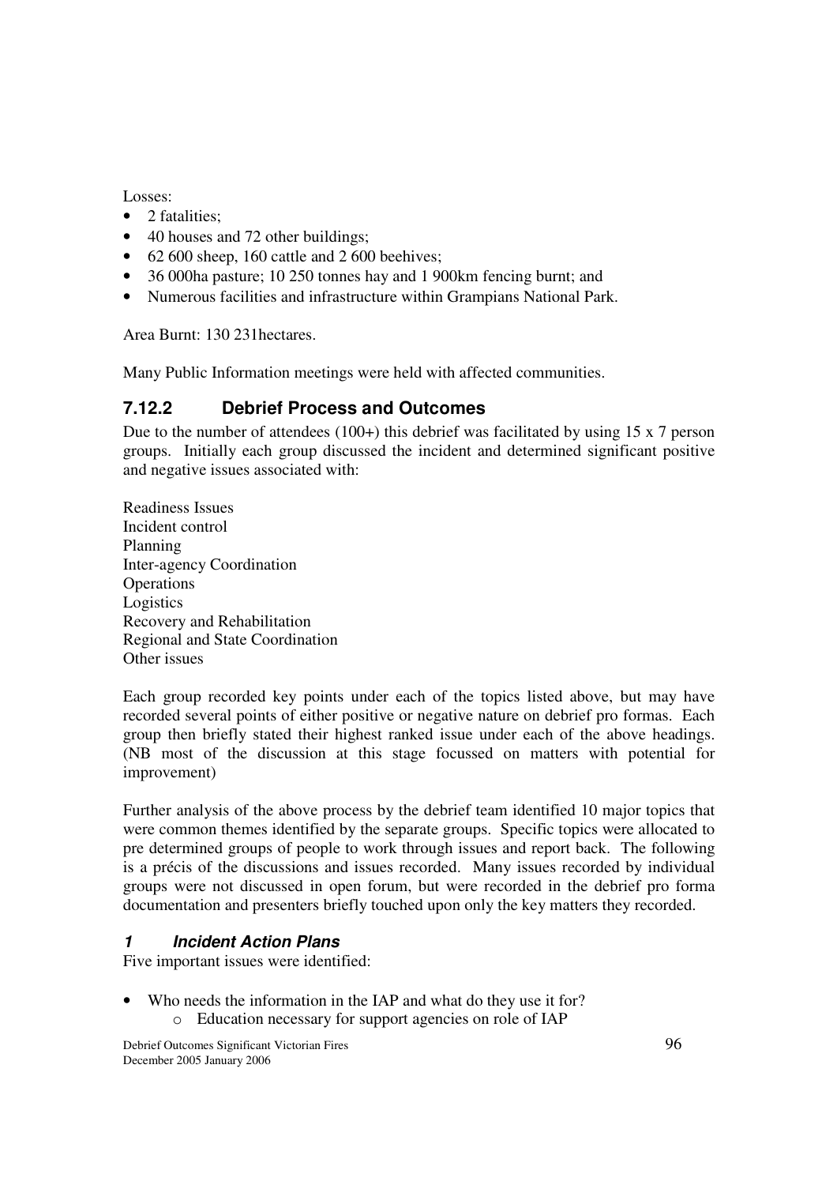Losses:

- 2 fatalities;
- 40 houses and 72 other buildings;
- 62 600 sheep, 160 cattle and 2 600 beehives;
- 36 000ha pasture; 10 250 tonnes hay and 1 900km fencing burnt; and
- Numerous facilities and infrastructure within Grampians National Park.

Area Burnt: 130 231hectares.

Many Public Information meetings were held with affected communities.

### 7.12.2 Debrief Process and Outcomes

Due to the number of attendees (100+) this debrief was facilitated by using 15 x 7 person groups. Initially each group discussed the incident and determined significant positive and negative issues associated with:

Readiness Issues
Incident control
Planning
Inter-agency Coordination
Operations
Logistics
Recovery and Rehabilitation
Regional and State Coordination
Other issues

Each group recorded key points under each of the topics listed above, but may have recorded several points of either positive or negative nature on debrief pro formas. Each group then briefly stated their highest ranked issue under each of the above headings. (NB most of the discussion at this stage focussed on matters with potential for improvement)

Further analysis of the above process by the debrief team identified 10 major topics that were common themes identified by the separate groups. Specific topics were allocated to pre determined groups of people to work through issues and report back. The following is a précis of the discussions and issues recorded. Many issues recorded by individual groups were not discussed in open forum, but were recorded in the debrief pro forma documentation and presenters briefly touched upon only the key matters they recorded.

#### *1 Incident Action Plans*

Five important issues were identified:

- Who needs the information in the IAP and what do they use it for?
  - Education necessary for support agencies on role of IAP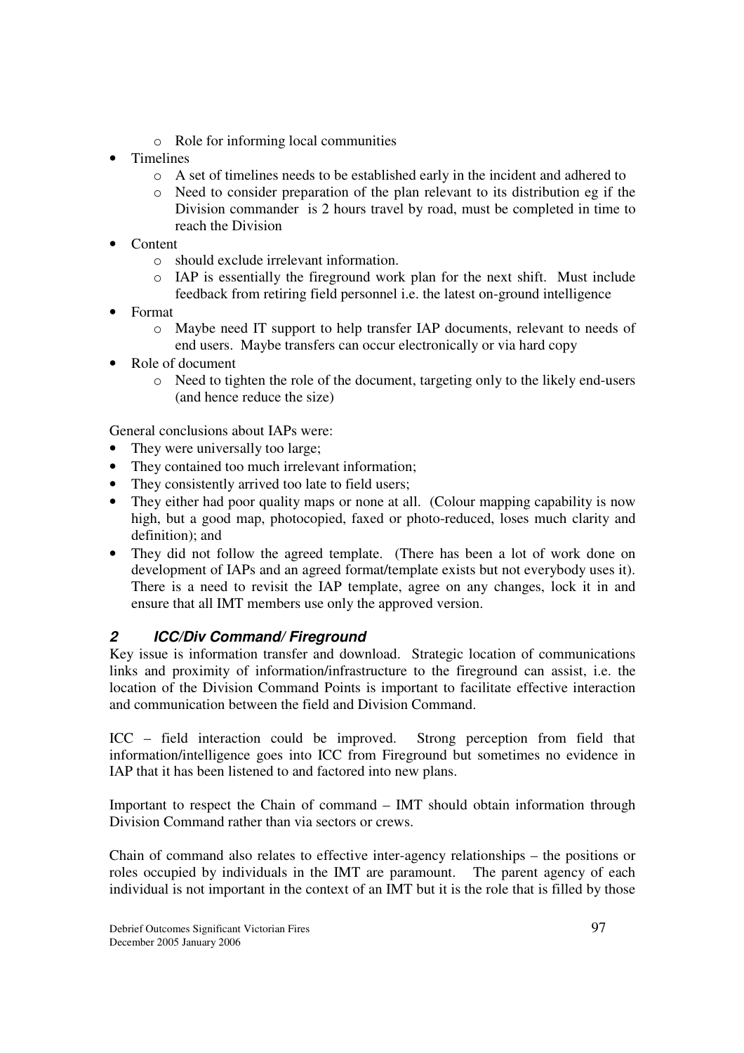- Role for informing local communities
- Timelines
    - A set of timelines needs to be established early in the incident and adhered to
    - Need to consider preparation of the plan relevant to its distribution eg if the Division commander is 2 hours travel by road, must be completed in time to reach the Division
- Content
    - should exclude irrelevant information.
    - IAP is essentially the fireground work plan for the next shift. Must include feedback from retiring field personnel i.e. the latest on-ground intelligence
- Format
    - Maybe need IT support to help transfer IAP documents, relevant to needs of end users. Maybe transfers can occur electronically or via hard copy
- Role of document
    - Need to tighten the role of the document, targeting only to the likely end-users (and hence reduce the size)

General conclusions about IAPs were:

- They were universally too large;
- They contained too much irrelevant information;
- They consistently arrived too late to field users;
- They either had poor quality maps or none at all. (Colour mapping capability is now high, but a good map, photocopied, faxed or photo-reduced, loses much clarity and definition); and
- They did not follow the agreed template. (There has been a lot of work done on development of IAPs and an agreed format/template exists but not everybody uses it). There is a need to revisit the IAP template, agree on any changes, lock it in and ensure that all IMT members use only the approved version.

### *2 ICC/Div Command/ Fireground*

Key issue is information transfer and download. Strategic location of communications links and proximity of information/infrastructure to the fireground can assist, i.e. the location of the Division Command Points is important to facilitate effective interaction and communication between the field and Division Command.

ICC – field interaction could be improved. Strong perception from field that information/intelligence goes into ICC from Fireground but sometimes no evidence in IAP that it has been listened to and factored into new plans.

Important to respect the Chain of command – IMT should obtain information through Division Command rather than via sectors or crews.

Chain of command also relates to effective inter-agency relationships – the positions or roles occupied by individuals in the IMT are paramount. The parent agency of each individual is not important in the context of an IMT but it is the role that is filled by those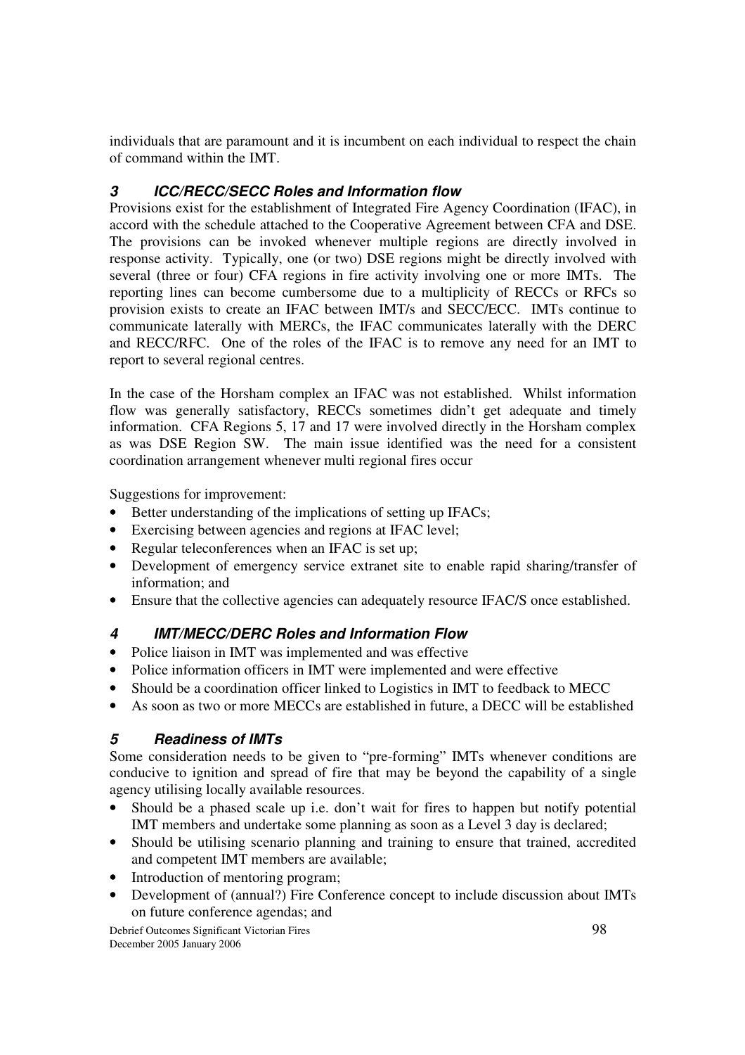individuals that are paramount and it is incumbent on each individual to respect the chain of command within the IMT.

### *3 ICC/RECC/SECC Roles and Information flow*

Provisions exist for the establishment of Integrated Fire Agency Coordination (IFAC), in accord with the schedule attached to the Cooperative Agreement between CFA and DSE. The provisions can be invoked whenever multiple regions are directly involved in response activity. Typically, one (or two) DSE regions might be directly involved with several (three or four) CFA regions in fire activity involving one or more IMTs. The reporting lines can become cumbersome due to a multiplicity of RECCs or RFCs so provision exists to create an IFAC between IMT/s and SECC/ECC. IMTs continue to communicate laterally with MERCs, the IFAC communicates laterally with the DERC and RECC/RFC. One of the roles of the IFAC is to remove any need for an IMT to report to several regional centres.

In the case of the Horsham complex an IFAC was not established. Whilst information flow was generally satisfactory, RECCs sometimes didn't get adequate and timely information. CFA Regions 5, 17 and 17 were involved directly in the Horsham complex as was DSE Region SW. The main issue identified was the need for a consistent coordination arrangement whenever multi regional fires occur

Suggestions for improvement:

- Better understanding of the implications of setting up IFACs;
- Exercising between agencies and regions at IFAC level;
- Regular teleconferences when an IFAC is set up;
- Development of emergency service extranet site to enable rapid sharing/transfer of information; and
- Ensure that the collective agencies can adequately resource IFAC/S once established.

### *4 IMT/MECC/DERC Roles and Information Flow*

- Police liaison in IMT was implemented and was effective
- Police information officers in IMT were implemented and were effective
- Should be a coordination officer linked to Logistics in IMT to feedback to MECC
- As soon as two or more MECCs are established in future, a DECC will be established

### *5 Readiness of IMTs*

Some consideration needs to be given to "pre-forming" IMTs whenever conditions are conducive to ignition and spread of fire that may be beyond the capability of a single agency utilising locally available resources.

- Should be a phased scale up i.e. don't wait for fires to happen but notify potential IMT members and undertake some planning as soon as a Level 3 day is declared;
- Should be utilising scenario planning and training to ensure that trained, accredited and competent IMT members are available;
- Introduction of mentoring program;
- Development of (annual?) Fire Conference concept to include discussion about IMTs on future conference agendas; and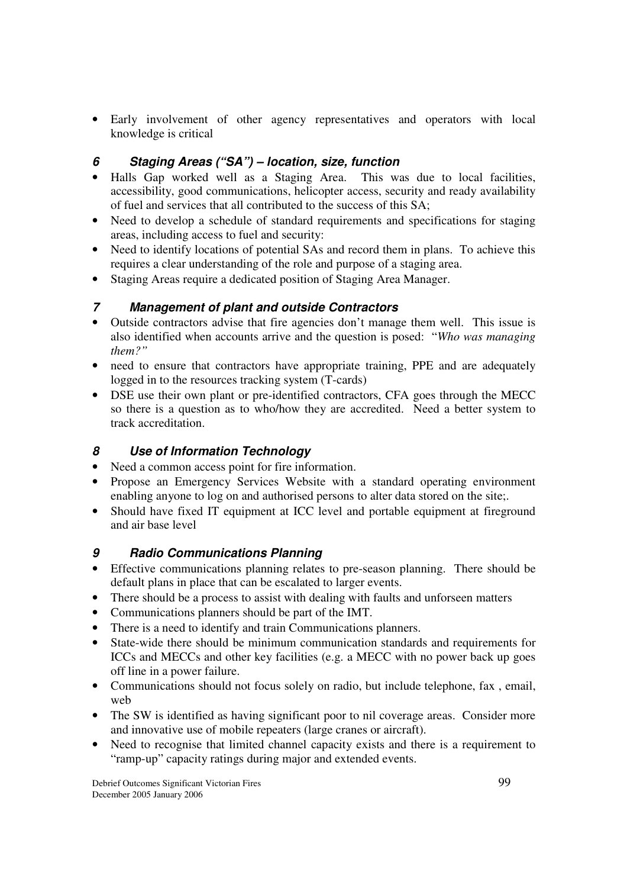- Early involvement of other agency representatives and operators with local knowledge is critical

### *6 Staging Areas ("SA") – location, size, function*

- Halls Gap worked well as a Staging Area. This was due to local facilities, accessibility, good communications, helicopter access, security and ready availability of fuel and services that all contributed to the success of this SA;
- Need to develop a schedule of standard requirements and specifications for staging areas, including access to fuel and security:
- Need to identify locations of potential SAs and record them in plans. To achieve this requires a clear understanding of the role and purpose of a staging area.
- Staging Areas require a dedicated position of Staging Area Manager.

### *7 Management of plant and outside Contractors*

- Outside contractors advise that fire agencies don't manage them well. This issue is also identified when accounts arrive and the question is posed: "*Who was managing them?"*
- need to ensure that contractors have appropriate training, PPE and are adequately logged in to the resources tracking system (T-cards)
- DSE use their own plant or pre-identified contractors, CFA goes through the MECC so there is a question as to who/how they are accredited. Need a better system to track accreditation.

### *8 Use of Information Technology*

- Need a common access point for fire information.
- Propose an Emergency Services Website with a standard operating environment enabling anyone to log on and authorised persons to alter data stored on the site;.
- Should have fixed IT equipment at ICC level and portable equipment at fireground and air base level

### *9 Radio Communications Planning*

- Effective communications planning relates to pre-season planning. There should be default plans in place that can be escalated to larger events.
- There should be a process to assist with dealing with faults and unforseen matters
- Communications planners should be part of the IMT.
- There is a need to identify and train Communications planners.
- State-wide there should be minimum communication standards and requirements for ICCs and MECCs and other key facilities (e.g. a MECC with no power back up goes off line in a power failure.
- Communications should not focus solely on radio, but include telephone, fax , email, web
- The SW is identified as having significant poor to nil coverage areas. Consider more and innovative use of mobile repeaters (large cranes or aircraft).
- Need to recognise that limited channel capacity exists and there is a requirement to "ramp-up" capacity ratings during major and extended events.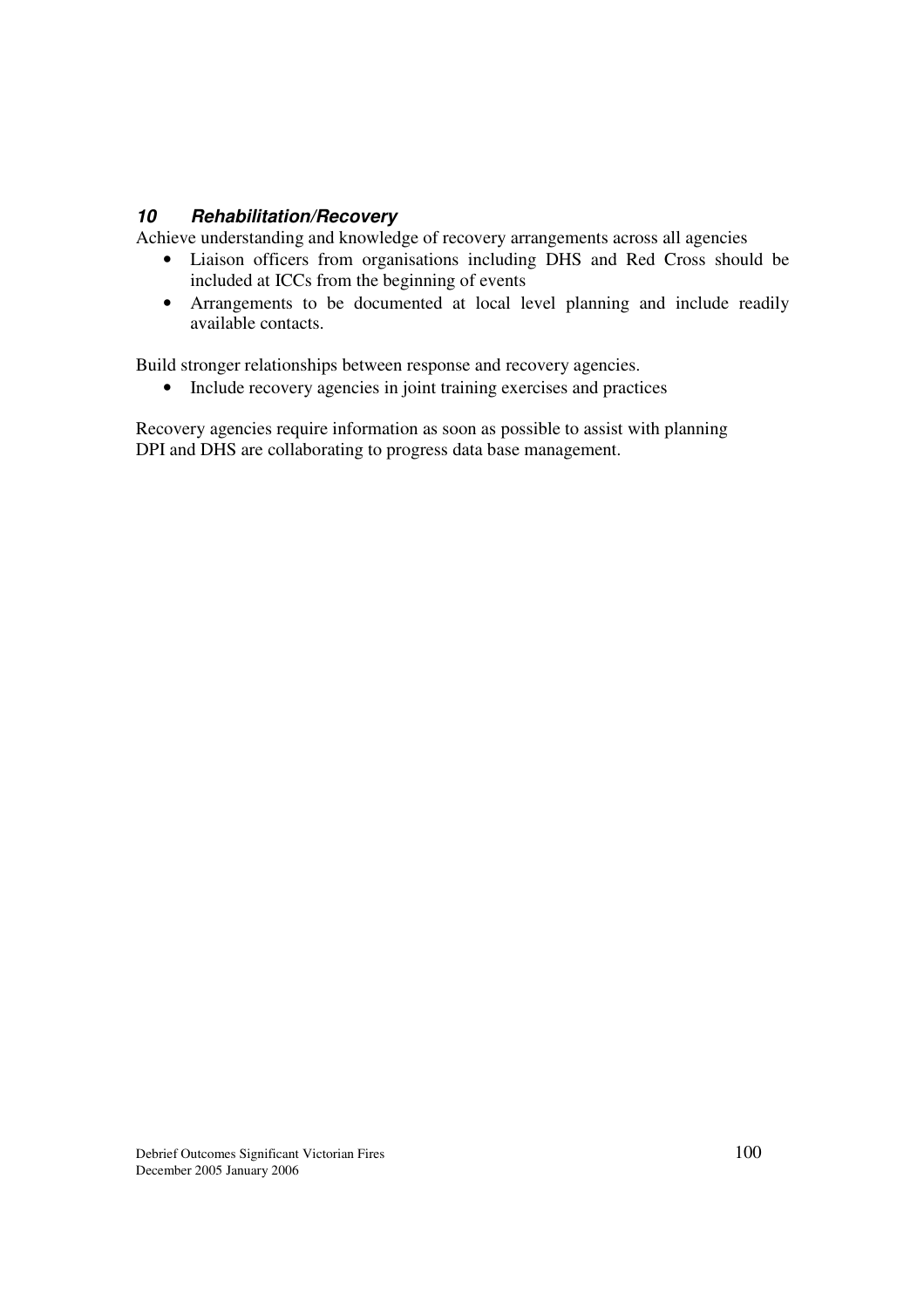## *10 Rehabilitation/Recovery*

Achieve understanding and knowledge of recovery arrangements across all agencies

- Liaison officers from organisations including DHS and Red Cross should be included at ICCs from the beginning of events
- Arrangements to be documented at local level planning and include readily available contacts.

Build stronger relationships between response and recovery agencies.

- Include recovery agencies in joint training exercises and practices

Recovery agencies require information as soon as possible to assist with planning
DPI and DHS are collaborating to progress data base management.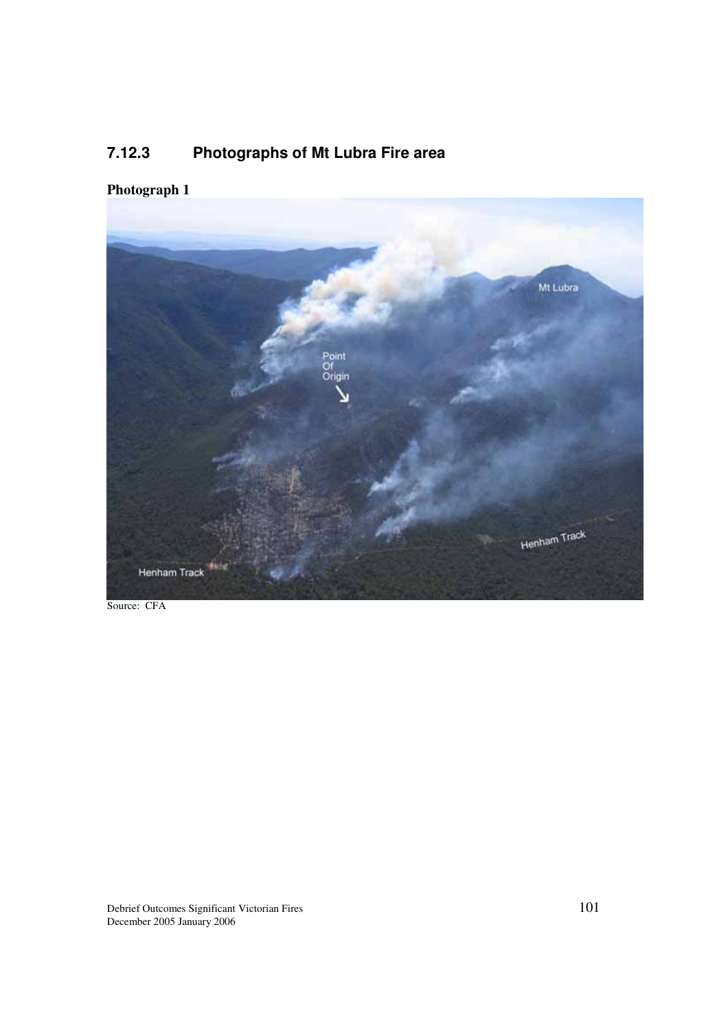### 7.12.3 Photographs of Mt Lubra Fire area

**Photograph 1**

Source: CFA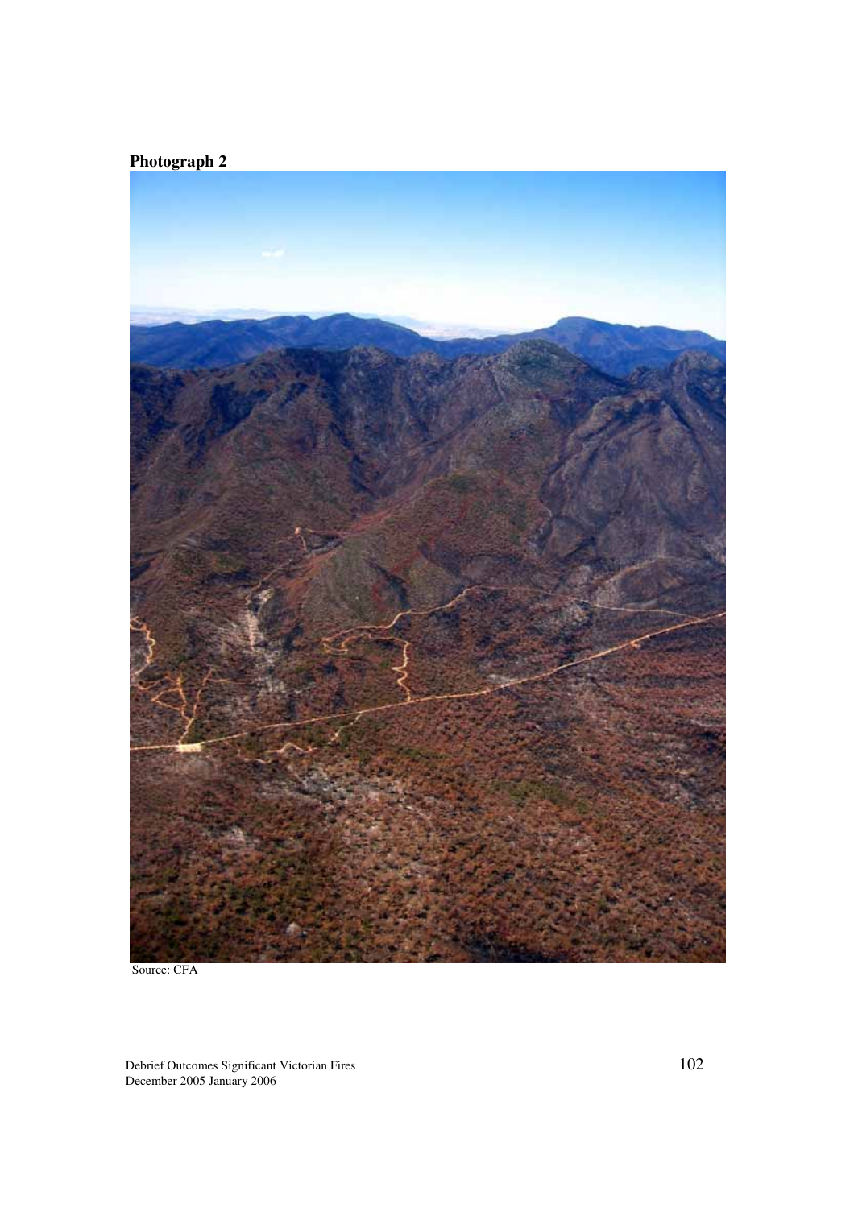**Photograph 2**

Source: CFA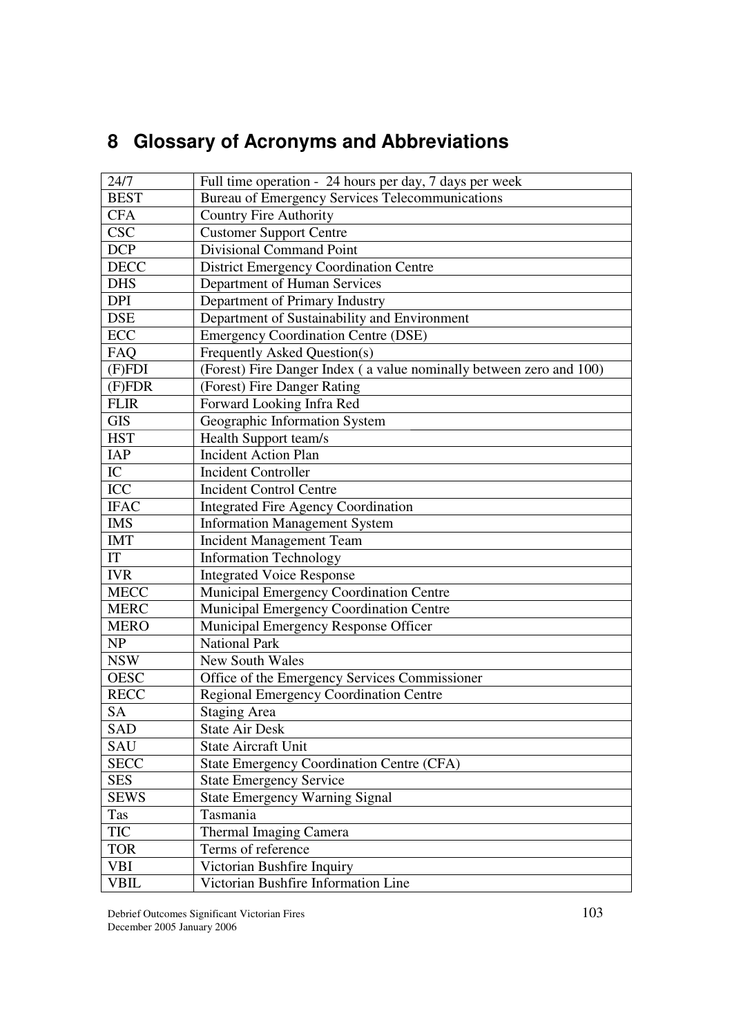# 8 Glossary of Acronyms and Abbreviations

| | |
|---|---|
| 24/7 | Full time operation - 24 hours per day, 7 days per week |
| BEST | Bureau of Emergency Services Telecommunications |
| CFA | Country Fire Authority |
| CSC | Customer Support Centre |
| DCP | Divisional Command Point |
| DECC | District Emergency Coordination Centre |
| DHS | Department of Human Services |
| DPI | Department of Primary Industry |
| DSE | Department of Sustainability and Environment |
| ECC | Emergency Coordination Centre (DSE) |
| FAQ | Frequently Asked Question(s) |
| (F)FDI | (Forest) Fire Danger Index ( a value nominally between zero and 100) |
| (F)FDR | (Forest) Fire Danger Rating |
| FLIR | Forward Looking Infra Red |
| GIS | Geographic Information System |
| HST | Health Support team/s |
| IAP | Incident Action Plan |
| IC | Incident Controller |
| ICC | Incident Control Centre |
| IFAC | Integrated Fire Agency Coordination |
| IMS | Information Management System |
| IMT | Incident Management Team |
| IT | Information Technology |
| IVR | Integrated Voice Response |
| MECC | Municipal Emergency Coordination Centre |
| MERC | Municipal Emergency Coordination Centre |
| MERO | Municipal Emergency Response Officer |
| NP | National Park |
| NSW | New South Wales |
| OESC | Office of the Emergency Services Commissioner |
| RECC | Regional Emergency Coordination Centre |
| SA | Staging Area |
| SAD | State Air Desk |
| SAU | State Aircraft Unit |
| SECC | State Emergency Coordination Centre (CFA) |
| SES | State Emergency Service |
| SEWS | State Emergency Warning Signal |
| Tas | Tasmania |
| TIC | Thermal Imaging Camera |
| TOR | Terms of reference |
| VBI | Victorian Bushfire Inquiry |
| VBIL | Victorian Bushfire Information Line |